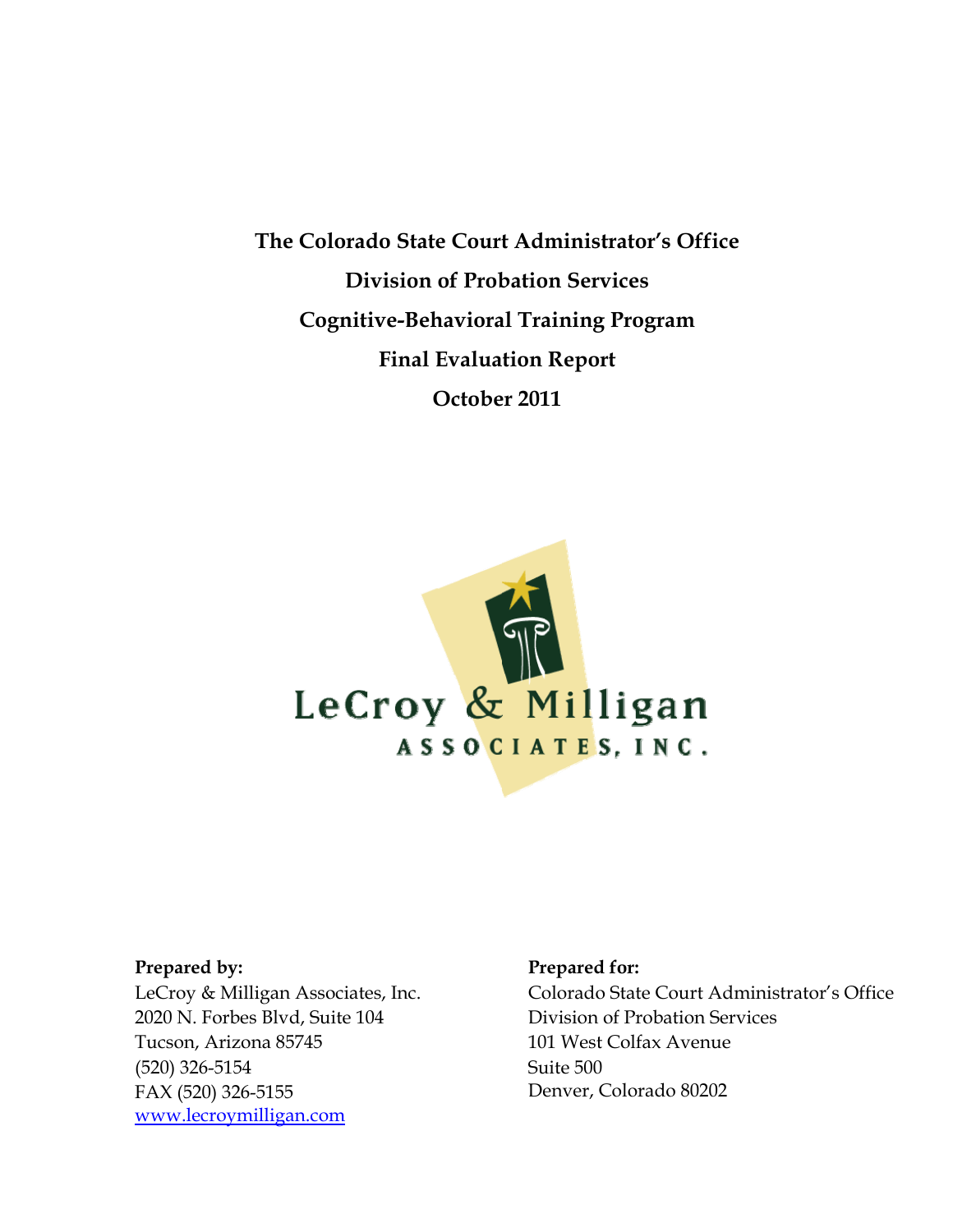**The Colorado State Court Administrator's Office**

**Division of Probation Services**

**Cognitive-Behavioral Training Program**

**Final Evaluation Report**

**October 2011**

LeCroy & Milligan Associates, Inc.

**Prepared by:**
LeCroy & Milligan Associates, Inc.
2020 N. Forbes Blvd, Suite 104
Tucson, Arizona 85745
(520) 326-5154
FAX (520) 326-5155
www.lecroymilligan.com

**Prepared for:**
Colorado State Court Administrator's Office
Division of Probation Services
101 West Colfax Avenue
Suite 500
Denver, Colorado 80202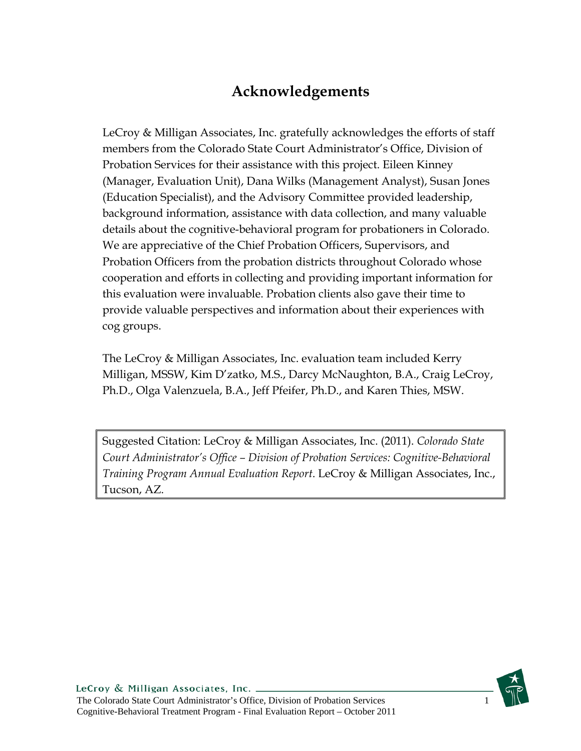# Acknowledgements

LeCroy & Milligan Associates, Inc. gratefully acknowledges the efforts of staff members from the Colorado State Court Administrator's Office, Division of Probation Services for their assistance with this project. Eileen Kinney (Manager, Evaluation Unit), Dana Wilks (Management Analyst), Susan Jones (Education Specialist), and the Advisory Committee provided leadership, background information, assistance with data collection, and many valuable details about the cognitive-behavioral program for probationers in Colorado. We are appreciative of the Chief Probation Officers, Supervisors, and Probation Officers from the probation districts throughout Colorado whose cooperation and efforts in collecting and providing important information for this evaluation were invaluable. Probation clients also gave their time to provide valuable perspectives and information about their experiences with cog groups.

The LeCroy & Milligan Associates, Inc. evaluation team included Kerry Milligan, MSSW, Kim D'zatko, M.S., Darcy McNaughton, B.A., Craig LeCroy, Ph.D., Olga Valenzuela, B.A., Jeff Pfeifer, Ph.D., and Karen Thies, MSW.

Suggested Citation: LeCroy & Milligan Associates, Inc. (2011). *Colorado State Court Administrator's Office – Division of Probation Services: Cognitive-Behavioral Training Program Annual Evaluation Report*. LeCroy & Milligan Associates, Inc., Tucson, AZ.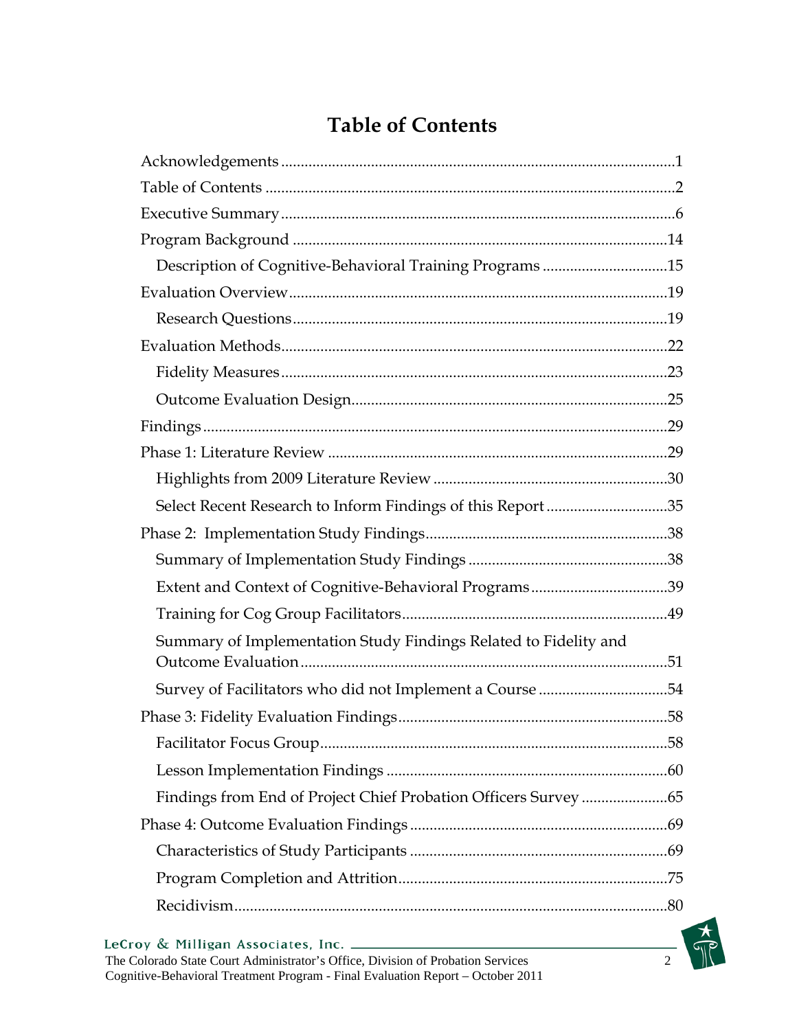# Table of Contents

Acknowledgements ....................................................................................................1

Table of Contents ......................................................................................................2

Executive Summary ..................................................................................................6

Program Background ..............................................................................................14

  Description of Cognitive-Behavioral Training Programs ...............................15

Evaluation Overview...............................................................................................19

  Research Questions..............................................................................................19

Evaluation Methods.................................................................................................22

  Fidelity Measures.................................................................................................23

  Outcome Evaluation Design...............................................................................25

Findings.....................................................................................................................29

Phase 1: Literature Review .....................................................................................29

  Highlights from 2009 Literature Review ...........................................................30

  Select Recent Research to Inform Findings of this Report ..............................35

Phase 2: Implementation Study Findings.............................................................38

  Summary of Implementation Study Findings ..................................................38

  Extent and Context of Cognitive-Behavioral Programs..................................39

  Training for Cog Group Facilitators..................................................................49

  Summary of Implementation Study Findings Related to Fidelity and Outcome Evaluation ............................................................................................51

  Survey of Facilitators who did not Implement a Course ................................54

Phase 3: Fidelity Evaluation Findings....................................................................58

  Facilitator Focus Group.......................................................................................58

  Lesson Implementation Findings ......................................................................60

  Findings from End of Project Chief Probation Officers Survey .....................65

Phase 4: Outcome Evaluation Findings ................................................................69

  Characteristics of Study Participants .................................................................69

  Program Completion and Attrition....................................................................75

  Recidivism.............................................................................................................80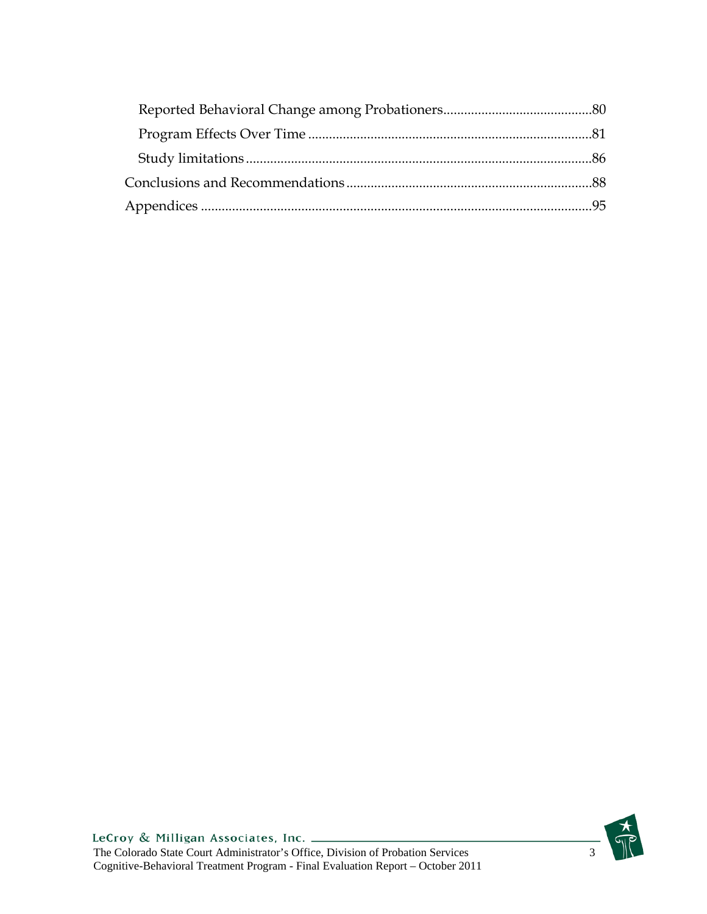Reported Behavioral Change among Probationers ........................................... 80

Program Effects Over Time ................................................................................. 81

Study limitations .................................................................................................... 86

Conclusions and Recommendations ...................................................................... 88

Appendices ................................................................................................................ 95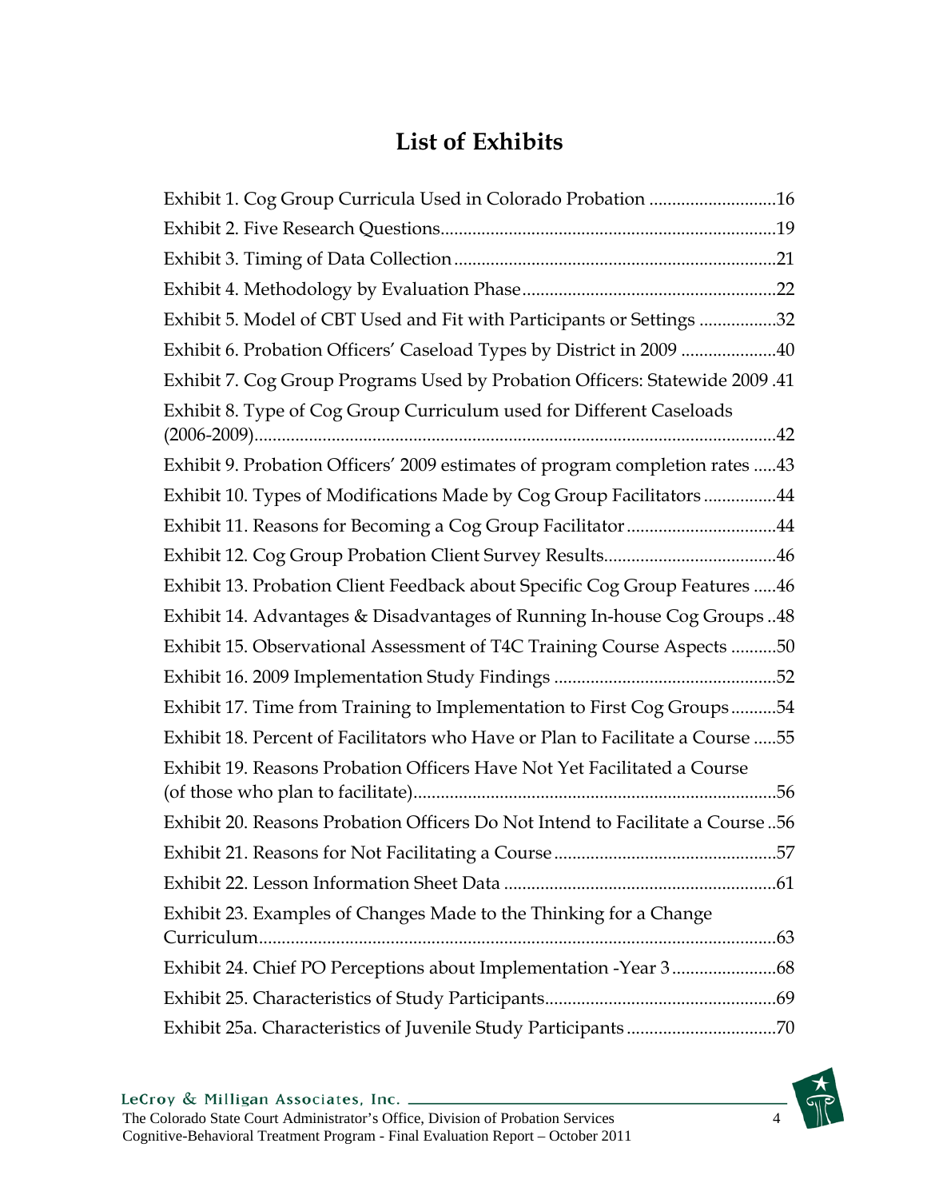# List of Exhibits

Exhibit 1. Cog Group Curricula Used in Colorado Probation ............................16

Exhibit 2. Five Research Questions.........................................................................19

Exhibit 3. Timing of Data Collection ......................................................................21

Exhibit 4. Methodology by Evaluation Phase........................................................22

Exhibit 5. Model of CBT Used and Fit with Participants or Settings .................32

Exhibit 6. Probation Officers' Caseload Types by District in 2009 .....................40

Exhibit 7. Cog Group Programs Used by Probation Officers: Statewide 2009 .41

Exhibit 8. Type of Cog Group Curriculum used for Different Caseloads (2006-2009)..................................................................................................................42

Exhibit 9. Probation Officers' 2009 estimates of program completion rates .....43

Exhibit 10. Types of Modifications Made by Cog Group Facilitators ................44

Exhibit 11. Reasons for Becoming a Cog Group Facilitator .................................44

Exhibit 12. Cog Group Probation Client Survey Results......................................46

Exhibit 13. Probation Client Feedback about Specific Cog Group Features .....46

Exhibit 14. Advantages & Disadvantages of Running In-house Cog Groups ..48

Exhibit 15. Observational Assessment of T4C Training Course Aspects ..........50

Exhibit 16. 2009 Implementation Study Findings .................................................52

Exhibit 17. Time from Training to Implementation to First Cog Groups..........54

Exhibit 18. Percent of Facilitators who Have or Plan to Facilitate a Course .....55

Exhibit 19. Reasons Probation Officers Have Not Yet Facilitated a Course (of those who plan to facilitate)...............................................................................56

Exhibit 20. Reasons Probation Officers Do Not Intend to Facilitate a Course ..56

Exhibit 21. Reasons for Not Facilitating a Course .................................................57

Exhibit 22. Lesson Information Sheet Data ............................................................61

Exhibit 23. Examples of Changes Made to the Thinking for a Change Curriculum..................................................................................................................63

Exhibit 24. Chief PO Perceptions about Implementation -Year 3.......................68

Exhibit 25. Characteristics of Study Participants...................................................69

Exhibit 25a. Characteristics of Juvenile Study Participants .................................70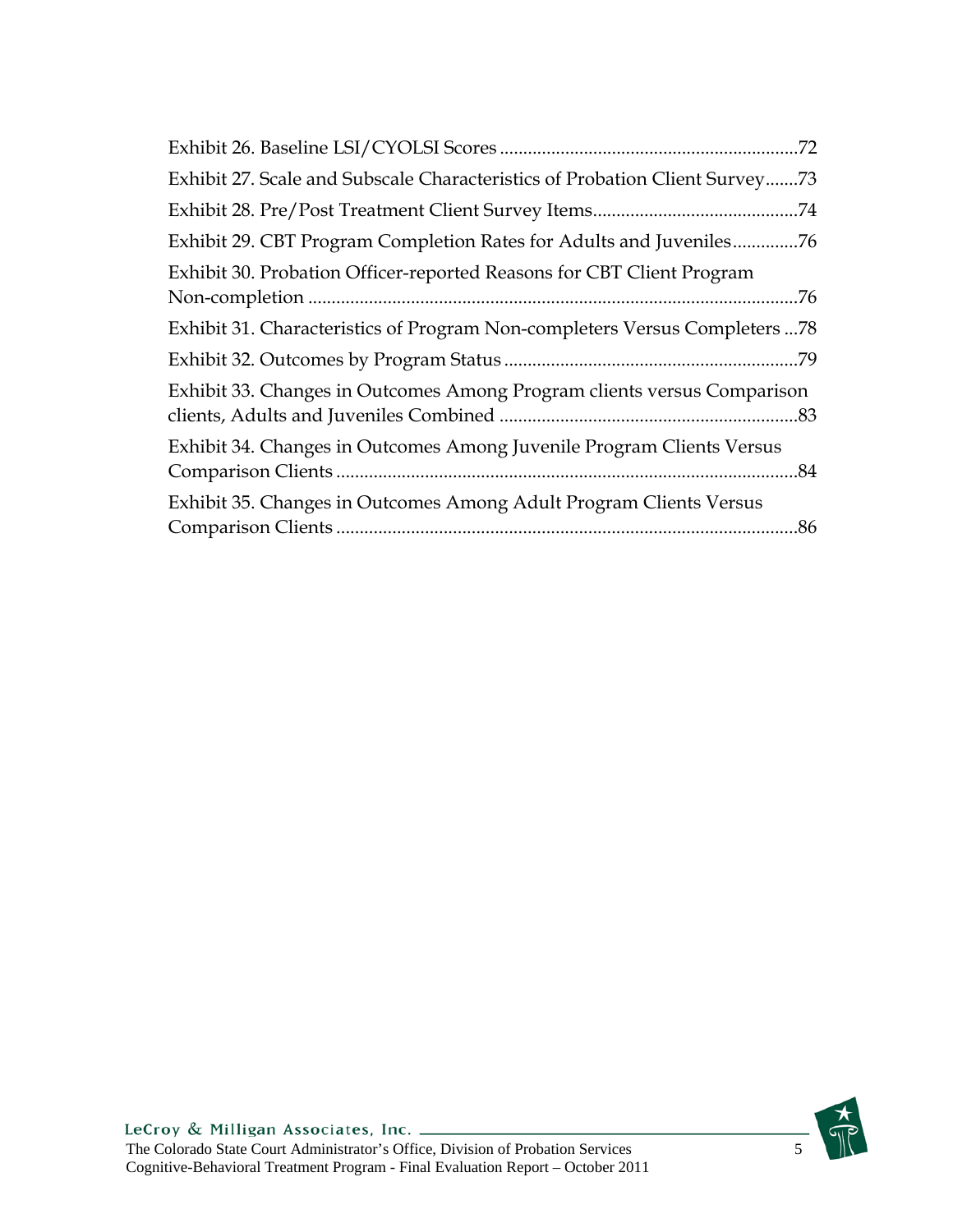Exhibit 26. Baseline LSI/CYOLSI Scores ................................................................72

Exhibit 27. Scale and Subscale Characteristics of Probation Client Survey.......73

Exhibit 28. Pre/Post Treatment Client Survey Items............................................74

Exhibit 29. CBT Program Completion Rates for Adults and Juveniles..............76

Exhibit 30. Probation Officer-reported Reasons for CBT Client Program Non-completion ........................................................................................................76

Exhibit 31. Characteristics of Program Non-completers Versus Completers ...78

Exhibit 32. Outcomes by Program Status ..............................................................79

Exhibit 33. Changes in Outcomes Among Program clients versus Comparison clients, Adults and Juveniles Combined ...............................................................83

Exhibit 34. Changes in Outcomes Among Juvenile Program Clients Versus Comparison Clients ..................................................................................................84

Exhibit 35. Changes in Outcomes Among Adult Program Clients Versus Comparison Clients ..................................................................................................86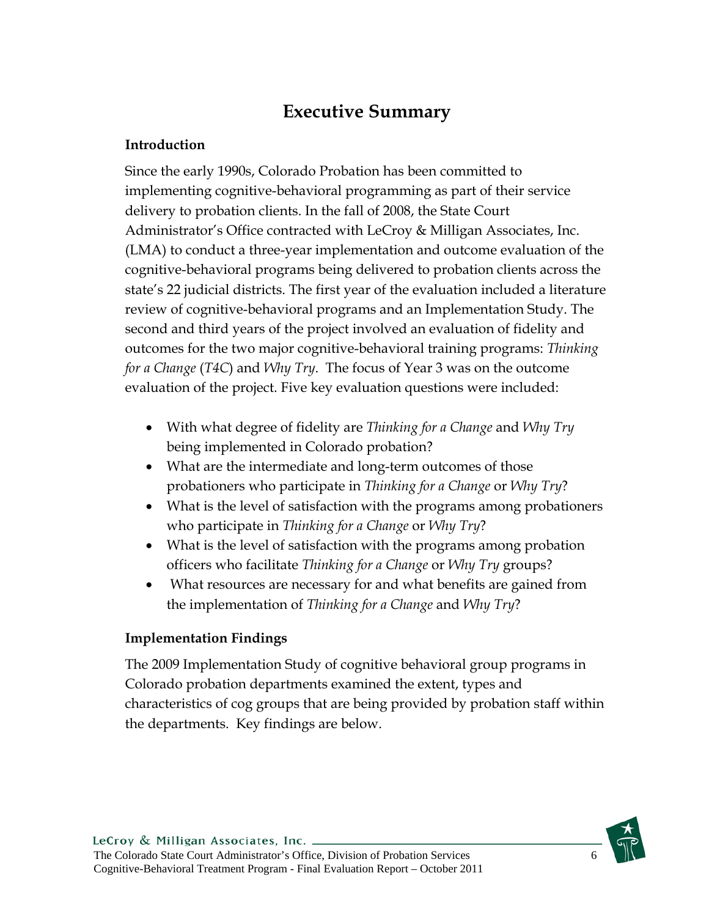# Executive Summary

**Introduction**

Since the early 1990s, Colorado Probation has been committed to implementing cognitive-behavioral programming as part of their service delivery to probation clients. In the fall of 2008, the State Court Administrator's Office contracted with LeCroy & Milligan Associates, Inc. (LMA) to conduct a three-year implementation and outcome evaluation of the cognitive-behavioral programs being delivered to probation clients across the state's 22 judicial districts. The first year of the evaluation included a literature review of cognitive-behavioral programs and an Implementation Study. The second and third years of the project involved an evaluation of fidelity and outcomes for the two major cognitive-behavioral training programs: *Thinking for a Change* (*T4C*) and *Why Try*. The focus of Year 3 was on the outcome evaluation of the project. Five key evaluation questions were included:

- With what degree of fidelity are *Thinking for a Change* and *Why Try* being implemented in Colorado probation?
- What are the intermediate and long-term outcomes of those probationers who participate in *Thinking for a Change* or *Why Try*?
- What is the level of satisfaction with the programs among probationers who participate in *Thinking for a Change* or *Why Try*?
- What is the level of satisfaction with the programs among probation officers who facilitate *Thinking for a Change* or *Why Try* groups?
- What resources are necessary for and what benefits are gained from the implementation of *Thinking for a Change* and *Why Try*?

**Implementation Findings**

The 2009 Implementation Study of cognitive behavioral group programs in Colorado probation departments examined the extent, types and characteristics of cog groups that are being provided by probation staff within the departments. Key findings are below.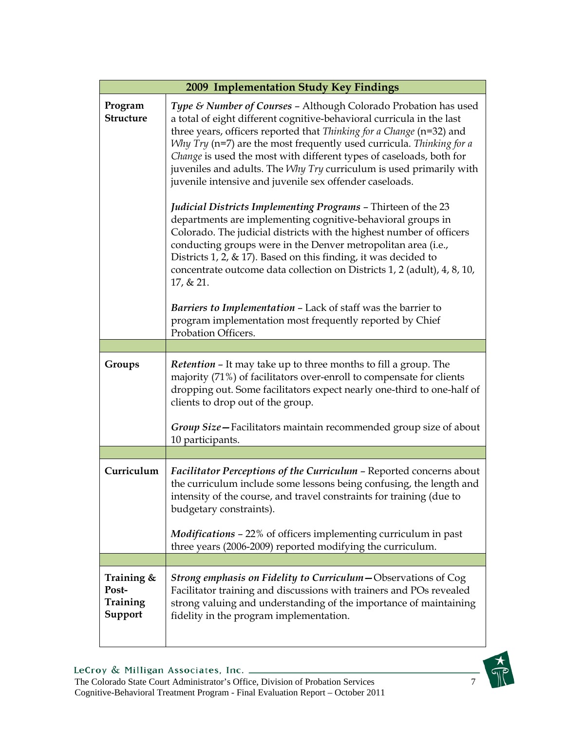| 2009 Implementation Study Key Findings | |
|---|---|
| **Program Structure** | ***Type & Number of Courses*** – Although Colorado Probation has used a total of eight different cognitive-behavioral curricula in the last three years, officers reported that *Thinking for a Change* (n=32) and *Why Try* (n=7) are the most frequently used curricula. *Thinking for a Change* is used the most with different types of caseloads, both for juveniles and adults. The *Why Try* curriculum is used primarily with juvenile intensive and juvenile sex offender caseloads.<br><br>***Judicial Districts Implementing Programs*** – Thirteen of the 23 departments are implementing cognitive-behavioral groups in Colorado. The judicial districts with the highest number of officers conducting groups were in the Denver metropolitan area (i.e., Districts 1, 2, & 17). Based on this finding, it was decided to concentrate outcome data collection on Districts 1, 2 (adult), 4, 8, 10, 17, & 21.<br><br>***Barriers to Implementation*** – Lack of staff was the barrier to program implementation most frequently reported by Chief Probation Officers. |
| | |
| **Groups** | ***Retention*** – It may take up to three months to fill a group. The majority (71%) of facilitators over-enroll to compensate for clients dropping out. Some facilitators expect nearly one-third to one-half of clients to drop out of the group.<br><br>***Group Size*****—**Facilitators maintain recommended group size of about 10 participants. |
| | |
| **Curriculum** | ***Facilitator Perceptions of the Curriculum*** – Reported concerns about the curriculum include some lessons being confusing, the length and intensity of the course, and travel constraints for training (due to budgetary constraints).<br><br>***Modifications*** – 22% of officers implementing curriculum in past three years (2006-2009) reported modifying the curriculum. |
| | |
| **Training & Post-Training Support** | ***Strong emphasis on Fidelity to Curriculum*****—**Observations of Cog Facilitator training and discussions with trainers and POs revealed strong valuing and understanding of the importance of maintaining fidelity in the program implementation. |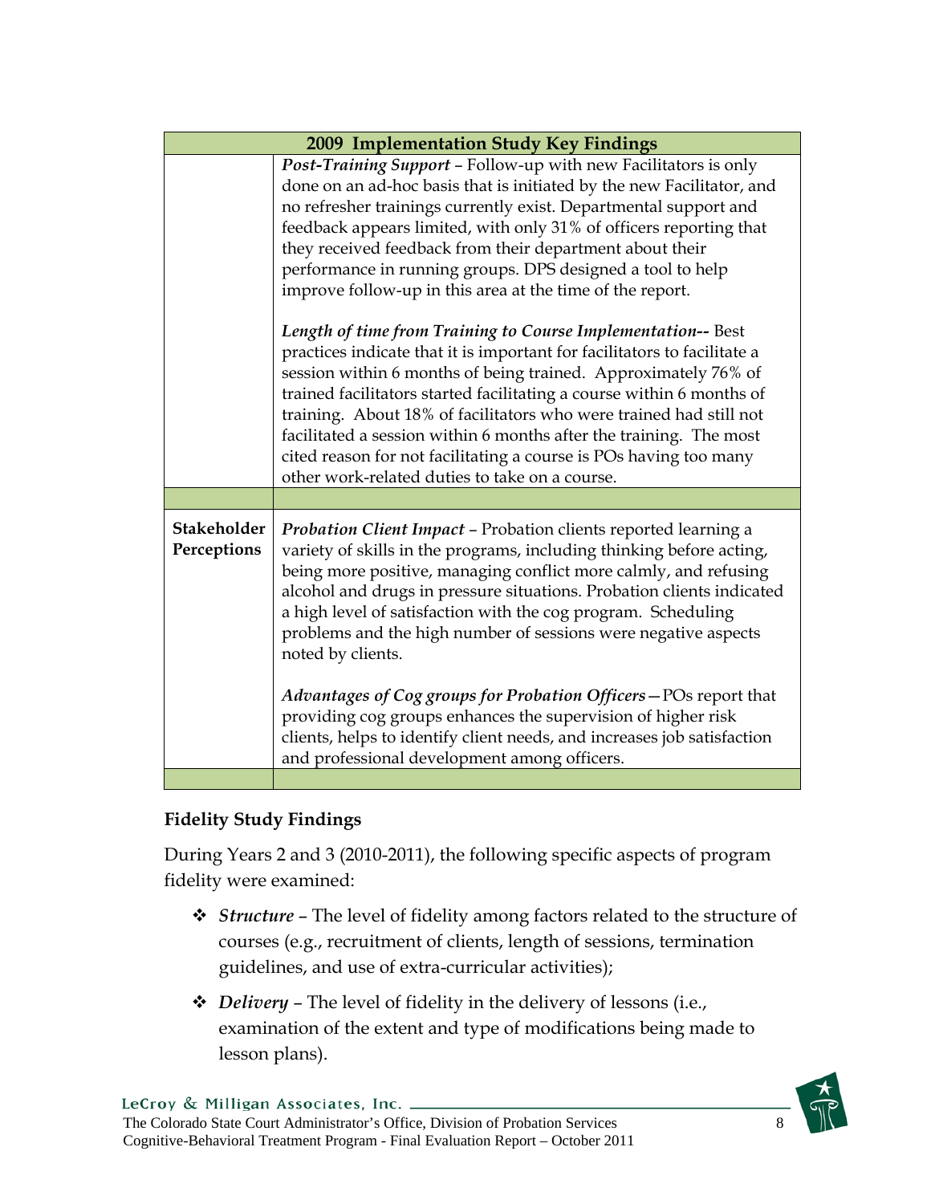| 2009 Implementation Study Key Findings | |
|---|---|
| | ***Post-Training Support*** – Follow-up with new Facilitators is only done on an ad-hoc basis that is initiated by the new Facilitator, and no refresher trainings currently exist. Departmental support and feedback appears limited, with only 31% of officers reporting that they received feedback from their department about their performance in running groups. DPS designed a tool to help improve follow-up in this area at the time of the report.<br><br>***Length of time from Training to Course Implementation--*** Best practices indicate that it is important for facilitators to facilitate a session within 6 months of being trained. Approximately 76% of trained facilitators started facilitating a course within 6 months of training. About 18% of facilitators who were trained had still not facilitated a session within 6 months after the training. The most cited reason for not facilitating a course is POs having too many other work-related duties to take on a course. |
| | |
| **Stakeholder Perceptions** | ***Probation Client Impact*** – Probation clients reported learning a variety of skills in the programs, including thinking before acting, being more positive, managing conflict more calmly, and refusing alcohol and drugs in pressure situations. Probation clients indicated a high level of satisfaction with the cog program. Scheduling problems and the high number of sessions were negative aspects noted by clients.<br><br>***Advantages of Cog groups for Probation Officers*** — POs report that providing cog groups enhances the supervision of higher risk clients, helps to identify client needs, and increases job satisfaction and professional development among officers. |
| | |

### Fidelity Study Findings

During Years 2 and 3 (2010-2011), the following specific aspects of program fidelity were examined:

- ***Structure*** – The level of fidelity among factors related to the structure of courses (e.g., recruitment of clients, length of sessions, termination guidelines, and use of extra-curricular activities);
- ***Delivery*** – The level of fidelity in the delivery of lessons (i.e., examination of the extent and type of modifications being made to lesson plans).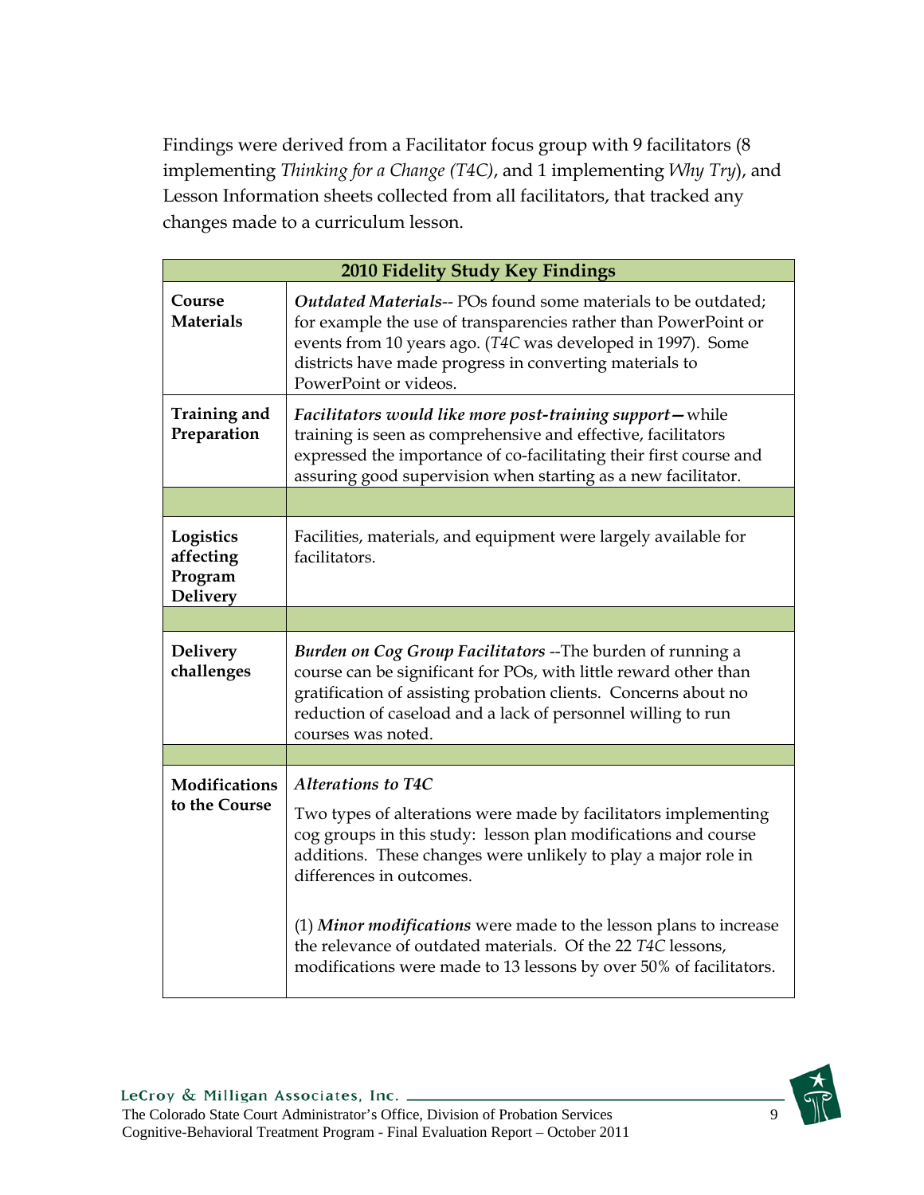Findings were derived from a Facilitator focus group with 9 facilitators (8 implementing *Thinking for a Change (T4C)*, and 1 implementing *Why Try*), and Lesson Information sheets collected from all facilitators, that tracked any changes made to a curriculum lesson.

| 2010 Fidelity Study Key Findings | |
|---|---|
| **Course Materials** | ***Outdated Materials***-- POs found some materials to be outdated; for example the use of transparencies rather than PowerPoint or events from 10 years ago. (*T4C* was developed in 1997). Some districts have made progress in converting materials to PowerPoint or videos. |
| **Training and Preparation** | ***Facilitators would like more post-training support—*** while training is seen as comprehensive and effective, facilitators expressed the importance of co-facilitating their first course and assuring good supervision when starting as a new facilitator. |
| | |
| **Logistics affecting Program Delivery** | Facilities, materials, and equipment were largely available for facilitators. |
| | |
| **Delivery challenges** | ***Burden on Cog Group Facilitators*** --The burden of running a course can be significant for POs, with little reward other than gratification of assisting probation clients. Concerns about no reduction of caseload and a lack of personnel willing to run courses was noted. |
| | |
| **Modifications to the Course** | ***Alterations to T4C*** <br><br> Two types of alterations were made by facilitators implementing cog groups in this study: lesson plan modifications and course additions. These changes were unlikely to play a major role in differences in outcomes. <br><br> (1) ***Minor modifications*** were made to the lesson plans to increase the relevance of outdated materials. Of the 22 *T4C* lessons, modifications were made to 13 lessons by over 50% of facilitators. |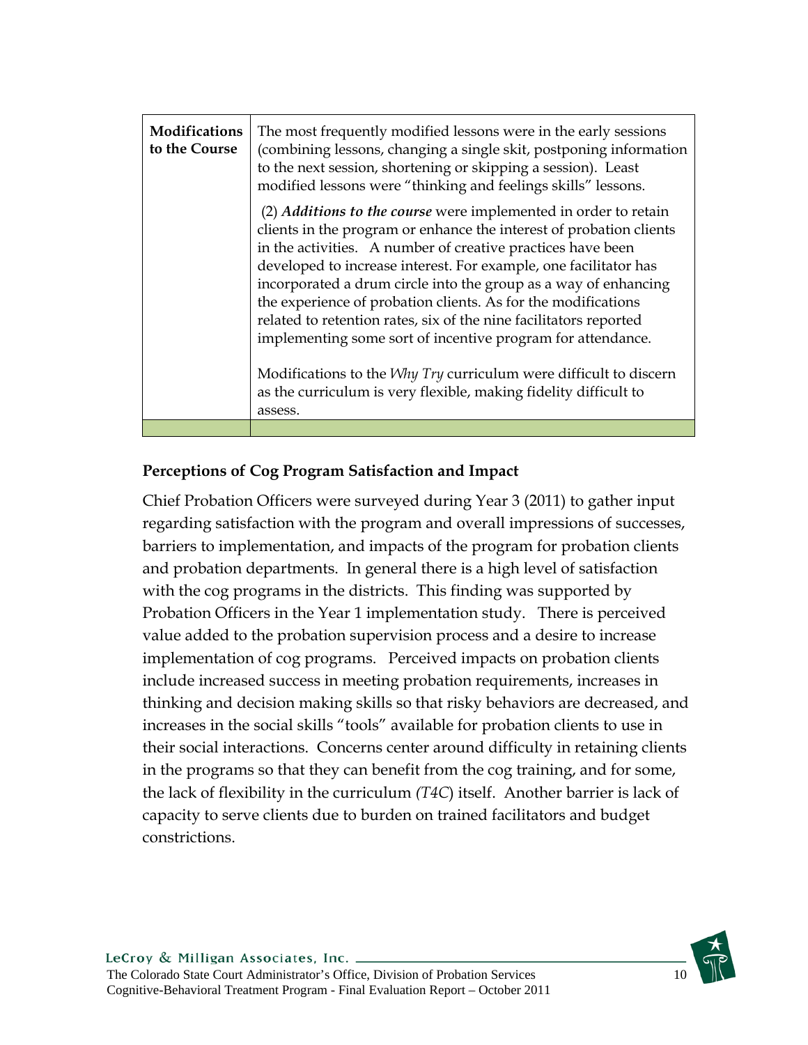| **Modifications to the Course** | The most frequently modified lessons were in the early sessions (combining lessons, changing a single skit, postponing information to the next session, shortening or skipping a session). Least modified lessons were "thinking and feelings skills" lessons.<br><br>(2) ***Additions to the course*** were implemented in order to retain clients in the program or enhance the interest of probation clients in the activities. A number of creative practices have been developed to increase interest. For example, one facilitator has incorporated a drum circle into the group as a way of enhancing the experience of probation clients. As for the modifications related to retention rates, six of the nine facilitators reported implementing some sort of incentive program for attendance.<br><br>Modifications to the *Why Try* curriculum were difficult to discern as the curriculum is very flexible, making fidelity difficult to assess. |
|---|---|
| | |

**Perceptions of Cog Program Satisfaction and Impact**

Chief Probation Officers were surveyed during Year 3 (2011) to gather input regarding satisfaction with the program and overall impressions of successes, barriers to implementation, and impacts of the program for probation clients and probation departments. In general there is a high level of satisfaction with the cog programs in the districts. This finding was supported by Probation Officers in the Year 1 implementation study. There is perceived value added to the probation supervision process and a desire to increase implementation of cog programs. Perceived impacts on probation clients include increased success in meeting probation requirements, increases in thinking and decision making skills so that risky behaviors are decreased, and increases in the social skills "tools" available for probation clients to use in their social interactions. Concerns center around difficulty in retaining clients in the programs so that they can benefit from the cog training, and for some, the lack of flexibility in the curriculum *(T4C*) itself. Another barrier is lack of capacity to serve clients due to burden on trained facilitators and budget constrictions.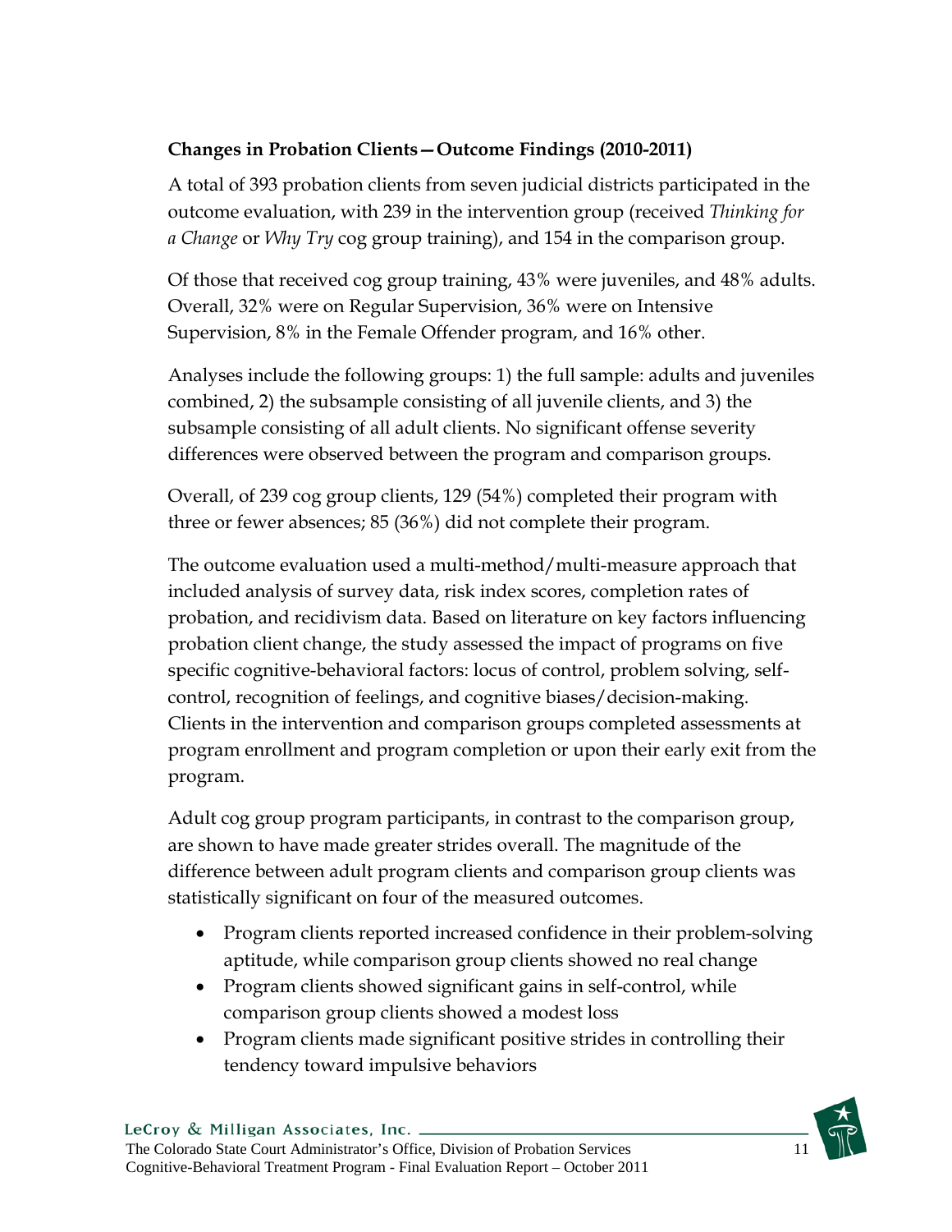**Changes in Probation Clients—Outcome Findings (2010-2011)**

A total of 393 probation clients from seven judicial districts participated in the outcome evaluation, with 239 in the intervention group (received *Thinking for a Change* or *Why Try* cog group training), and 154 in the comparison group.

Of those that received cog group training, 43% were juveniles, and 48% adults. Overall, 32% were on Regular Supervision, 36% were on Intensive Supervision, 8% in the Female Offender program, and 16% other.

Analyses include the following groups: 1) the full sample: adults and juveniles combined, 2) the subsample consisting of all juvenile clients, and 3) the subsample consisting of all adult clients. No significant offense severity differences were observed between the program and comparison groups.

Overall, of 239 cog group clients, 129 (54%) completed their program with three or fewer absences; 85 (36%) did not complete their program.

The outcome evaluation used a multi-method/multi-measure approach that included analysis of survey data, risk index scores, completion rates of probation, and recidivism data. Based on literature on key factors influencing probation client change, the study assessed the impact of programs on five specific cognitive-behavioral factors: locus of control, problem solving, self-control, recognition of feelings, and cognitive biases/decision-making. Clients in the intervention and comparison groups completed assessments at program enrollment and program completion or upon their early exit from the program.

Adult cog group program participants, in contrast to the comparison group, are shown to have made greater strides overall. The magnitude of the difference between adult program clients and comparison group clients was statistically significant on four of the measured outcomes.

- Program clients reported increased confidence in their problem-solving aptitude, while comparison group clients showed no real change
- Program clients showed significant gains in self-control, while comparison group clients showed a modest loss
- Program clients made significant positive strides in controlling their tendency toward impulsive behaviors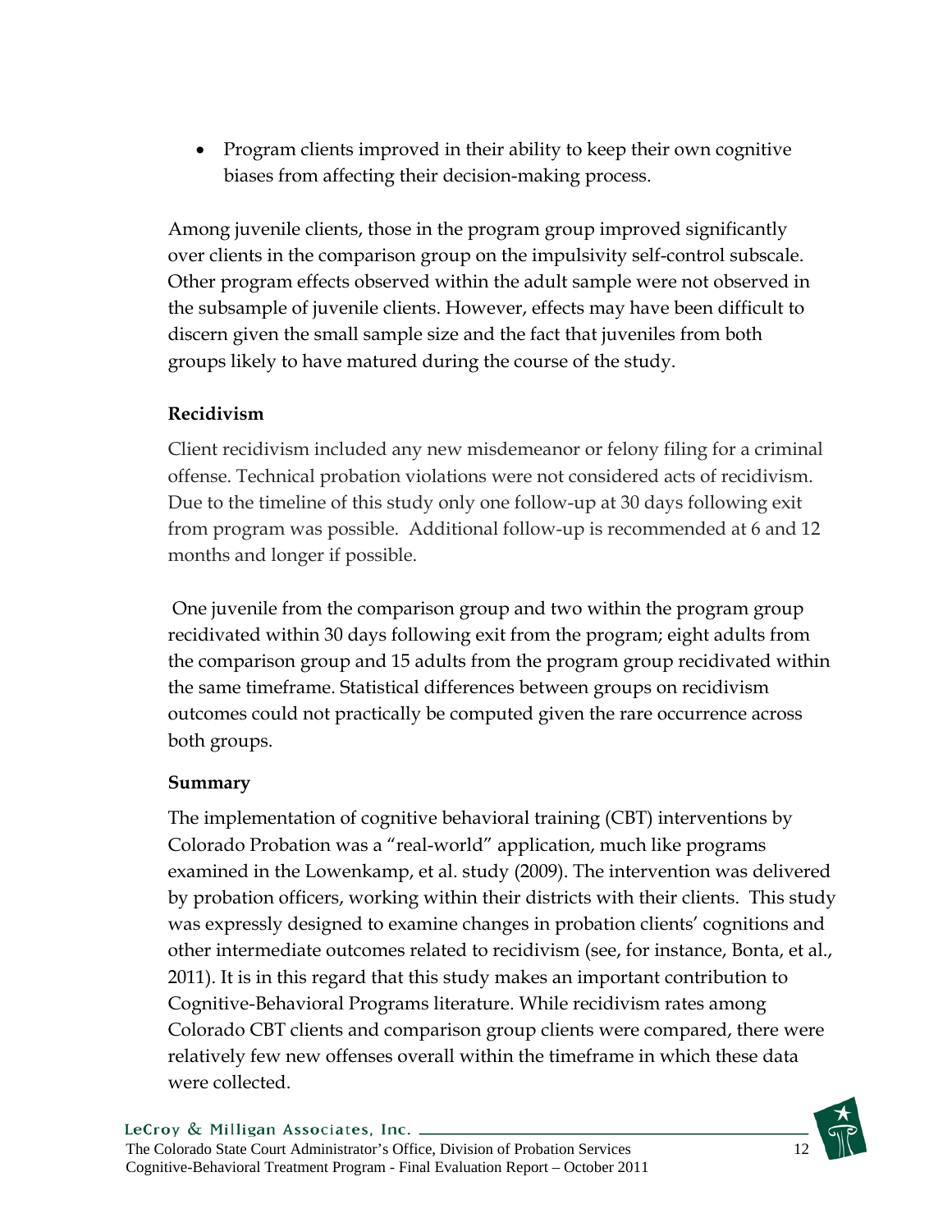- Program clients improved in their ability to keep their own cognitive biases from affecting their decision-making process.

Among juvenile clients, those in the program group improved significantly over clients in the comparison group on the impulsivity self-control subscale. Other program effects observed within the adult sample were not observed in the subsample of juvenile clients. However, effects may have been difficult to discern given the small sample size and the fact that juveniles from both groups likely to have matured during the course of the study.

**Recidivism**

Client recidivism included any new misdemeanor or felony filing for a criminal offense. Technical probation violations were not considered acts of recidivism. Due to the timeline of this study only one follow-up at 30 days following exit from program was possible. Additional follow-up is recommended at 6 and 12 months and longer if possible.

One juvenile from the comparison group and two within the program group recidivated within 30 days following exit from the program; eight adults from the comparison group and 15 adults from the program group recidivated within the same timeframe. Statistical differences between groups on recidivism outcomes could not practically be computed given the rare occurrence across both groups.

**Summary**

The implementation of cognitive behavioral training (CBT) interventions by Colorado Probation was a "real-world" application, much like programs examined in the Lowenkamp, et al. study (2009). The intervention was delivered by probation officers, working within their districts with their clients. This study was expressly designed to examine changes in probation clients' cognitions and other intermediate outcomes related to recidivism (see, for instance, Bonta, et al., 2011). It is in this regard that this study makes an important contribution to Cognitive-Behavioral Programs literature. While recidivism rates among Colorado CBT clients and comparison group clients were compared, there were relatively few new offenses overall within the timeframe in which these data were collected.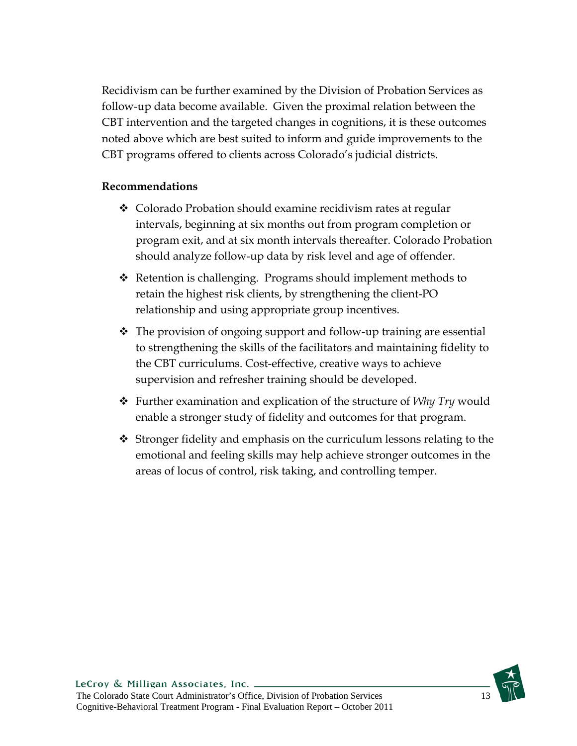Recidivism can be further examined by the Division of Probation Services as follow-up data become available. Given the proximal relation between the CBT intervention and the targeted changes in cognitions, it is these outcomes noted above which are best suited to inform and guide improvements to the CBT programs offered to clients across Colorado's judicial districts.

**Recommendations**

- Colorado Probation should examine recidivism rates at regular intervals, beginning at six months out from program completion or program exit, and at six month intervals thereafter. Colorado Probation should analyze follow-up data by risk level and age of offender.
- Retention is challenging. Programs should implement methods to retain the highest risk clients, by strengthening the client-PO relationship and using appropriate group incentives.
- The provision of ongoing support and follow-up training are essential to strengthening the skills of the facilitators and maintaining fidelity to the CBT curriculums. Cost-effective, creative ways to achieve supervision and refresher training should be developed.
- Further examination and explication of the structure of *Why Try* would enable a stronger study of fidelity and outcomes for that program.
- Stronger fidelity and emphasis on the curriculum lessons relating to the emotional and feeling skills may help achieve stronger outcomes in the areas of locus of control, risk taking, and controlling temper.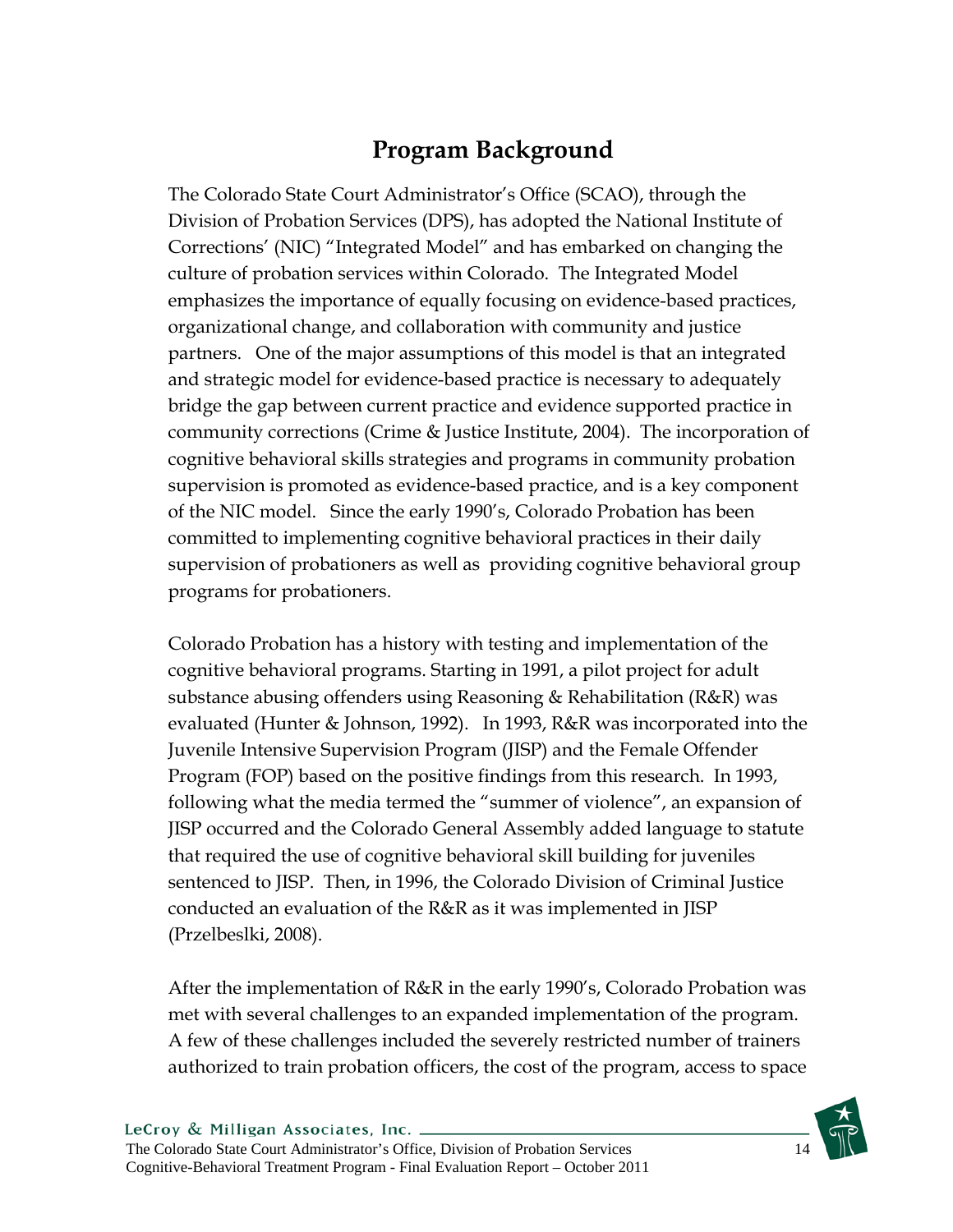## Program Background

The Colorado State Court Administrator's Office (SCAO), through the Division of Probation Services (DPS), has adopted the National Institute of Corrections' (NIC) "Integrated Model" and has embarked on changing the culture of probation services within Colorado. The Integrated Model emphasizes the importance of equally focusing on evidence-based practices, organizational change, and collaboration with community and justice partners. One of the major assumptions of this model is that an integrated and strategic model for evidence-based practice is necessary to adequately bridge the gap between current practice and evidence supported practice in community corrections (Crime & Justice Institute, 2004). The incorporation of cognitive behavioral skills strategies and programs in community probation supervision is promoted as evidence-based practice, and is a key component of the NIC model. Since the early 1990's, Colorado Probation has been committed to implementing cognitive behavioral practices in their daily supervision of probationers as well as providing cognitive behavioral group programs for probationers.

Colorado Probation has a history with testing and implementation of the cognitive behavioral programs. Starting in 1991, a pilot project for adult substance abusing offenders using Reasoning & Rehabilitation (R&R) was evaluated (Hunter & Johnson, 1992). In 1993, R&R was incorporated into the Juvenile Intensive Supervision Program (JISP) and the Female Offender Program (FOP) based on the positive findings from this research. In 1993, following what the media termed the "summer of violence", an expansion of JISP occurred and the Colorado General Assembly added language to statute that required the use of cognitive behavioral skill building for juveniles sentenced to JISP. Then, in 1996, the Colorado Division of Criminal Justice conducted an evaluation of the R&R as it was implemented in JISP (Przelbeslki, 2008).

After the implementation of R&R in the early 1990's, Colorado Probation was met with several challenges to an expanded implementation of the program. A few of these challenges included the severely restricted number of trainers authorized to train probation officers, the cost of the program, access to space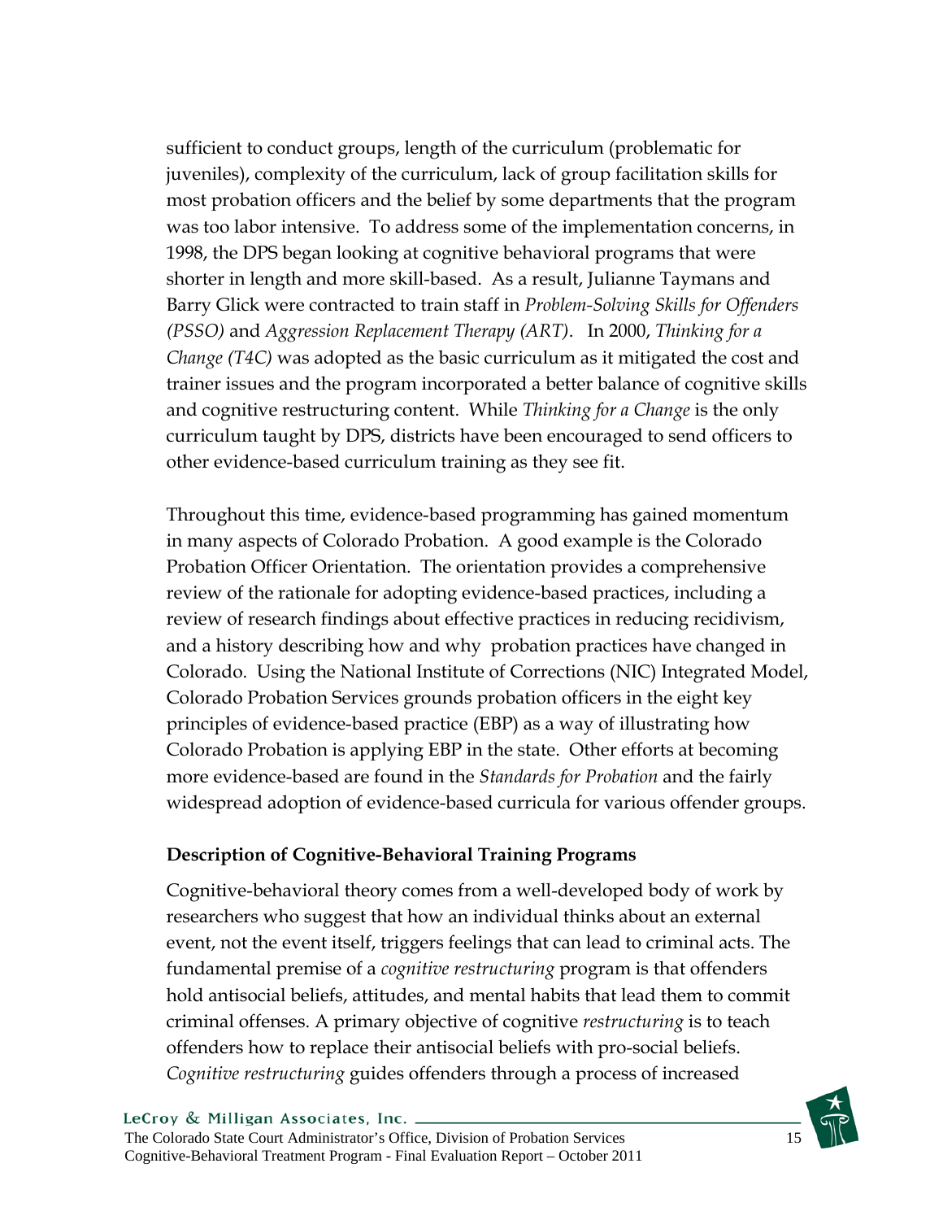sufficient to conduct groups, length of the curriculum (problematic for juveniles), complexity of the curriculum, lack of group facilitation skills for most probation officers and the belief by some departments that the program was too labor intensive. To address some of the implementation concerns, in 1998, the DPS began looking at cognitive behavioral programs that were shorter in length and more skill-based. As a result, Julianne Taymans and Barry Glick were contracted to train staff in *Problem-Solving Skills for Offenders (PSSO)* and *Aggression Replacement Therapy (ART)*. In 2000, *Thinking for a Change (T4C)* was adopted as the basic curriculum as it mitigated the cost and trainer issues and the program incorporated a better balance of cognitive skills and cognitive restructuring content. While *Thinking for a Change* is the only curriculum taught by DPS, districts have been encouraged to send officers to other evidence-based curriculum training as they see fit.

Throughout this time, evidence-based programming has gained momentum in many aspects of Colorado Probation. A good example is the Colorado Probation Officer Orientation. The orientation provides a comprehensive review of the rationale for adopting evidence-based practices, including a review of research findings about effective practices in reducing recidivism, and a history describing how and why probation practices have changed in Colorado. Using the National Institute of Corrections (NIC) Integrated Model, Colorado Probation Services grounds probation officers in the eight key principles of evidence-based practice (EBP) as a way of illustrating how Colorado Probation is applying EBP in the state. Other efforts at becoming more evidence-based are found in the *Standards for Probation* and the fairly widespread adoption of evidence-based curricula for various offender groups.

### Description of Cognitive-Behavioral Training Programs

Cognitive-behavioral theory comes from a well-developed body of work by researchers who suggest that how an individual thinks about an external event, not the event itself, triggers feelings that can lead to criminal acts. The fundamental premise of a *cognitive restructuring* program is that offenders hold antisocial beliefs, attitudes, and mental habits that lead them to commit criminal offenses. A primary objective of cognitive *restructuring* is to teach offenders how to replace their antisocial beliefs with pro-social beliefs. *Cognitive restructuring* guides offenders through a process of increased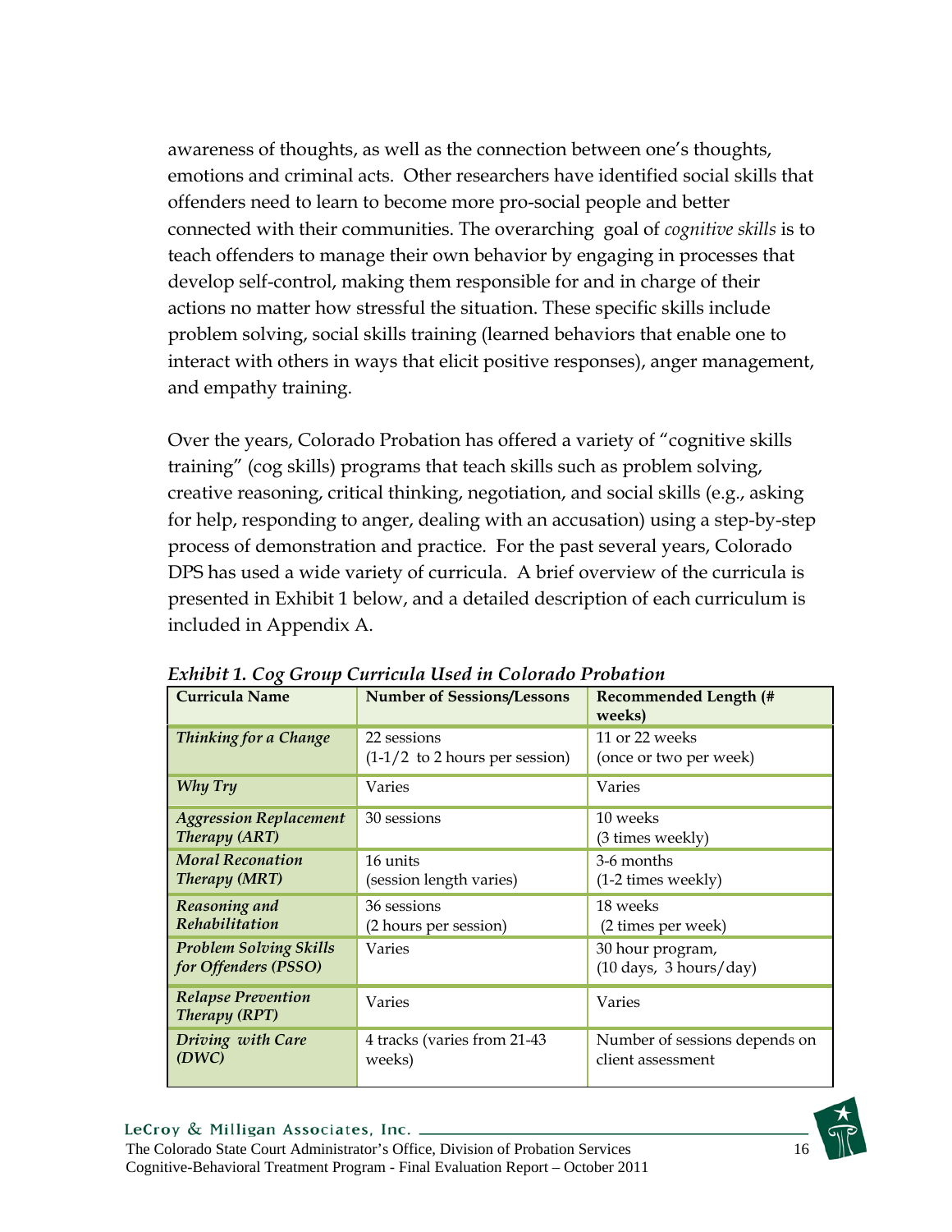awareness of thoughts, as well as the connection between one's thoughts, emotions and criminal acts. Other researchers have identified social skills that offenders need to learn to become more pro-social people and better connected with their communities. The overarching goal of *cognitive skills* is to teach offenders to manage their own behavior by engaging in processes that develop self-control, making them responsible for and in charge of their actions no matter how stressful the situation. These specific skills include problem solving, social skills training (learned behaviors that enable one to interact with others in ways that elicit positive responses), anger management, and empathy training.

Over the years, Colorado Probation has offered a variety of "cognitive skills training" (cog skills) programs that teach skills such as problem solving, creative reasoning, critical thinking, negotiation, and social skills (e.g., asking for help, responding to anger, dealing with an accusation) using a step-by-step process of demonstration and practice. For the past several years, Colorado DPS has used a wide variety of curricula. A brief overview of the curricula is presented in Exhibit 1 below, and a detailed description of each curriculum is included in Appendix A.

***Exhibit 1. Cog Group Curricula Used in Colorado Probation***

| Curricula Name | Number of Sessions/Lessons | Recommended Length (# weeks) |
|---|---|---|
| ***Thinking for a Change*** | 22 sessions (1-1/2 to 2 hours per session) | 11 or 22 weeks (once or two per week) |
| ***Why Try*** | Varies | Varies |
| ***Aggression Replacement Therapy (ART)*** | 30 sessions | 10 weeks (3 times weekly) |
| ***Moral Reconation Therapy (MRT)*** | 16 units (session length varies) | 3-6 months (1-2 times weekly) |
| ***Reasoning and Rehabilitation*** | 36 sessions (2 hours per session) | 18 weeks (2 times per week) |
| ***Problem Solving Skills for Offenders (PSSO)*** | Varies | 30 hour program, (10 days, 3 hours/day) |
| ***Relapse Prevention Therapy (RPT)*** | Varies | Varies |
| ***Driving with Care (DWC)*** | 4 tracks (varies from 21-43 weeks) | Number of sessions depends on client assessment |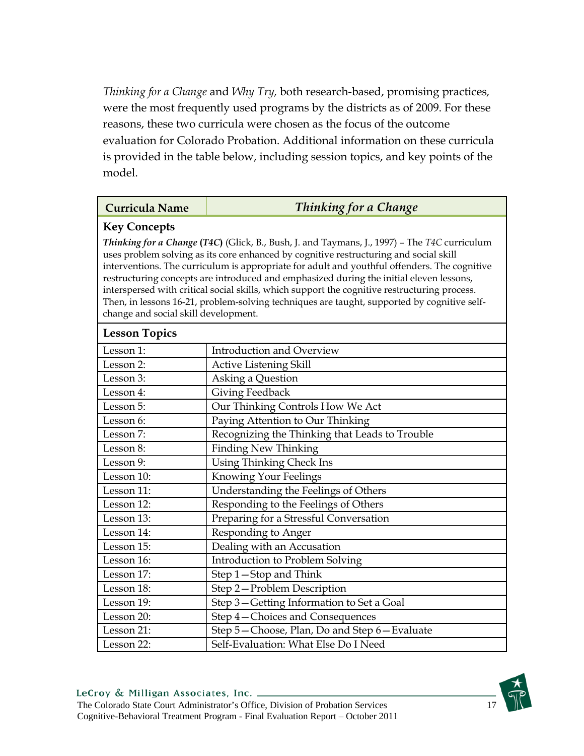*Thinking for a Change* and *Why Try,* both research-based, promising practices, were the most frequently used programs by the districts as of 2009. For these reasons, these two curricula were chosen as the focus of the outcome evaluation for Colorado Probation. Additional information on these curricula is provided in the table below, including session topics, and key points of the model.

| **Curricula Name** | ***Thinking for a Change*** |
|---|---|
| **Key Concepts** | |
| ***Thinking for a Change* (*T4C*)** (Glick, B., Bush, J. and Taymans, J., 1997) – The *T4C* curriculum uses problem solving as its core enhanced by cognitive restructuring and social skill interventions. The curriculum is appropriate for adult and youthful offenders. The cognitive restructuring concepts are introduced and emphasized during the initial eleven lessons, interspersed with critical social skills, which support the cognitive restructuring process. Then, in lessons 16-21, problem-solving techniques are taught, supported by cognitive self-change and social skill development. | |
| **Lesson Topics** | |
| Lesson 1: | Introduction and Overview |
| Lesson 2: | Active Listening Skill |
| Lesson 3: | Asking a Question |
| Lesson 4: | Giving Feedback |
| Lesson 5: | Our Thinking Controls How We Act |
| Lesson 6: | Paying Attention to Our Thinking |
| Lesson 7: | Recognizing the Thinking that Leads to Trouble |
| Lesson 8: | Finding New Thinking |
| Lesson 9: | Using Thinking Check Ins |
| Lesson 10: | Knowing Your Feelings |
| Lesson 11: | Understanding the Feelings of Others |
| Lesson 12: | Responding to the Feelings of Others |
| Lesson 13: | Preparing for a Stressful Conversation |
| Lesson 14: | Responding to Anger |
| Lesson 15: | Dealing with an Accusation |
| Lesson 16: | Introduction to Problem Solving |
| Lesson 17: | Step 1—Stop and Think |
| Lesson 18: | Step 2—Problem Description |
| Lesson 19: | Step 3—Getting Information to Set a Goal |
| Lesson 20: | Step 4—Choices and Consequences |
| Lesson 21: | Step 5—Choose, Plan, Do and Step 6—Evaluate |
| Lesson 22: | Self-Evaluation: What Else Do I Need |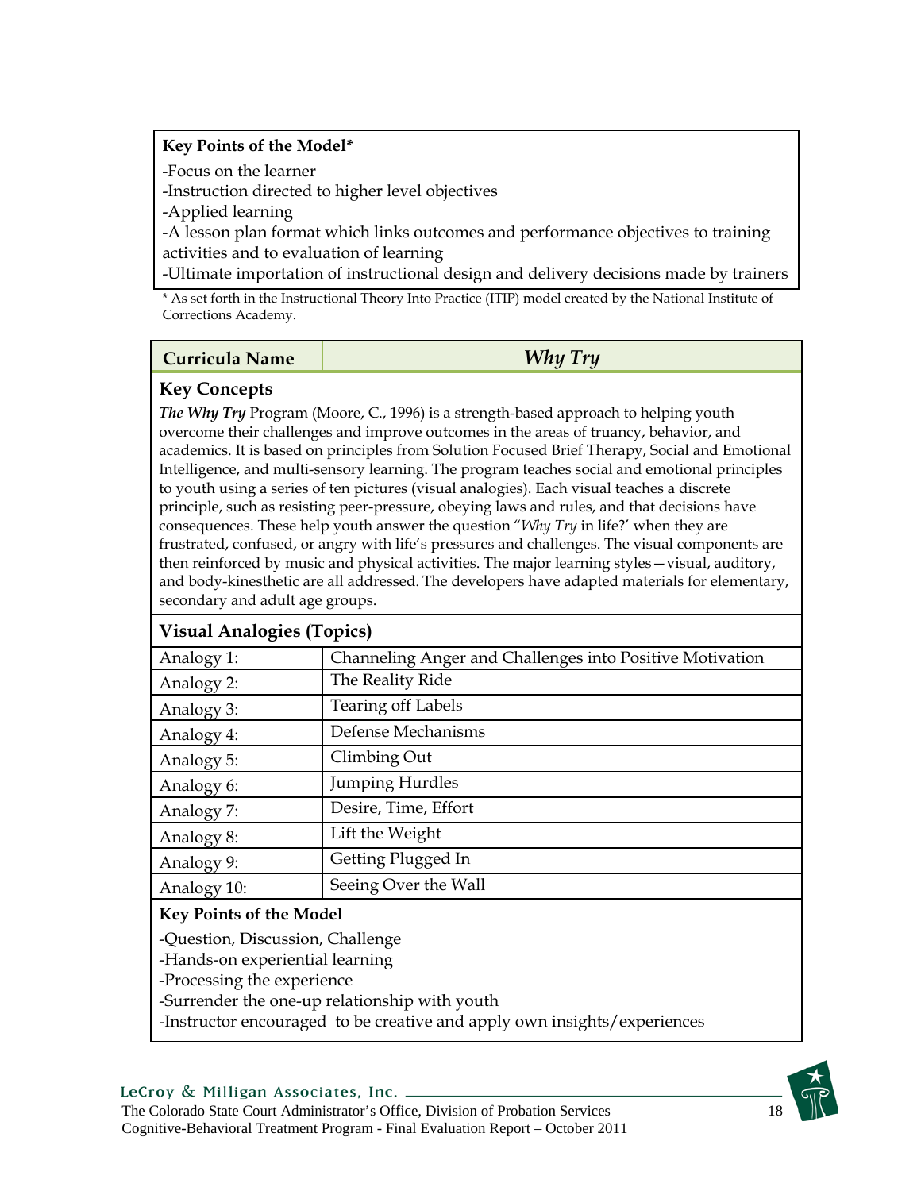**Key Points of the Model***

-Focus on the learner
-Instruction directed to higher level objectives
-Applied learning
-A lesson plan format which links outcomes and performance objectives to training activities and to evaluation of learning
-Ultimate importation of instructional design and delivery decisions made by trainers

* As set forth in the Instructional Theory Into Practice (ITIP) model created by the National Institute of Corrections Academy.

| **Curricula Name** | ***Why Try*** |
|---|---|

**Key Concepts**

***The Why Try*** Program (Moore, C., 1996) is a strength-based approach to helping youth overcome their challenges and improve outcomes in the areas of truancy, behavior, and academics. It is based on principles from Solution Focused Brief Therapy, Social and Emotional Intelligence, and multi-sensory learning. The program teaches social and emotional principles to youth using a series of ten pictures (visual analogies). Each visual teaches a discrete principle, such as resisting peer-pressure, obeying laws and rules, and that decisions have consequences. These help youth answer the question "*Why Try* in life?' when they are frustrated, confused, or angry with life's pressures and challenges. The visual components are then reinforced by music and physical activities. The major learning styles—visual, auditory, and body-kinesthetic are all addressed. The developers have adapted materials for elementary, secondary and adult age groups.

**Visual Analogies (Topics)**

| | |
|---|---|
| Analogy 1: | Channeling Anger and Challenges into Positive Motivation |
| Analogy 2: | The Reality Ride |
| Analogy 3: | Tearing off Labels |
| Analogy 4: | Defense Mechanisms |
| Analogy 5: | Climbing Out |
| Analogy 6: | Jumping Hurdles |
| Analogy 7: | Desire, Time, Effort |
| Analogy 8: | Lift the Weight |
| Analogy 9: | Getting Plugged In |
| Analogy 10: | Seeing Over the Wall |

**Key Points of the Model**

-Question, Discussion, Challenge
-Hands-on experiential learning
-Processing the experience
-Surrender the one-up relationship with youth
-Instructor encouraged to be creative and apply own insights/experiences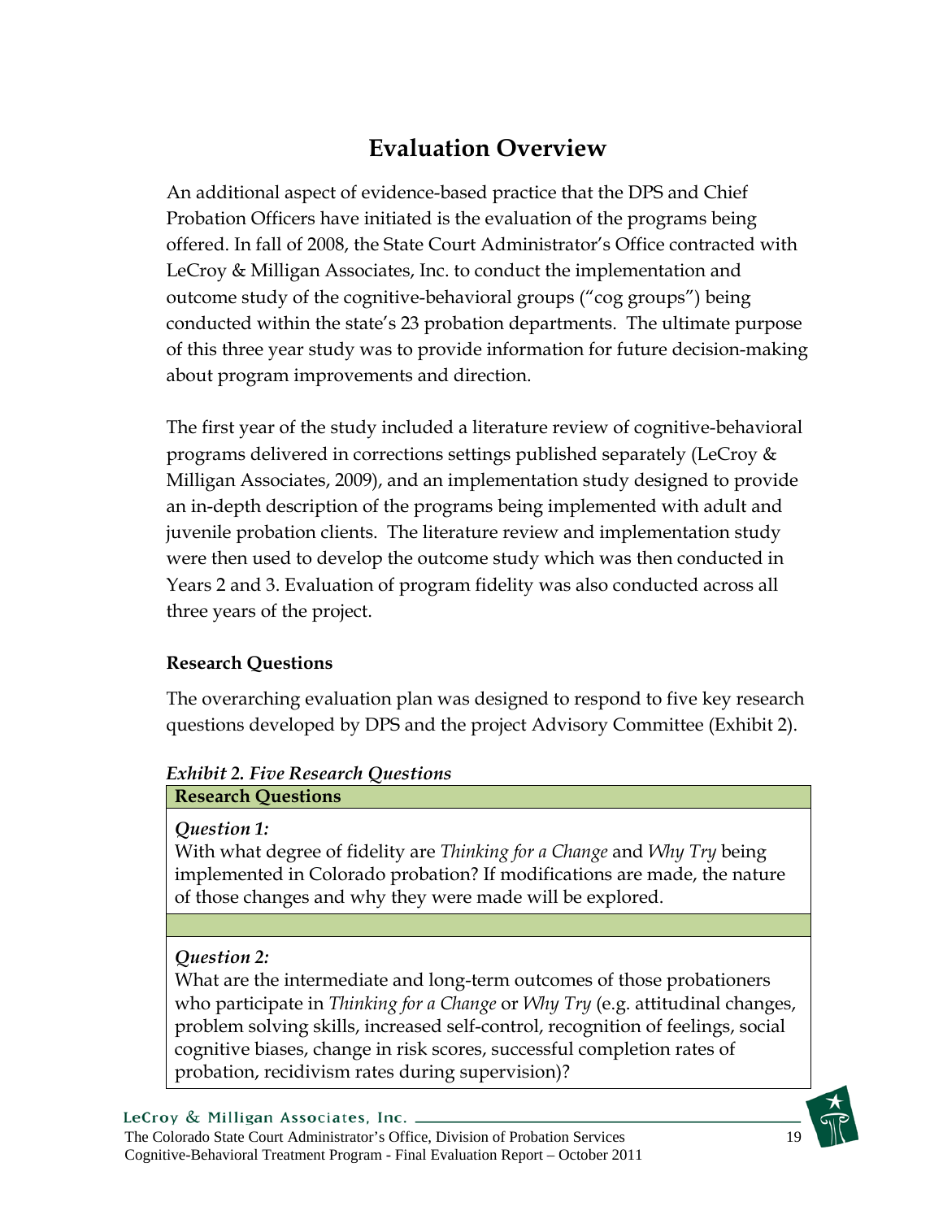# Evaluation Overview

An additional aspect of evidence-based practice that the DPS and Chief Probation Officers have initiated is the evaluation of the programs being offered. In fall of 2008, the State Court Administrator's Office contracted with LeCroy & Milligan Associates, Inc. to conduct the implementation and outcome study of the cognitive-behavioral groups ("cog groups") being conducted within the state's 23 probation departments. The ultimate purpose of this three year study was to provide information for future decision-making about program improvements and direction.

The first year of the study included a literature review of cognitive-behavioral programs delivered in corrections settings published separately (LeCroy & Milligan Associates, 2009), and an implementation study designed to provide an in-depth description of the programs being implemented with adult and juvenile probation clients. The literature review and implementation study were then used to develop the outcome study which was then conducted in Years 2 and 3. Evaluation of program fidelity was also conducted across all three years of the project.

### Research Questions

The overarching evaluation plan was designed to respond to five key research questions developed by DPS and the project Advisory Committee (Exhibit 2).

***Exhibit 2. Five Research Questions***

| **Research Questions** |
| --- |
| *Question 1:*<br>With what degree of fidelity are *Thinking for a Change* and *Why Try* being implemented in Colorado probation? If modifications are made, the nature of those changes and why they were made will be explored. |
| |
| *Question 2:*<br>What are the intermediate and long-term outcomes of those probationers who participate in *Thinking for a Change* or *Why Try* (e.g. attitudinal changes, problem solving skills, increased self-control, recognition of feelings, social cognitive biases, change in risk scores, successful completion rates of probation, recidivism rates during supervision)? |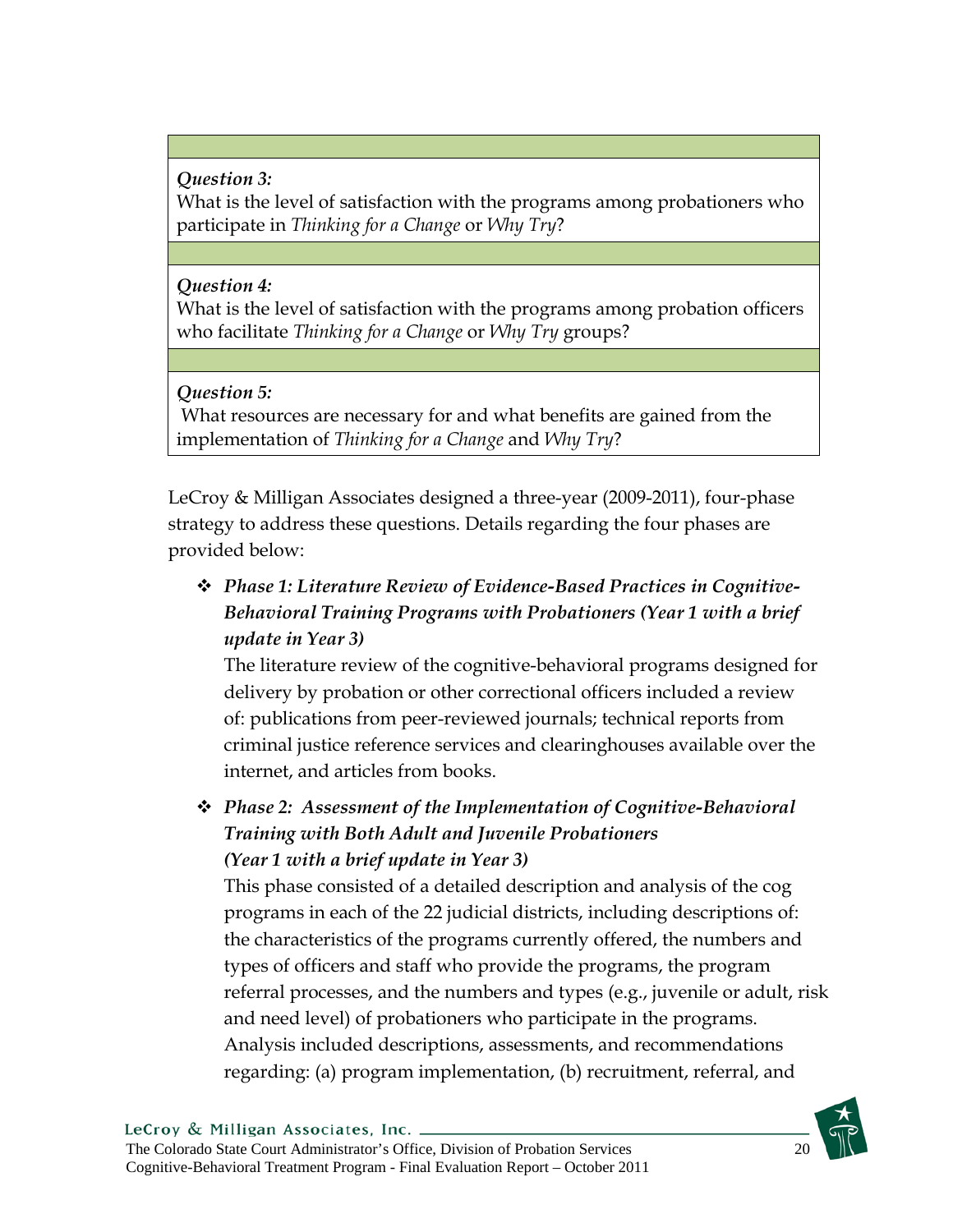*Question 3:*
What is the level of satisfaction with the programs among probationers who participate in *Thinking for a Change* or *Why Try*?

*Question 4:*
What is the level of satisfaction with the programs among probation officers who facilitate *Thinking for a Change* or *Why Try* groups?

*Question 5:*
What resources are necessary for and what benefits are gained from the implementation of *Thinking for a Change* and *Why Try*?

LeCroy & Milligan Associates designed a three-year (2009-2011), four-phase strategy to address these questions. Details regarding the four phases are provided below:

- ***Phase 1: Literature Review of Evidence-Based Practices in Cognitive-Behavioral Training Programs with Probationers (Year 1 with a brief update in Year 3)***
  The literature review of the cognitive-behavioral programs designed for delivery by probation or other correctional officers included a review of: publications from peer-reviewed journals; technical reports from criminal justice reference services and clearinghouses available over the internet, and articles from books.

- ***Phase 2: Assessment of the Implementation of Cognitive-Behavioral Training with Both Adult and Juvenile Probationers (Year 1 with a brief update in Year 3)***
  This phase consisted of a detailed description and analysis of the cog programs in each of the 22 judicial districts, including descriptions of: the characteristics of the programs currently offered, the numbers and types of officers and staff who provide the programs, the program referral processes, and the numbers and types (e.g., juvenile or adult, risk and need level) of probationers who participate in the programs. Analysis included descriptions, assessments, and recommendations regarding: (a) program implementation, (b) recruitment, referral, and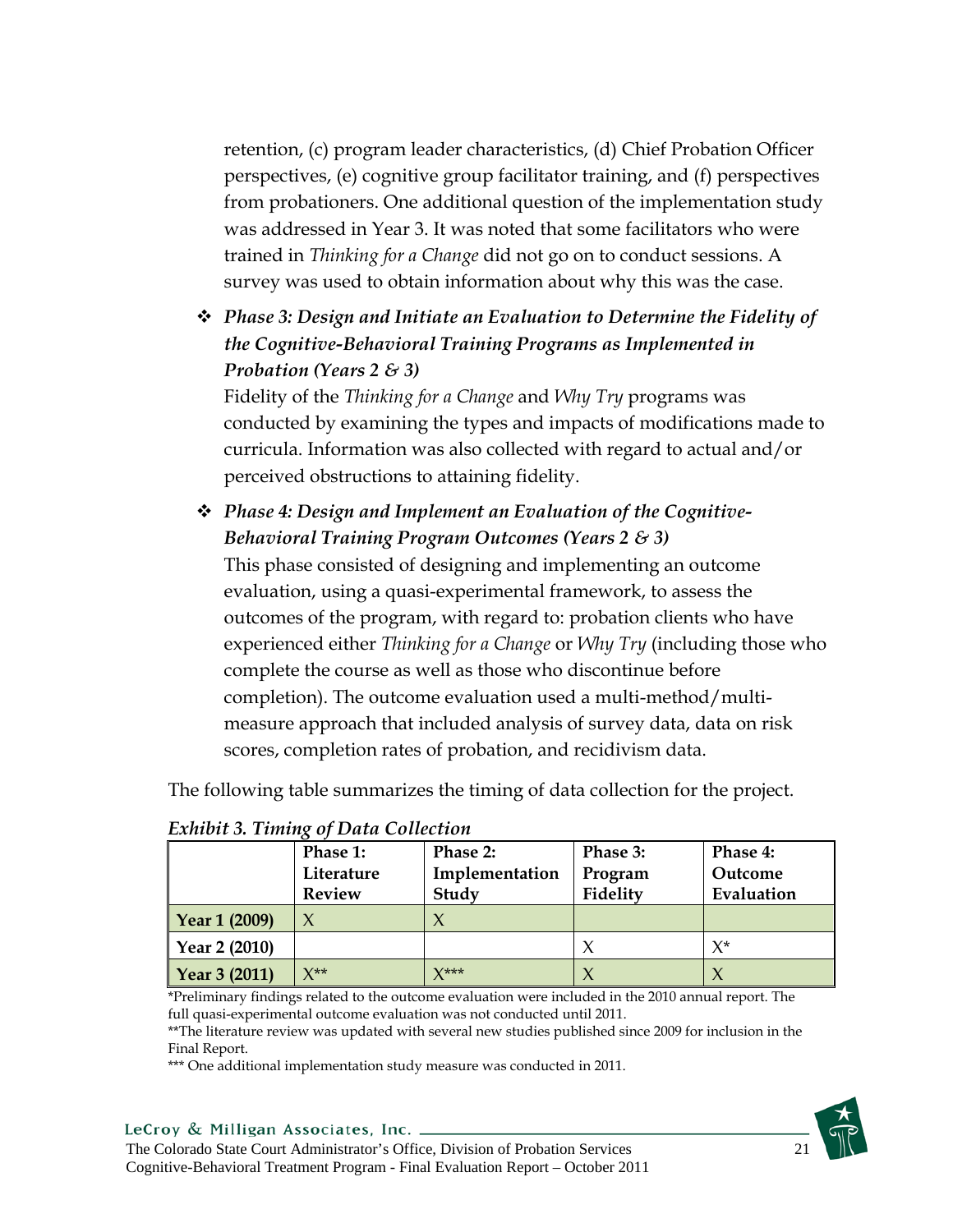retention, (c) program leader characteristics, (d) Chief Probation Officer perspectives, (e) cognitive group facilitator training, and (f) perspectives from probationers. One additional question of the implementation study was addressed in Year 3. It was noted that some facilitators who were trained in *Thinking for a Change* did not go on to conduct sessions. A survey was used to obtain information about why this was the case.

- ***Phase 3: Design and Initiate an Evaluation to Determine the Fidelity of the Cognitive-Behavioral Training Programs as Implemented in Probation (Years 2 & 3)***
  Fidelity of the *Thinking for a Change* and *Why Try* programs was conducted by examining the types and impacts of modifications made to curricula. Information was also collected with regard to actual and/or perceived obstructions to attaining fidelity.

- ***Phase 4: Design and Implement an Evaluation of the Cognitive-Behavioral Training Program Outcomes (Years 2 & 3)***
  This phase consisted of designing and implementing an outcome evaluation, using a quasi-experimental framework, to assess the outcomes of the program, with regard to: probation clients who have experienced either *Thinking for a Change* or *Why Try* (including those who complete the course as well as those who discontinue before completion). The outcome evaluation used a multi-method/multi-measure approach that included analysis of survey data, data on risk scores, completion rates of probation, and recidivism data.

The following table summarizes the timing of data collection for the project.

***Exhibit 3. Timing of Data Collection***

| | Phase 1: Literature Review | Phase 2: Implementation Study | Phase 3: Program Fidelity | Phase 4: Outcome Evaluation |
|---|---|---|---|---|
| **Year 1 (2009)** | X | X | | |
| **Year 2 (2010)** | | | X | X* |
| **Year 3 (2011)** | X** | X*** | X | X |

*Preliminary findings related to the outcome evaluation were included in the 2010 annual report. The full quasi-experimental outcome evaluation was not conducted until 2011.

**The literature review was updated with several new studies published since 2009 for inclusion in the Final Report.

*** One additional implementation study measure was conducted in 2011.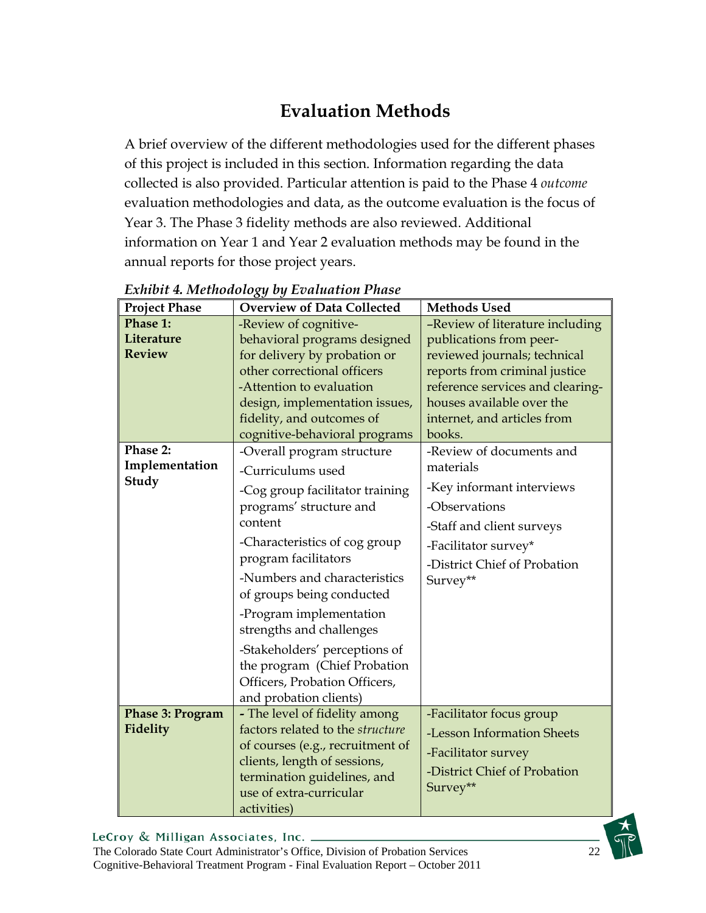# Evaluation Methods

A brief overview of the different methodologies used for the different phases of this project is included in this section. Information regarding the data collected is also provided. Particular attention is paid to the Phase 4 *outcome* evaluation methodologies and data, as the outcome evaluation is the focus of Year 3. The Phase 3 fidelity methods are also reviewed. Additional information on Year 1 and Year 2 evaluation methods may be found in the annual reports for those project years.

***Exhibit 4. Methodology by Evaluation Phase***

| Project Phase | Overview of Data Collected | Methods Used |
|---|---|---|
| **Phase 1: Literature Review** | -Review of cognitive-behavioral programs designed for delivery by probation or other correctional officers<br>-Attention to evaluation design, implementation issues, fidelity, and outcomes of cognitive-behavioral programs | –Review of literature including publications from peer-reviewed journals; technical reports from criminal justice reference services and clearing-houses available over the internet, and articles from books. |
| **Phase 2: Implementation Study** | -Overall program structure<br>-Curriculums used<br>-Cog group facilitator training programs' structure and content<br>-Characteristics of cog group program facilitators<br>-Numbers and characteristics of groups being conducted<br>-Program implementation strengths and challenges<br>-Stakeholders' perceptions of the program (Chief Probation Officers, Probation Officers, and probation clients) | -Review of documents and materials<br>-Key informant interviews<br>-Observations<br>-Staff and client surveys<br>-Facilitator survey*<br>-District Chief of Probation Survey** |
| **Phase 3: Program Fidelity** | **-** The level of fidelity among factors related to the *structure* of courses (e.g., recruitment of clients, length of sessions, termination guidelines, and use of extra-curricular activities) | -Facilitator focus group<br>-Lesson Information Sheets<br>-Facilitator survey<br>-District Chief of Probation Survey** |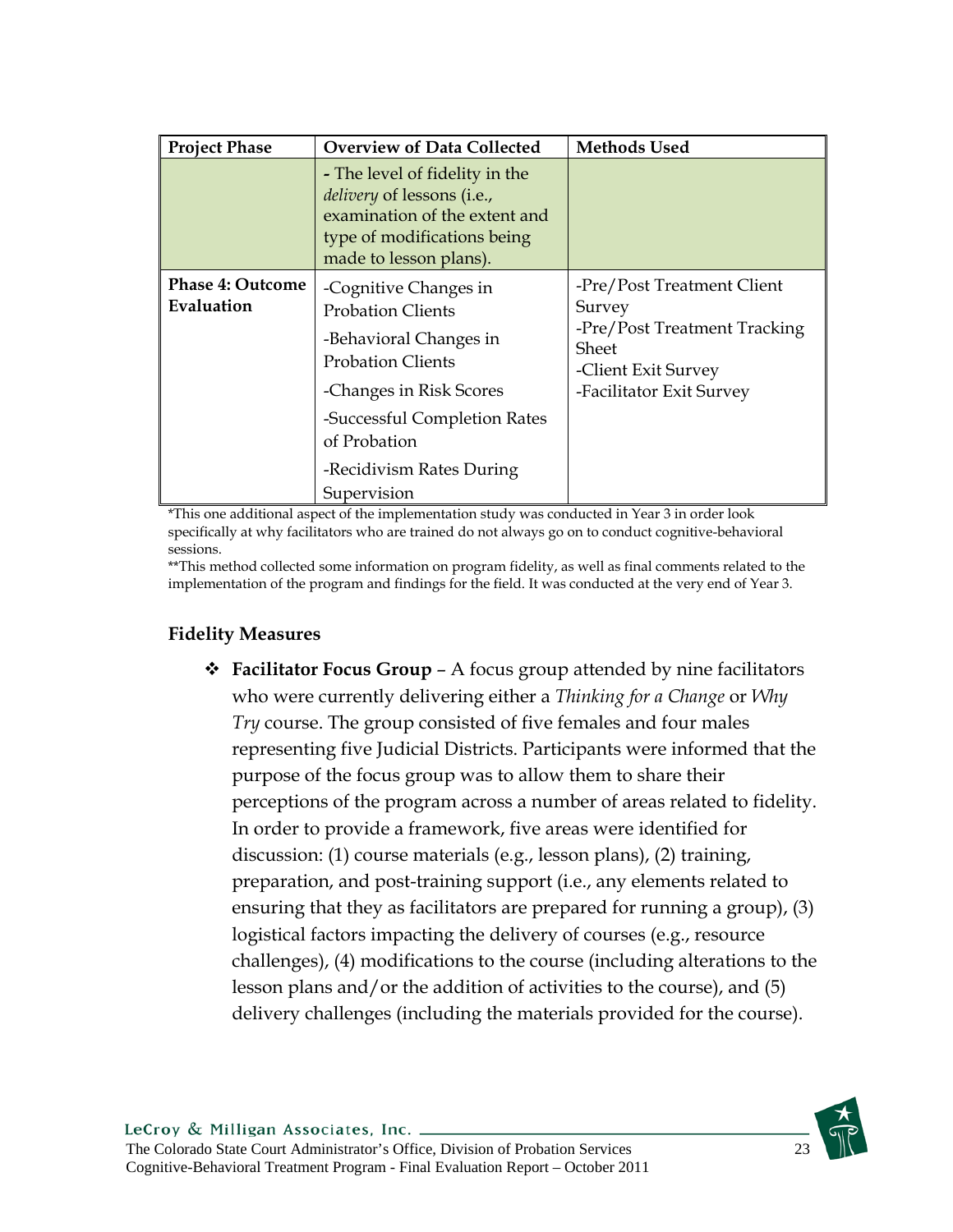| Project Phase | Overview of Data Collected | Methods Used |
| --- | --- | --- |
| | - The level of fidelity in the *delivery* of lessons (i.e., examination of the extent and type of modifications being made to lesson plans). | |
| **Phase 4: Outcome Evaluation** | -Cognitive Changes in Probation Clients<br>-Behavioral Changes in Probation Clients<br>-Changes in Risk Scores<br>-Successful Completion Rates of Probation<br>-Recidivism Rates During Supervision | -Pre/Post Treatment Client Survey<br>-Pre/Post Treatment Tracking Sheet<br>-Client Exit Survey<br>-Facilitator Exit Survey |

*This one additional aspect of the implementation study was conducted in Year 3 in order look specifically at why facilitators who are trained do not always go on to conduct cognitive-behavioral sessions.

**This method collected some information on program fidelity, as well as final comments related to the implementation of the program and findings for the field. It was conducted at the very end of Year 3.

### Fidelity Measures

- **Facilitator Focus Group** – A focus group attended by nine facilitators who were currently delivering either a *Thinking for a Change* or *Why Try* course. The group consisted of five females and four males representing five Judicial Districts. Participants were informed that the purpose of the focus group was to allow them to share their perceptions of the program across a number of areas related to fidelity. In order to provide a framework, five areas were identified for discussion: (1) course materials (e.g., lesson plans), (2) training, preparation, and post-training support (i.e., any elements related to ensuring that they as facilitators are prepared for running a group), (3) logistical factors impacting the delivery of courses (e.g., resource challenges), (4) modifications to the course (including alterations to the lesson plans and/or the addition of activities to the course), and (5) delivery challenges (including the materials provided for the course).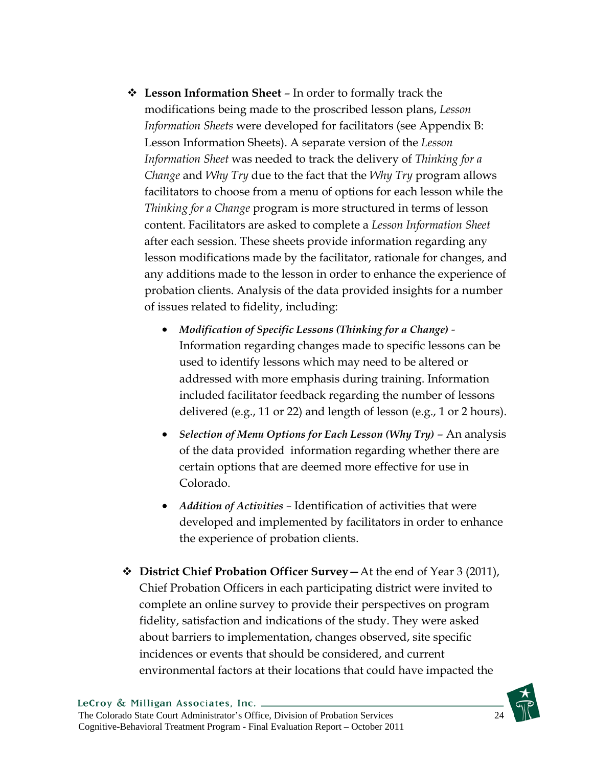- **Lesson Information Sheet** – In order to formally track the modifications being made to the proscribed lesson plans, *Lesson Information Sheets* were developed for facilitators (see Appendix B: Lesson Information Sheets). A separate version of the *Lesson Information Sheet* was needed to track the delivery of *Thinking for a Change* and *Why Try* due to the fact that the *Why Try* program allows facilitators to choose from a menu of options for each lesson while the *Thinking for a Change* program is more structured in terms of lesson content. Facilitators are asked to complete a *Lesson Information Sheet* after each session. These sheets provide information regarding any lesson modifications made by the facilitator, rationale for changes, and any additions made to the lesson in order to enhance the experience of probation clients. Analysis of the data provided insights for a number of issues related to fidelity, including:

    - ***Modification of Specific Lessons (Thinking for a Change)*** - Information regarding changes made to specific lessons can be used to identify lessons which may need to be altered or addressed with more emphasis during training. Information included facilitator feedback regarding the number of lessons delivered (e.g., 11 or 22) and length of lesson (e.g., 1 or 2 hours).

    - ***Selection of Menu Options for Each Lesson (Why Try)*** – An analysis of the data provided information regarding whether there are certain options that are deemed more effective for use in Colorado.

    - ***Addition of Activities*** – Identification of activities that were developed and implemented by facilitators in order to enhance the experience of probation clients.

- **District Chief Probation Officer Survey—** At the end of Year 3 (2011), Chief Probation Officers in each participating district were invited to complete an online survey to provide their perspectives on program fidelity, satisfaction and indications of the study. They were asked about barriers to implementation, changes observed, site specific incidences or events that should be considered, and current environmental factors at their locations that could have impacted the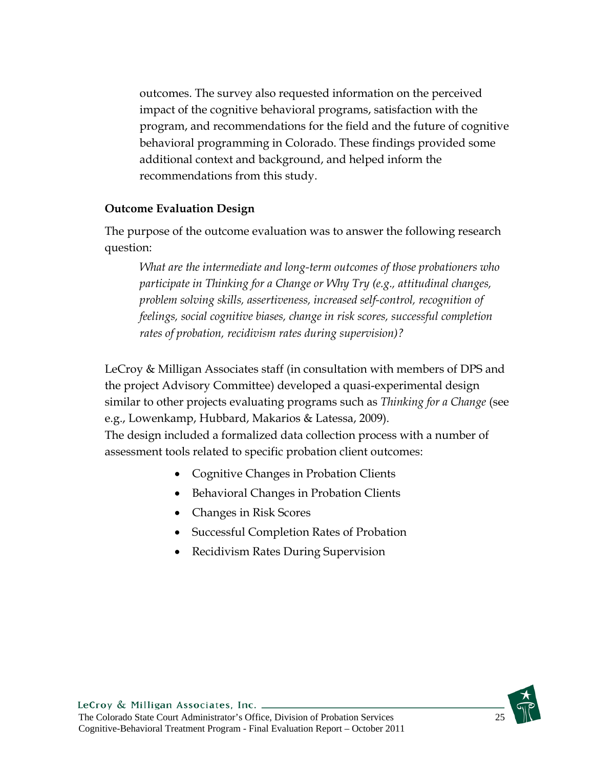outcomes. The survey also requested information on the perceived impact of the cognitive behavioral programs, satisfaction with the program, and recommendations for the field and the future of cognitive behavioral programming in Colorado. These findings provided some additional context and background, and helped inform the recommendations from this study.

**Outcome Evaluation Design**

The purpose of the outcome evaluation was to answer the following research question:

> *What are the intermediate and long-term outcomes of those probationers who participate in Thinking for a Change or Why Try (e.g., attitudinal changes, problem solving skills, assertiveness, increased self-control, recognition of feelings, social cognitive biases, change in risk scores, successful completion rates of probation, recidivism rates during supervision)?*

LeCroy & Milligan Associates staff (in consultation with members of DPS and the project Advisory Committee) developed a quasi-experimental design similar to other projects evaluating programs such as *Thinking for a Change* (see e.g., Lowenkamp, Hubbard, Makarios & Latessa, 2009).
The design included a formalized data collection process with a number of assessment tools related to specific probation client outcomes:

- Cognitive Changes in Probation Clients
- Behavioral Changes in Probation Clients
- Changes in Risk Scores
- Successful Completion Rates of Probation
- Recidivism Rates During Supervision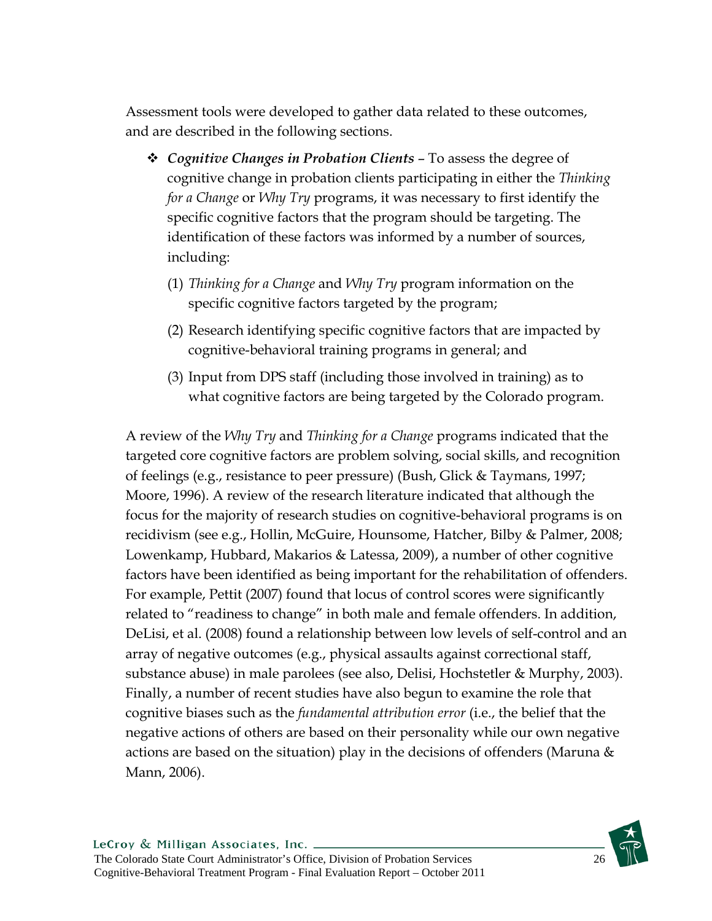Assessment tools were developed to gather data related to these outcomes, and are described in the following sections.

- ***Cognitive Changes in Probation Clients*** – To assess the degree of cognitive change in probation clients participating in either the *Thinking for a Change* or *Why Try* programs, it was necessary to first identify the specific cognitive factors that the program should be targeting. The identification of these factors was informed by a number of sources, including:

  (1) *Thinking for a Change* and *Why Try* program information on the specific cognitive factors targeted by the program;

  (2) Research identifying specific cognitive factors that are impacted by cognitive-behavioral training programs in general; and

  (3) Input from DPS staff (including those involved in training) as to what cognitive factors are being targeted by the Colorado program.

A review of the *Why Try* and *Thinking for a Change* programs indicated that the targeted core cognitive factors are problem solving, social skills, and recognition of feelings (e.g., resistance to peer pressure) (Bush, Glick & Taymans, 1997; Moore, 1996). A review of the research literature indicated that although the focus for the majority of research studies on cognitive-behavioral programs is on recidivism (see e.g., Hollin, McGuire, Hounsome, Hatcher, Bilby & Palmer, 2008; Lowenkamp, Hubbard, Makarios & Latessa, 2009), a number of other cognitive factors have been identified as being important for the rehabilitation of offenders. For example, Pettit (2007) found that locus of control scores were significantly related to "readiness to change" in both male and female offenders. In addition, DeLisi, et al. (2008) found a relationship between low levels of self-control and an array of negative outcomes (e.g., physical assaults against correctional staff, substance abuse) in male parolees (see also, Delisi, Hochstetler & Murphy, 2003). Finally, a number of recent studies have also begun to examine the role that cognitive biases such as the *fundamental attribution error* (i.e., the belief that the negative actions of others are based on their personality while our own negative actions are based on the situation) play in the decisions of offenders (Maruna & Mann, 2006).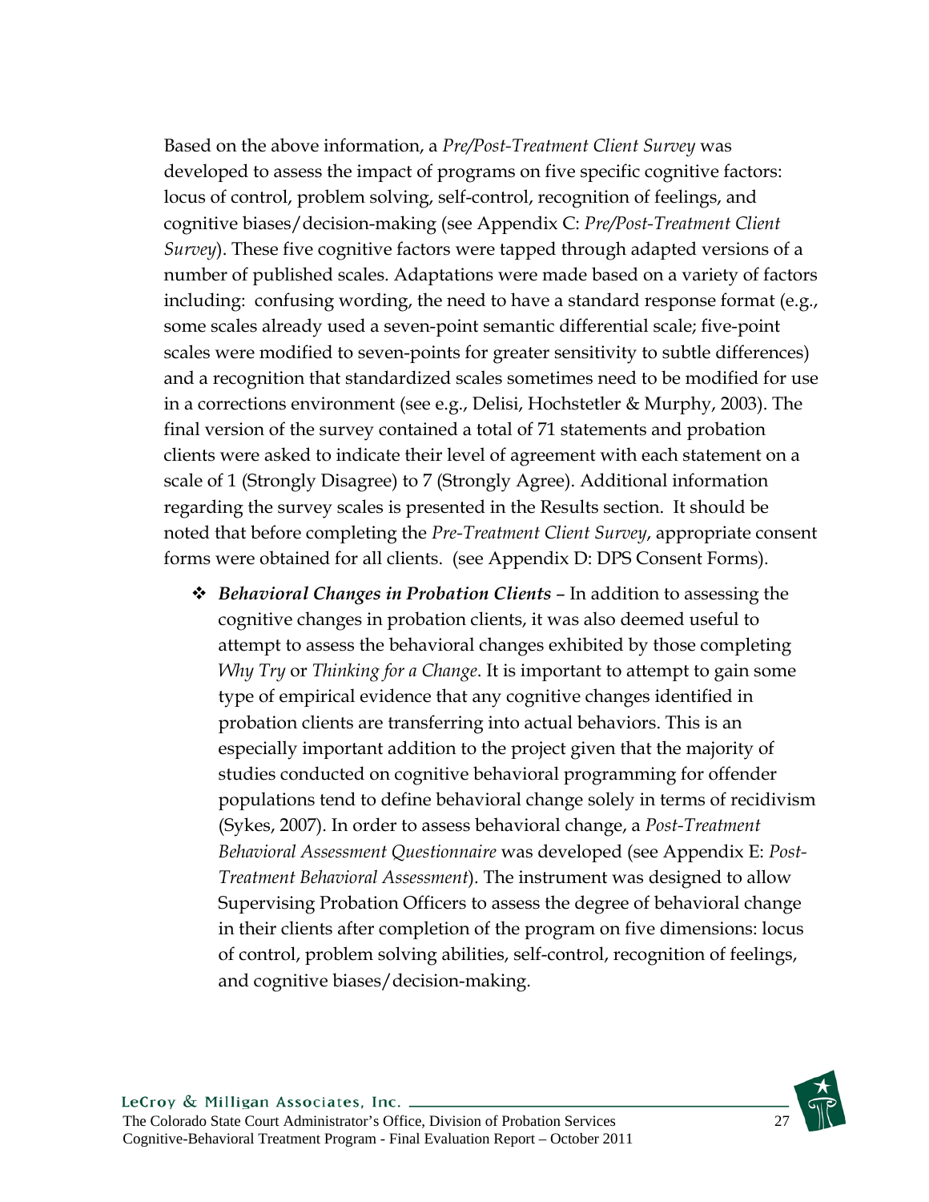Based on the above information, a *Pre/Post-Treatment Client Survey* was developed to assess the impact of programs on five specific cognitive factors: locus of control, problem solving, self-control, recognition of feelings, and cognitive biases/decision-making (see Appendix C: *Pre/Post-Treatment Client Survey*). These five cognitive factors were tapped through adapted versions of a number of published scales. Adaptations were made based on a variety of factors including: confusing wording, the need to have a standard response format (e.g., some scales already used a seven-point semantic differential scale; five-point scales were modified to seven-points for greater sensitivity to subtle differences) and a recognition that standardized scales sometimes need to be modified for use in a corrections environment (see e.g., Delisi, Hochstetler & Murphy, 2003). The final version of the survey contained a total of 71 statements and probation clients were asked to indicate their level of agreement with each statement on a scale of 1 (Strongly Disagree) to 7 (Strongly Agree). Additional information regarding the survey scales is presented in the Results section. It should be noted that before completing the *Pre-Treatment Client Survey*, appropriate consent forms were obtained for all clients. (see Appendix D: DPS Consent Forms).

- ***Behavioral Changes in Probation Clients*** – In addition to assessing the cognitive changes in probation clients, it was also deemed useful to attempt to assess the behavioral changes exhibited by those completing *Why Try* or *Thinking for a Change*. It is important to attempt to gain some type of empirical evidence that any cognitive changes identified in probation clients are transferring into actual behaviors. This is an especially important addition to the project given that the majority of studies conducted on cognitive behavioral programming for offender populations tend to define behavioral change solely in terms of recidivism (Sykes, 2007). In order to assess behavioral change, a *Post-Treatment Behavioral Assessment Questionnaire* was developed (see Appendix E: *Post-Treatment Behavioral Assessment*). The instrument was designed to allow Supervising Probation Officers to assess the degree of behavioral change in their clients after completion of the program on five dimensions: locus of control, problem solving abilities, self-control, recognition of feelings, and cognitive biases/decision-making.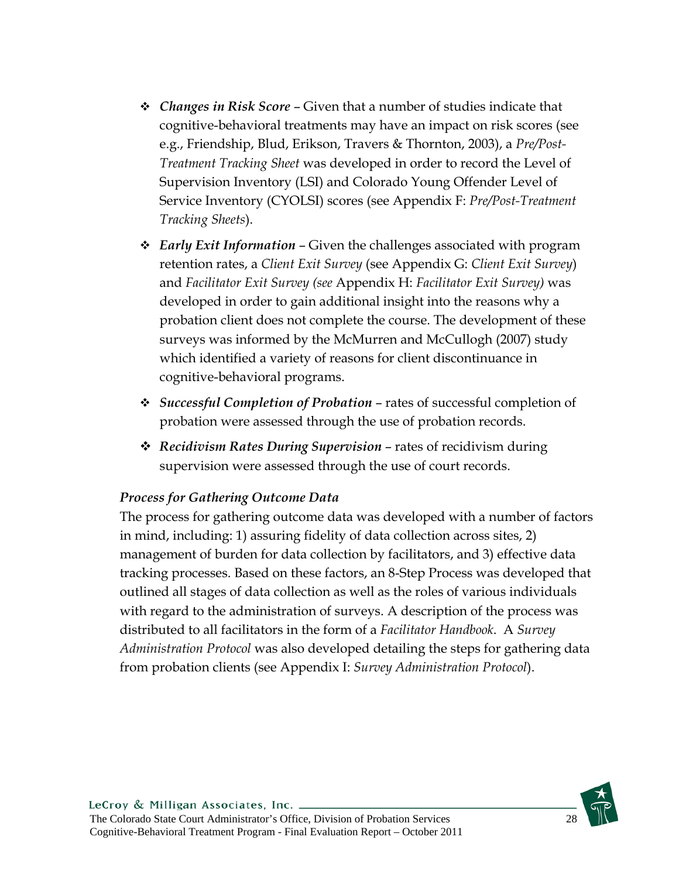- ***Changes in Risk Score*** – Given that a number of studies indicate that cognitive-behavioral treatments may have an impact on risk scores (see e.g., Friendship, Blud, Erikson, Travers & Thornton, 2003), a *Pre/Post-Treatment Tracking Sheet* was developed in order to record the Level of Supervision Inventory (LSI) and Colorado Young Offender Level of Service Inventory (CYOLSI) scores (see Appendix F: *Pre/Post-Treatment Tracking Sheets*).
- ***Early Exit Information*** – Given the challenges associated with program retention rates, a *Client Exit Survey* (see Appendix G: *Client Exit Survey*) and *Facilitator Exit Survey (see* Appendix H: *Facilitator Exit Survey)* was developed in order to gain additional insight into the reasons why a probation client does not complete the course. The development of these surveys was informed by the McMurren and McCullogh (2007) study which identified a variety of reasons for client discontinuance in cognitive-behavioral programs.
- ***Successful Completion of Probation*** – rates of successful completion of probation were assessed through the use of probation records.
- ***Recidivism Rates During Supervision*** – rates of recidivism during supervision were assessed through the use of court records.

***Process for Gathering Outcome Data***

The process for gathering outcome data was developed with a number of factors in mind, including: 1) assuring fidelity of data collection across sites, 2) management of burden for data collection by facilitators, and 3) effective data tracking processes. Based on these factors, an 8-Step Process was developed that outlined all stages of data collection as well as the roles of various individuals with regard to the administration of surveys. A description of the process was distributed to all facilitators in the form of a *Facilitator Handbook*. A *Survey Administration Protocol* was also developed detailing the steps for gathering data from probation clients (see Appendix I: *Survey Administration Protocol*).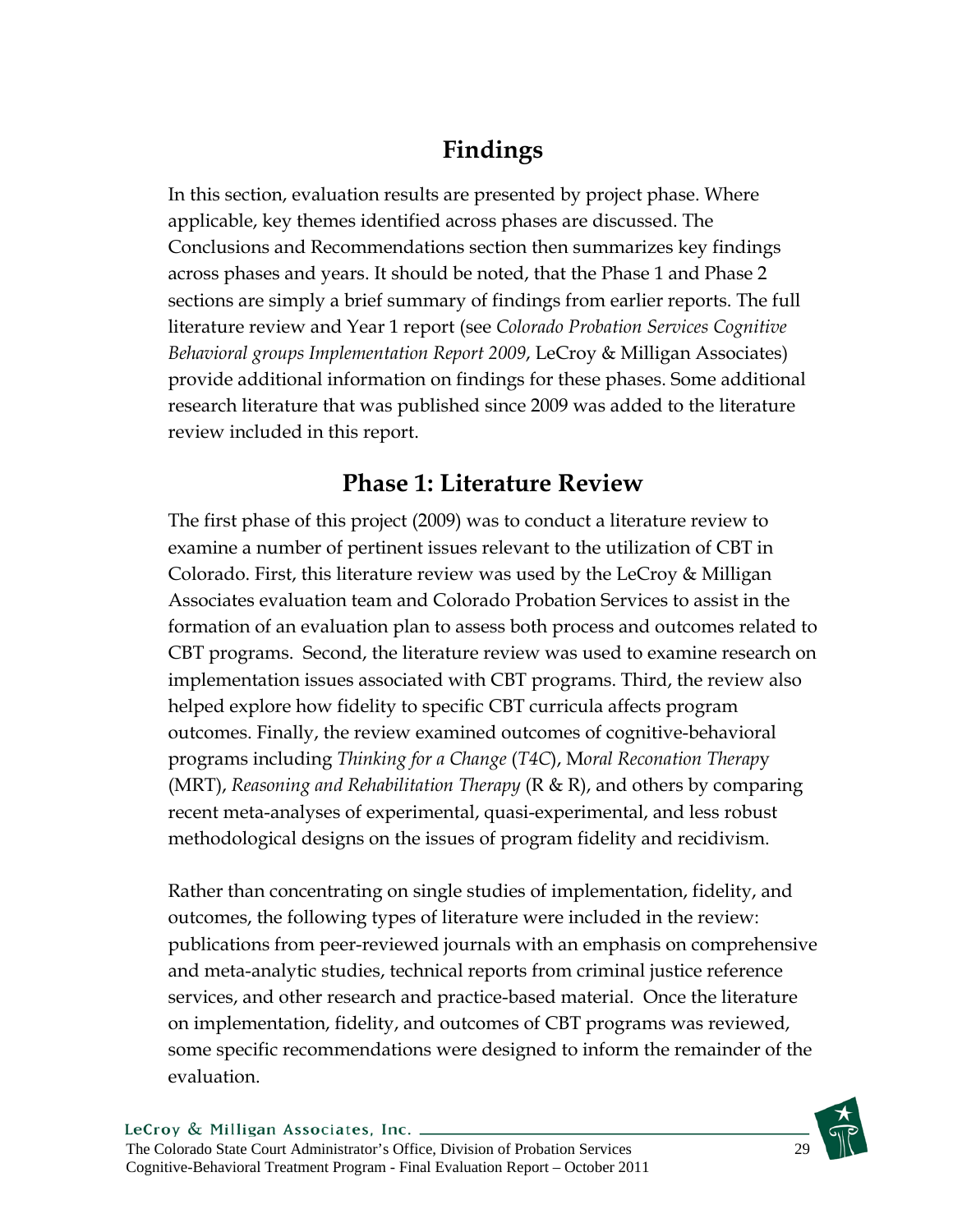# Findings

In this section, evaluation results are presented by project phase. Where applicable, key themes identified across phases are discussed. The Conclusions and Recommendations section then summarizes key findings across phases and years. It should be noted, that the Phase 1 and Phase 2 sections are simply a brief summary of findings from earlier reports. The full literature review and Year 1 report (see *Colorado Probation Services Cognitive Behavioral groups Implementation Report 2009*, LeCroy & Milligan Associates) provide additional information on findings for these phases. Some additional research literature that was published since 2009 was added to the literature review included in this report.

## Phase 1: Literature Review

The first phase of this project (2009) was to conduct a literature review to examine a number of pertinent issues relevant to the utilization of CBT in Colorado. First, this literature review was used by the LeCroy & Milligan Associates evaluation team and Colorado Probation Services to assist in the formation of an evaluation plan to assess both process and outcomes related to CBT programs. Second, the literature review was used to examine research on implementation issues associated with CBT programs. Third, the review also helped explore how fidelity to specific CBT curricula affects program outcomes. Finally, the review examined outcomes of cognitive-behavioral programs including *Thinking for a Change* (*T4C*), M*oral Reconation Therap*y (MRT), *Reasoning and Rehabilitation Therapy* (R & R), and others by comparing recent meta-analyses of experimental, quasi-experimental, and less robust methodological designs on the issues of program fidelity and recidivism.

Rather than concentrating on single studies of implementation, fidelity, and outcomes, the following types of literature were included in the review: publications from peer-reviewed journals with an emphasis on comprehensive and meta-analytic studies, technical reports from criminal justice reference services, and other research and practice-based material. Once the literature on implementation, fidelity, and outcomes of CBT programs was reviewed, some specific recommendations were designed to inform the remainder of the evaluation.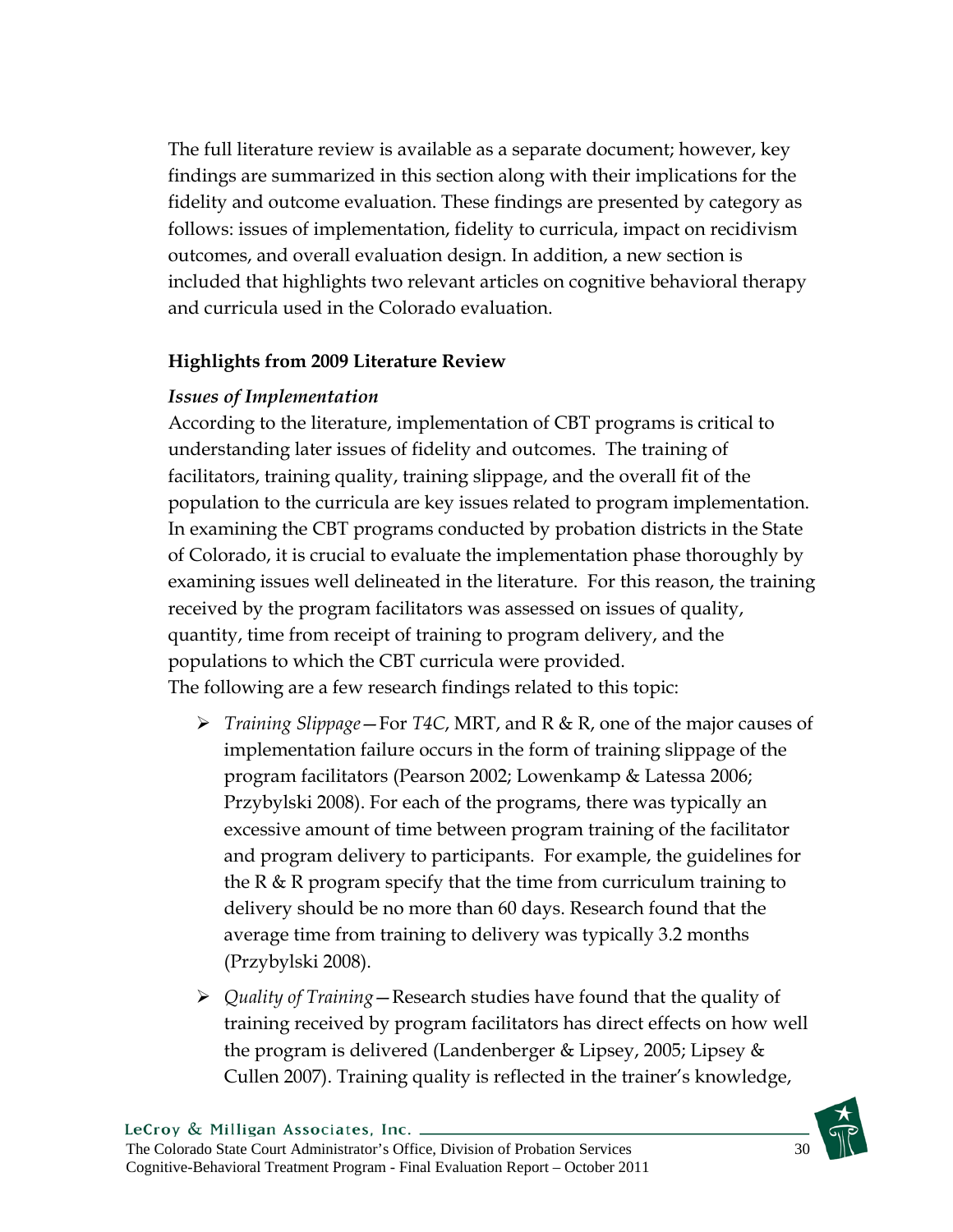The full literature review is available as a separate document; however, key findings are summarized in this section along with their implications for the fidelity and outcome evaluation. These findings are presented by category as follows: issues of implementation, fidelity to curricula, impact on recidivism outcomes, and overall evaluation design. In addition, a new section is included that highlights two relevant articles on cognitive behavioral therapy and curricula used in the Colorado evaluation.

**Highlights from 2009 Literature Review**

***Issues of Implementation***

According to the literature, implementation of CBT programs is critical to understanding later issues of fidelity and outcomes. The training of facilitators, training quality, training slippage, and the overall fit of the population to the curricula are key issues related to program implementation. In examining the CBT programs conducted by probation districts in the State of Colorado, it is crucial to evaluate the implementation phase thoroughly by examining issues well delineated in the literature. For this reason, the training received by the program facilitators was assessed on issues of quality, quantity, time from receipt of training to program delivery, and the populations to which the CBT curricula were provided.

The following are a few research findings related to this topic:

- *Training Slippage*—For *T4C*, MRT, and R & R, one of the major causes of implementation failure occurs in the form of training slippage of the program facilitators (Pearson 2002; Lowenkamp & Latessa 2006; Przybylski 2008). For each of the programs, there was typically an excessive amount of time between program training of the facilitator and program delivery to participants. For example, the guidelines for the R & R program specify that the time from curriculum training to delivery should be no more than 60 days. Research found that the average time from training to delivery was typically 3.2 months (Przybylski 2008).
- *Quality of Training*—Research studies have found that the quality of training received by program facilitators has direct effects on how well the program is delivered (Landenberger & Lipsey, 2005; Lipsey & Cullen 2007). Training quality is reflected in the trainer's knowledge,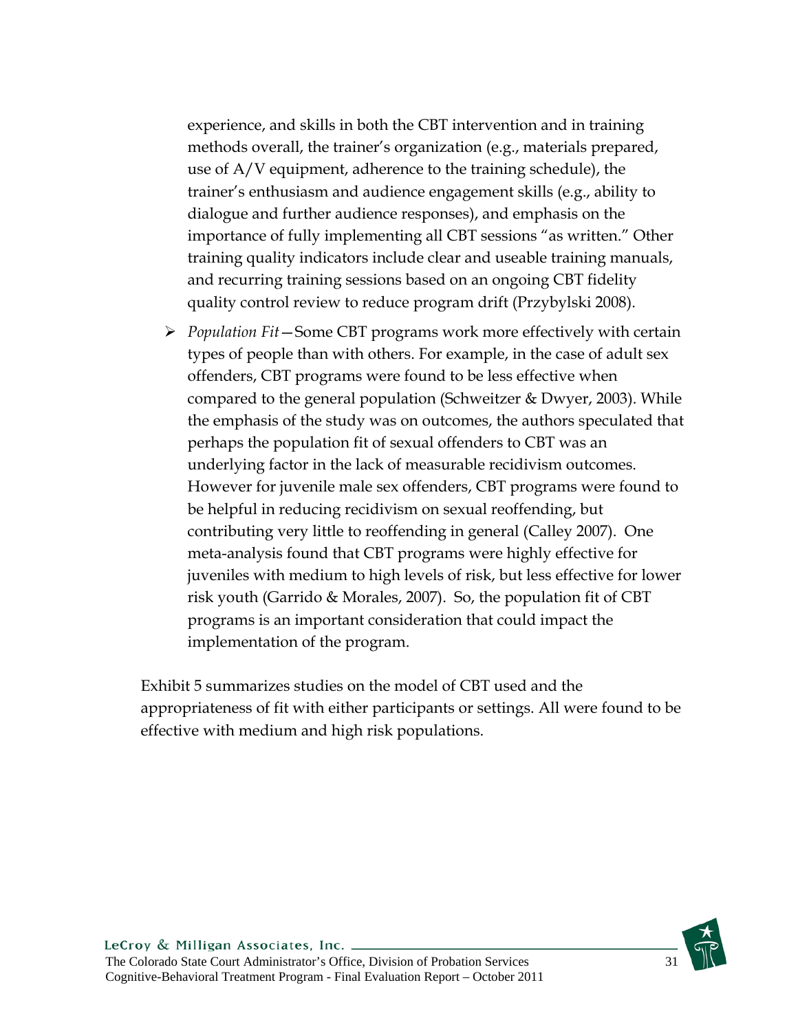experience, and skills in both the CBT intervention and in training methods overall, the trainer's organization (e.g., materials prepared, use of A/V equipment, adherence to the training schedule), the trainer's enthusiasm and audience engagement skills (e.g., ability to dialogue and further audience responses), and emphasis on the importance of fully implementing all CBT sessions "as written." Other training quality indicators include clear and useable training manuals, and recurring training sessions based on an ongoing CBT fidelity quality control review to reduce program drift (Przybylski 2008).

- *Population Fit*—Some CBT programs work more effectively with certain types of people than with others. For example, in the case of adult sex offenders, CBT programs were found to be less effective when compared to the general population (Schweitzer & Dwyer, 2003). While the emphasis of the study was on outcomes, the authors speculated that perhaps the population fit of sexual offenders to CBT was an underlying factor in the lack of measurable recidivism outcomes. However for juvenile male sex offenders, CBT programs were found to be helpful in reducing recidivism on sexual reoffending, but contributing very little to reoffending in general (Calley 2007). One meta-analysis found that CBT programs were highly effective for juveniles with medium to high levels of risk, but less effective for lower risk youth (Garrido & Morales, 2007). So, the population fit of CBT programs is an important consideration that could impact the implementation of the program.

Exhibit 5 summarizes studies on the model of CBT used and the appropriateness of fit with either participants or settings. All were found to be effective with medium and high risk populations.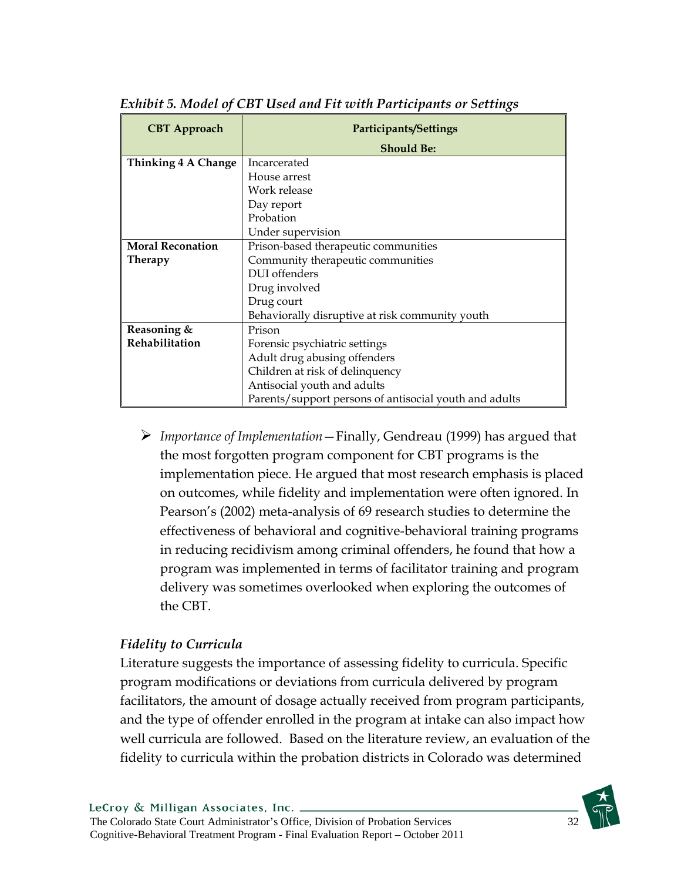*Exhibit 5. Model of CBT Used and Fit with Participants or Settings*

| CBT Approach | Participants/Settings Should Be: |
|---|---|
| **Thinking 4 A Change** | Incarcerated<br>House arrest<br>Work release<br>Day report<br>Probation<br>Under supervision |
| **Moral Reconation Therapy** | Prison-based therapeutic communities<br>Community therapeutic communities<br>DUI offenders<br>Drug involved<br>Drug court<br>Behaviorally disruptive at risk community youth |
| **Reasoning & Rehabilitation** | Prison<br>Forensic psychiatric settings<br>Adult drug abusing offenders<br>Children at risk of delinquency<br>Antisocial youth and adults<br>Parents/support persons of antisocial youth and adults |

- *Importance of Implementation*—Finally, Gendreau (1999) has argued that the most forgotten program component for CBT programs is the implementation piece. He argued that most research emphasis is placed on outcomes, while fidelity and implementation were often ignored. In Pearson's (2002) meta-analysis of 69 research studies to determine the effectiveness of behavioral and cognitive-behavioral training programs in reducing recidivism among criminal offenders, he found that how a program was implemented in terms of facilitator training and program delivery was sometimes overlooked when exploring the outcomes of the CBT.

### *Fidelity to Curricula*

Literature suggests the importance of assessing fidelity to curricula. Specific program modifications or deviations from curricula delivered by program facilitators, the amount of dosage actually received from program participants, and the type of offender enrolled in the program at intake can also impact how well curricula are followed. Based on the literature review, an evaluation of the fidelity to curricula within the probation districts in Colorado was determined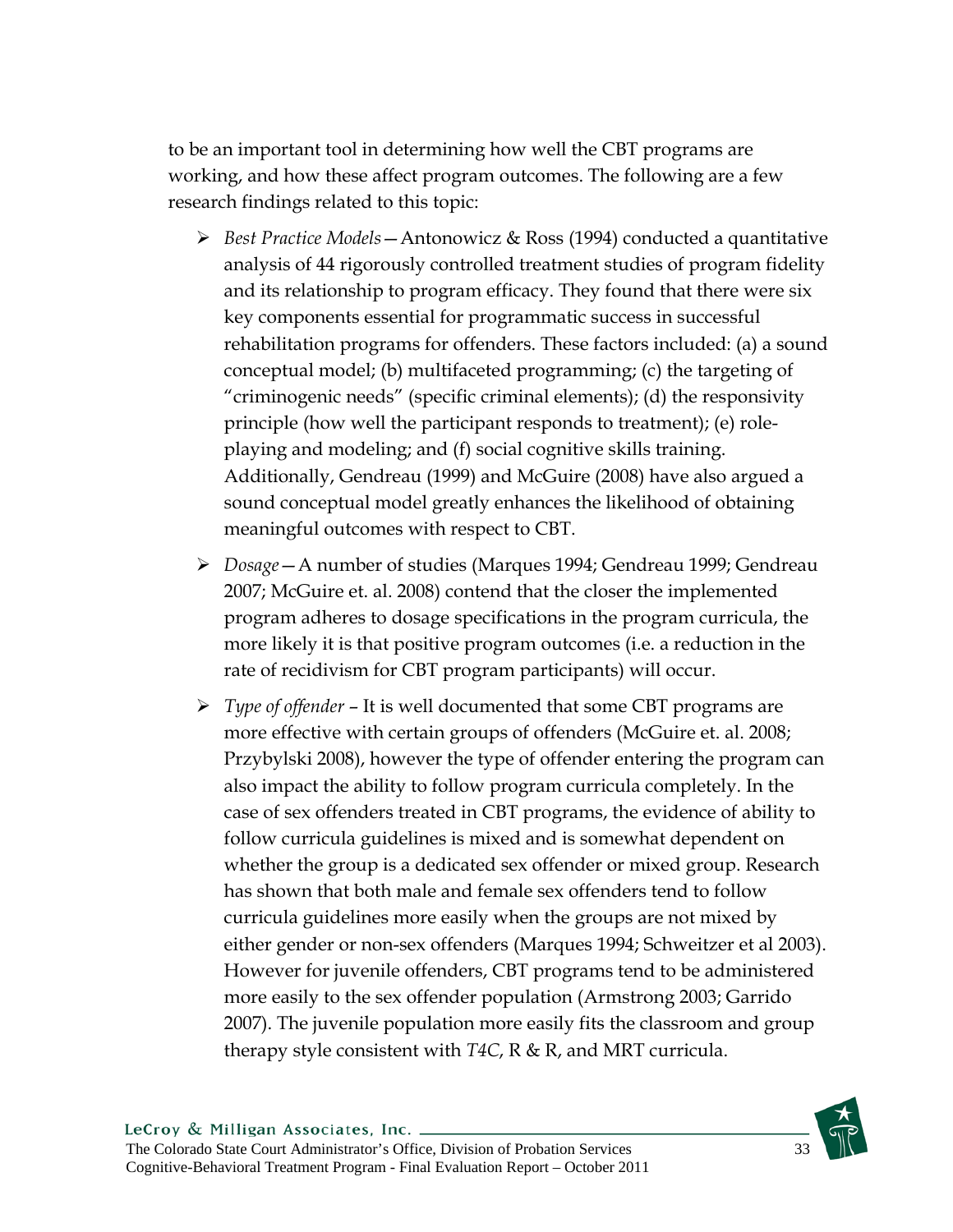to be an important tool in determining how well the CBT programs are working, and how these affect program outcomes. The following are a few research findings related to this topic:

- *Best Practice Models*—Antonowicz & Ross (1994) conducted a quantitative analysis of 44 rigorously controlled treatment studies of program fidelity and its relationship to program efficacy. They found that there were six key components essential for programmatic success in successful rehabilitation programs for offenders. These factors included: (a) a sound conceptual model; (b) multifaceted programming; (c) the targeting of "criminogenic needs" (specific criminal elements); (d) the responsivity principle (how well the participant responds to treatment); (e) role-playing and modeling; and (f) social cognitive skills training. Additionally, Gendreau (1999) and McGuire (2008) have also argued a sound conceptual model greatly enhances the likelihood of obtaining meaningful outcomes with respect to CBT.
- *Dosage*—A number of studies (Marques 1994; Gendreau 1999; Gendreau 2007; McGuire et. al. 2008) contend that the closer the implemented program adheres to dosage specifications in the program curricula, the more likely it is that positive program outcomes (i.e. a reduction in the rate of recidivism for CBT program participants) will occur.
- *Type of offender* – It is well documented that some CBT programs are more effective with certain groups of offenders (McGuire et. al. 2008; Przybylski 2008), however the type of offender entering the program can also impact the ability to follow program curricula completely. In the case of sex offenders treated in CBT programs, the evidence of ability to follow curricula guidelines is mixed and is somewhat dependent on whether the group is a dedicated sex offender or mixed group. Research has shown that both male and female sex offenders tend to follow curricula guidelines more easily when the groups are not mixed by either gender or non-sex offenders (Marques 1994; Schweitzer et al 2003). However for juvenile offenders, CBT programs tend to be administered more easily to the sex offender population (Armstrong 2003; Garrido 2007). The juvenile population more easily fits the classroom and group therapy style consistent with *T4C*, R & R, and MRT curricula.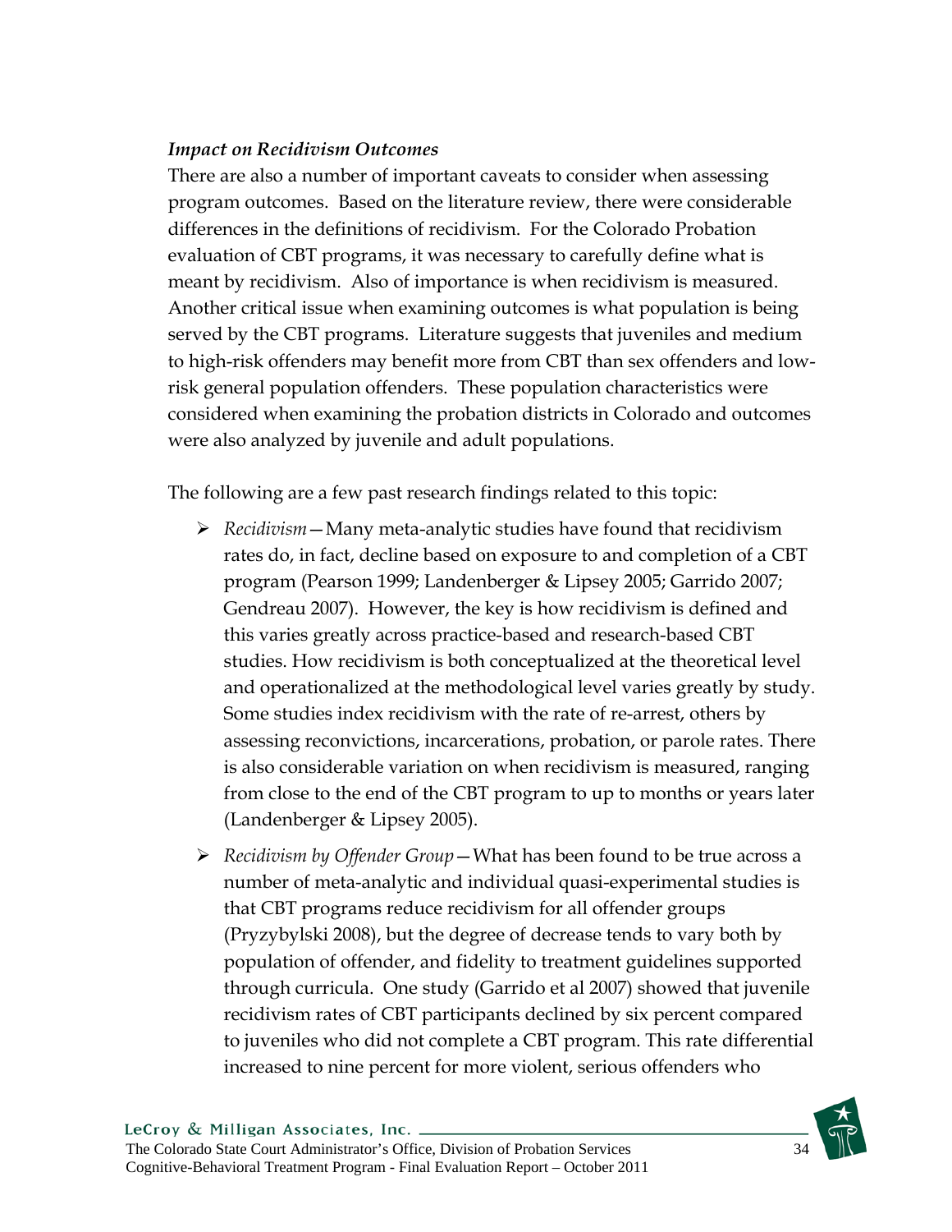*Impact on Recidivism Outcomes*

There are also a number of important caveats to consider when assessing program outcomes. Based on the literature review, there were considerable differences in the definitions of recidivism. For the Colorado Probation evaluation of CBT programs, it was necessary to carefully define what is meant by recidivism. Also of importance is when recidivism is measured. Another critical issue when examining outcomes is what population is being served by the CBT programs. Literature suggests that juveniles and medium to high-risk offenders may benefit more from CBT than sex offenders and low-risk general population offenders. These population characteristics were considered when examining the probation districts in Colorado and outcomes were also analyzed by juvenile and adult populations.

The following are a few past research findings related to this topic:

- *Recidivism*—Many meta-analytic studies have found that recidivism rates do, in fact, decline based on exposure to and completion of a CBT program (Pearson 1999; Landenberger & Lipsey 2005; Garrido 2007; Gendreau 2007). However, the key is how recidivism is defined and this varies greatly across practice-based and research-based CBT studies. How recidivism is both conceptualized at the theoretical level and operationalized at the methodological level varies greatly by study. Some studies index recidivism with the rate of re-arrest, others by assessing reconvictions, incarcerations, probation, or parole rates. There is also considerable variation on when recidivism is measured, ranging from close to the end of the CBT program to up to months or years later (Landenberger & Lipsey 2005).
- *Recidivism by Offender Group*—What has been found to be true across a number of meta-analytic and individual quasi-experimental studies is that CBT programs reduce recidivism for all offender groups (Pryzybylski 2008), but the degree of decrease tends to vary both by population of offender, and fidelity to treatment guidelines supported through curricula. One study (Garrido et al 2007) showed that juvenile recidivism rates of CBT participants declined by six percent compared to juveniles who did not complete a CBT program. This rate differential increased to nine percent for more violent, serious offenders who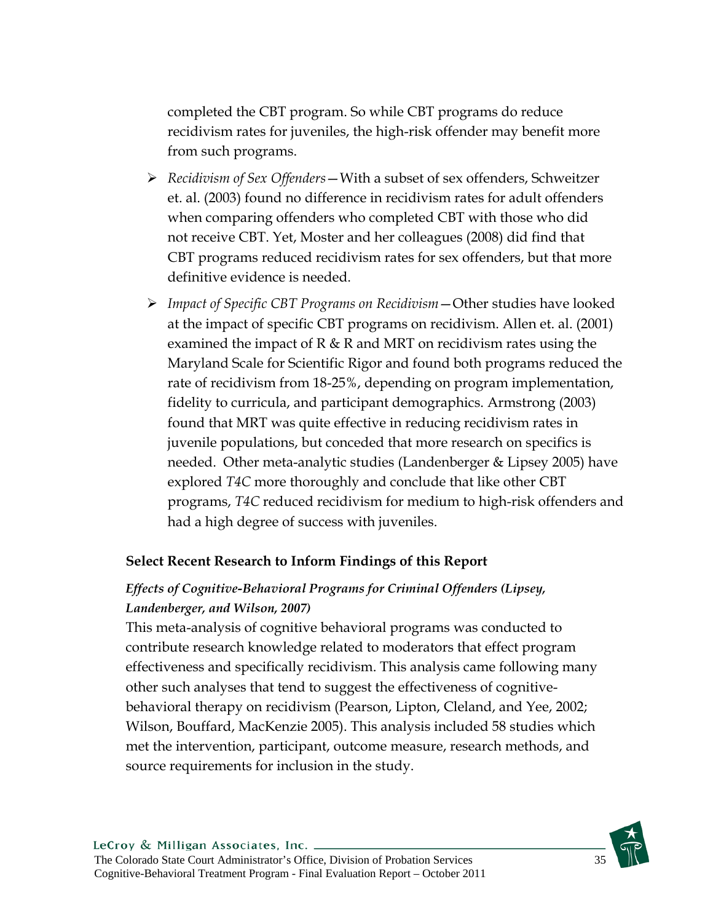completed the CBT program. So while CBT programs do reduce recidivism rates for juveniles, the high-risk offender may benefit more from such programs.

- *Recidivism of Sex Offenders*—With a subset of sex offenders, Schweitzer et. al. (2003) found no difference in recidivism rates for adult offenders when comparing offenders who completed CBT with those who did not receive CBT. Yet, Moster and her colleagues (2008) did find that CBT programs reduced recidivism rates for sex offenders, but that more definitive evidence is needed.
- *Impact of Specific CBT Programs on Recidivism*—Other studies have looked at the impact of specific CBT programs on recidivism. Allen et. al. (2001) examined the impact of R & R and MRT on recidivism rates using the Maryland Scale for Scientific Rigor and found both programs reduced the rate of recidivism from 18-25%, depending on program implementation, fidelity to curricula, and participant demographics. Armstrong (2003) found that MRT was quite effective in reducing recidivism rates in juvenile populations, but conceded that more research on specifics is needed. Other meta-analytic studies (Landenberger & Lipsey 2005) have explored *T4C* more thoroughly and conclude that like other CBT programs, *T4C* reduced recidivism for medium to high-risk offenders and had a high degree of success with juveniles.

### Select Recent Research to Inform Findings of this Report

#### *Effects of Cognitive-Behavioral Programs for Criminal Offenders (Lipsey, Landenberger, and Wilson, 2007)*

This meta-analysis of cognitive behavioral programs was conducted to contribute research knowledge related to moderators that effect program effectiveness and specifically recidivism. This analysis came following many other such analyses that tend to suggest the effectiveness of cognitive-behavioral therapy on recidivism (Pearson, Lipton, Cleland, and Yee, 2002; Wilson, Bouffard, MacKenzie 2005). This analysis included 58 studies which met the intervention, participant, outcome measure, research methods, and source requirements for inclusion in the study.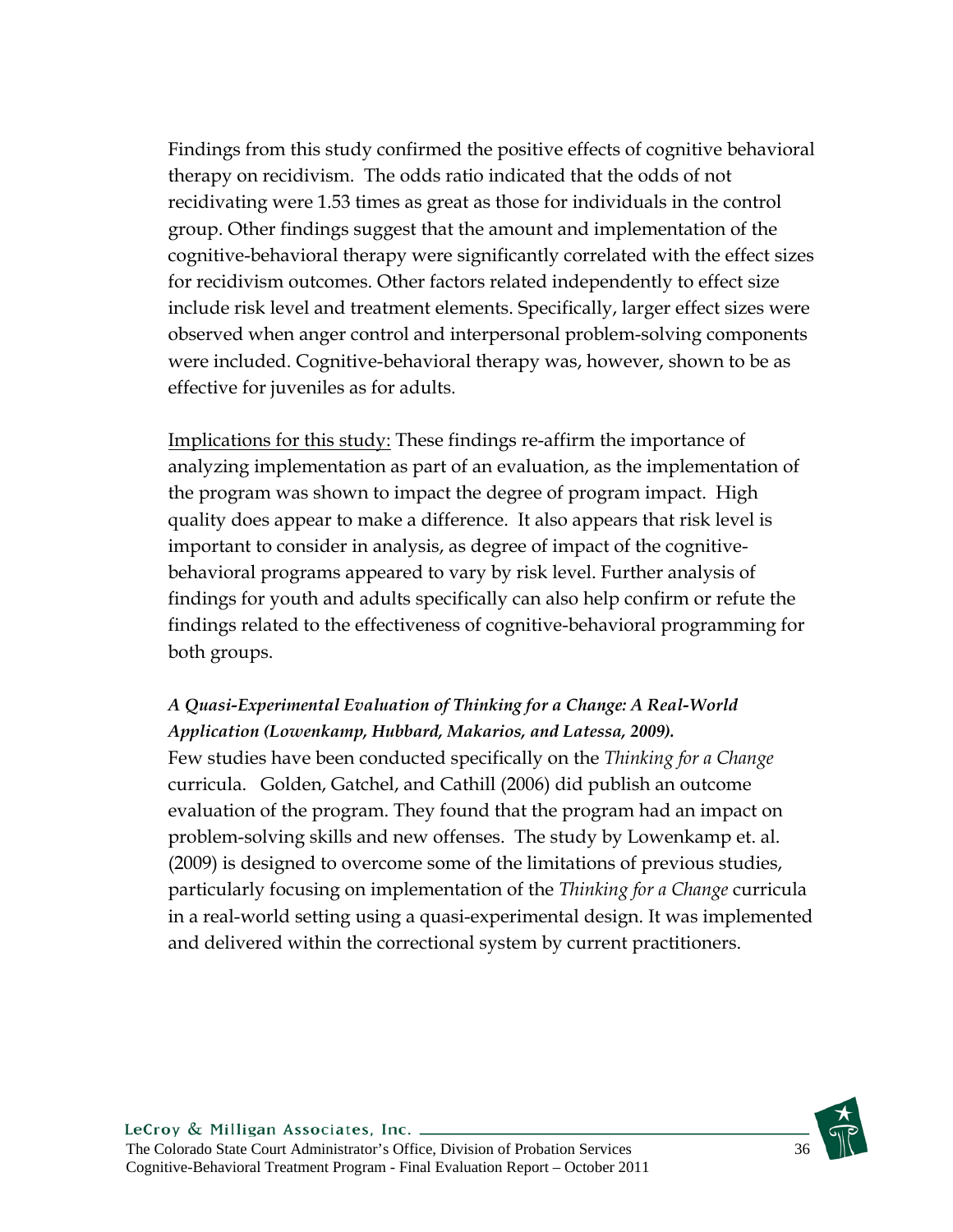Findings from this study confirmed the positive effects of cognitive behavioral therapy on recidivism. The odds ratio indicated that the odds of not recidivating were 1.53 times as great as those for individuals in the control group. Other findings suggest that the amount and implementation of the cognitive-behavioral therapy were significantly correlated with the effect sizes for recidivism outcomes. Other factors related independently to effect size include risk level and treatment elements. Specifically, larger effect sizes were observed when anger control and interpersonal problem-solving components were included. Cognitive-behavioral therapy was, however, shown to be as effective for juveniles as for adults.

<u>Implications for this study:</u> These findings re-affirm the importance of analyzing implementation as part of an evaluation, as the implementation of the program was shown to impact the degree of program impact. High quality does appear to make a difference. It also appears that risk level is important to consider in analysis, as degree of impact of the cognitive-behavioral programs appeared to vary by risk level. Further analysis of findings for youth and adults specifically can also help confirm or refute the findings related to the effectiveness of cognitive-behavioral programming for both groups.

***A Quasi-Experimental Evaluation of Thinking for a Change: A Real-World Application (Lowenkamp, Hubbard, Makarios, and Latessa, 2009).***

Few studies have been conducted specifically on the *Thinking for a Change* curricula. Golden, Gatchel, and Cathill (2006) did publish an outcome evaluation of the program. They found that the program had an impact on problem-solving skills and new offenses. The study by Lowenkamp et. al. (2009) is designed to overcome some of the limitations of previous studies, particularly focusing on implementation of the *Thinking for a Change* curricula in a real-world setting using a quasi-experimental design. It was implemented and delivered within the correctional system by current practitioners.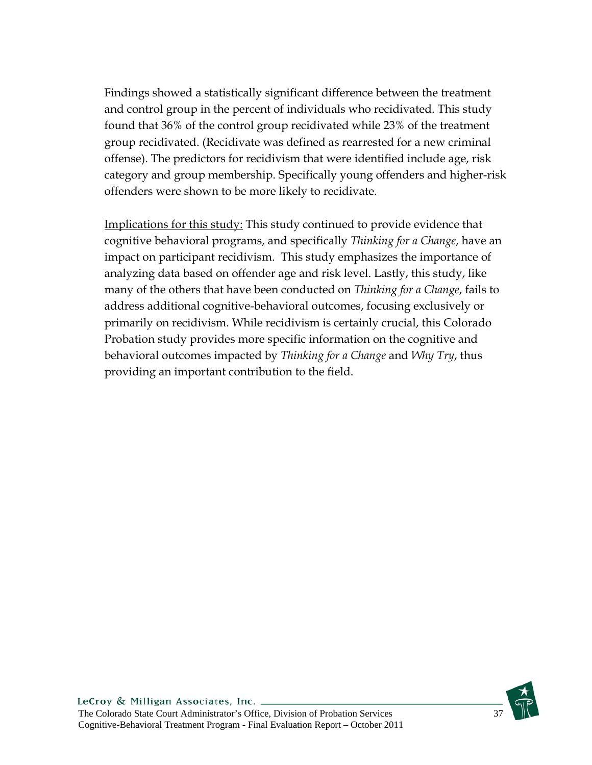Findings showed a statistically significant difference between the treatment and control group in the percent of individuals who recidivated. This study found that 36% of the control group recidivated while 23% of the treatment group recidivated. (Recidivate was defined as rearrested for a new criminal offense). The predictors for recidivism that were identified include age, risk category and group membership. Specifically young offenders and higher-risk offenders were shown to be more likely to recidivate.

Implications for this study: This study continued to provide evidence that cognitive behavioral programs, and specifically *Thinking for a Change*, have an impact on participant recidivism. This study emphasizes the importance of analyzing data based on offender age and risk level. Lastly, this study, like many of the others that have been conducted on *Thinking for a Change*, fails to address additional cognitive-behavioral outcomes, focusing exclusively or primarily on recidivism. While recidivism is certainly crucial, this Colorado Probation study provides more specific information on the cognitive and behavioral outcomes impacted by *Thinking for a Change* and *Why Try*, thus providing an important contribution to the field.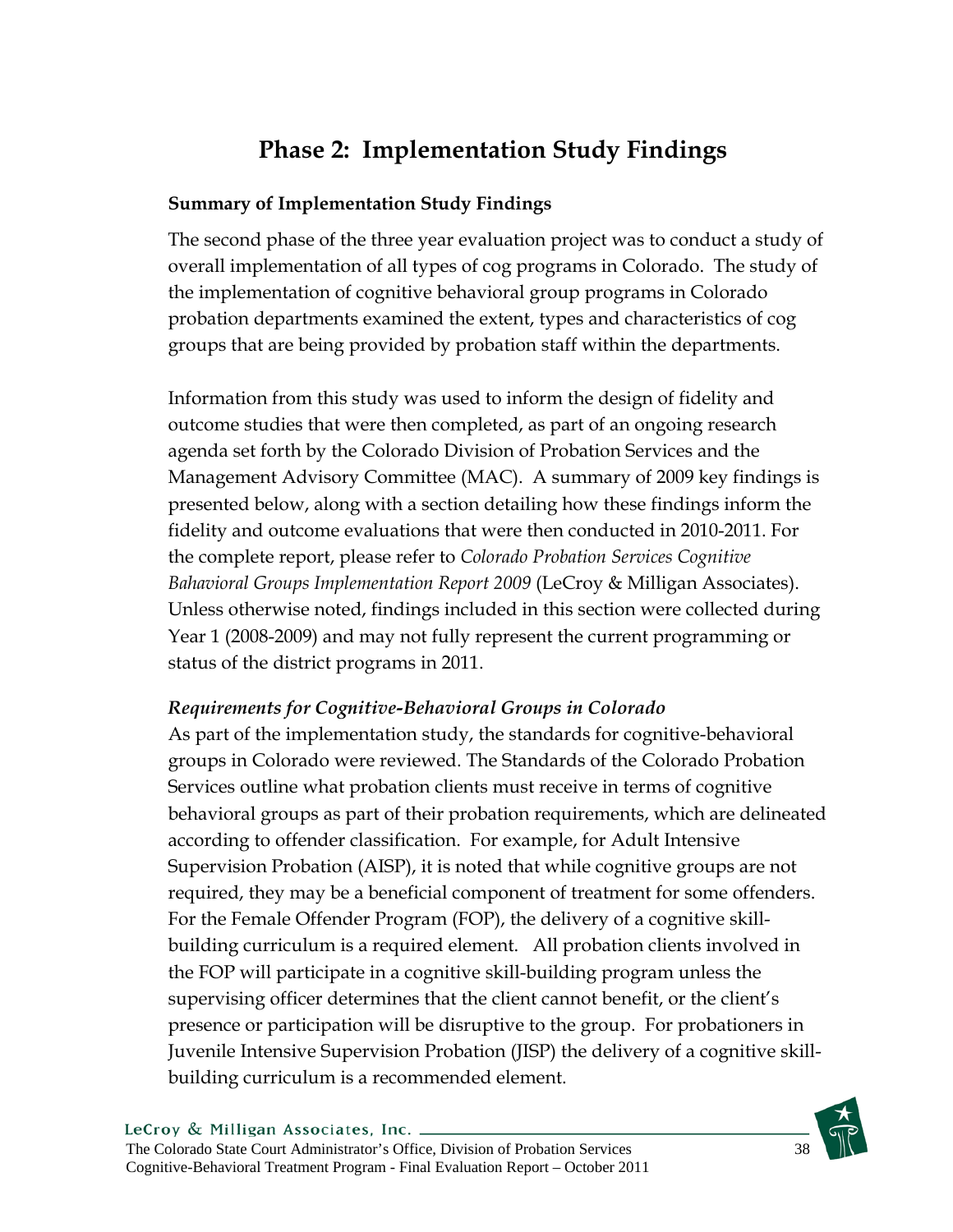# Phase 2: Implementation Study Findings

### Summary of Implementation Study Findings

The second phase of the three year evaluation project was to conduct a study of overall implementation of all types of cog programs in Colorado. The study of the implementation of cognitive behavioral group programs in Colorado probation departments examined the extent, types and characteristics of cog groups that are being provided by probation staff within the departments.

Information from this study was used to inform the design of fidelity and outcome studies that were then completed, as part of an ongoing research agenda set forth by the Colorado Division of Probation Services and the Management Advisory Committee (MAC). A summary of 2009 key findings is presented below, along with a section detailing how these findings inform the fidelity and outcome evaluations that were then conducted in 2010-2011. For the complete report, please refer to *Colorado Probation Services Cognitive Bahavioral Groups Implementation Report 2009* (LeCroy & Milligan Associates). Unless otherwise noted, findings included in this section were collected during Year 1 (2008-2009) and may not fully represent the current programming or status of the district programs in 2011.

***Requirements for Cognitive-Behavioral Groups in Colorado***

As part of the implementation study, the standards for cognitive-behavioral groups in Colorado were reviewed. The Standards of the Colorado Probation Services outline what probation clients must receive in terms of cognitive behavioral groups as part of their probation requirements, which are delineated according to offender classification. For example, for Adult Intensive Supervision Probation (AISP), it is noted that while cognitive groups are not required, they may be a beneficial component of treatment for some offenders. For the Female Offender Program (FOP), the delivery of a cognitive skill-building curriculum is a required element. All probation clients involved in the FOP will participate in a cognitive skill-building program unless the supervising officer determines that the client cannot benefit, or the client's presence or participation will be disruptive to the group. For probationers in Juvenile Intensive Supervision Probation (JISP) the delivery of a cognitive skill-building curriculum is a recommended element.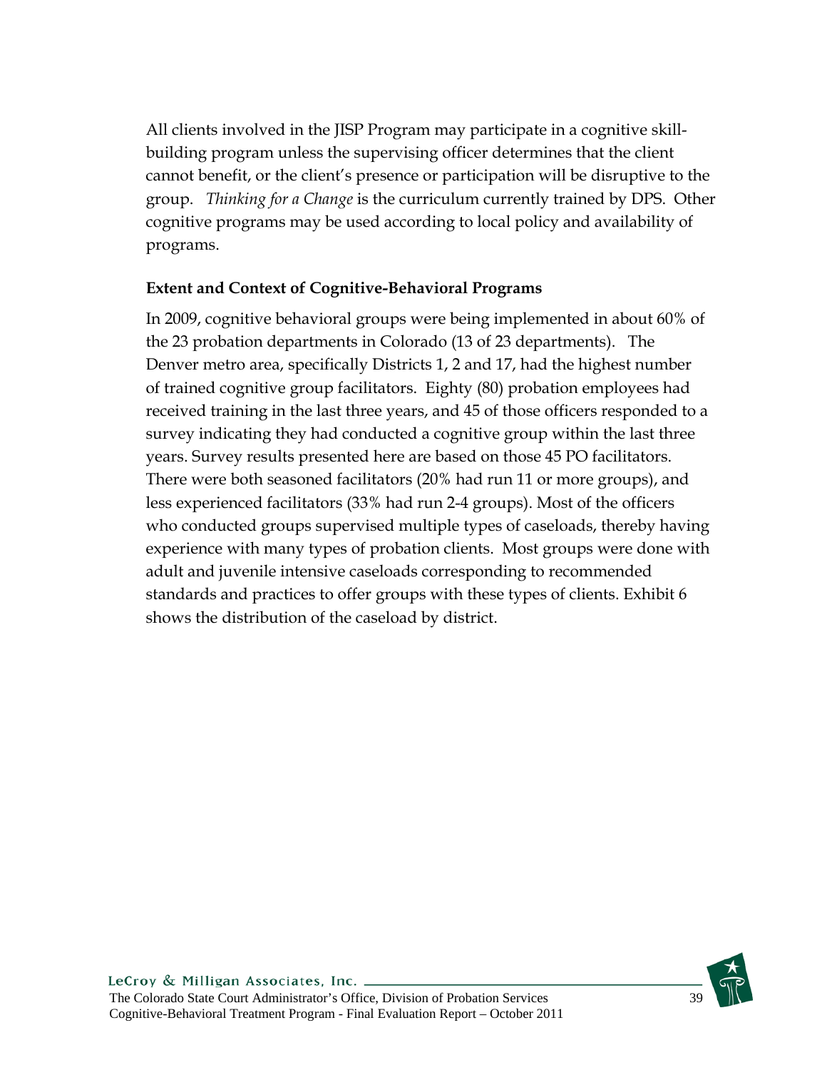All clients involved in the JISP Program may participate in a cognitive skill-building program unless the supervising officer determines that the client cannot benefit, or the client's presence or participation will be disruptive to the group. *Thinking for a Change* is the curriculum currently trained by DPS. Other cognitive programs may be used according to local policy and availability of programs.

**Extent and Context of Cognitive-Behavioral Programs**

In 2009, cognitive behavioral groups were being implemented in about 60% of the 23 probation departments in Colorado (13 of 23 departments). The Denver metro area, specifically Districts 1, 2 and 17, had the highest number of trained cognitive group facilitators. Eighty (80) probation employees had received training in the last three years, and 45 of those officers responded to a survey indicating they had conducted a cognitive group within the last three years. Survey results presented here are based on those 45 PO facilitators. There were both seasoned facilitators (20% had run 11 or more groups), and less experienced facilitators (33% had run 2-4 groups). Most of the officers who conducted groups supervised multiple types of caseloads, thereby having experience with many types of probation clients. Most groups were done with adult and juvenile intensive caseloads corresponding to recommended standards and practices to offer groups with these types of clients. Exhibit 6 shows the distribution of the caseload by district.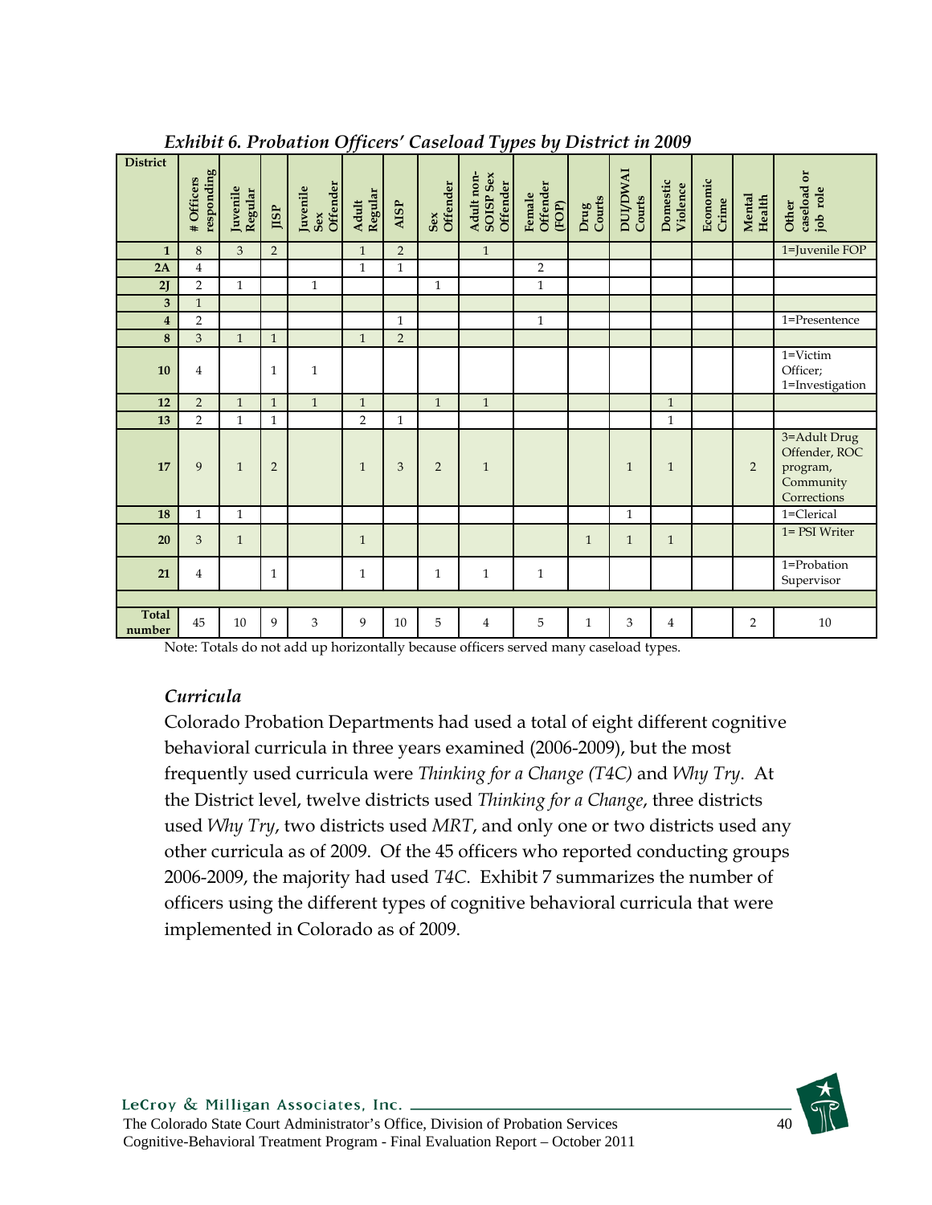*Exhibit 6. Probation Officers' Caseload Types by District in 2009*

| District | # Officers responding | Juvenile Regular | JISP | Juvenile Sex Offender | Adult Regular | AISP | Sex Offender | Adult non-SOISP Sex Offender | Female Offender (FOP) | Drug Courts | DUI/DWAI Courts | Domestic Violence | Economic Crime | Mental Health | Other caseload or job role |
|---|---|---|---|---|---|---|---|---|---|---|---|---|---|---|---|
| **1** | 8 | 3 | 2 | | 1 | 2 | | 1 | | | | | | | 1=Juvenile FOP |
| **2A** | 4 | | | | 1 | 1 | | | 2 | | | | | | |
| **2J** | 2 | 1 | | 1 | | | 1 | | 1 | | | | | | |
| **3** | 1 | | | | | | | | | | | | | | |
| **4** | 2 | | | | | 1 | | | 1 | | | | | | 1=Presentence |
| **8** | 3 | 1 | 1 | | 1 | 2 | | | | | | | | | |
| **10** | 4 | | 1 | 1 | | | | | | | | | | | 1=Victim Officer; 1=Investigation |
| **12** | 2 | 1 | 1 | 1 | 1 | | 1 | 1 | | | | 1 | | | |
| **13** | 2 | 1 | 1 | | 2 | 1 | | | | | | 1 | | | |
| **17** | 9 | 1 | 2 | | 1 | 3 | 2 | 1 | | | 1 | 1 | | 2 | 3=Adult Drug Offender, ROC program, Community Corrections |
| **18** | 1 | 1 | | | | | | | | | 1 | | | | 1=Clerical |
| **20** | 3 | 1 | | | 1 | | | | | 1 | 1 | 1 | | | 1= PSI Writer |
| **21** | 4 | | 1 | | 1 | | 1 | 1 | 1 | | | | | | 1=Probation Supervisor |
| | | | | | | | | | | | | | | | |
| **Total number** | 45 | 10 | 9 | 3 | 9 | 10 | 5 | 4 | 5 | 1 | 3 | 4 | | 2 | 10 |

Note: Totals do not add up horizontally because officers served many caseload types.

### *Curricula*

Colorado Probation Departments had used a total of eight different cognitive behavioral curricula in three years examined (2006-2009), but the most frequently used curricula were *Thinking for a Change (T4C)* and *Why Try*. At the District level, twelve districts used *Thinking for a Change*, three districts used *Why Try*, two districts used *MRT*, and only one or two districts used any other curricula as of 2009. Of the 45 officers who reported conducting groups 2006-2009, the majority had used *T4C*. Exhibit 7 summarizes the number of officers using the different types of cognitive behavioral curricula that were implemented in Colorado as of 2009.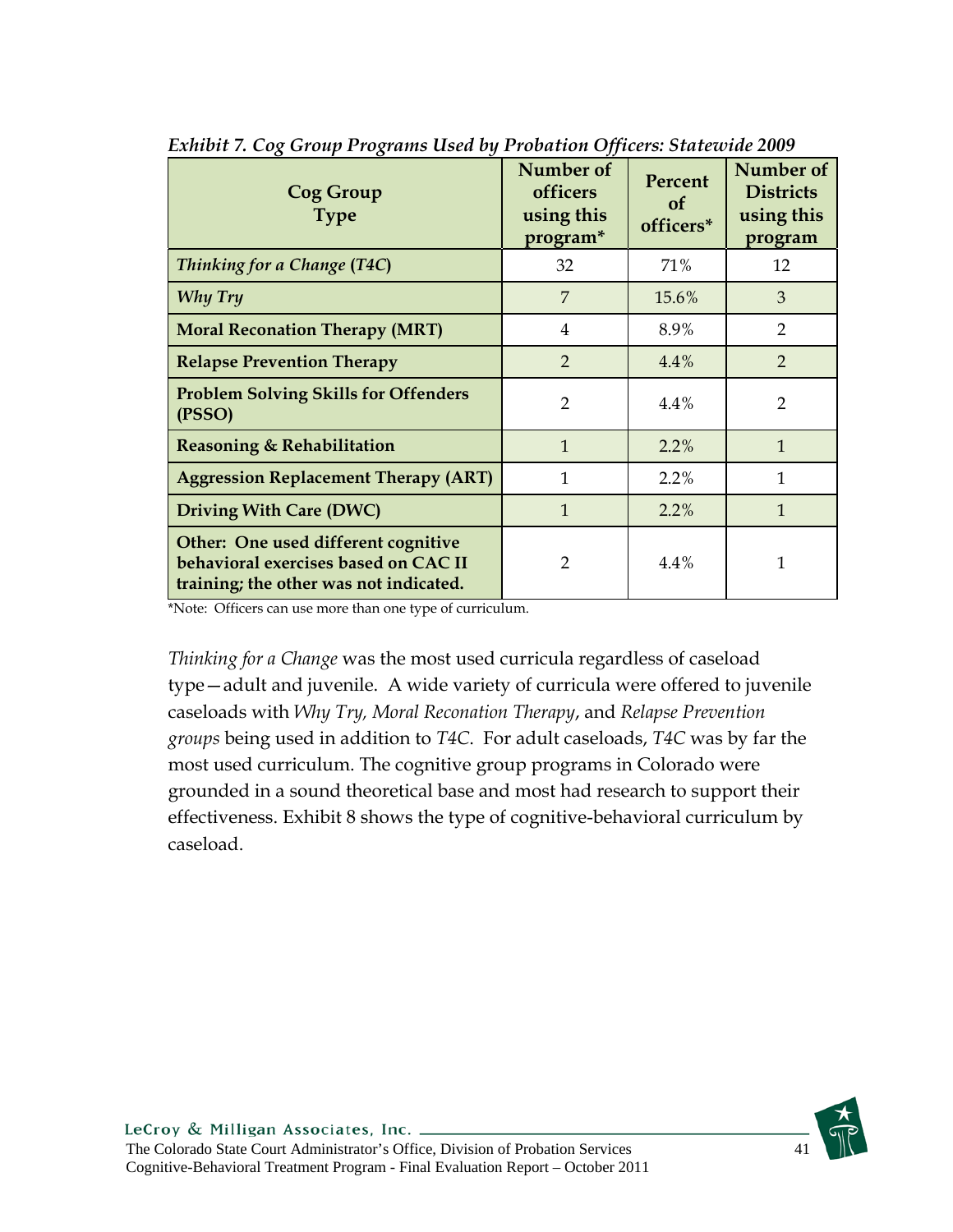*Exhibit 7. Cog Group Programs Used by Probation Officers: Statewide 2009*

| Cog Group Type | Number of officers using this program* | Percent of officers* | Number of Districts using this program |
|---|---|---|---|
| *Thinking for a Change* (*T4C*) | 32 | 71% | 12 |
| *Why Try* | 7 | 15.6% | 3 |
| **Moral Reconation Therapy (MRT)** | 4 | 8.9% | 2 |
| **Relapse Prevention Therapy** | 2 | 4.4% | 2 |
| **Problem Solving Skills for Offenders (PSSO)** | 2 | 4.4% | 2 |
| **Reasoning & Rehabilitation** | 1 | 2.2% | 1 |
| **Aggression Replacement Therapy (ART)** | 1 | 2.2% | 1 |
| **Driving With Care (DWC)** | 1 | 2.2% | 1 |
| **Other: One used different cognitive behavioral exercises based on CAC II training; the other was not indicated.** | 2 | 4.4% | 1 |

*Note: Officers can use more than one type of curriculum.

*Thinking for a Change* was the most used curricula regardless of caseload type—adult and juvenile. A wide variety of curricula were offered to juvenile caseloads with *Why Try, Moral Reconation Therapy*, and *Relapse Prevention groups* being used in addition to *T4C*. For adult caseloads, *T4C* was by far the most used curriculum. The cognitive group programs in Colorado were grounded in a sound theoretical base and most had research to support their effectiveness. Exhibit 8 shows the type of cognitive-behavioral curriculum by caseload.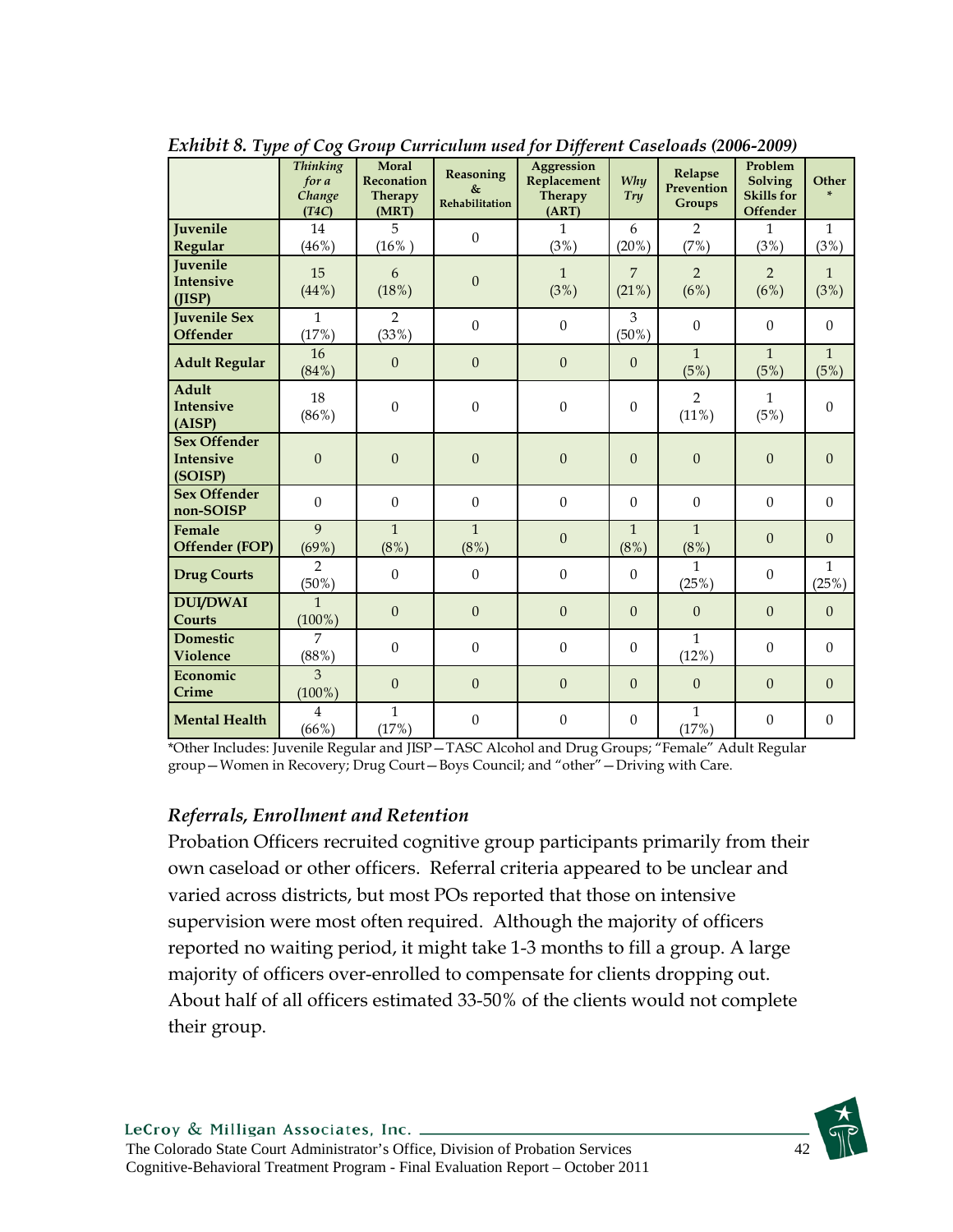*Exhibit 8. Type of Cog Group Curriculum used for Different Caseloads (2006-2009)*

| | *Thinking for a Change (T4C)* | Moral Reconation Therapy (MRT) | Reasoning & Rehabilitation | Aggression Replacement Therapy (ART) | *Why Try* | Relapse Prevention Groups | Problem Solving Skills for Offender | Other * |
|---|---|---|---|---|---|---|---|---|
| **Juvenile Regular** | 14 (46%) | 5 (16% ) | 0 | 1 (3%) | 6 (20%) | 2 (7%) | 1 (3%) | 1 (3%) |
| **Juvenile Intensive (JISP)** | 15 (44%) | 6 (18%) | 0 | 1 (3%) | 7 (21%) | 2 (6%) | 2 (6%) | 1 (3%) |
| **Juvenile Sex Offender** | 1 (17%) | 2 (33%) | 0 | 0 | 3 (50%) | 0 | 0 | 0 |
| **Adult Regular** | 16 (84%) | 0 | 0 | 0 | 0 | 1 (5%) | 1 (5%) | 1 (5%) |
| **Adult Intensive (AISP)** | 18 (86%) | 0 | 0 | 0 | 0 | 2 (11%) | 1 (5%) | 0 |
| **Sex Offender Intensive (SOISP)** | 0 | 0 | 0 | 0 | 0 | 0 | 0 | 0 |
| **Sex Offender non-SOISP** | 0 | 0 | 0 | 0 | 0 | 0 | 0 | 0 |
| **Female Offender (FOP)** | 9 (69%) | 1 (8%) | 1 (8%) | 0 | 1 (8%) | 1 (8%) | 0 | 0 |
| **Drug Courts** | 2 (50%) | 0 | 0 | 0 | 0 | 1 (25%) | 0 | 1 (25%) |
| **DUI/DWAI Courts** | 1 (100%) | 0 | 0 | 0 | 0 | 0 | 0 | 0 |
| **Domestic Violence** | 7 (88%) | 0 | 0 | 0 | 0 | 1 (12%) | 0 | 0 |
| **Economic Crime** | 3 (100%) | 0 | 0 | 0 | 0 | 0 | 0 | 0 |
| **Mental Health** | 4 (66%) | 1 (17%) | 0 | 0 | 0 | 1 (17%) | 0 | 0 |

*Other Includes: Juvenile Regular and JISP—TASC Alcohol and Drug Groups; "Female" Adult Regular group—Women in Recovery; Drug Court—Boys Council; and "other"—Driving with Care.

### *Referrals, Enrollment and Retention*

Probation Officers recruited cognitive group participants primarily from their own caseload or other officers. Referral criteria appeared to be unclear and varied across districts, but most POs reported that those on intensive supervision were most often required. Although the majority of officers reported no waiting period, it might take 1-3 months to fill a group. A large majority of officers over-enrolled to compensate for clients dropping out. About half of all officers estimated 33-50% of the clients would not complete their group.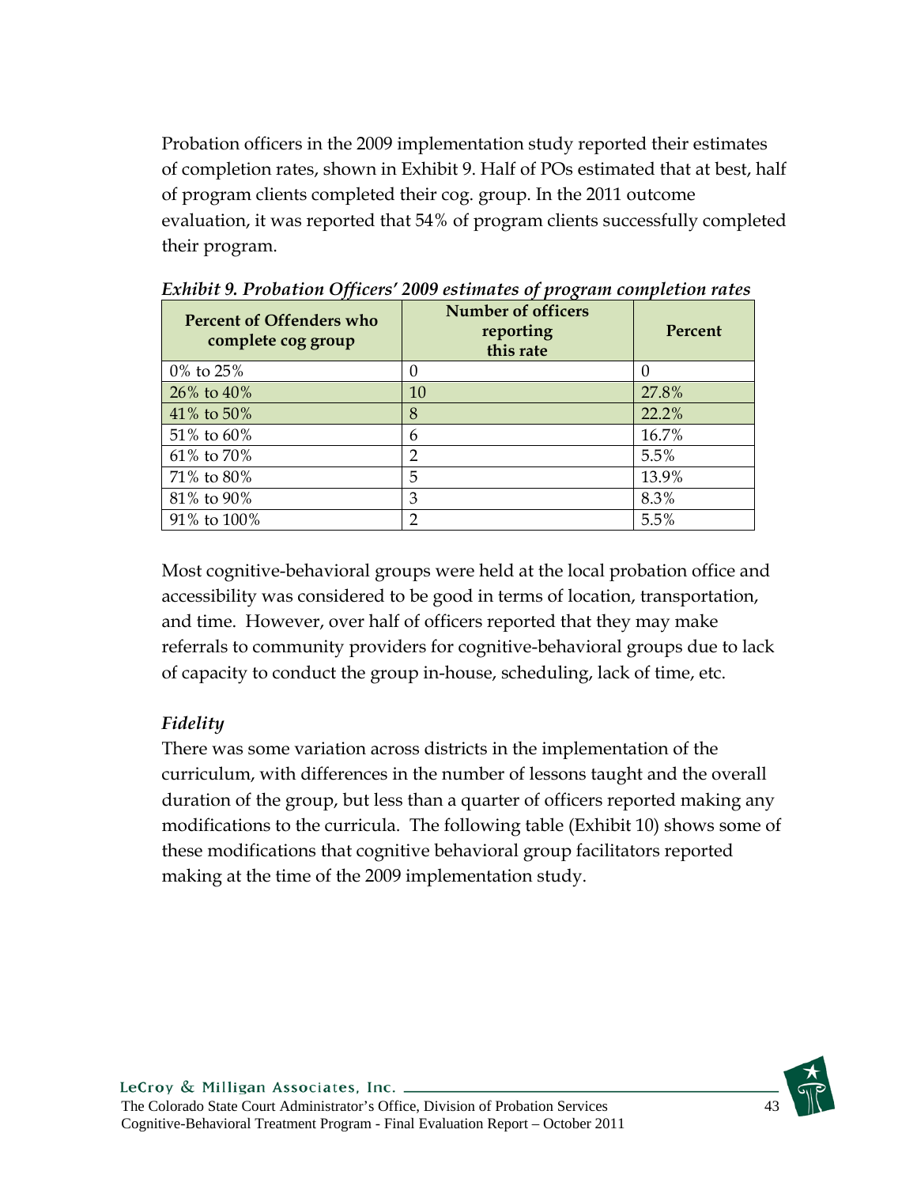Probation officers in the 2009 implementation study reported their estimates of completion rates, shown in Exhibit 9. Half of POs estimated that at best, half of program clients completed their cog. group. In the 2011 outcome evaluation, it was reported that 54% of program clients successfully completed their program.

*Exhibit 9. Probation Officers' 2009 estimates of program completion rates*

| Percent of Offenders who complete cog group | Number of officers reporting this rate | Percent |
|---|---|---|
| 0% to 25% | 0 | 0 |
| 26% to 40% | 10 | 27.8% |
| 41% to 50% | 8 | 22.2% |
| 51% to 60% | 6 | 16.7% |
| 61% to 70% | 2 | 5.5% |
| 71% to 80% | 5 | 13.9% |
| 81% to 90% | 3 | 8.3% |
| 91% to 100% | 2 | 5.5% |

Most cognitive-behavioral groups were held at the local probation office and accessibility was considered to be good in terms of location, transportation, and time. However, over half of officers reported that they may make referrals to community providers for cognitive-behavioral groups due to lack of capacity to conduct the group in-house, scheduling, lack of time, etc.

### *Fidelity*

There was some variation across districts in the implementation of the curriculum, with differences in the number of lessons taught and the overall duration of the group, but less than a quarter of officers reported making any modifications to the curricula. The following table (Exhibit 10) shows some of these modifications that cognitive behavioral group facilitators reported making at the time of the 2009 implementation study.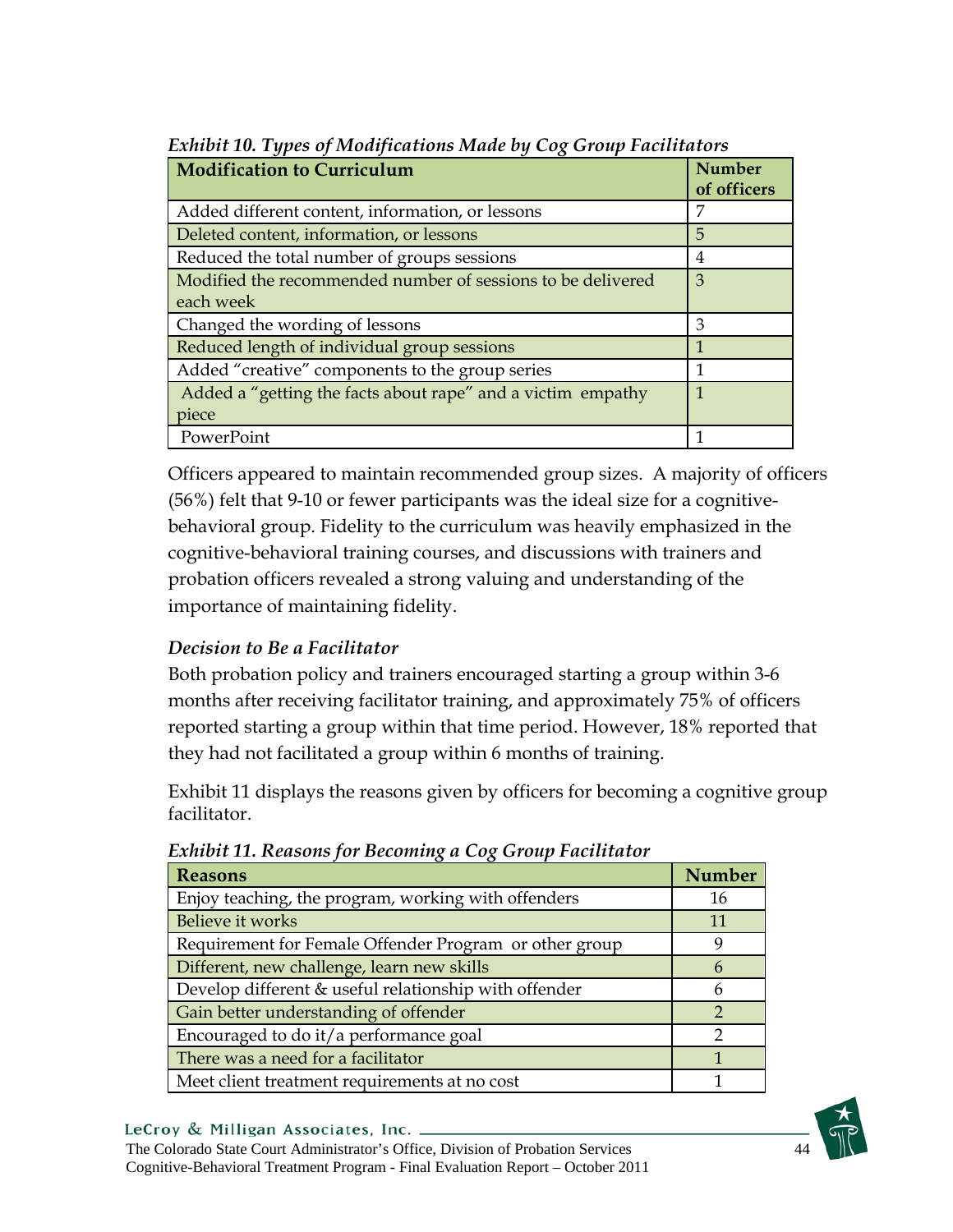*Exhibit 10. Types of Modifications Made by Cog Group Facilitators*

| Modification to Curriculum | Number of officers |
|---|---|
| Added different content, information, or lessons | 7 |
| Deleted content, information, or lessons | 5 |
| Reduced the total number of groups sessions | 4 |
| Modified the recommended number of sessions to be delivered each week | 3 |
| Changed the wording of lessons | 3 |
| Reduced length of individual group sessions | 1 |
| Added "creative" components to the group series | 1 |
| Added a "getting the facts about rape" and a victim empathy piece | 1 |
| PowerPoint | 1 |

Officers appeared to maintain recommended group sizes. A majority of officers (56%) felt that 9-10 or fewer participants was the ideal size for a cognitive-behavioral group. Fidelity to the curriculum was heavily emphasized in the cognitive-behavioral training courses, and discussions with trainers and probation officers revealed a strong valuing and understanding of the importance of maintaining fidelity.

### *Decision to Be a Facilitator*

Both probation policy and trainers encouraged starting a group within 3-6 months after receiving facilitator training, and approximately 75% of officers reported starting a group within that time period. However, 18% reported that they had not facilitated a group within 6 months of training.

Exhibit 11 displays the reasons given by officers for becoming a cognitive group facilitator.

*Exhibit 11. Reasons for Becoming a Cog Group Facilitator*

| Reasons | Number |
|---|---|
| Enjoy teaching, the program, working with offenders | 16 |
| Believe it works | 11 |
| Requirement for Female Offender Program or other group | 9 |
| Different, new challenge, learn new skills | 6 |
| Develop different & useful relationship with offender | 6 |
| Gain better understanding of offender | 2 |
| Encouraged to do it/a performance goal | 2 |
| There was a need for a facilitator | 1 |
| Meet client treatment requirements at no cost | 1 |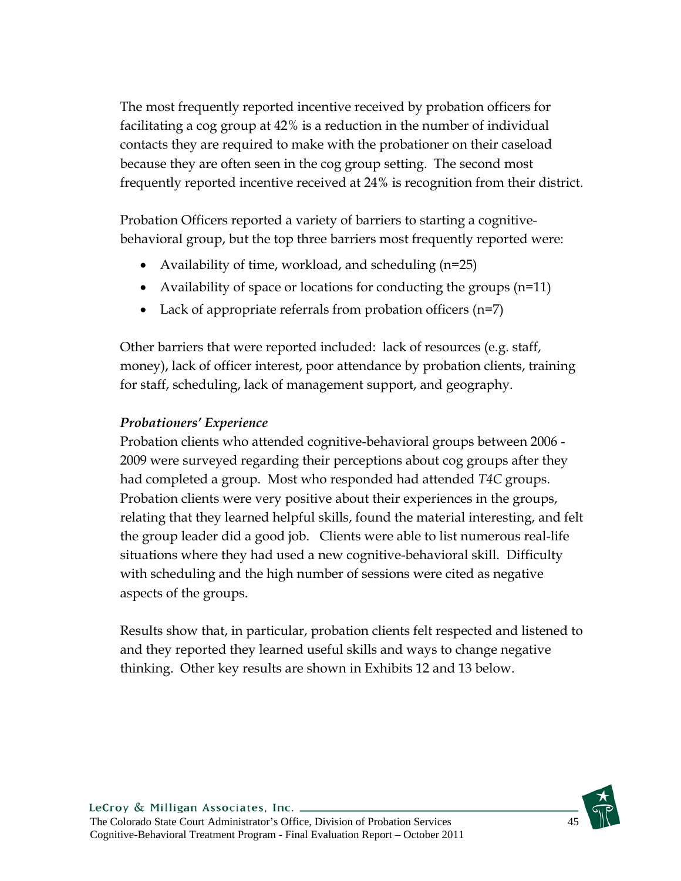The most frequently reported incentive received by probation officers for facilitating a cog group at 42% is a reduction in the number of individual contacts they are required to make with the probationer on their caseload because they are often seen in the cog group setting. The second most frequently reported incentive received at 24% is recognition from their district.

Probation Officers reported a variety of barriers to starting a cognitive-behavioral group, but the top three barriers most frequently reported were:

- Availability of time, workload, and scheduling (n=25)
- Availability of space or locations for conducting the groups (n=11)
- Lack of appropriate referrals from probation officers (n=7)

Other barriers that were reported included: lack of resources (e.g. staff, money), lack of officer interest, poor attendance by probation clients, training for staff, scheduling, lack of management support, and geography.

***Probationers' Experience***

Probation clients who attended cognitive-behavioral groups between 2006 - 2009 were surveyed regarding their perceptions about cog groups after they had completed a group. Most who responded had attended *T4C* groups. Probation clients were very positive about their experiences in the groups, relating that they learned helpful skills, found the material interesting, and felt the group leader did a good job. Clients were able to list numerous real-life situations where they had used a new cognitive-behavioral skill. Difficulty with scheduling and the high number of sessions were cited as negative aspects of the groups.

Results show that, in particular, probation clients felt respected and listened to and they reported they learned useful skills and ways to change negative thinking. Other key results are shown in Exhibits 12 and 13 below.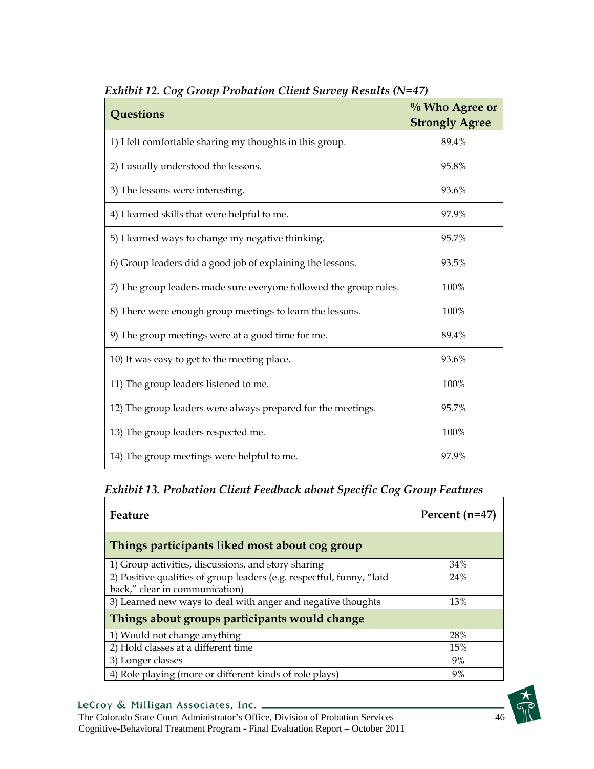*Exhibit 12. Cog Group Probation Client Survey Results (N=47)*

| Questions | % Who Agree or Strongly Agree |
|---|---|
| 1) I felt comfortable sharing my thoughts in this group. | 89.4% |
| 2) I usually understood the lessons. | 95.8% |
| 3) The lessons were interesting. | 93.6% |
| 4) I learned skills that were helpful to me. | 97.9% |
| 5) I learned ways to change my negative thinking. | 95.7% |
| 6) Group leaders did a good job of explaining the lessons. | 93.5% |
| 7) The group leaders made sure everyone followed the group rules. | 100% |
| 8) There were enough group meetings to learn the lessons. | 100% |
| 9) The group meetings were at a good time for me. | 89.4% |
| 10) It was easy to get to the meeting place. | 93.6% |
| 11) The group leaders listened to me. | 100% |
| 12) The group leaders were always prepared for the meetings. | 95.7% |
| 13) The group leaders respected me. | 100% |
| 14) The group meetings were helpful to me. | 97.9% |

*Exhibit 13. Probation Client Feedback about Specific Cog Group Features*

| Feature | Percent (n=47) |
|---|---|
| **Things participants liked most about cog group** | |
| 1) Group activities, discussions, and story sharing | 34% |
| 2) Positive qualities of group leaders (e.g. respectful, funny, "laid back," clear in communication) | 24% |
| 3) Learned new ways to deal with anger and negative thoughts | 13% |
| **Things about groups participants would change** | |
| 1) Would not change anything | 28% |
| 2) Hold classes at a different time | 15% |
| 3) Longer classes | 9% |
| 4) Role playing (more or different kinds of role plays) | 9% |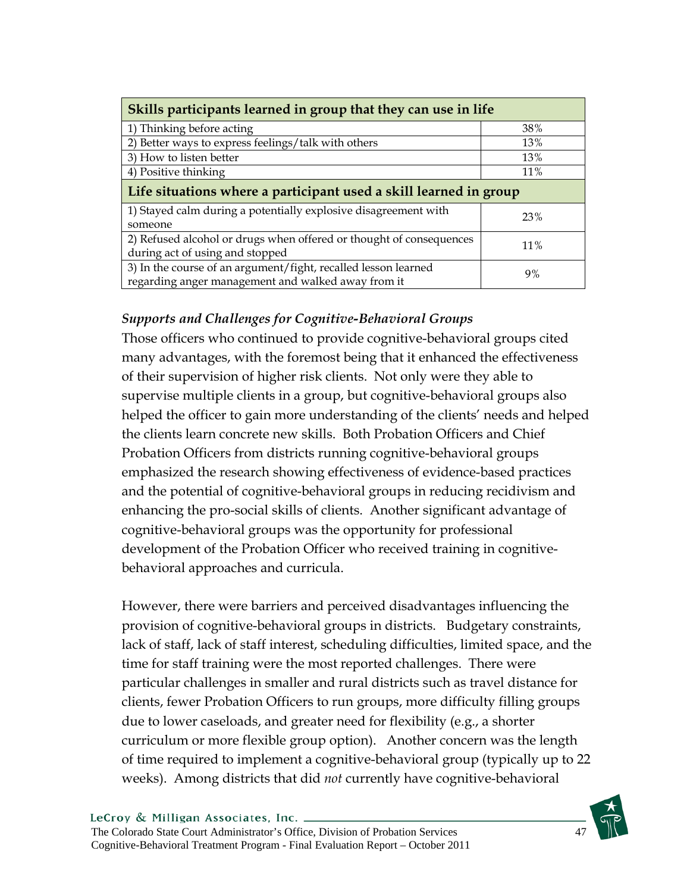| Skills participants learned in group that they can use in life | |
|---|---|
| 1) Thinking before acting | 38% |
| 2) Better ways to express feelings/talk with others | 13% |
| 3) How to listen better | 13% |
| 4) Positive thinking | 11% |
| **Life situations where a participant used a skill learned in group** | |
| 1) Stayed calm during a potentially explosive disagreement with someone | 23% |
| 2) Refused alcohol or drugs when offered or thought of consequences during act of using and stopped | 11% |
| 3) In the course of an argument/fight, recalled lesson learned regarding anger management and walked away from it | 9% |

*Supports and Challenges for Cognitive-Behavioral Groups*

Those officers who continued to provide cognitive-behavioral groups cited many advantages, with the foremost being that it enhanced the effectiveness of their supervision of higher risk clients. Not only were they able to supervise multiple clients in a group, but cognitive-behavioral groups also helped the officer to gain more understanding of the clients' needs and helped the clients learn concrete new skills. Both Probation Officers and Chief Probation Officers from districts running cognitive-behavioral groups emphasized the research showing effectiveness of evidence-based practices and the potential of cognitive-behavioral groups in reducing recidivism and enhancing the pro-social skills of clients. Another significant advantage of cognitive-behavioral groups was the opportunity for professional development of the Probation Officer who received training in cognitive-behavioral approaches and curricula.

However, there were barriers and perceived disadvantages influencing the provision of cognitive-behavioral groups in districts. Budgetary constraints, lack of staff, lack of staff interest, scheduling difficulties, limited space, and the time for staff training were the most reported challenges. There were particular challenges in smaller and rural districts such as travel distance for clients, fewer Probation Officers to run groups, more difficulty filling groups due to lower caseloads, and greater need for flexibility (e.g., a shorter curriculum or more flexible group option). Another concern was the length of time required to implement a cognitive-behavioral group (typically up to 22 weeks). Among districts that did *not* currently have cognitive-behavioral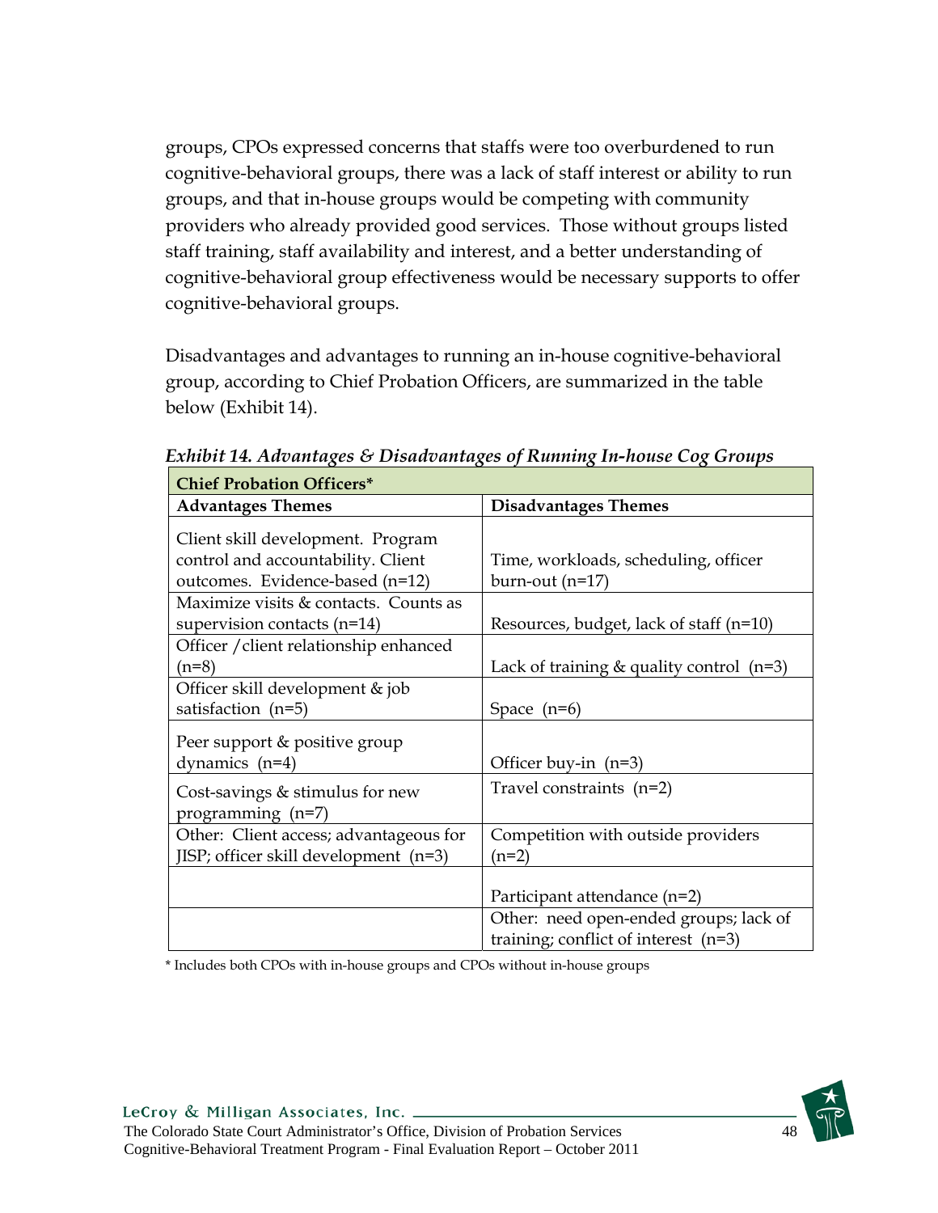groups, CPOs expressed concerns that staffs were too overburdened to run cognitive-behavioral groups, there was a lack of staff interest or ability to run groups, and that in-house groups would be competing with community providers who already provided good services. Those without groups listed staff training, staff availability and interest, and a better understanding of cognitive-behavioral group effectiveness would be necessary supports to offer cognitive-behavioral groups.

Disadvantages and advantages to running an in-house cognitive-behavioral group, according to Chief Probation Officers, are summarized in the table below (Exhibit 14).

***Exhibit 14. Advantages & Disadvantages of Running In-house Cog Groups***

| **Chief Probation Officers*** | |
|---|---|
| **Advantages Themes** | **Disadvantages Themes** |
| Client skill development. Program control and accountability. Client outcomes. Evidence-based (n=12) | Time, workloads, scheduling, officer burn-out (n=17) |
| Maximize visits & contacts. Counts as supervision contacts (n=14) | Resources, budget, lack of staff (n=10) |
| Officer /client relationship enhanced (n=8) | Lack of training & quality control (n=3) |
| Officer skill development & job satisfaction (n=5) | Space (n=6) |
| Peer support & positive group dynamics (n=4) | Officer buy-in (n=3) |
| Cost-savings & stimulus for new programming (n=7) | Travel constraints (n=2) |
| Other: Client access; advantageous for JISP; officer skill development (n=3) | Competition with outside providers (n=2) |
| | Participant attendance (n=2) |
| | Other: need open-ended groups; lack of training; conflict of interest (n=3) |

* Includes both CPOs with in-house groups and CPOs without in-house groups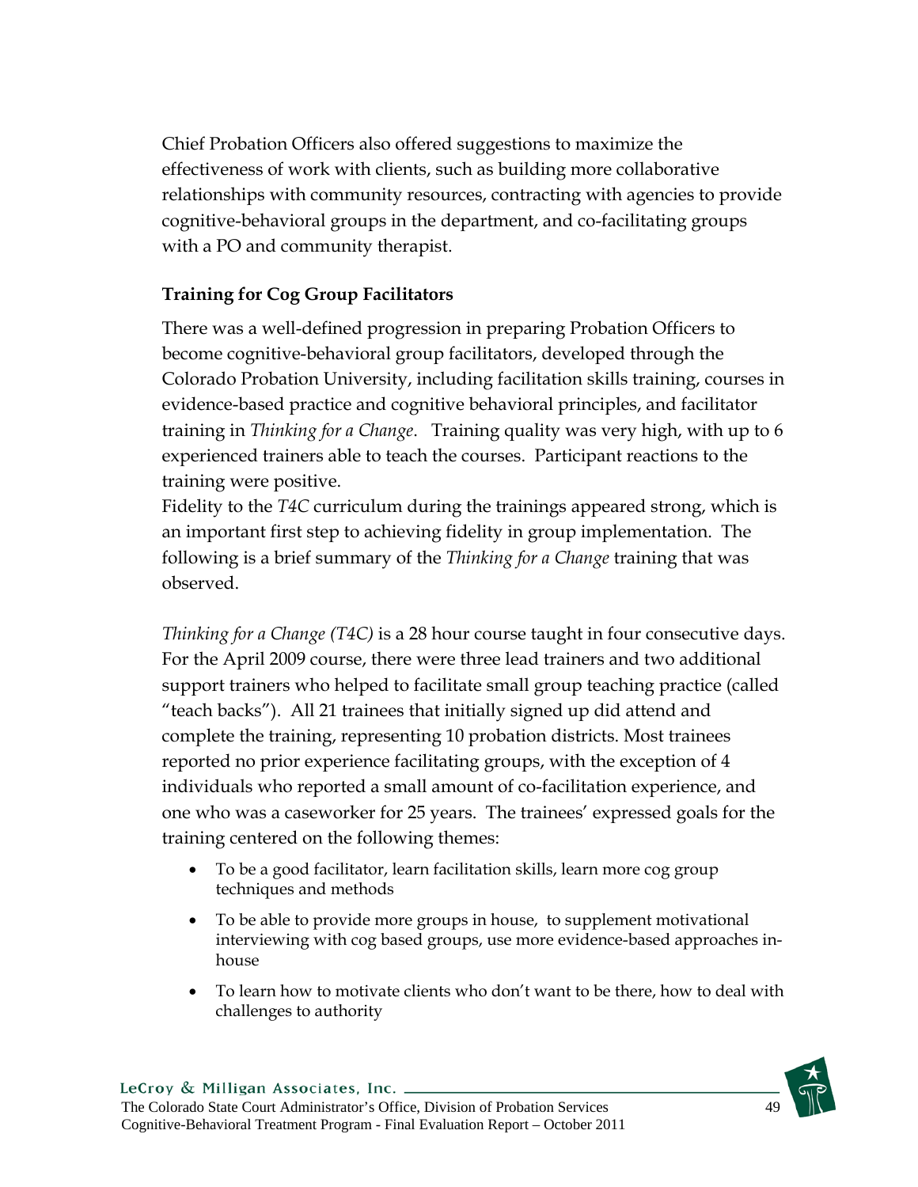Chief Probation Officers also offered suggestions to maximize the effectiveness of work with clients, such as building more collaborative relationships with community resources, contracting with agencies to provide cognitive-behavioral groups in the department, and co-facilitating groups with a PO and community therapist.

**Training for Cog Group Facilitators**

There was a well-defined progression in preparing Probation Officers to become cognitive-behavioral group facilitators, developed through the Colorado Probation University, including facilitation skills training, courses in evidence-based practice and cognitive behavioral principles, and facilitator training in *Thinking for a Change*. Training quality was very high, with up to 6 experienced trainers able to teach the courses. Participant reactions to the training were positive.

Fidelity to the *T4C* curriculum during the trainings appeared strong, which is an important first step to achieving fidelity in group implementation. The following is a brief summary of the *Thinking for a Change* training that was observed.

*Thinking for a Change (T4C)* is a 28 hour course taught in four consecutive days. For the April 2009 course, there were three lead trainers and two additional support trainers who helped to facilitate small group teaching practice (called "teach backs"). All 21 trainees that initially signed up did attend and complete the training, representing 10 probation districts. Most trainees reported no prior experience facilitating groups, with the exception of 4 individuals who reported a small amount of co-facilitation experience, and one who was a caseworker for 25 years. The trainees' expressed goals for the training centered on the following themes:

- To be a good facilitator, learn facilitation skills, learn more cog group techniques and methods
- To be able to provide more groups in house, to supplement motivational interviewing with cog based groups, use more evidence-based approaches in-house
- To learn how to motivate clients who don't want to be there, how to deal with challenges to authority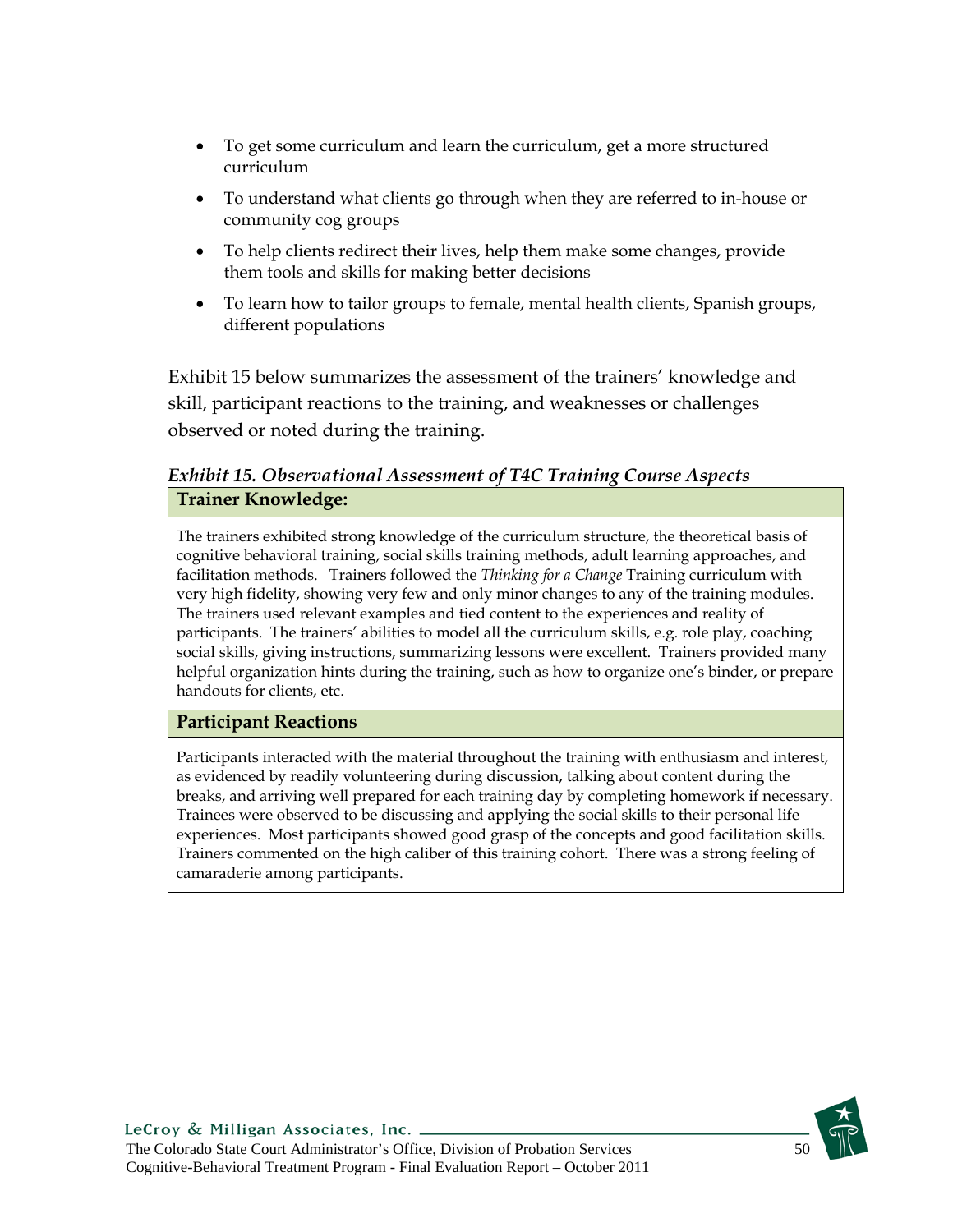- To get some curriculum and learn the curriculum, get a more structured curriculum
- To understand what clients go through when they are referred to in-house or community cog groups
- To help clients redirect their lives, help them make some changes, provide them tools and skills for making better decisions
- To learn how to tailor groups to female, mental health clients, Spanish groups, different populations

Exhibit 15 below summarizes the assessment of the trainers' knowledge and skill, participant reactions to the training, and weaknesses or challenges observed or noted during the training.

***Exhibit 15. Observational Assessment of T4C Training Course Aspects***

| **Trainer Knowledge:** |
|---|
| The trainers exhibited strong knowledge of the curriculum structure, the theoretical basis of cognitive behavioral training, social skills training methods, adult learning approaches, and facilitation methods. Trainers followed the *Thinking for a Change* Training curriculum with very high fidelity, showing very few and only minor changes to any of the training modules. The trainers used relevant examples and tied content to the experiences and reality of participants. The trainers' abilities to model all the curriculum skills, e.g. role play, coaching social skills, giving instructions, summarizing lessons were excellent. Trainers provided many helpful organization hints during the training, such as how to organize one's binder, or prepare handouts for clients, etc. |
| **Participant Reactions** |
| Participants interacted with the material throughout the training with enthusiasm and interest, as evidenced by readily volunteering during discussion, talking about content during the breaks, and arriving well prepared for each training day by completing homework if necessary. Trainees were observed to be discussing and applying the social skills to their personal life experiences. Most participants showed good grasp of the concepts and good facilitation skills. Trainers commented on the high caliber of this training cohort. There was a strong feeling of camaraderie among participants. |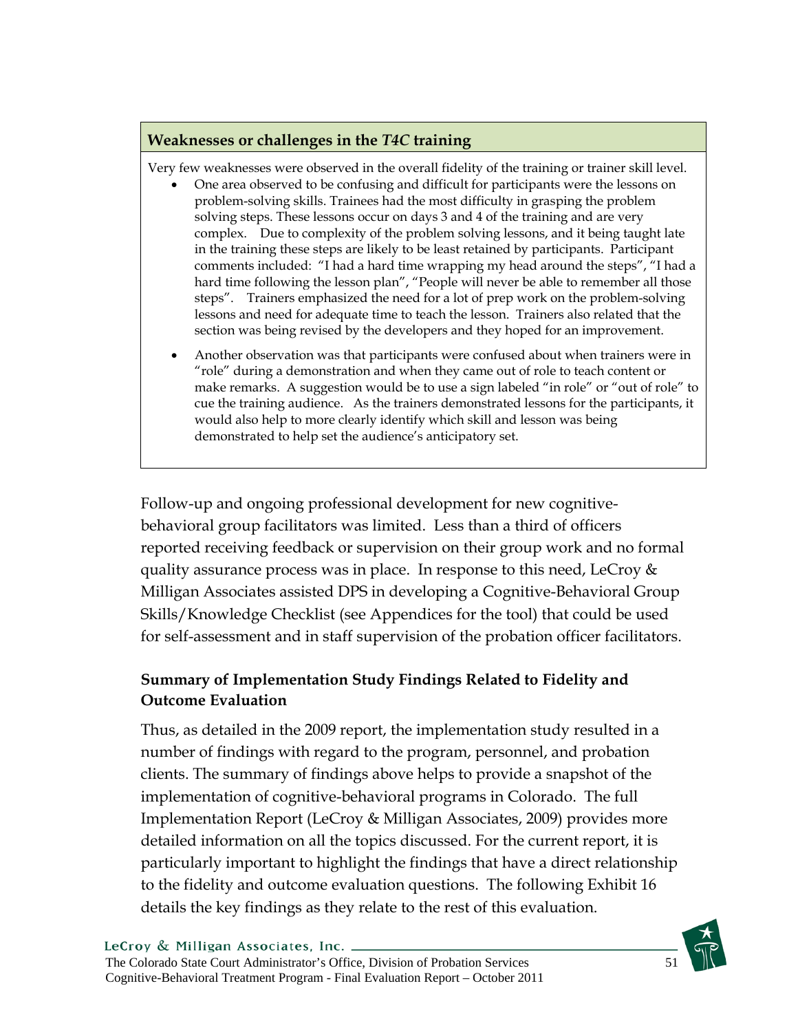**Weaknesses or challenges in the *T4C* training**

Very few weaknesses were observed in the overall fidelity of the training or trainer skill level.

- One area observed to be confusing and difficult for participants were the lessons on problem-solving skills. Trainees had the most difficulty in grasping the problem solving steps. These lessons occur on days 3 and 4 of the training and are very complex. Due to complexity of the problem solving lessons, and it being taught late in the training these steps are likely to be least retained by participants. Participant comments included: "I had a hard time wrapping my head around the steps", "I had a hard time following the lesson plan", "People will never be able to remember all those steps". Trainers emphasized the need for a lot of prep work on the problem-solving lessons and need for adequate time to teach the lesson. Trainers also related that the section was being revised by the developers and they hoped for an improvement.
- Another observation was that participants were confused about when trainers were in "role" during a demonstration and when they came out of role to teach content or make remarks. A suggestion would be to use a sign labeled "in role" or "out of role" to cue the training audience. As the trainers demonstrated lessons for the participants, it would also help to more clearly identify which skill and lesson was being demonstrated to help set the audience's anticipatory set.

Follow-up and ongoing professional development for new cognitive-behavioral group facilitators was limited. Less than a third of officers reported receiving feedback or supervision on their group work and no formal quality assurance process was in place. In response to this need, LeCroy & Milligan Associates assisted DPS in developing a Cognitive-Behavioral Group Skills/Knowledge Checklist (see Appendices for the tool) that could be used for self-assessment and in staff supervision of the probation officer facilitators.

### Summary of Implementation Study Findings Related to Fidelity and Outcome Evaluation

Thus, as detailed in the 2009 report, the implementation study resulted in a number of findings with regard to the program, personnel, and probation clients. The summary of findings above helps to provide a snapshot of the implementation of cognitive-behavioral programs in Colorado. The full Implementation Report (LeCroy & Milligan Associates, 2009) provides more detailed information on all the topics discussed. For the current report, it is particularly important to highlight the findings that have a direct relationship to the fidelity and outcome evaluation questions. The following Exhibit 16 details the key findings as they relate to the rest of this evaluation.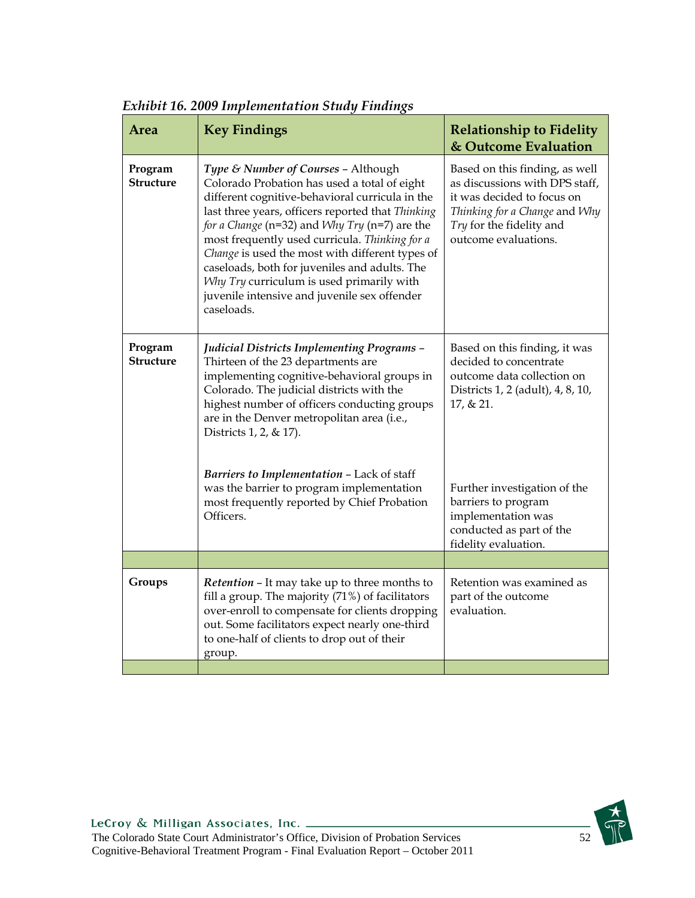*Exhibit 16. 2009 Implementation Study Findings*

| Area | Key Findings | Relationship to Fidelity & Outcome Evaluation |
|---|---|---|
| **Program Structure** | ***Type & Number of Courses*** – Although Colorado Probation has used a total of eight different cognitive-behavioral curricula in the last three years, officers reported that *Thinking for a Change* (n=32) and *Why Try* (n=7) are the most frequently used curricula. *Thinking for a Change* is used the most with different types of caseloads, both for juveniles and adults. The *Why Try* curriculum is used primarily with juvenile intensive and juvenile sex offender caseloads. | Based on this finding, as well as discussions with DPS staff, it was decided to focus on *Thinking for a Change* and *Why Try* for the fidelity and outcome evaluations. |
| **Program Structure** | ***Judicial Districts Implementing Programs*** – Thirteen of the 23 departments are implementing cognitive-behavioral groups in Colorado. The judicial districts with the highest number of officers conducting groups are in the Denver metropolitan area (i.e., Districts 1, 2, & 17). | Based on this finding, it was decided to concentrate outcome data collection on Districts 1, 2 (adult), 4, 8, 10, 17, & 21. |
| | ***Barriers to Implementation*** – Lack of staff was the barrier to program implementation most frequently reported by Chief Probation Officers. | Further investigation of the barriers to program implementation was conducted as part of the fidelity evaluation. |
| | | |
| **Groups** | ***Retention*** – It may take up to three months to fill a group. The majority (71%) of facilitators over-enroll to compensate for clients dropping out. Some facilitators expect nearly one-third to one-half of clients to drop out of their group. | Retention was examined as part of the outcome evaluation. |
| | | |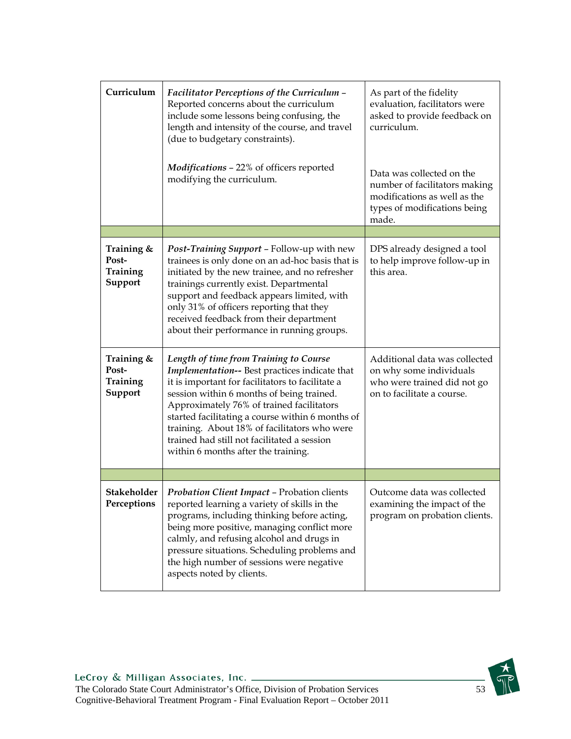| | | |
|---|---|---|
| **Curriculum** | ***Facilitator Perceptions of the Curriculum*** – Reported concerns about the curriculum include some lessons being confusing, the length and intensity of the course, and travel (due to budgetary constraints).<br><br>***Modifications*** – 22% of officers reported modifying the curriculum. | As part of the fidelity evaluation, facilitators were asked to provide feedback on curriculum.<br><br>Data was collected on the number of facilitators making modifications as well as the types of modifications being made. |
| | | |
| **Training & Post-Training Support** | ***Post-Training Support*** – Follow-up with new trainees is only done on an ad-hoc basis that is initiated by the new trainee, and no refresher trainings currently exist. Departmental support and feedback appears limited, with only 31% of officers reporting that they received feedback from their department about their performance in running groups. | DPS already designed a tool to help improve follow-up in this area. |
| **Training & Post-Training Support** | ***Length of time from Training to Course Implementation--*** Best practices indicate that it is important for facilitators to facilitate a session within 6 months of being trained. Approximately 76% of trained facilitators started facilitating a course within 6 months of training. About 18% of facilitators who were trained had still not facilitated a session within 6 months after the training. | Additional data was collected on why some individuals who were trained did not go on to facilitate a course. |
| | | |
| **Stakeholder Perceptions** | ***Probation Client Impact*** – Probation clients reported learning a variety of skills in the programs, including thinking before acting, being more positive, managing conflict more calmly, and refusing alcohol and drugs in pressure situations. Scheduling problems and the high number of sessions were negative aspects noted by clients. | Outcome data was collected examining the impact of the program on probation clients. |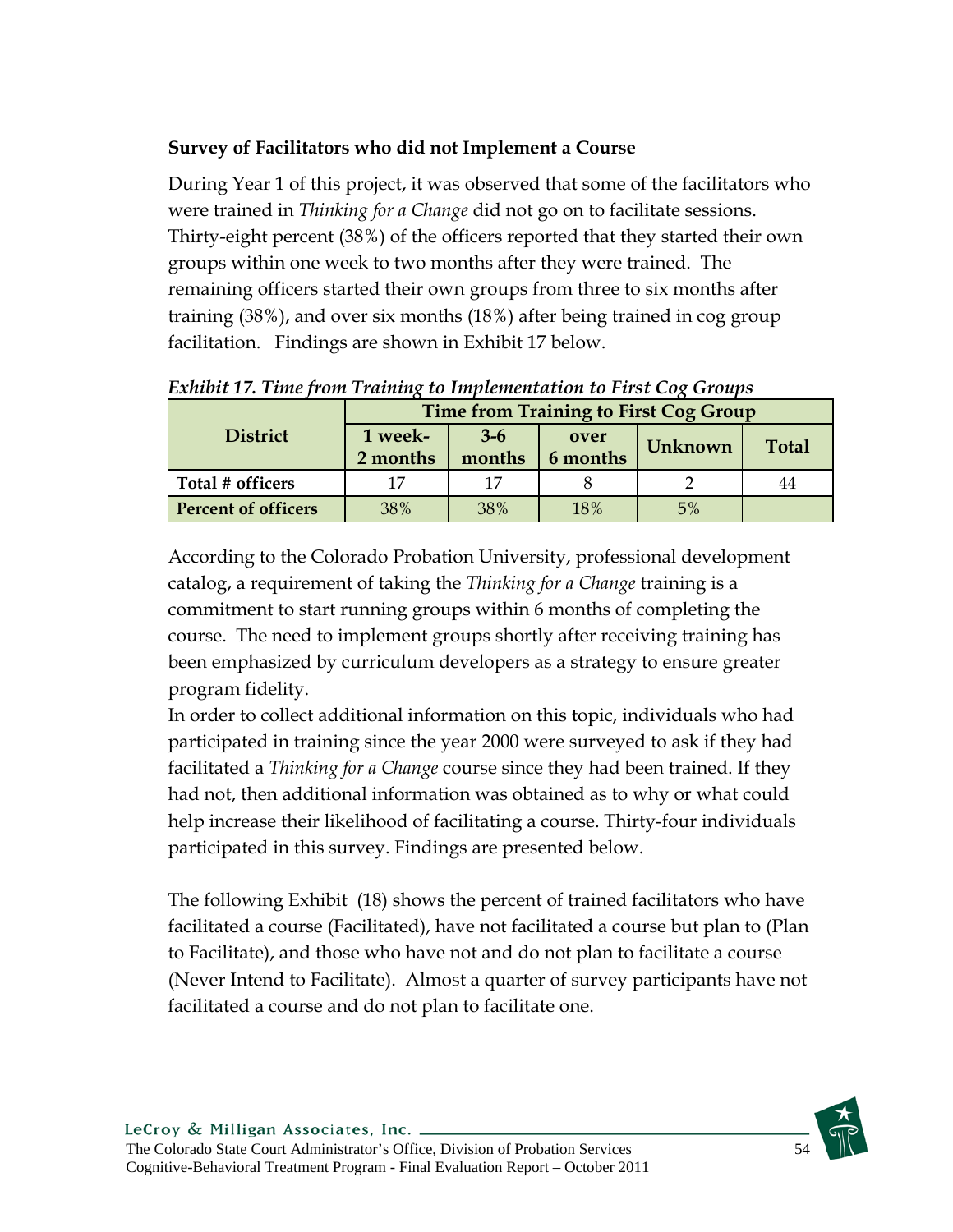**Survey of Facilitators who did not Implement a Course**

During Year 1 of this project, it was observed that some of the facilitators who were trained in *Thinking for a Change* did not go on to facilitate sessions. Thirty-eight percent (38%) of the officers reported that they started their own groups within one week to two months after they were trained. The remaining officers started their own groups from three to six months after training (38%), and over six months (18%) after being trained in cog group facilitation. Findings are shown in Exhibit 17 below.

***Exhibit 17. Time from Training to Implementation to First Cog Groups***

| District | Time from Training to First Cog Group | | | | |
|---|---|---|---|---|---|
| | 1 week-2 months | 3-6 months | over 6 months | Unknown | Total |
| **Total # officers** | 17 | 17 | 8 | 2 | 44 |
| **Percent of officers** | 38% | 38% | 18% | 5% | |

According to the Colorado Probation University, professional development catalog, a requirement of taking the *Thinking for a Change* training is a commitment to start running groups within 6 months of completing the course. The need to implement groups shortly after receiving training has been emphasized by curriculum developers as a strategy to ensure greater program fidelity.

In order to collect additional information on this topic, individuals who had participated in training since the year 2000 were surveyed to ask if they had facilitated a *Thinking for a Change* course since they had been trained. If they had not, then additional information was obtained as to why or what could help increase their likelihood of facilitating a course. Thirty-four individuals participated in this survey. Findings are presented below.

The following Exhibit (18) shows the percent of trained facilitators who have facilitated a course (Facilitated), have not facilitated a course but plan to (Plan to Facilitate), and those who have not and do not plan to facilitate a course (Never Intend to Facilitate). Almost a quarter of survey participants have not facilitated a course and do not plan to facilitate one.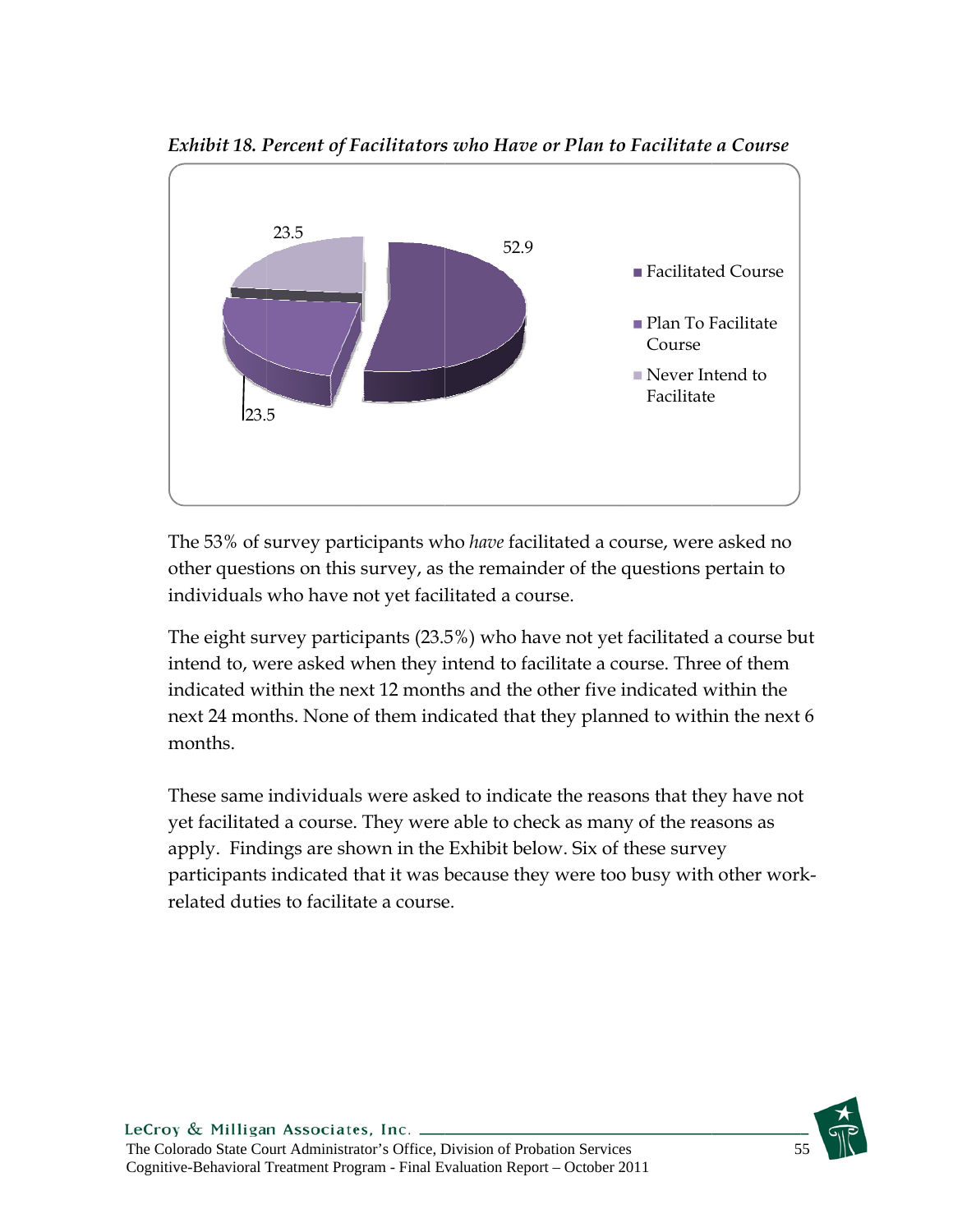*Exhibit 18. Percent of Facilitators who Have or Plan to Facilitate a Course*

| Category | Percent |
|---|---|
| Facilitated Course | 52.9 |
| Plan To Facilitate Course | 23.5 |
| Never Intend to Facilitate | 23.5 |

The 53% of survey participants who *have* facilitated a course, were asked no other questions on this survey, as the remainder of the questions pertain to individuals who have not yet facilitated a course.

The eight survey participants (23.5%) who have not yet facilitated a course but intend to, were asked when they intend to facilitate a course. Three of them indicated within the next 12 months and the other five indicated within the next 24 months. None of them indicated that they planned to within the next 6 months.

These same individuals were asked to indicate the reasons that they have not yet facilitated a course. They were able to check as many of the reasons as apply. Findings are shown in the Exhibit below. Six of these survey participants indicated that it was because they were too busy with other work-related duties to facilitate a course.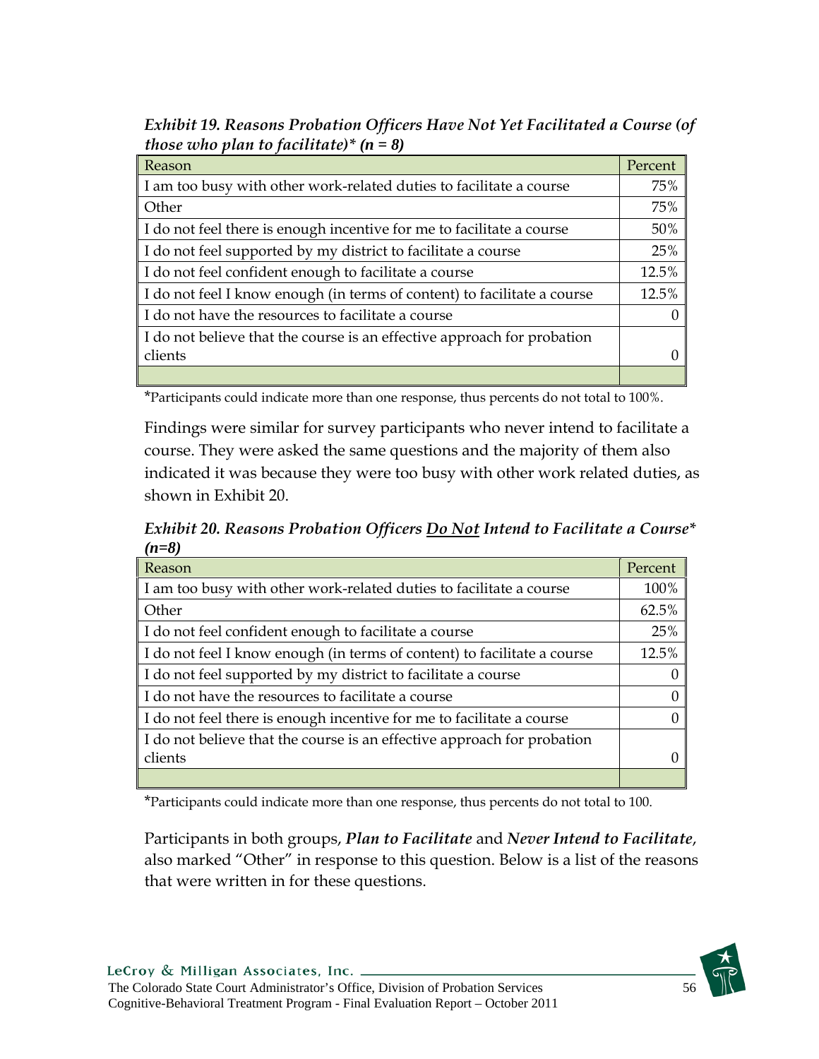***Exhibit 19. Reasons Probation Officers Have Not Yet Facilitated a Course (of those who plan to facilitate)\* (n = 8)***

| Reason | Percent |
|---|---|
| I am too busy with other work-related duties to facilitate a course | 75% |
| Other | 75% |
| I do not feel there is enough incentive for me to facilitate a course | 50% |
| I do not feel supported by my district to facilitate a course | 25% |
| I do not feel confident enough to facilitate a course | 12.5% |
| I do not feel I know enough (in terms of content) to facilitate a course | 12.5% |
| I do not have the resources to facilitate a course | 0 |
| I do not believe that the course is an effective approach for probation clients | 0 |
| | |

*Participants could indicate more than one response, thus percents do not total to 100%.

Findings were similar for survey participants who never intend to facilitate a course. They were asked the same questions and the majority of them also indicated it was because they were too busy with other work related duties, as shown in Exhibit 20.

***Exhibit 20. Reasons Probation Officers <u>Do Not</u> Intend to Facilitate a Course\* (n=8)***

| Reason | Percent |
|---|---|
| I am too busy with other work-related duties to facilitate a course | 100% |
| Other | 62.5% |
| I do not feel confident enough to facilitate a course | 25% |
| I do not feel I know enough (in terms of content) to facilitate a course | 12.5% |
| I do not feel supported by my district to facilitate a course | 0 |
| I do not have the resources to facilitate a course | 0 |
| I do not feel there is enough incentive for me to facilitate a course | 0 |
| I do not believe that the course is an effective approach for probation clients | 0 |
| | |

*Participants could indicate more than one response, thus percents do not total to 100.

Participants in both groups, ***Plan to Facilitate*** and ***Never Intend to Facilitate***, also marked "Other" in response to this question. Below is a list of the reasons that were written in for these questions.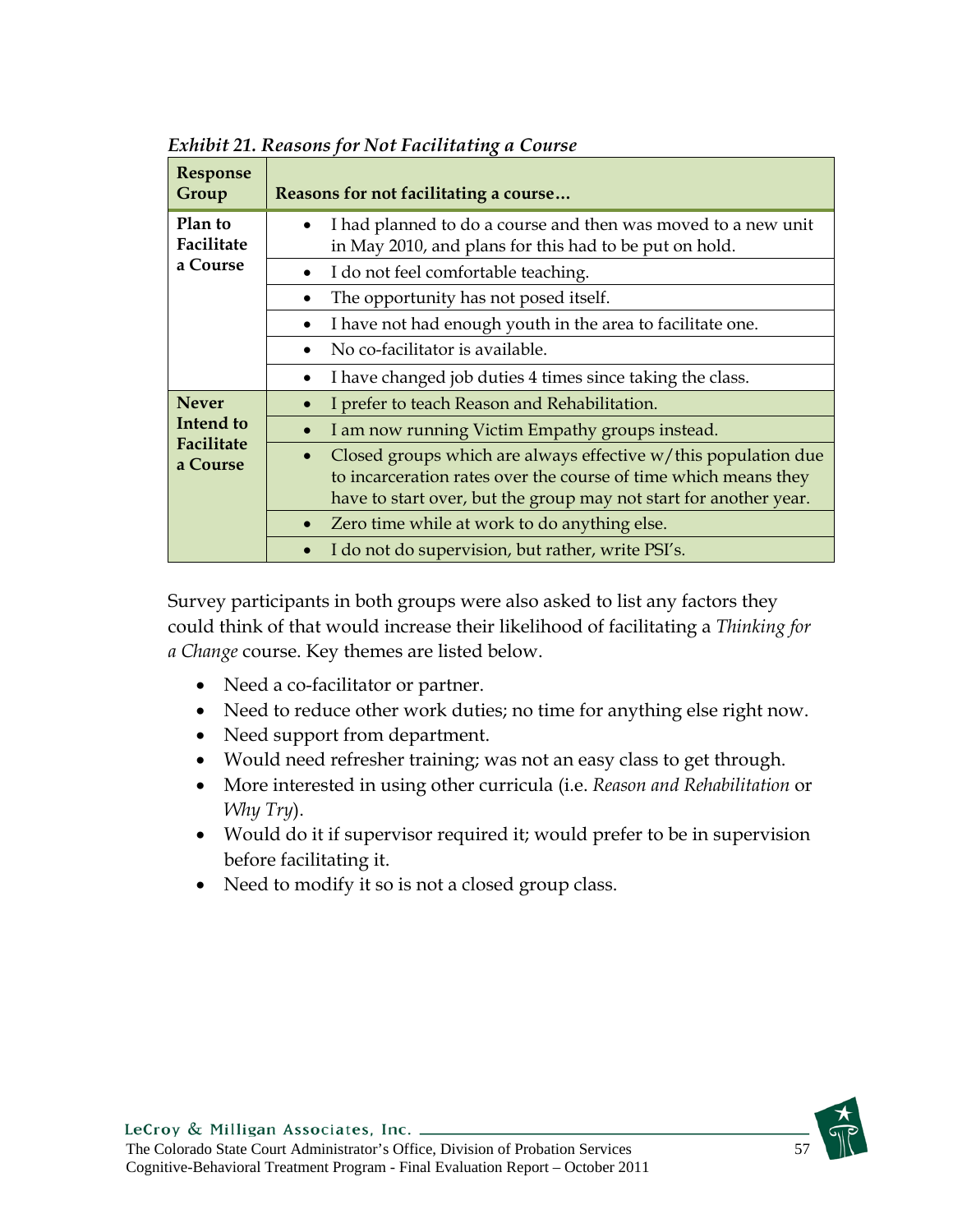*Exhibit 21. Reasons for Not Facilitating a Course*

| Response Group | Reasons for not facilitating a course… |
|---|---|
| Plan to Facilitate a Course | • I had planned to do a course and then was moved to a new unit in May 2010, and plans for this had to be put on hold. |
| | • I do not feel comfortable teaching. |
| | • The opportunity has not posed itself. |
| | • I have not had enough youth in the area to facilitate one. |
| | • No co-facilitator is available. |
| | • I have changed job duties 4 times since taking the class. |
| Never Intend to Facilitate a Course | • I prefer to teach Reason and Rehabilitation. |
| | • I am now running Victim Empathy groups instead. |
| | • Closed groups which are always effective w/this population due to incarceration rates over the course of time which means they have to start over, but the group may not start for another year. |
| | • Zero time while at work to do anything else. |
| | • I do not do supervision, but rather, write PSI's. |

Survey participants in both groups were also asked to list any factors they could think of that would increase their likelihood of facilitating a *Thinking for a Change* course. Key themes are listed below.

- Need a co-facilitator or partner.
- Need to reduce other work duties; no time for anything else right now.
- Need support from department.
- Would need refresher training; was not an easy class to get through.
- More interested in using other curricula (i.e. *Reason and Rehabilitation* or *Why Try*).
- Would do it if supervisor required it; would prefer to be in supervision before facilitating it.
- Need to modify it so is not a closed group class.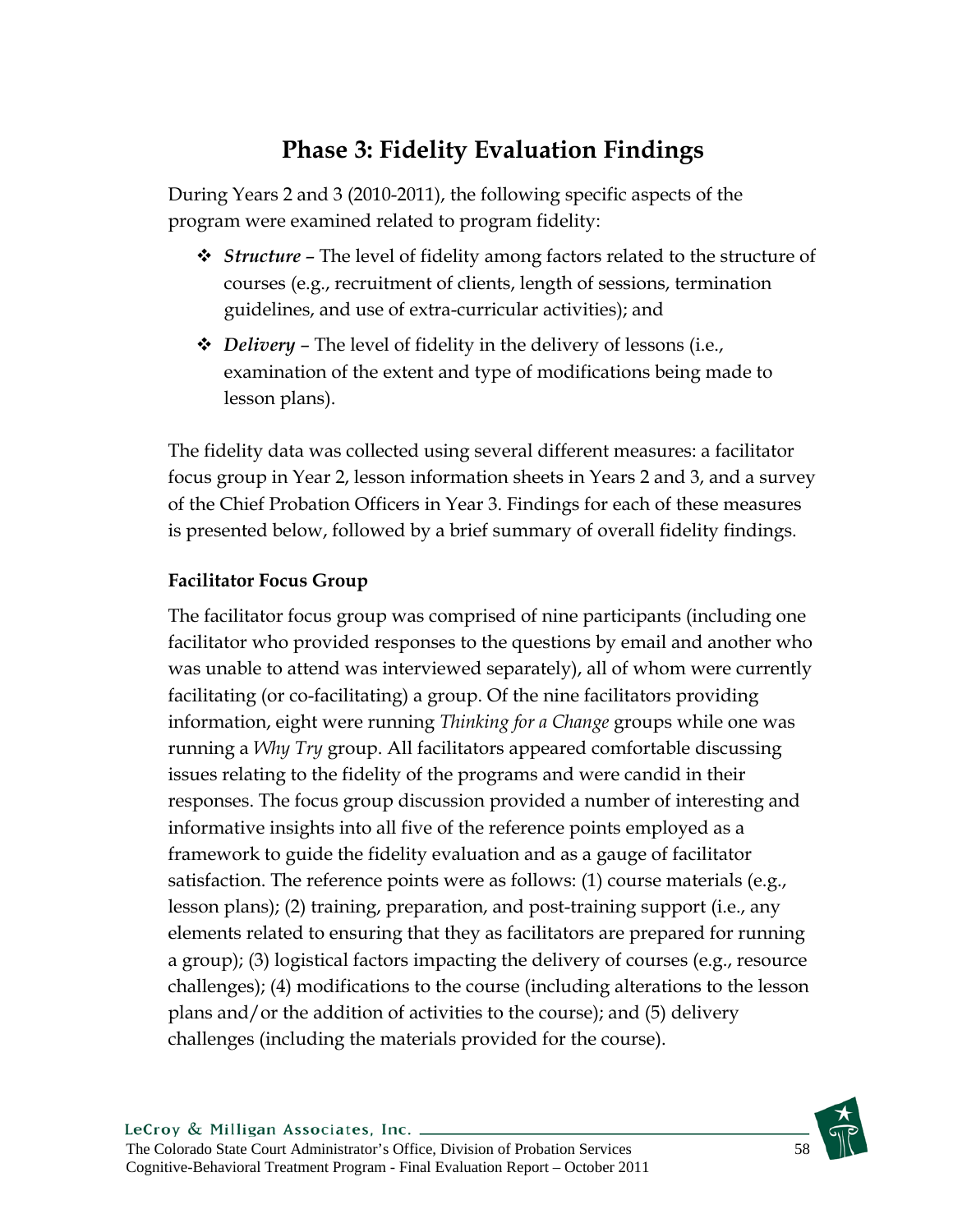# Phase 3: Fidelity Evaluation Findings

During Years 2 and 3 (2010-2011), the following specific aspects of the program were examined related to program fidelity:

- ***Structure*** – The level of fidelity among factors related to the structure of courses (e.g., recruitment of clients, length of sessions, termination guidelines, and use of extra-curricular activities); and
- ***Delivery*** – The level of fidelity in the delivery of lessons (i.e., examination of the extent and type of modifications being made to lesson plans).

The fidelity data was collected using several different measures: a facilitator focus group in Year 2, lesson information sheets in Years 2 and 3, and a survey of the Chief Probation Officers in Year 3. Findings for each of these measures is presented below, followed by a brief summary of overall fidelity findings.

**Facilitator Focus Group**

The facilitator focus group was comprised of nine participants (including one facilitator who provided responses to the questions by email and another who was unable to attend was interviewed separately), all of whom were currently facilitating (or co-facilitating) a group. Of the nine facilitators providing information, eight were running *Thinking for a Change* groups while one was running a *Why Try* group. All facilitators appeared comfortable discussing issues relating to the fidelity of the programs and were candid in their responses. The focus group discussion provided a number of interesting and informative insights into all five of the reference points employed as a framework to guide the fidelity evaluation and as a gauge of facilitator satisfaction. The reference points were as follows: (1) course materials (e.g., lesson plans); (2) training, preparation, and post-training support (i.e., any elements related to ensuring that they as facilitators are prepared for running a group); (3) logistical factors impacting the delivery of courses (e.g., resource challenges); (4) modifications to the course (including alterations to the lesson plans and/or the addition of activities to the course); and (5) delivery challenges (including the materials provided for the course).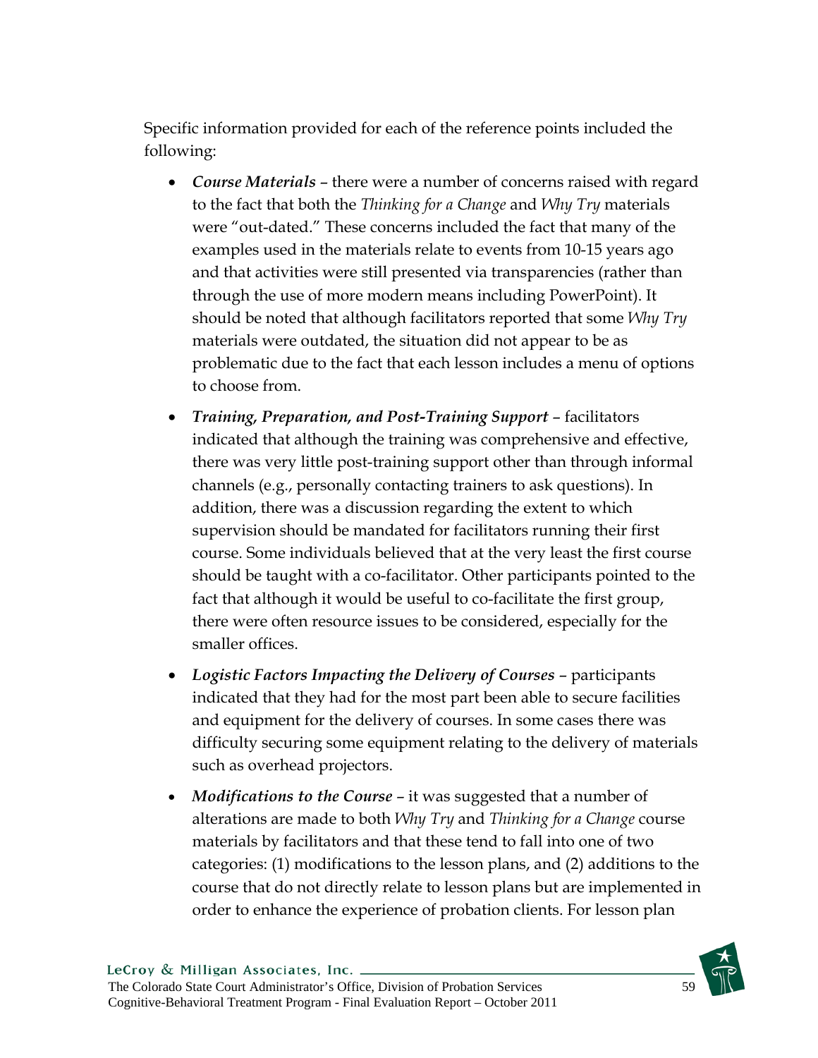Specific information provided for each of the reference points included the following:

- ***Course Materials*** – there were a number of concerns raised with regard to the fact that both the *Thinking for a Change* and *Why Try* materials were "out-dated." These concerns included the fact that many of the examples used in the materials relate to events from 10-15 years ago and that activities were still presented via transparencies (rather than through the use of more modern means including PowerPoint). It should be noted that although facilitators reported that some *Why Try* materials were outdated, the situation did not appear to be as problematic due to the fact that each lesson includes a menu of options to choose from.
- ***Training, Preparation, and Post-Training Support*** – facilitators indicated that although the training was comprehensive and effective, there was very little post-training support other than through informal channels (e.g., personally contacting trainers to ask questions). In addition, there was a discussion regarding the extent to which supervision should be mandated for facilitators running their first course. Some individuals believed that at the very least the first course should be taught with a co-facilitator. Other participants pointed to the fact that although it would be useful to co-facilitate the first group, there were often resource issues to be considered, especially for the smaller offices.
- ***Logistic Factors Impacting the Delivery of Courses*** – participants indicated that they had for the most part been able to secure facilities and equipment for the delivery of courses. In some cases there was difficulty securing some equipment relating to the delivery of materials such as overhead projectors.
- ***Modifications to the Course*** – it was suggested that a number of alterations are made to both *Why Try* and *Thinking for a Change* course materials by facilitators and that these tend to fall into one of two categories: (1) modifications to the lesson plans, and (2) additions to the course that do not directly relate to lesson plans but are implemented in order to enhance the experience of probation clients. For lesson plan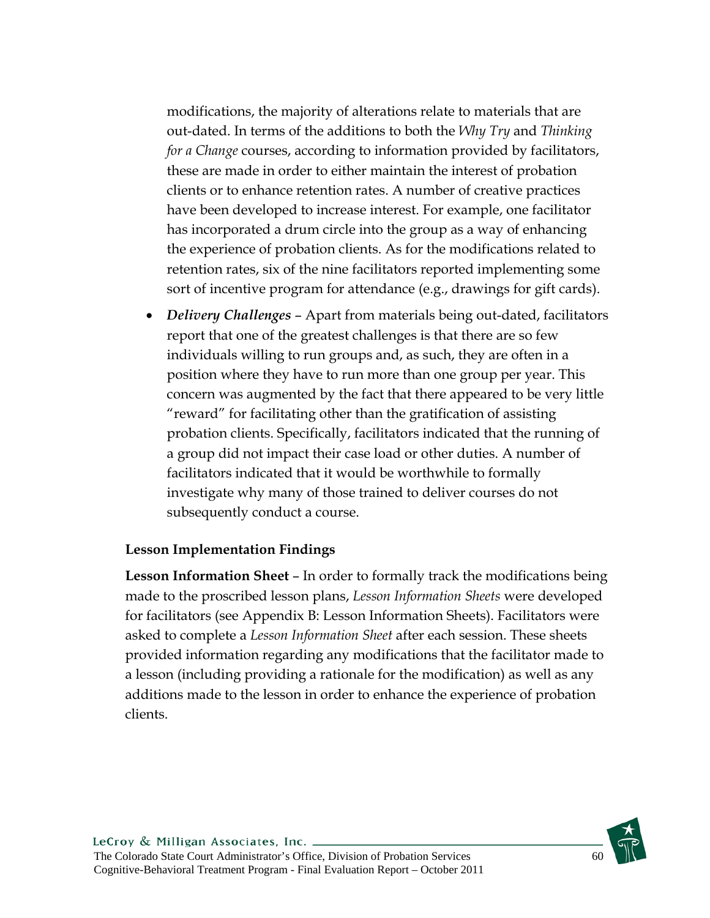modifications, the majority of alterations relate to materials that are out-dated. In terms of the additions to both the *Why Try* and *Thinking for a Change* courses, according to information provided by facilitators, these are made in order to either maintain the interest of probation clients or to enhance retention rates. A number of creative practices have been developed to increase interest. For example, one facilitator has incorporated a drum circle into the group as a way of enhancing the experience of probation clients. As for the modifications related to retention rates, six of the nine facilitators reported implementing some sort of incentive program for attendance (e.g., drawings for gift cards).

- ***Delivery Challenges*** – Apart from materials being out-dated, facilitators report that one of the greatest challenges is that there are so few individuals willing to run groups and, as such, they are often in a position where they have to run more than one group per year. This concern was augmented by the fact that there appeared to be very little "reward" for facilitating other than the gratification of assisting probation clients. Specifically, facilitators indicated that the running of a group did not impact their case load or other duties. A number of facilitators indicated that it would be worthwhile to formally investigate why many of those trained to deliver courses do not subsequently conduct a course.

**Lesson Implementation Findings**

**Lesson Information Sheet** – In order to formally track the modifications being made to the proscribed lesson plans, *Lesson Information Sheets* were developed for facilitators (see Appendix B: Lesson Information Sheets). Facilitators were asked to complete a *Lesson Information Sheet* after each session. These sheets provided information regarding any modifications that the facilitator made to a lesson (including providing a rationale for the modification) as well as any additions made to the lesson in order to enhance the experience of probation clients.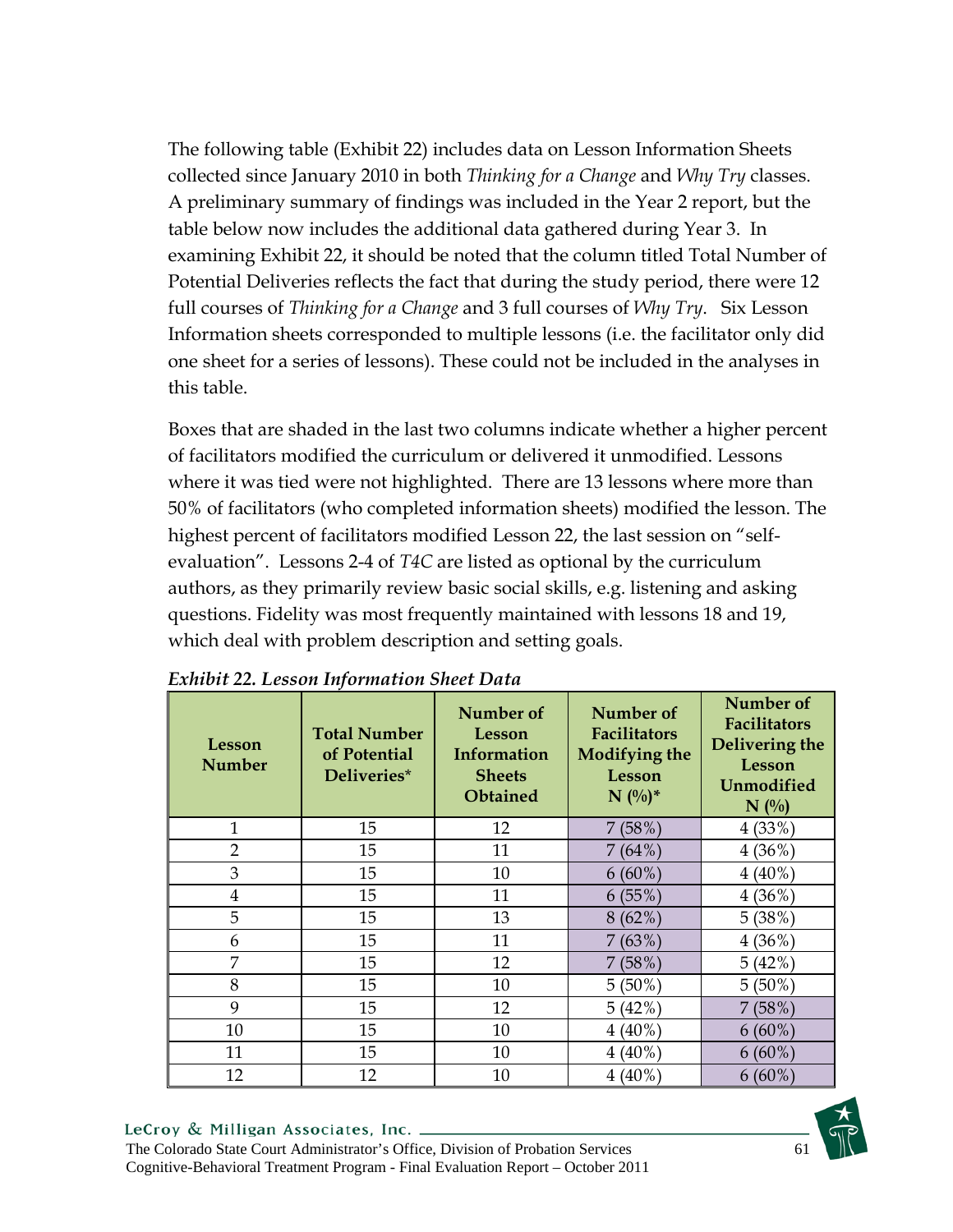The following table (Exhibit 22) includes data on Lesson Information Sheets collected since January 2010 in both *Thinking for a Change* and *Why Try* classes. A preliminary summary of findings was included in the Year 2 report, but the table below now includes the additional data gathered during Year 3. In examining Exhibit 22, it should be noted that the column titled Total Number of Potential Deliveries reflects the fact that during the study period, there were 12 full courses of *Thinking for a Change* and 3 full courses of *Why Try*. Six Lesson Information sheets corresponded to multiple lessons (i.e. the facilitator only did one sheet for a series of lessons). These could not be included in the analyses in this table.

Boxes that are shaded in the last two columns indicate whether a higher percent of facilitators modified the curriculum or delivered it unmodified. Lessons where it was tied were not highlighted. There are 13 lessons where more than 50% of facilitators (who completed information sheets) modified the lesson. The highest percent of facilitators modified Lesson 22, the last session on "self-evaluation". Lessons 2-4 of *T4C* are listed as optional by the curriculum authors, as they primarily review basic social skills, e.g. listening and asking questions. Fidelity was most frequently maintained with lessons 18 and 19, which deal with problem description and setting goals.

***Exhibit 22. Lesson Information Sheet Data***

| Lesson Number | Total Number of Potential Deliveries* | Number of Lesson Information Sheets Obtained | Number of Facilitators Modifying the Lesson N (%)* | Number of Facilitators Delivering the Lesson Unmodified N (%) |
|---|---|---|---|---|
| 1 | 15 | 12 | 7 (58%) | 4 (33%) |
| 2 | 15 | 11 | 7 (64%) | 4 (36%) |
| 3 | 15 | 10 | 6 (60%) | 4 (40%) |
| 4 | 15 | 11 | 6 (55%) | 4 (36%) |
| 5 | 15 | 13 | 8 (62%) | 5 (38%) |
| 6 | 15 | 11 | 7 (63%) | 4 (36%) |
| 7 | 15 | 12 | 7 (58%) | 5 (42%) |
| 8 | 15 | 10 | 5 (50%) | 5 (50%) |
| 9 | 15 | 12 | 5 (42%) | 7 (58%) |
| 10 | 15 | 10 | 4 (40%) | 6 (60%) |
| 11 | 15 | 10 | 4 (40%) | 6 (60%) |
| 12 | 12 | 10 | 4 (40%) | 6 (60%) |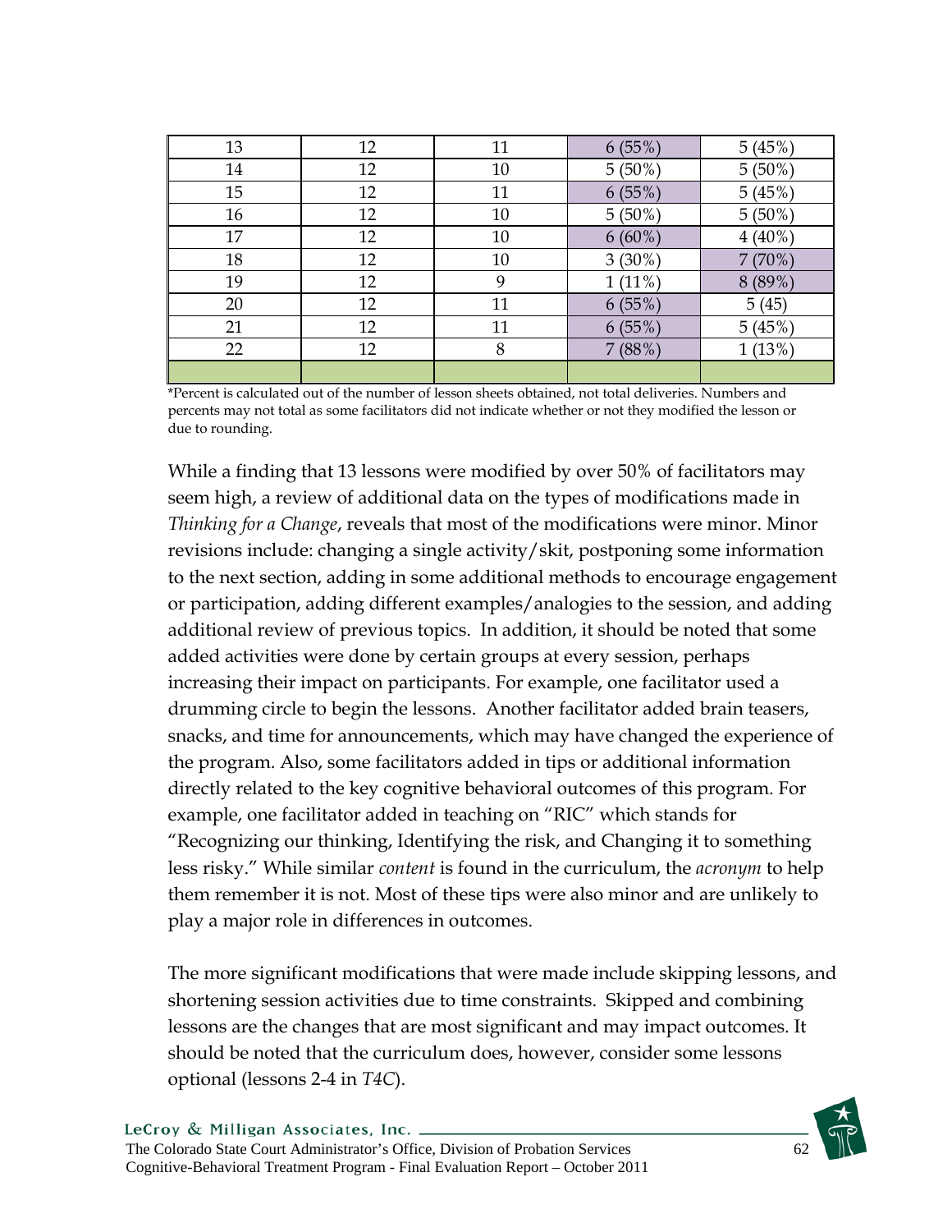| | | | | |
|---|---|---|---|---|
| 13 | 12 | 11 | 6 (55%) | 5 (45%) |
| 14 | 12 | 10 | 5 (50%) | 5 (50%) |
| 15 | 12 | 11 | 6 (55%) | 5 (45%) |
| 16 | 12 | 10 | 5 (50%) | 5 (50%) |
| 17 | 12 | 10 | 6 (60%) | 4 (40%) |
| 18 | 12 | 10 | 3 (30%) | 7 (70%) |
| 19 | 12 | 9 | 1 (11%) | 8 (89%) |
| 20 | 12 | 11 | 6 (55%) | 5 (45) |
| 21 | 12 | 11 | 6 (55%) | 5 (45%) |
| 22 | 12 | 8 | 7 (88%) | 1 (13%) |
| | | | | |

*Percent is calculated out of the number of lesson sheets obtained, not total deliveries. Numbers and percents may not total as some facilitators did not indicate whether or not they modified the lesson or due to rounding.

While a finding that 13 lessons were modified by over 50% of facilitators may seem high, a review of additional data on the types of modifications made in *Thinking for a Change*, reveals that most of the modifications were minor. Minor revisions include: changing a single activity/skit, postponing some information to the next section, adding in some additional methods to encourage engagement or participation, adding different examples/analogies to the session, and adding additional review of previous topics. In addition, it should be noted that some added activities were done by certain groups at every session, perhaps increasing their impact on participants. For example, one facilitator used a drumming circle to begin the lessons. Another facilitator added brain teasers, snacks, and time for announcements, which may have changed the experience of the program. Also, some facilitators added in tips or additional information directly related to the key cognitive behavioral outcomes of this program. For example, one facilitator added in teaching on "RIC" which stands for "Recognizing our thinking, Identifying the risk, and Changing it to something less risky." While similar *content* is found in the curriculum, the *acronym* to help them remember it is not. Most of these tips were also minor and are unlikely to play a major role in differences in outcomes.

The more significant modifications that were made include skipping lessons, and shortening session activities due to time constraints. Skipped and combining lessons are the changes that are most significant and may impact outcomes. It should be noted that the curriculum does, however, consider some lessons optional (lessons 2-4 in *T4C*).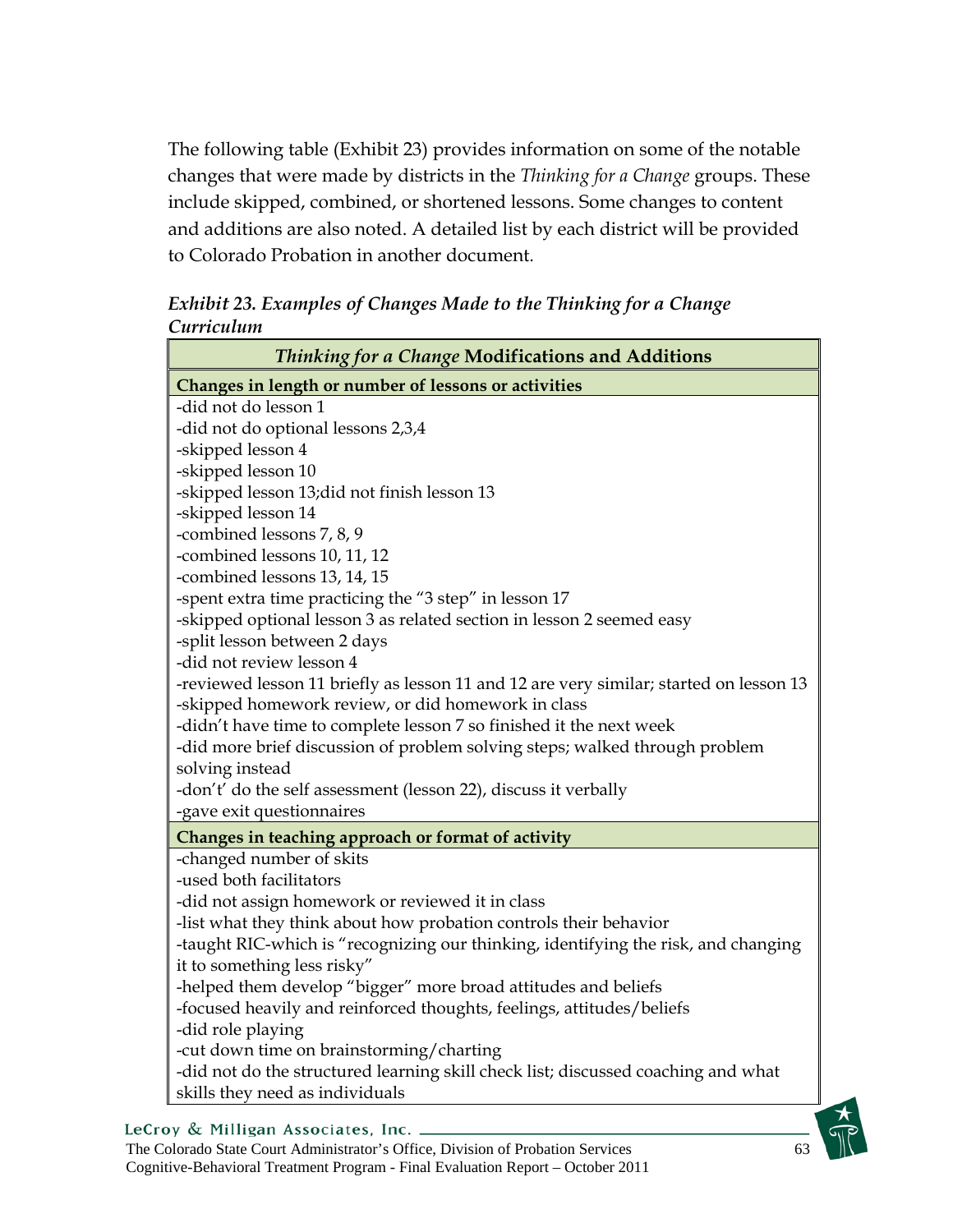The following table (Exhibit 23) provides information on some of the notable changes that were made by districts in the *Thinking for a Change* groups. These include skipped, combined, or shortened lessons. Some changes to content and additions are also noted. A detailed list by each district will be provided to Colorado Probation in another document.

***Exhibit 23. Examples of Changes Made to the Thinking for a Change Curriculum***

| *Thinking for a Change* **Modifications and Additions** |
|---|
| **Changes in length or number of lessons or activities** |
| -did not do lesson 1<br>-did not do optional lessons 2,3,4<br>-skipped lesson 4<br>-skipped lesson 10<br>-skipped lesson 13;did not finish lesson 13<br>-skipped lesson 14<br>-combined lessons 7, 8, 9<br>-combined lessons 10, 11, 12<br>-combined lessons 13, 14, 15<br>-spent extra time practicing the "3 step" in lesson 17<br>-skipped optional lesson 3 as related section in lesson 2 seemed easy<br>-split lesson between 2 days<br>-did not review lesson 4<br>-reviewed lesson 11 briefly as lesson 11 and 12 are very similar; started on lesson 13<br>-skipped homework review, or did homework in class<br>-didn't have time to complete lesson 7 so finished it the next week<br>-did more brief discussion of problem solving steps; walked through problem solving instead<br>-don't' do the self assessment (lesson 22), discuss it verbally<br>-gave exit questionnaires |
| **Changes in teaching approach or format of activity** |
| -changed number of skits<br>-used both facilitators<br>-did not assign homework or reviewed it in class<br>-list what they think about how probation controls their behavior<br>-taught RIC-which is "recognizing our thinking, identifying the risk, and changing it to something less risky"<br>-helped them develop "bigger" more broad attitudes and beliefs<br>-focused heavily and reinforced thoughts, feelings, attitudes/beliefs<br>-did role playing<br>-cut down time on brainstorming/charting<br>-did not do the structured learning skill check list; discussed coaching and what skills they need as individuals |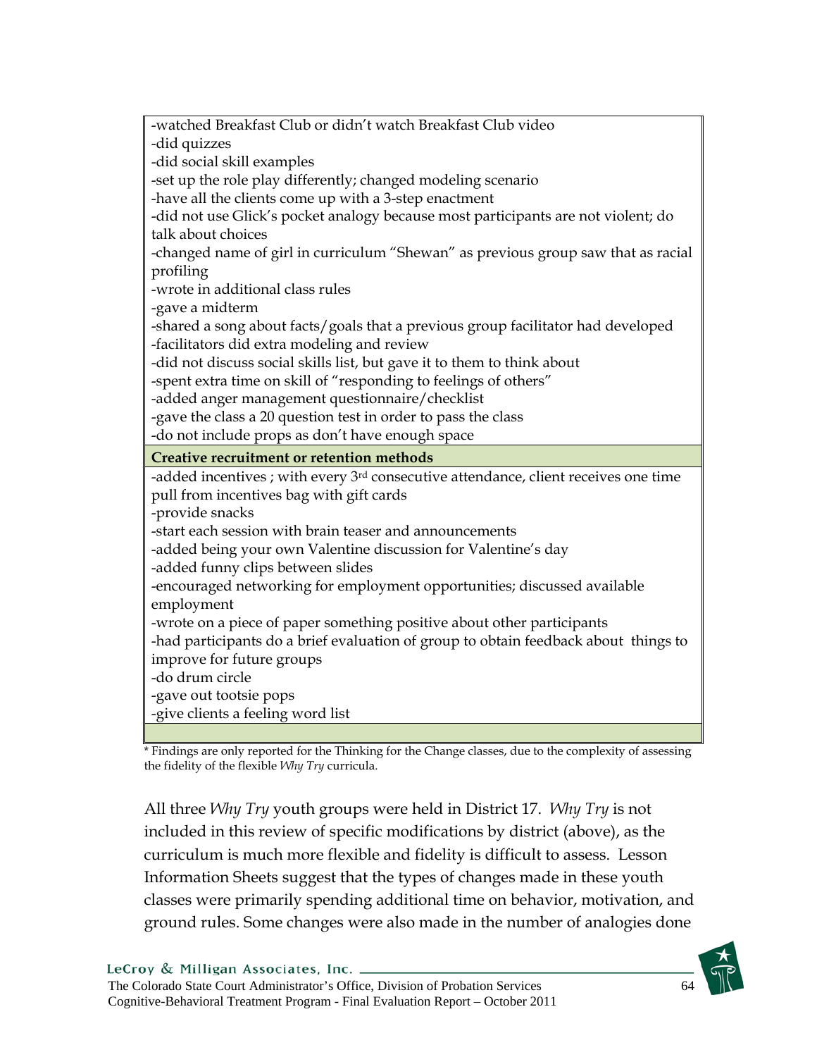| |
|---|
| -watched Breakfast Club or didn't watch Breakfast Club video<br>-did quizzes<br>-did social skill examples<br>-set up the role play differently; changed modeling scenario<br>-have all the clients come up with a 3-step enactment<br>-did not use Glick's pocket analogy because most participants are not violent; do talk about choices<br>-changed name of girl in curriculum "Shewan" as previous group saw that as racial profiling<br>-wrote in additional class rules<br>-gave a midterm<br>-shared a song about facts/goals that a previous group facilitator had developed<br>-facilitators did extra modeling and review<br>-did not discuss social skills list, but gave it to them to think about<br>-spent extra time on skill of "responding to feelings of others"<br>-added anger management questionnaire/checklist<br>-gave the class a 20 question test in order to pass the class<br>-do not include props as don't have enough space |
| **Creative recruitment or retention methods** |
| -added incentives ; with every 3rd consecutive attendance, client receives one time pull from incentives bag with gift cards<br>-provide snacks<br>-start each session with brain teaser and announcements<br>-added being your own Valentine discussion for Valentine's day<br>-added funny clips between slides<br>-encouraged networking for employment opportunities; discussed available employment<br>-wrote on a piece of paper something positive about other participants<br>-had participants do a brief evaluation of group to obtain feedback about things to improve for future groups<br>-do drum circle<br>-gave out tootsie pops<br>-give clients a feeling word list |
| |

* Findings are only reported for the Thinking for the Change classes, due to the complexity of assessing the fidelity of the flexible *Why Try* curricula.

All three *Why Try* youth groups were held in District 17. *Why Try* is not included in this review of specific modifications by district (above), as the curriculum is much more flexible and fidelity is difficult to assess. Lesson Information Sheets suggest that the types of changes made in these youth classes were primarily spending additional time on behavior, motivation, and ground rules. Some changes were also made in the number of analogies done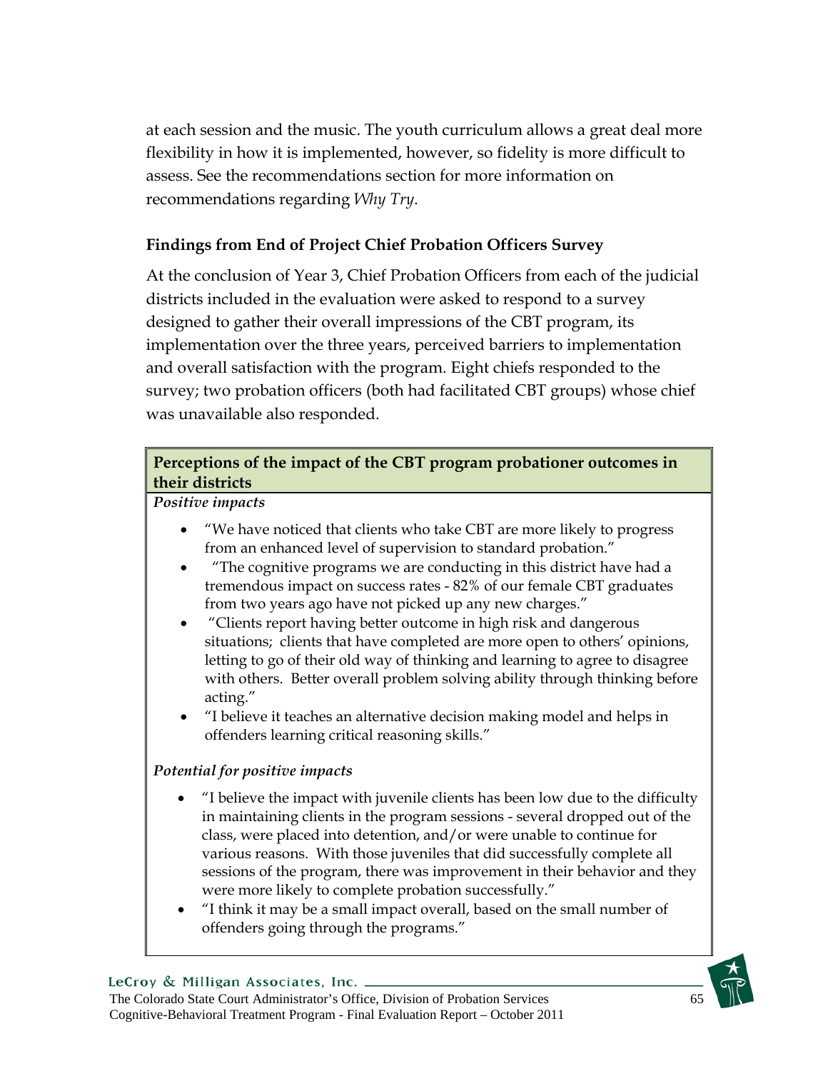at each session and the music. The youth curriculum allows a great deal more flexibility in how it is implemented, however, so fidelity is more difficult to assess. See the recommendations section for more information on recommendations regarding *Why Try*.

### Findings from End of Project Chief Probation Officers Survey

At the conclusion of Year 3, Chief Probation Officers from each of the judicial districts included in the evaluation were asked to respond to a survey designed to gather their overall impressions of the CBT program, its implementation over the three years, perceived barriers to implementation and overall satisfaction with the program. Eight chiefs responded to the survey; two probation officers (both had facilitated CBT groups) whose chief was unavailable also responded.

**Perceptions of the impact of the CBT program probationer outcomes in their districts**

***Positive impacts***

- "We have noticed that clients who take CBT are more likely to progress from an enhanced level of supervision to standard probation."
- "The cognitive programs we are conducting in this district have had a tremendous impact on success rates - 82% of our female CBT graduates from two years ago have not picked up any new charges."
- "Clients report having better outcome in high risk and dangerous situations; clients that have completed are more open to others' opinions, letting to go of their old way of thinking and learning to agree to disagree with others. Better overall problem solving ability through thinking before acting."
- "I believe it teaches an alternative decision making model and helps in offenders learning critical reasoning skills."

***Potential for positive impacts***

- "I believe the impact with juvenile clients has been low due to the difficulty in maintaining clients in the program sessions - several dropped out of the class, were placed into detention, and/or were unable to continue for various reasons. With those juveniles that did successfully complete all sessions of the program, there was improvement in their behavior and they were more likely to complete probation successfully."
- "I think it may be a small impact overall, based on the small number of offenders going through the programs."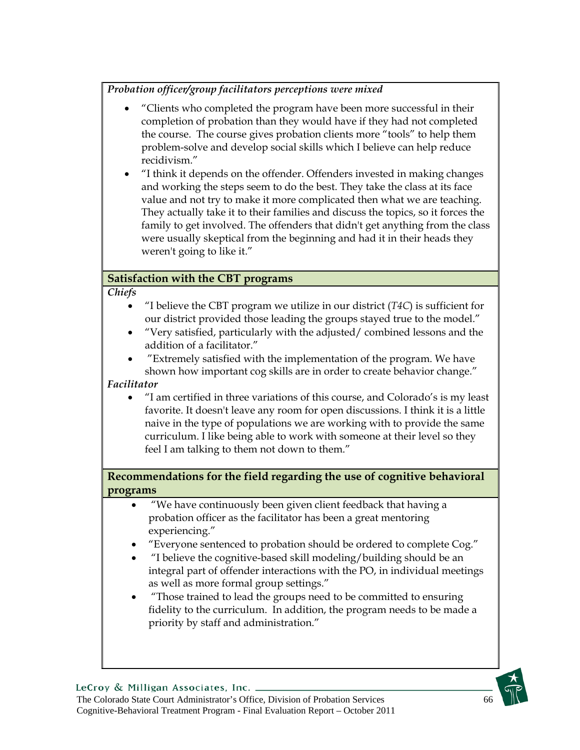*Probation officer/group facilitators perceptions were mixed*

- "Clients who completed the program have been more successful in their completion of probation than they would have if they had not completed the course. The course gives probation clients more "tools" to help them problem-solve and develop social skills which I believe can help reduce recidivism."
- "I think it depends on the offender. Offenders invested in making changes and working the steps seem to do the best. They take the class at its face value and not try to make it more complicated then what we are teaching. They actually take it to their families and discuss the topics, so it forces the family to get involved. The offenders that didn't get anything from the class were usually skeptical from the beginning and had it in their heads they weren't going to like it."

**Satisfaction with the CBT programs**

***Chiefs***

- "I believe the CBT program we utilize in our district (*T4C*) is sufficient for our district provided those leading the groups stayed true to the model."
- "Very satisfied, particularly with the adjusted/ combined lessons and the addition of a facilitator."
- "Extremely satisfied with the implementation of the program. We have shown how important cog skills are in order to create behavior change."

***Facilitator***

- "I am certified in three variations of this course, and Colorado's is my least favorite. It doesn't leave any room for open discussions. I think it is a little naive in the type of populations we are working with to provide the same curriculum. I like being able to work with someone at their level so they feel I am talking to them not down to them."

**Recommendations for the field regarding the use of cognitive behavioral programs**

- "We have continuously been given client feedback that having a probation officer as the facilitator has been a great mentoring experiencing."
- "Everyone sentenced to probation should be ordered to complete Cog."
- "I believe the cognitive-based skill modeling/building should be an integral part of offender interactions with the PO, in individual meetings as well as more formal group settings."
- "Those trained to lead the groups need to be committed to ensuring fidelity to the curriculum. In addition, the program needs to be made a priority by staff and administration."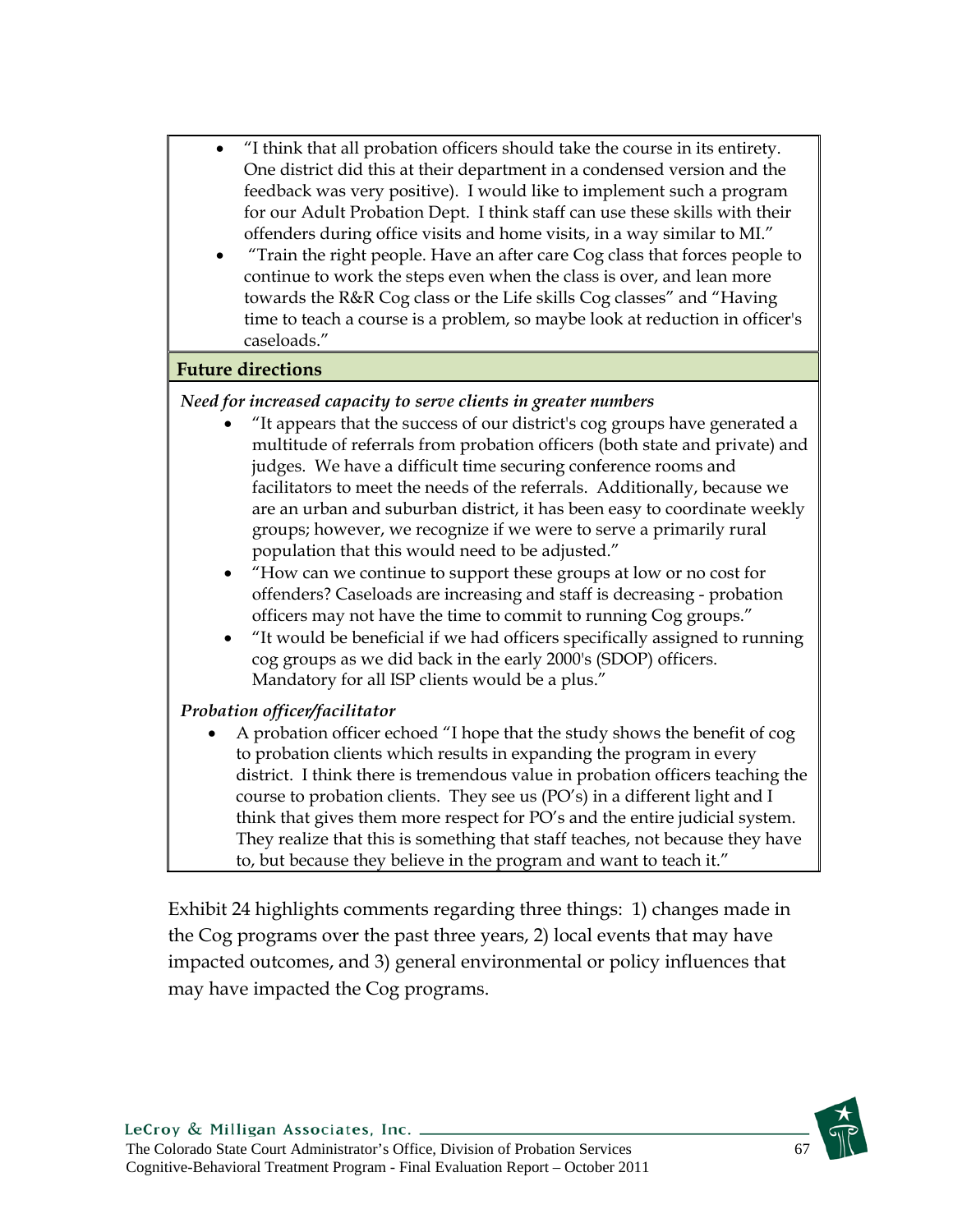- "I think that all probation officers should take the course in its entirety. One district did this at their department in a condensed version and the feedback was very positive). I would like to implement such a program for our Adult Probation Dept. I think staff can use these skills with their offenders during office visits and home visits, in a way similar to MI."
- "Train the right people. Have an after care Cog class that forces people to continue to work the steps even when the class is over, and lean more towards the R&R Cog class or the Life skills Cog classes" and "Having time to teach a course is a problem, so maybe look at reduction in officer's caseloads."

**Future directions**

*Need for increased capacity to serve clients in greater numbers*

- "It appears that the success of our district's cog groups have generated a multitude of referrals from probation officers (both state and private) and judges. We have a difficult time securing conference rooms and facilitators to meet the needs of the referrals. Additionally, because we are an urban and suburban district, it has been easy to coordinate weekly groups; however, we recognize if we were to serve a primarily rural population that this would need to be adjusted."
- "How can we continue to support these groups at low or no cost for offenders? Caseloads are increasing and staff is decreasing - probation officers may not have the time to commit to running Cog groups."
- "It would be beneficial if we had officers specifically assigned to running cog groups as we did back in the early 2000's (SDOP) officers. Mandatory for all ISP clients would be a plus."

*Probation officer/facilitator*

- A probation officer echoed "I hope that the study shows the benefit of cog to probation clients which results in expanding the program in every district. I think there is tremendous value in probation officers teaching the course to probation clients. They see us (PO's) in a different light and I think that gives them more respect for PO's and the entire judicial system. They realize that this is something that staff teaches, not because they have to, but because they believe in the program and want to teach it."

Exhibit 24 highlights comments regarding three things: 1) changes made in the Cog programs over the past three years, 2) local events that may have impacted outcomes, and 3) general environmental or policy influences that may have impacted the Cog programs.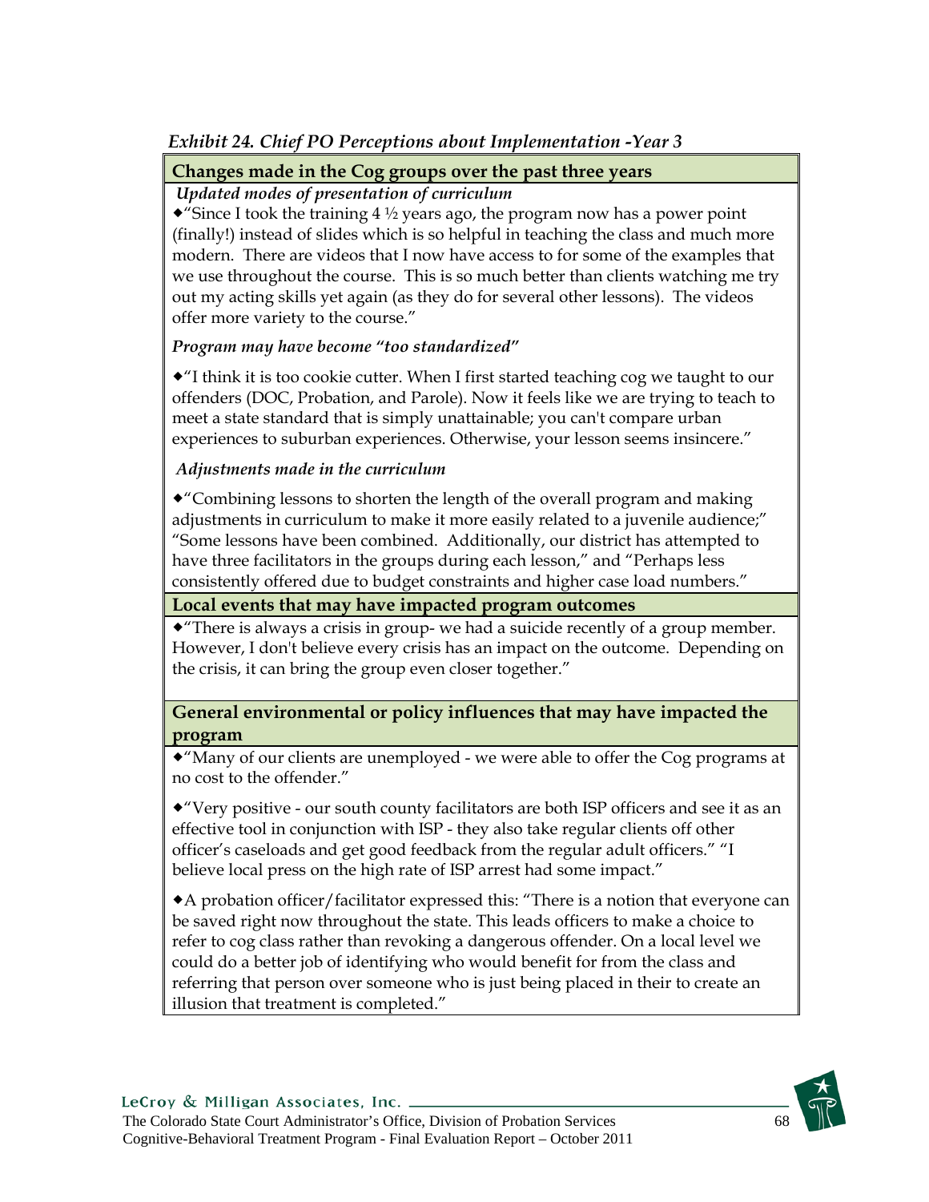*Exhibit 24. Chief PO Perceptions about Implementation -Year 3*

**Changes made in the Cog groups over the past three years**

***Updated modes of presentation of curriculum***

◆"Since I took the training 4 ½ years ago, the program now has a power point (finally!) instead of slides which is so helpful in teaching the class and much more modern. There are videos that I now have access to for some of the examples that we use throughout the course. This is so much better than clients watching me try out my acting skills yet again (as they do for several other lessons). The videos offer more variety to the course."

***Program may have become "too standardized"***

◆"I think it is too cookie cutter. When I first started teaching cog we taught to our offenders (DOC, Probation, and Parole). Now it feels like we are trying to teach to meet a state standard that is simply unattainable; you can't compare urban experiences to suburban experiences. Otherwise, your lesson seems insincere."

***Adjustments made in the curriculum***

◆"Combining lessons to shorten the length of the overall program and making adjustments in curriculum to make it more easily related to a juvenile audience;" "Some lessons have been combined. Additionally, our district has attempted to have three facilitators in the groups during each lesson," and "Perhaps less consistently offered due to budget constraints and higher case load numbers."

**Local events that may have impacted program outcomes**

◆"There is always a crisis in group- we had a suicide recently of a group member. However, I don't believe every crisis has an impact on the outcome. Depending on the crisis, it can bring the group even closer together."

**General environmental or policy influences that may have impacted the program**

◆"Many of our clients are unemployed - we were able to offer the Cog programs at no cost to the offender."

◆"Very positive - our south county facilitators are both ISP officers and see it as an effective tool in conjunction with ISP - they also take regular clients off other officer's caseloads and get good feedback from the regular adult officers." "I believe local press on the high rate of ISP arrest had some impact."

◆A probation officer/facilitator expressed this: "There is a notion that everyone can be saved right now throughout the state. This leads officers to make a choice to refer to cog class rather than revoking a dangerous offender. On a local level we could do a better job of identifying who would benefit for from the class and referring that person over someone who is just being placed in their to create an illusion that treatment is completed."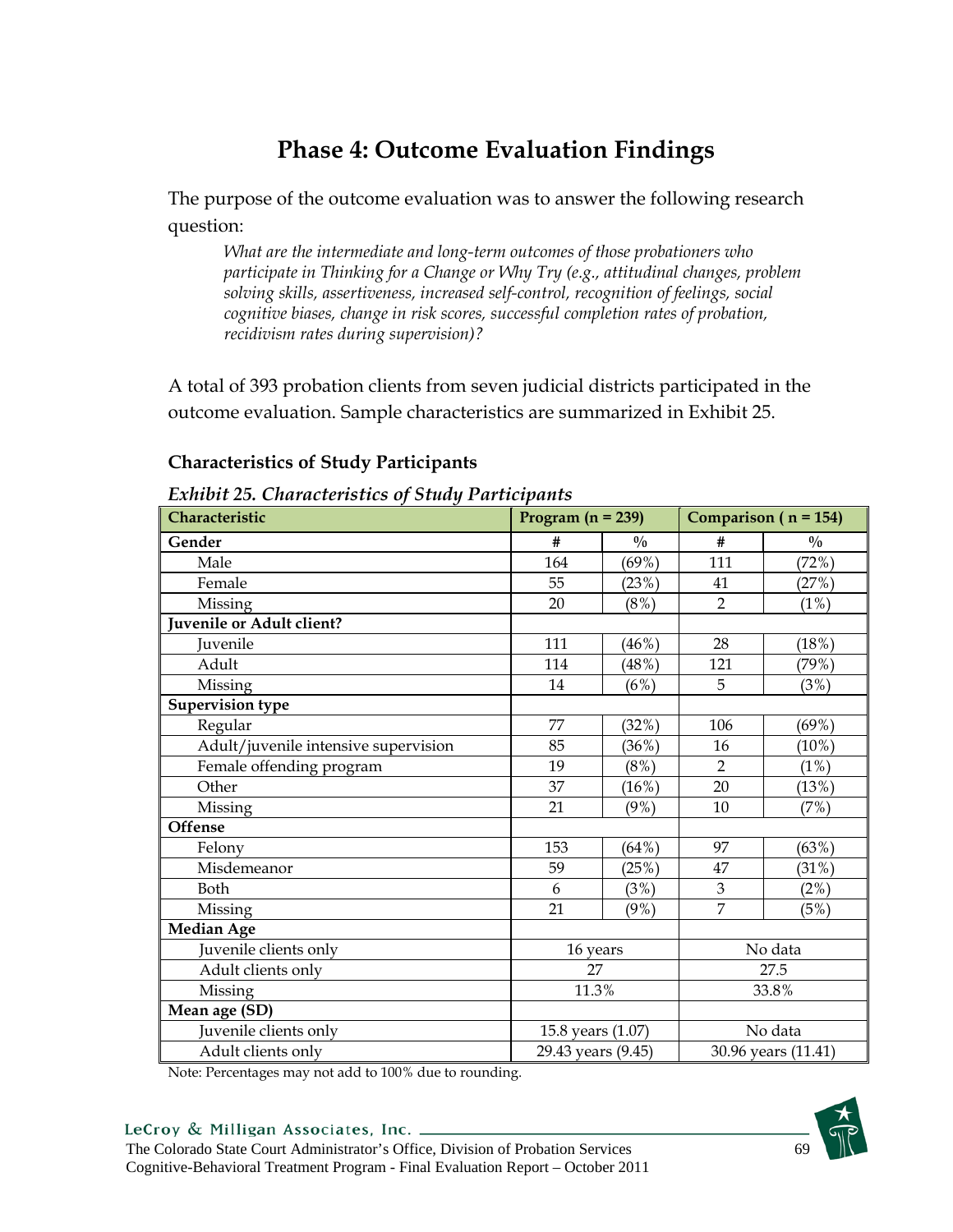# Phase 4: Outcome Evaluation Findings

The purpose of the outcome evaluation was to answer the following research question:

*What are the intermediate and long-term outcomes of those probationers who participate in Thinking for a Change or Why Try (e.g., attitudinal changes, problem solving skills, assertiveness, increased self-control, recognition of feelings, social cognitive biases, change in risk scores, successful completion rates of probation, recidivism rates during supervision)?*

A total of 393 probation clients from seven judicial districts participated in the outcome evaluation. Sample characteristics are summarized in Exhibit 25.

### Characteristics of Study Participants

***Exhibit 25. Characteristics of Study Participants***

| Characteristic | Program (n = 239) | | Comparison ( n = 154) | |
|---|---|---|---|---|
| **Gender** | # | % | # | % |
| Male | 164 | (69%) | 111 | (72%) |
| Female | 55 | (23%) | 41 | (27%) |
| Missing | 20 | (8%) | 2 | (1%) |
| **Juvenile or Adult client?** | | | | |
| Juvenile | 111 | (46%) | 28 | (18%) |
| Adult | 114 | (48%) | 121 | (79%) |
| Missing | 14 | (6%) | 5 | (3%) |
| **Supervision type** | | | | |
| Regular | 77 | (32%) | 106 | (69%) |
| Adult/juvenile intensive supervision | 85 | (36%) | 16 | (10%) |
| Female offending program | 19 | (8%) | 2 | (1%) |
| Other | 37 | (16%) | 20 | (13%) |
| Missing | 21 | (9%) | 10 | (7%) |
| **Offense** | | | | |
| Felony | 153 | (64%) | 97 | (63%) |
| Misdemeanor | 59 | (25%) | 47 | (31%) |
| Both | 6 | (3%) | 3 | (2%) |
| Missing | 21 | (9%) | 7 | (5%) |
| **Median Age** | | | | |
| Juvenile clients only | 16 years | | No data | |
| Adult clients only | 27 | | 27.5 | |
| Missing | 11.3% | | 33.8% | |
| **Mean age (SD)** | | | | |
| Juvenile clients only | 15.8 years (1.07) | | No data | |
| Adult clients only | 29.43 years (9.45) | | 30.96 years (11.41) | |

Note: Percentages may not add to 100% due to rounding.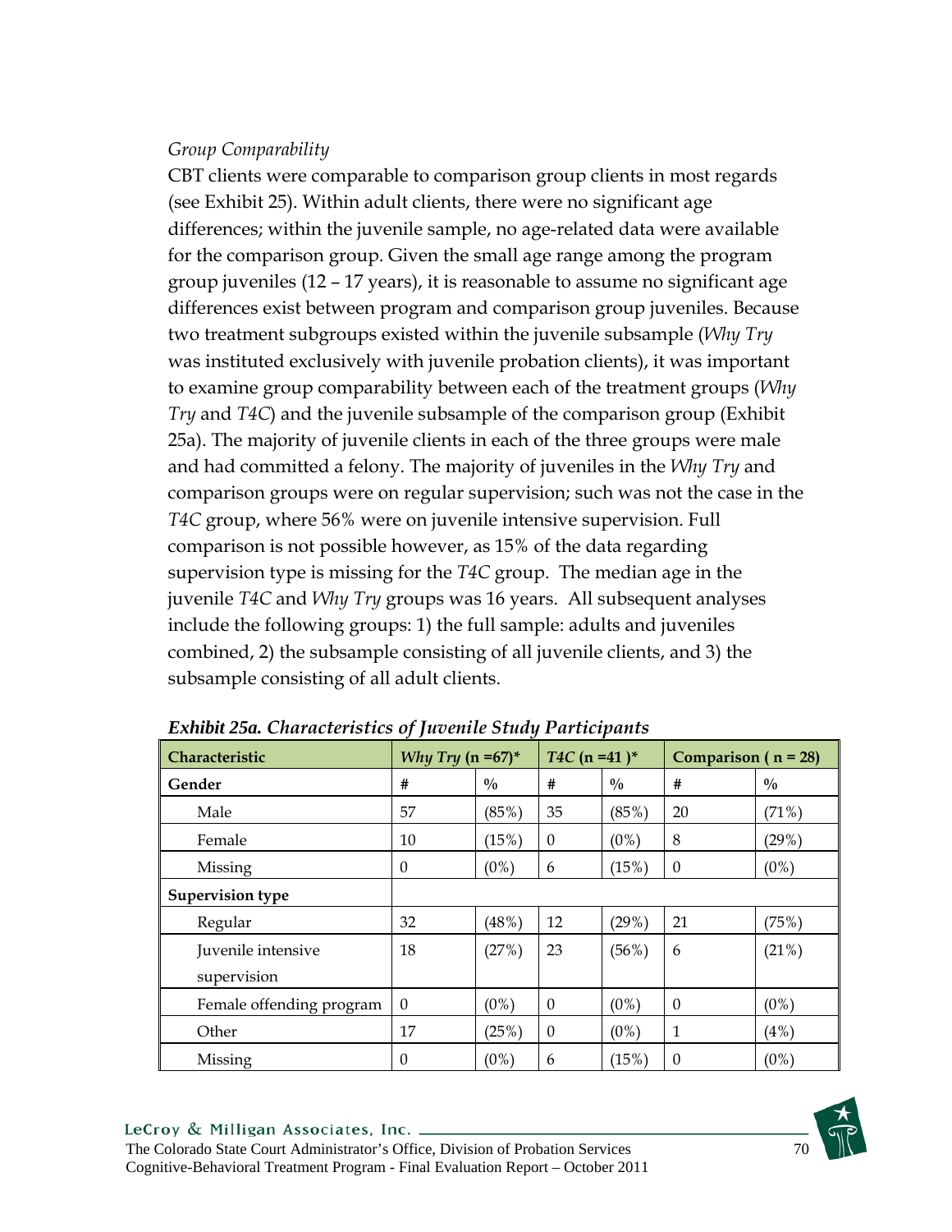*Group Comparability*

CBT clients were comparable to comparison group clients in most regards (see Exhibit 25). Within adult clients, there were no significant age differences; within the juvenile sample, no age-related data were available for the comparison group. Given the small age range among the program group juveniles (12 – 17 years), it is reasonable to assume no significant age differences exist between program and comparison group juveniles. Because two treatment subgroups existed within the juvenile subsample (*Why Try* was instituted exclusively with juvenile probation clients), it was important to examine group comparability between each of the treatment groups (*Why Try* and *T4C*) and the juvenile subsample of the comparison group (Exhibit 25a). The majority of juvenile clients in each of the three groups were male and had committed a felony. The majority of juveniles in the *Why Try* and comparison groups were on regular supervision; such was not the case in the *T4C* group, where 56% were on juvenile intensive supervision. Full comparison is not possible however, as 15% of the data regarding supervision type is missing for the *T4C* group. The median age in the juvenile *T4C* and *Why Try* groups was 16 years. All subsequent analyses include the following groups: 1) the full sample: adults and juveniles combined, 2) the subsample consisting of all juvenile clients, and 3) the subsample consisting of all adult clients.

***Exhibit 25a. Characteristics of Juvenile Study Participants***

| Characteristic | *Why Try* (n =67)* | | *T4C* (n =41 )* | | Comparison ( n = 28) | |
|---|---|---|---|---|---|---|
| **Gender** | # | % | # | % | # | % |
| Male | 57 | (85%) | 35 | (85%) | 20 | (71%) |
| Female | 10 | (15%) | 0 | (0%) | 8 | (29%) |
| Missing | 0 | (0%) | 6 | (15%) | 0 | (0%) |
| **Supervision type** | | | | | | |
| Regular | 32 | (48%) | 12 | (29%) | 21 | (75%) |
| Juvenile intensive supervision | 18 | (27%) | 23 | (56%) | 6 | (21%) |
| Female offending program | 0 | (0%) | 0 | (0%) | 0 | (0%) |
| Other | 17 | (25%) | 0 | (0%) | 1 | (4%) |
| Missing | 0 | (0%) | 6 | (15%) | 0 | (0%) |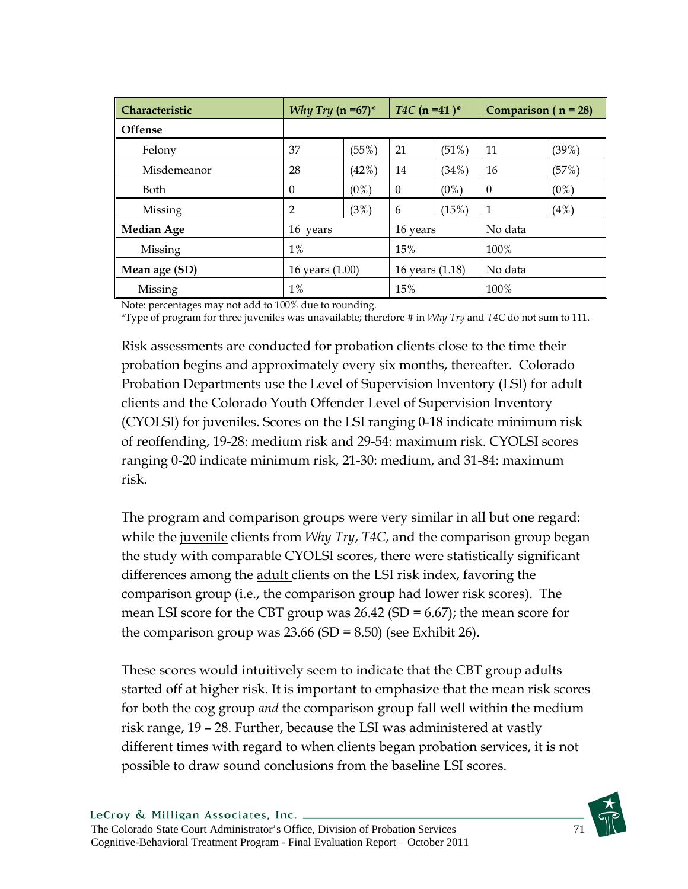| Characteristic | *Why Try* (n =67)* | | *T4C* (n =41 )* | | Comparison ( n = 28) | |
|---|---|---|---|---|---|---|
| **Offense** | | | | | | |
| Felony | 37 | (55%) | 21 | (51%) | 11 | (39%) |
| Misdemeanor | 28 | (42%) | 14 | (34%) | 16 | (57%) |
| Both | 0 | (0%) | 0 | (0%) | 0 | (0%) |
| Missing | 2 | (3%) | 6 | (15%) | 1 | (4%) |
| **Median Age** | 16 years | | 16 years | | No data | |
| Missing | 1% | | 15% | | 100% | |
| **Mean age (SD)** | 16 years (1.00) | | 16 years (1.18) | | No data | |
| Missing | 1% | | 15% | | 100% | |

Note: percentages may not add to 100% due to rounding.
*Type of program for three juveniles was unavailable; therefore # in *Why Try* and *T4C* do not sum to 111.

Risk assessments are conducted for probation clients close to the time their probation begins and approximately every six months, thereafter. Colorado Probation Departments use the Level of Supervision Inventory (LSI) for adult clients and the Colorado Youth Offender Level of Supervision Inventory (CYOLSI) for juveniles. Scores on the LSI ranging 0-18 indicate minimum risk of reoffending, 19-28: medium risk and 29-54: maximum risk. CYOLSI scores ranging 0-20 indicate minimum risk, 21-30: medium, and 31-84: maximum risk.

The program and comparison groups were very similar in all but one regard: while the juvenile clients from *Why Try*, *T4C*, and the comparison group began the study with comparable CYOLSI scores, there were statistically significant differences among the adult clients on the LSI risk index, favoring the comparison group (i.e., the comparison group had lower risk scores). The mean LSI score for the CBT group was 26.42 (SD = 6.67); the mean score for the comparison group was 23.66 (SD = 8.50) (see Exhibit 26).

These scores would intuitively seem to indicate that the CBT group adults started off at higher risk. It is important to emphasize that the mean risk scores for both the cog group *and* the comparison group fall well within the medium risk range, 19 – 28. Further, because the LSI was administered at vastly different times with regard to when clients began probation services, it is not possible to draw sound conclusions from the baseline LSI scores.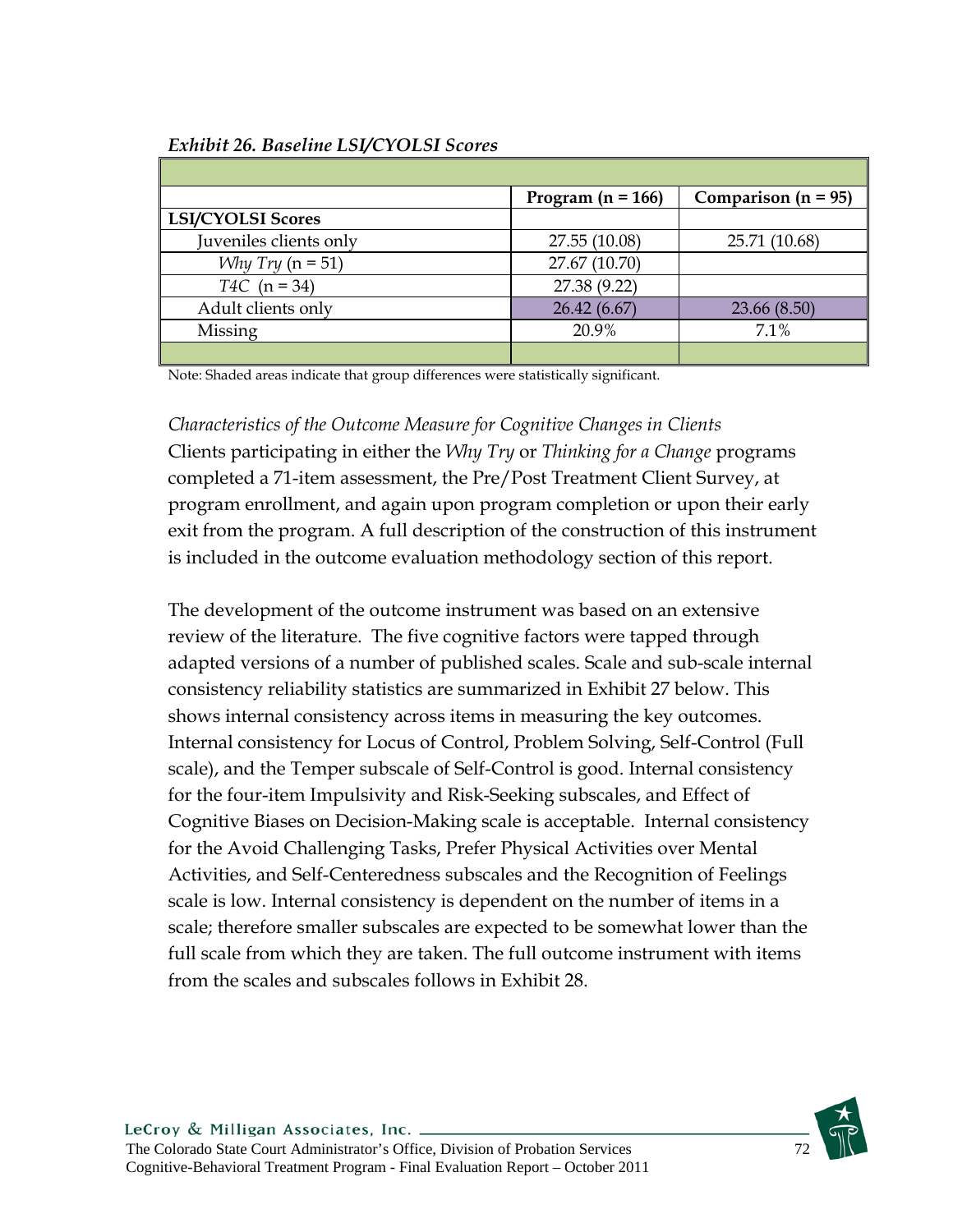*Exhibit 26. Baseline LSI/CYOLSI Scores*

| | Program (n = 166) | Comparison (n = 95) |
|---|---|---|
| **LSI/CYOLSI Scores** | | |
| Juveniles clients only | 27.55 (10.08) | 25.71 (10.68) |
| *Why Try* (n = 51) | 27.67 (10.70) | |
| *T4C* (n = 34) | 27.38 (9.22) | |
| Adult clients only | 26.42 (6.67) | 23.66 (8.50) |
| Missing | 20.9% | 7.1% |

Note: Shaded areas indicate that group differences were statistically significant.

*Characteristics of the Outcome Measure for Cognitive Changes in Clients*

Clients participating in either the *Why Try* or *Thinking for a Change* programs completed a 71-item assessment, the Pre/Post Treatment Client Survey, at program enrollment, and again upon program completion or upon their early exit from the program. A full description of the construction of this instrument is included in the outcome evaluation methodology section of this report.

The development of the outcome instrument was based on an extensive review of the literature. The five cognitive factors were tapped through adapted versions of a number of published scales. Scale and sub-scale internal consistency reliability statistics are summarized in Exhibit 27 below. This shows internal consistency across items in measuring the key outcomes. Internal consistency for Locus of Control, Problem Solving, Self-Control (Full scale), and the Temper subscale of Self-Control is good. Internal consistency for the four-item Impulsivity and Risk-Seeking subscales, and Effect of Cognitive Biases on Decision-Making scale is acceptable. Internal consistency for the Avoid Challenging Tasks, Prefer Physical Activities over Mental Activities, and Self-Centeredness subscales and the Recognition of Feelings scale is low. Internal consistency is dependent on the number of items in a scale; therefore smaller subscales are expected to be somewhat lower than the full scale from which they are taken. The full outcome instrument with items from the scales and subscales follows in Exhibit 28.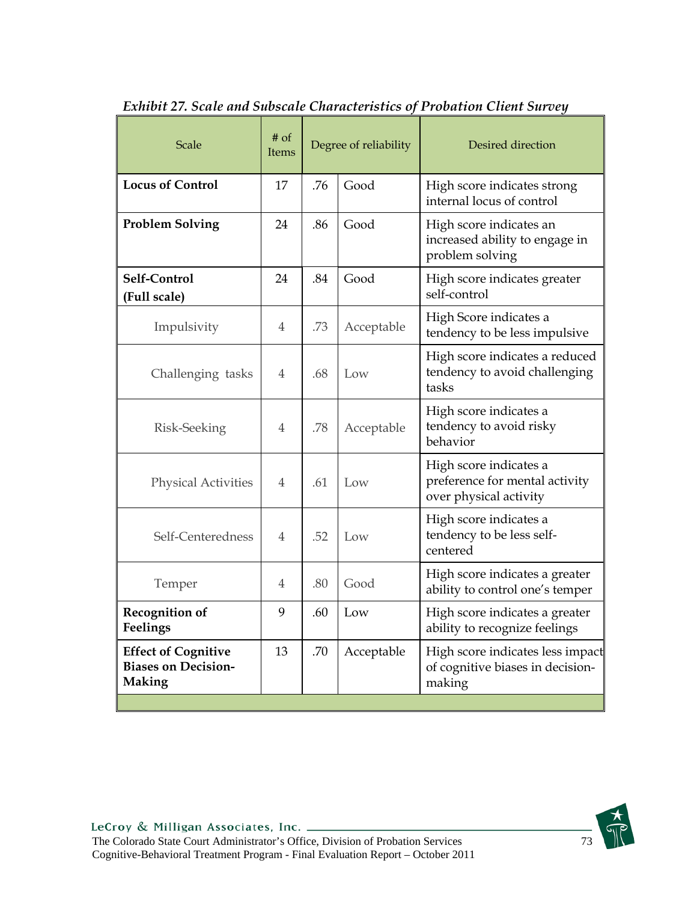*Exhibit 27. Scale and Subscale Characteristics of Probation Client Survey*

| Scale | # of Items | Degree of reliability | | Desired direction |
|---|---|---|---|---|
| **Locus of Control** | 17 | .76 | Good | High score indicates strong internal locus of control |
| **Problem Solving** | 24 | .86 | Good | High score indicates an increased ability to engage in problem solving |
| **Self-Control (Full scale)** | 24 | .84 | Good | High score indicates greater self-control |
| Impulsivity | 4 | .73 | Acceptable | High Score indicates a tendency to be less impulsive |
| Challenging tasks | 4 | .68 | Low | High score indicates a reduced tendency to avoid challenging tasks |
| Risk-Seeking | 4 | .78 | Acceptable | High score indicates a tendency to avoid risky behavior |
| Physical Activities | 4 | .61 | Low | High score indicates a preference for mental activity over physical activity |
| Self-Centeredness | 4 | .52 | Low | High score indicates a tendency to be less self-centered |
| Temper | 4 | .80 | Good | High score indicates a greater ability to control one's temper |
| **Recognition of Feelings** | 9 | .60 | Low | High score indicates a greater ability to recognize feelings |
| **Effect of Cognitive Biases on Decision-Making** | 13 | .70 | Acceptable | High score indicates less impact of cognitive biases in decision-making |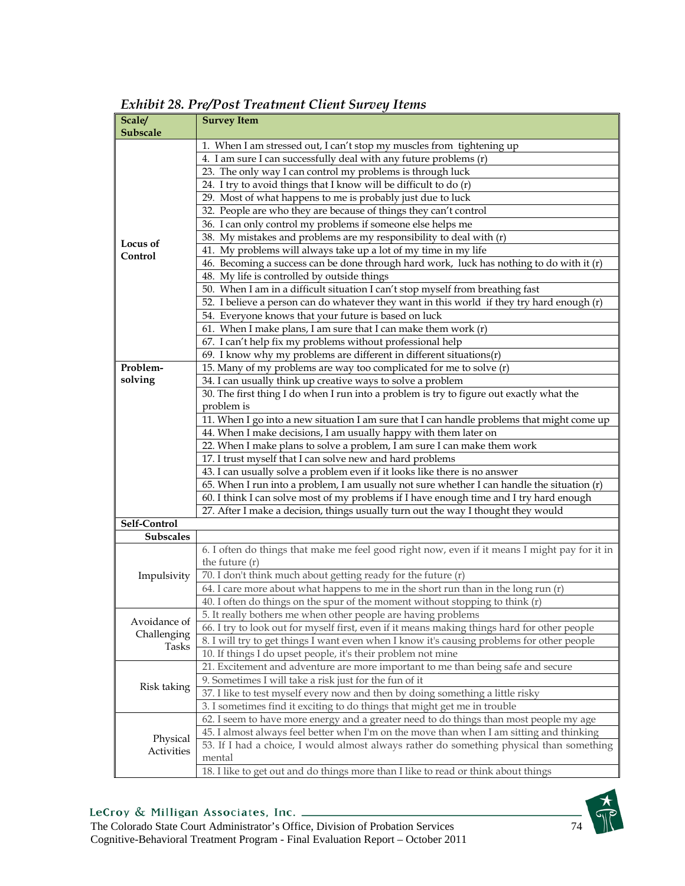*Exhibit 28. Pre/Post Treatment Client Survey Items*

| Scale/ Subscale | Survey Item |
|---|---|
| Locus of Control | 1. When I am stressed out, I can't stop my muscles from tightening up |
| | 4. I am sure I can successfully deal with any future problems (r) |
| | 23. The only way I can control my problems is through luck |
| | 24. I try to avoid things that I know will be difficult to do (r) |
| | 29. Most of what happens to me is probably just due to luck |
| | 32. People are who they are because of things they can't control |
| | 36. I can only control my problems if someone else helps me |
| | 38. My mistakes and problems are my responsibility to deal with (r) |
| | 41. My problems will always take up a lot of my time in my life |
| | 46. Becoming a success can be done through hard work, luck has nothing to do with it (r) |
| | 48. My life is controlled by outside things |
| | 50. When I am in a difficult situation I can't stop myself from breathing fast |
| | 52. I believe a person can do whatever they want in this world if they try hard enough (r) |
| | 54. Everyone knows that your future is based on luck |
| | 61. When I make plans, I am sure that I can make them work (r) |
| | 67. I can't help fix my problems without professional help |
| | 69. I know why my problems are different in different situations(r) |
| Problem-solving | 15. Many of my problems are way too complicated for me to solve (r) |
| | 34. I can usually think up creative ways to solve a problem |
| | 30. The first thing I do when I run into a problem is try to figure out exactly what the problem is |
| | 11. When I go into a new situation I am sure that I can handle problems that might come up |
| | 44. When I make decisions, I am usually happy with them later on |
| | 22. When I make plans to solve a problem, I am sure I can make them work |
| | 17. I trust myself that I can solve new and hard problems |
| | 43. I can usually solve a problem even if it looks like there is no answer |
| | 65. When I run into a problem, I am usually not sure whether I can handle the situation (r) |
| | 60. I think I can solve most of my problems if I have enough time and I try hard enough |
| | 27. After I make a decision, things usually turn out the way I thought they would |
| **Self-Control** | |
| **Subscales** | |
| Impulsivity | 6. I often do things that make me feel good right now, even if it means I might pay for it in the future (r) |
| | 70. I don't think much about getting ready for the future (r) |
| | 64. I care more about what happens to me in the short run than in the long run (r) |
| | 40. I often do things on the spur of the moment without stopping to think (r) |
| Avoidance of Challenging Tasks | 5. It really bothers me when other people are having problems |
| | 66. I try to look out for myself first, even if it means making things hard for other people |
| | 8. I will try to get things I want even when I know it's causing problems for other people |
| | 10. If things I do upset people, it's their problem not mine |
| Risk taking | 21. Excitement and adventure are more important to me than being safe and secure |
| | 9. Sometimes I will take a risk just for the fun of it |
| | 37. I like to test myself every now and then by doing something a little risky |
| | 3. I sometimes find it exciting to do things that might get me in trouble |
| Physical Activities | 62. I seem to have more energy and a greater need to do things than most people my age |
| | 45. I almost always feel better when I'm on the move than when I am sitting and thinking |
| | 53. If I had a choice, I would almost always rather do something physical than something mental |
| | 18. I like to get out and do things more than I like to read or think about things |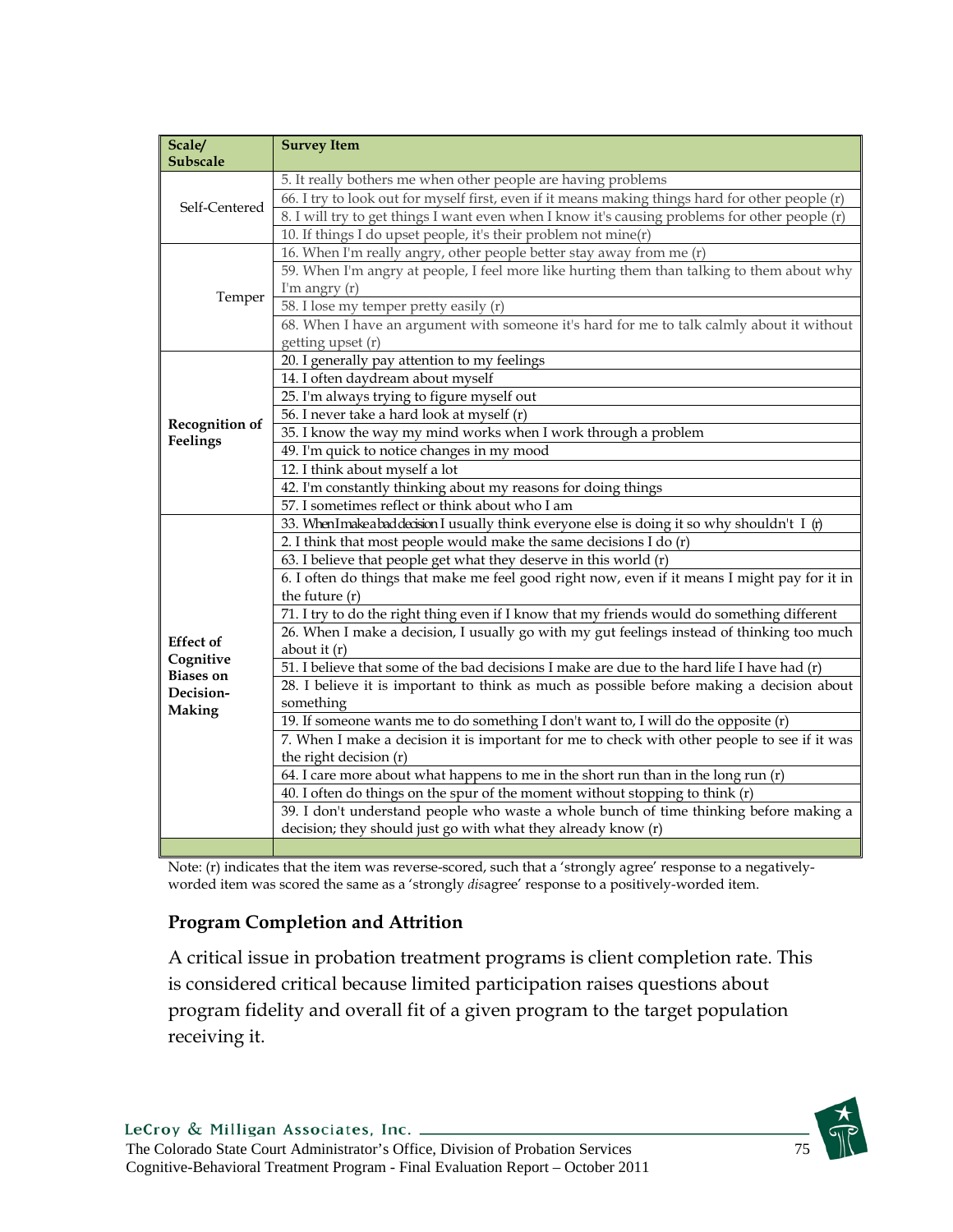| Scale/ Subscale | Survey Item |
|---|---|
| Self-Centered | 5. It really bothers me when other people are having problems |
| | 66. I try to look out for myself first, even if it means making things hard for other people (r) |
| | 8. I will try to get things I want even when I know it's causing problems for other people (r) |
| | 10. If things I do upset people, it's their problem not mine(r) |
| Temper | 16. When I'm really angry, other people better stay away from me (r) |
| | 59. When I'm angry at people, I feel more like hurting them than talking to them about why I'm angry (r) |
| | 58. I lose my temper pretty easily (r) |
| | 68. When I have an argument with someone it's hard for me to talk calmly about it without getting upset (r) |
| **Recognition of Feelings** | 20. I generally pay attention to my feelings |
| | 14. I often daydream about myself |
| | 25. I'm always trying to figure myself out |
| | 56. I never take a hard look at myself (r) |
| | 35. I know the way my mind works when I work through a problem |
| | 49. I'm quick to notice changes in my mood |
| | 12. I think about myself a lot |
| | 42. I'm constantly thinking about my reasons for doing things |
| | 57. I sometimes reflect or think about who I am |
| **Effect of Cognitive Biases on Decision-Making** | 33. When I make a bad decision I usually think everyone else is doing it so why shouldn't I (r) |
| | 2. I think that most people would make the same decisions I do (r) |
| | 63. I believe that people get what they deserve in this world (r) |
| | 6. I often do things that make me feel good right now, even if it means I might pay for it in the future (r) |
| | 71. I try to do the right thing even if I know that my friends would do something different |
| | 26. When I make a decision, I usually go with my gut feelings instead of thinking too much about it (r) |
| | 51. I believe that some of the bad decisions I make are due to the hard life I have had (r) |
| | 28. I believe it is important to think as much as possible before making a decision about something |
| | 19. If someone wants me to do something I don't want to, I will do the opposite (r) |
| | 7. When I make a decision it is important for me to check with other people to see if it was the right decision (r) |
| | 64. I care more about what happens to me in the short run than in the long run (r) |
| | 40. I often do things on the spur of the moment without stopping to think (r) |
| | 39. I don't understand people who waste a whole bunch of time thinking before making a decision; they should just go with what they already know (r) |

Note: (r) indicates that the item was reverse-scored, such that a 'strongly agree' response to a negatively-worded item was scored the same as a 'strongly *dis*agree' response to a positively-worded item.

## Program Completion and Attrition

A critical issue in probation treatment programs is client completion rate. This is considered critical because limited participation raises questions about program fidelity and overall fit of a given program to the target population receiving it.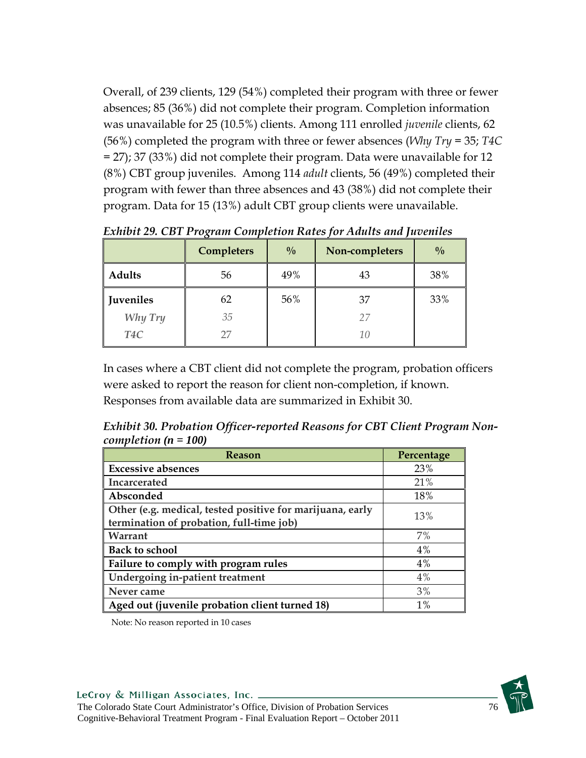Overall, of 239 clients, 129 (54%) completed their program with three or fewer absences; 85 (36%) did not complete their program. Completion information was unavailable for 25 (10.5%) clients. Among 111 enrolled *juvenile* clients, 62 (56%) completed the program with three or fewer absences (*Why Try* = 35; *T4C* = 27); 37 (33%) did not complete their program. Data were unavailable for 12 (8%) CBT group juveniles. Among 114 *adult* clients, 56 (49%) completed their program with fewer than three absences and 43 (38%) did not complete their program. Data for 15 (13%) adult CBT group clients were unavailable.

***Exhibit 29. CBT Program Completion Rates for Adults and Juveniles***

| | Completers | % | Non-completers | % |
|---|---|---|---|---|
| **Adults** | 56 | 49% | 43 | 38% |
| **Juveniles** | 62 | 56% | 37 | 33% |
| *Why Try* | *35* | | *27* | |
| *T4C* | *27* | | *10* | |

In cases where a CBT client did not complete the program, probation officers were asked to report the reason for client non-completion, if known. Responses from available data are summarized in Exhibit 30.

***Exhibit 30. Probation Officer-reported Reasons for CBT Client Program Non-completion (n = 100)***

| Reason | Percentage |
|---|---|
| **Excessive absences** | 23% |
| **Incarcerated** | 21% |
| **Absconded** | 18% |
| **Other (e.g. medical, tested positive for marijuana, early termination of probation, full-time job)** | 13% |
| **Warrant** | 7% |
| **Back to school** | 4% |
| **Failure to comply with program rules** | 4% |
| **Undergoing in-patient treatment** | 4% |
| **Never came** | 3% |
| **Aged out (juvenile probation client turned 18)** | 1% |

Note: No reason reported in 10 cases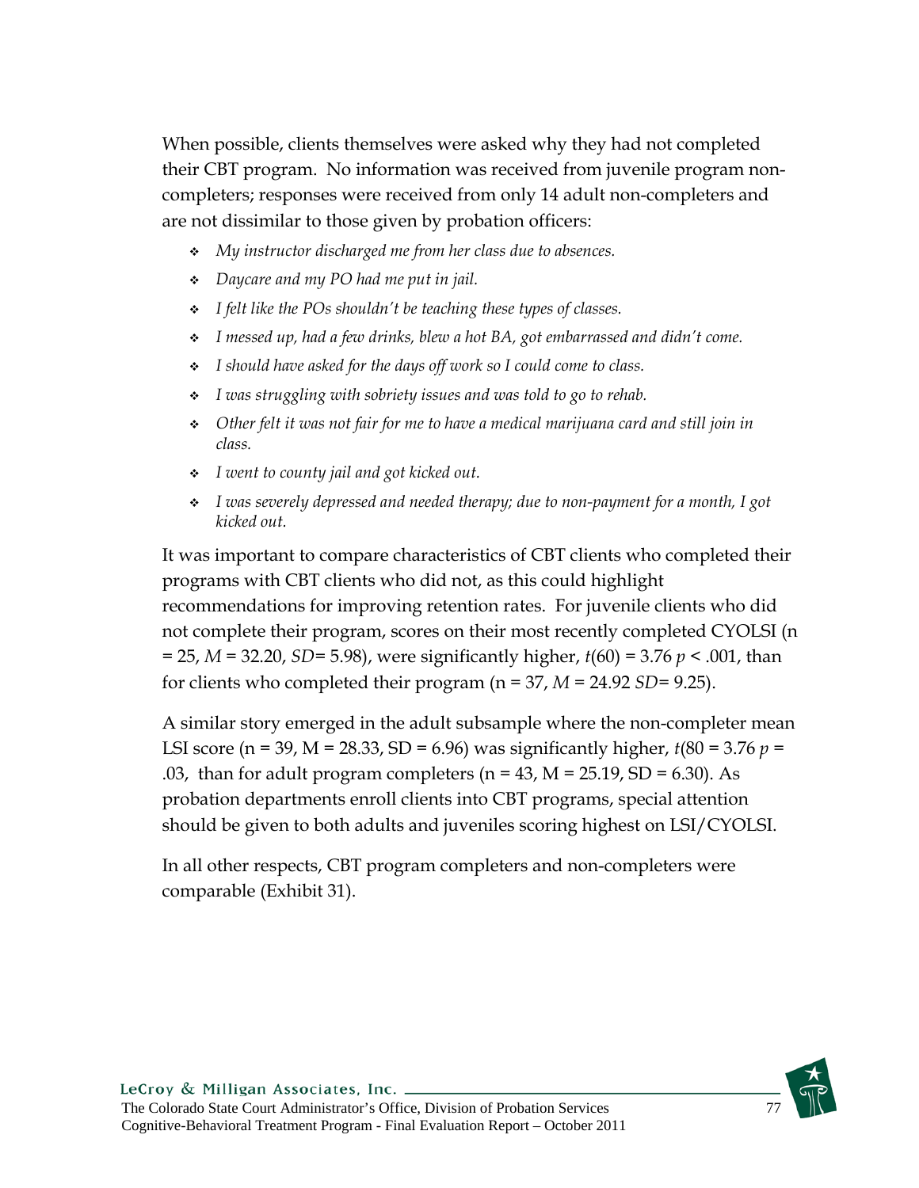When possible, clients themselves were asked why they had not completed their CBT program. No information was received from juvenile program non-completers; responses were received from only 14 adult non-completers and are not dissimilar to those given by probation officers:

- *My instructor discharged me from her class due to absences.*
- *Daycare and my PO had me put in jail.*
- *I felt like the POs shouldn't be teaching these types of classes.*
- *I messed up, had a few drinks, blew a hot BA, got embarrassed and didn't come.*
- *I should have asked for the days off work so I could come to class.*
- *I was struggling with sobriety issues and was told to go to rehab.*
- *Other felt it was not fair for me to have a medical marijuana card and still join in class.*
- *I went to county jail and got kicked out.*
- *I was severely depressed and needed therapy; due to non-payment for a month, I got kicked out.*

It was important to compare characteristics of CBT clients who completed their programs with CBT clients who did not, as this could highlight recommendations for improving retention rates. For juvenile clients who did not complete their program, scores on their most recently completed CYOLSI (n = 25, $M$ = 32.20, $SD$= 5.98), were significantly higher, $t(60) = 3.76$ $p < .001$, than for clients who completed their program (n = 37, $M$ = 24.92 $SD$= 9.25).

A similar story emerged in the adult subsample where the non-completer mean LSI score (n = 39, M = 28.33, SD = 6.96) was significantly higher, $t$(80 = 3.76 $p$ = .03, than for adult program completers (n = 43, M = 25.19, SD = 6.30). As probation departments enroll clients into CBT programs, special attention should be given to both adults and juveniles scoring highest on LSI/CYOLSI.

In all other respects, CBT program completers and non-completers were comparable (Exhibit 31).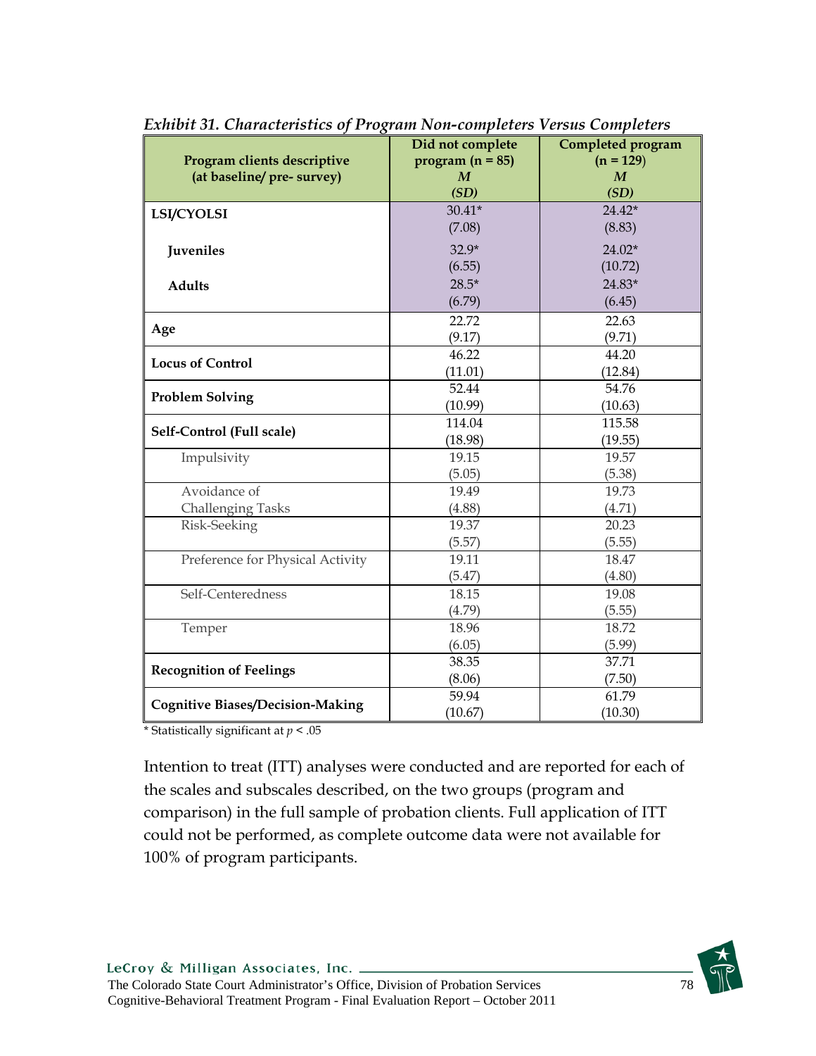*Exhibit 31. Characteristics of Program Non-completers Versus Completers*

| Program clients descriptive (at baseline/ pre- survey) | Did not complete program (n = 85) *M* *(SD)* | Completed program (n = 129) *M* *(SD)* |
|---|---|---|
| **LSI/CYOLSI** | 30.41* (7.08) | 24.42* (8.83) |
| **Juveniles** | 32.9* (6.55) | 24.02* (10.72) |
| **Adults** | 28.5* (6.79) | 24.83* (6.45) |
| **Age** | 22.72 (9.17) | 22.63 (9.71) |
| **Locus of Control** | 46.22 (11.01) | 44.20 (12.84) |
| **Problem Solving** | 52.44 (10.99) | 54.76 (10.63) |
| **Self-Control (Full scale)** | 114.04 (18.98) | 115.58 (19.55) |
| Impulsivity | 19.15 (5.05) | 19.57 (5.38) |
| Avoidance of Challenging Tasks | 19.49 (4.88) | 19.73 (4.71) |
| Risk-Seeking | 19.37 (5.57) | 20.23 (5.55) |
| Preference for Physical Activity | 19.11 (5.47) | 18.47 (4.80) |
| Self-Centeredness | 18.15 (4.79) | 19.08 (5.55) |
| Temper | 18.96 (6.05) | 18.72 (5.99) |
| **Recognition of Feelings** | 38.35 (8.06) | 37.71 (7.50) |
| **Cognitive Biases/Decision-Making** | 59.94 (10.67) | 61.79 (10.30) |

\* Statistically significant at $p < .05$

Intention to treat (ITT) analyses were conducted and are reported for each of the scales and subscales described, on the two groups (program and comparison) in the full sample of probation clients. Full application of ITT could not be performed, as complete outcome data were not available for 100% of program participants.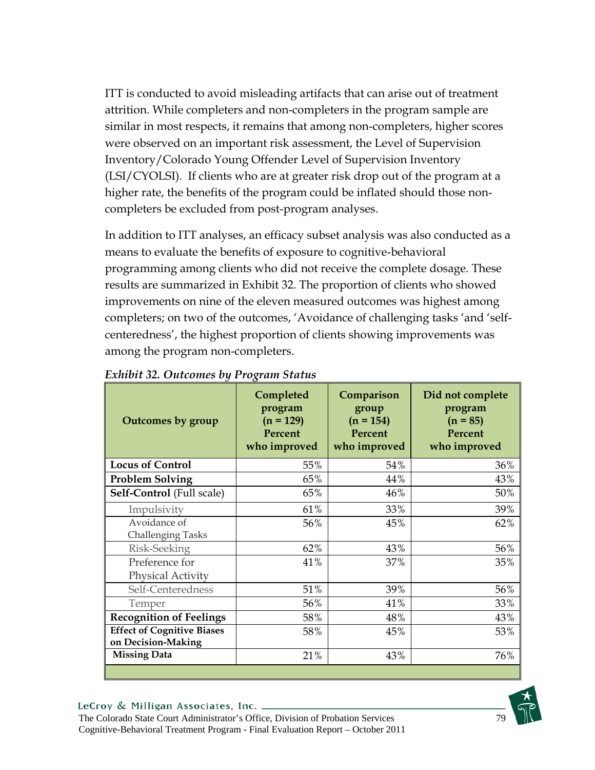ITT is conducted to avoid misleading artifacts that can arise out of treatment attrition. While completers and non-completers in the program sample are similar in most respects, it remains that among non-completers, higher scores were observed on an important risk assessment, the Level of Supervision Inventory/Colorado Young Offender Level of Supervision Inventory (LSI/CYOLSI). If clients who are at greater risk drop out of the program at a higher rate, the benefits of the program could be inflated should those non-completers be excluded from post-program analyses.

In addition to ITT analyses, an efficacy subset analysis was also conducted as a means to evaluate the benefits of exposure to cognitive-behavioral programming among clients who did not receive the complete dosage. These results are summarized in Exhibit 32. The proportion of clients who showed improvements on nine of the eleven measured outcomes was highest among completers; on two of the outcomes, 'Avoidance of challenging tasks 'and 'self-centeredness', the highest proportion of clients showing improvements was among the program non-completers.

*Exhibit 32. Outcomes by Program Status*

| Outcomes by group | Completed program (n = 129) Percent who improved | Comparison group (n = 154) Percent who improved | Did not complete program (n = 85) Percent who improved |
|---|---|---|---|
| **Locus of Control** | 55% | 54% | 36% |
| **Problem Solving** | 65% | 44% | 43% |
| **Self-Control** (Full scale) | 65% | 46% | 50% |
| Impulsivity | 61% | 33% | 39% |
| Avoidance of Challenging Tasks | 56% | 45% | 62% |
| Risk-Seeking | 62% | 43% | 56% |
| Preference for Physical Activity | 41% | 37% | 35% |
| Self-Centeredness | 51% | 39% | 56% |
| Temper | 56% | 41% | 33% |
| **Recognition of Feelings** | 58% | 48% | 43% |
| **Effect of Cognitive Biases on Decision-Making** | 58% | 45% | 53% |
| **Missing Data** | 21% | 43% | 76% |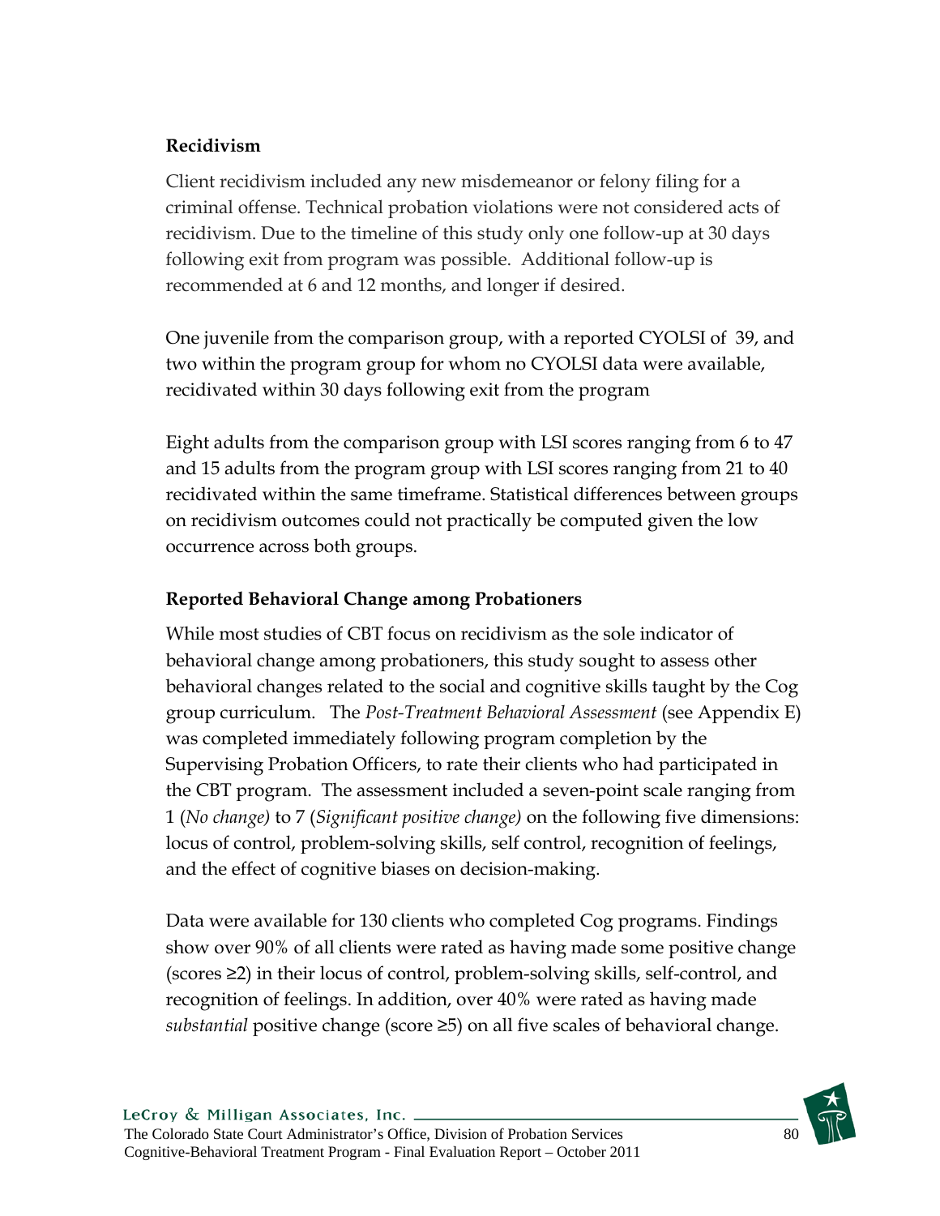### Recidivism

Client recidivism included any new misdemeanor or felony filing for a criminal offense. Technical probation violations were not considered acts of recidivism. Due to the timeline of this study only one follow-up at 30 days following exit from program was possible. Additional follow-up is recommended at 6 and 12 months, and longer if desired.

One juvenile from the comparison group, with a reported CYOLSI of 39, and two within the program group for whom no CYOLSI data were available, recidivated within 30 days following exit from the program

Eight adults from the comparison group with LSI scores ranging from 6 to 47 and 15 adults from the program group with LSI scores ranging from 21 to 40 recidivated within the same timeframe. Statistical differences between groups on recidivism outcomes could not practically be computed given the low occurrence across both groups.

### Reported Behavioral Change among Probationers

While most studies of CBT focus on recidivism as the sole indicator of behavioral change among probationers, this study sought to assess other behavioral changes related to the social and cognitive skills taught by the Cog group curriculum. The *Post-Treatment Behavioral Assessment* (see Appendix E) was completed immediately following program completion by the Supervising Probation Officers, to rate their clients who had participated in the CBT program. The assessment included a seven-point scale ranging from 1 (*No change)* to 7 (*Significant positive change)* on the following five dimensions: locus of control, problem-solving skills, self control, recognition of feelings, and the effect of cognitive biases on decision-making.

Data were available for 130 clients who completed Cog programs. Findings show over 90% of all clients were rated as having made some positive change (scores ≥2) in their locus of control, problem-solving skills, self-control, and recognition of feelings. In addition, over 40% were rated as having made *substantial* positive change (score ≥5) on all five scales of behavioral change.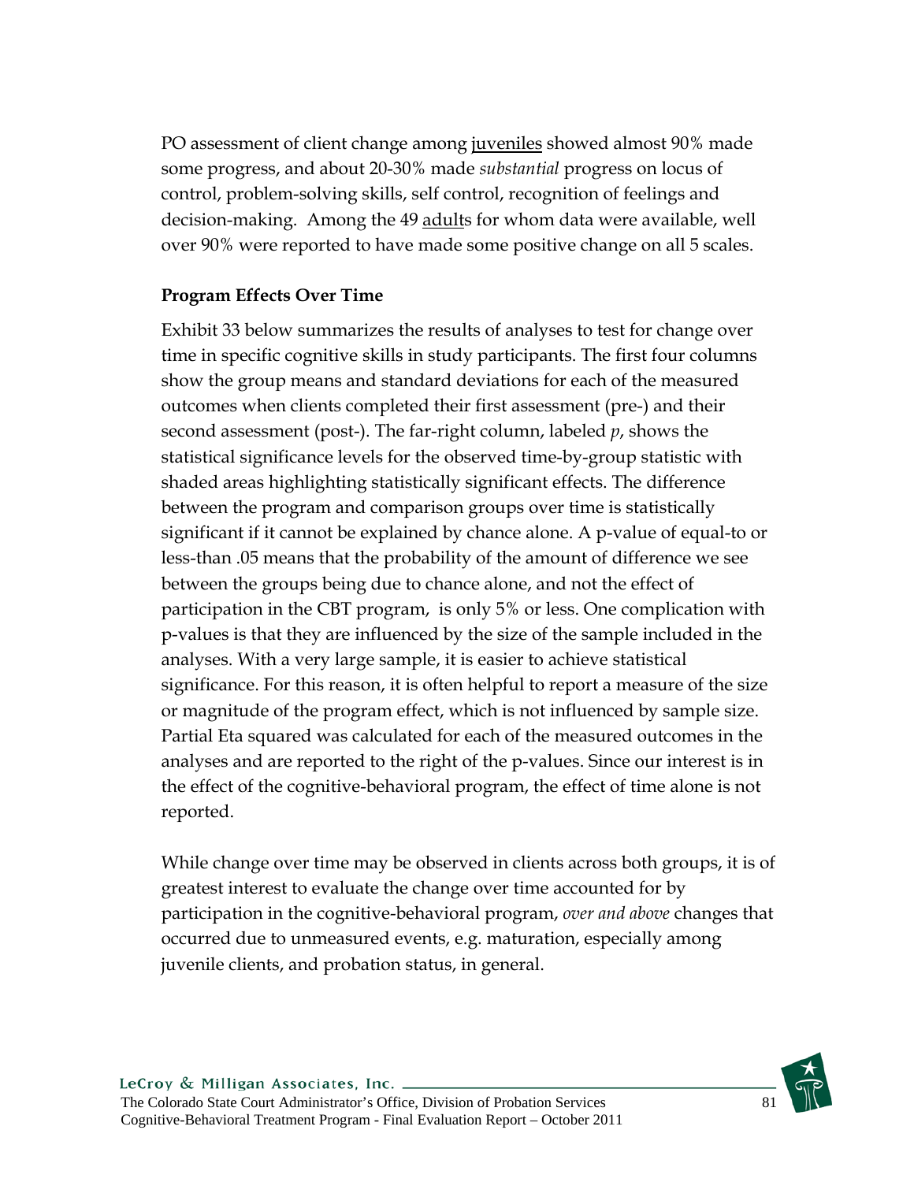PO assessment of client change among juveniles showed almost 90% made some progress, and about 20-30% made *substantial* progress on locus of control, problem-solving skills, self control, recognition of feelings and decision-making. Among the 49 adults for whom data were available, well over 90% were reported to have made some positive change on all 5 scales.

**Program Effects Over Time**

Exhibit 33 below summarizes the results of analyses to test for change over time in specific cognitive skills in study participants. The first four columns show the group means and standard deviations for each of the measured outcomes when clients completed their first assessment (pre-) and their second assessment (post-). The far-right column, labeled $p$, shows the statistical significance levels for the observed time-by-group statistic with shaded areas highlighting statistically significant effects. The difference between the program and comparison groups over time is statistically significant if it cannot be explained by chance alone. A p-value of equal-to or less-than .05 means that the probability of the amount of difference we see between the groups being due to chance alone, and not the effect of participation in the CBT program, is only 5% or less. One complication with p-values is that they are influenced by the size of the sample included in the analyses. With a very large sample, it is easier to achieve statistical significance. For this reason, it is often helpful to report a measure of the size or magnitude of the program effect, which is not influenced by sample size. Partial Eta squared was calculated for each of the measured outcomes in the analyses and are reported to the right of the p-values. Since our interest is in the effect of the cognitive-behavioral program, the effect of time alone is not reported.

While change over time may be observed in clients across both groups, it is of greatest interest to evaluate the change over time accounted for by participation in the cognitive-behavioral program, *over and above* changes that occurred due to unmeasured events, e.g. maturation, especially among juvenile clients, and probation status, in general.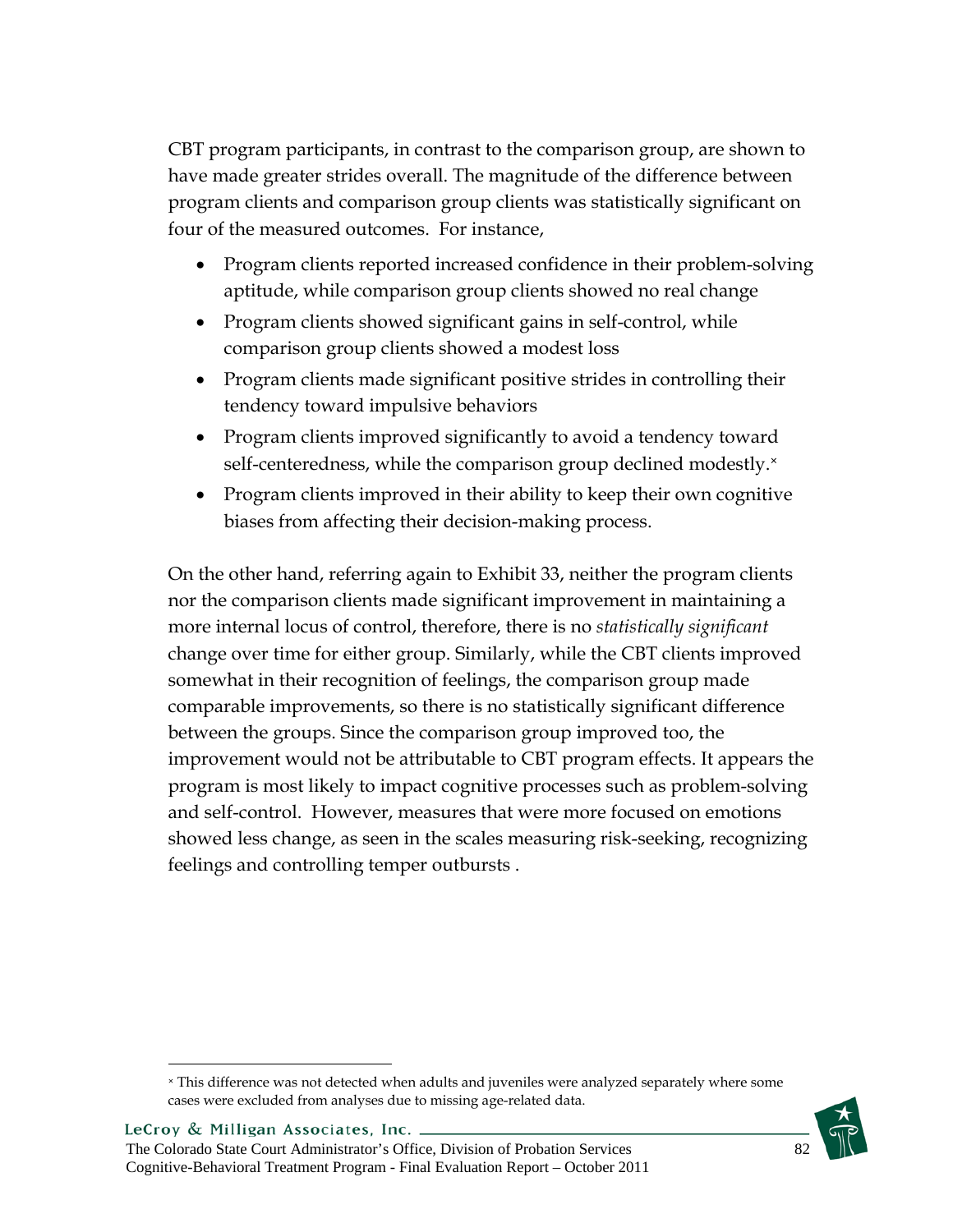CBT program participants, in contrast to the comparison group, are shown to have made greater strides overall. The magnitude of the difference between program clients and comparison group clients was statistically significant on four of the measured outcomes.  For instance,

- Program clients reported increased confidence in their problem-solving aptitude, while comparison group clients showed no real change
- Program clients showed significant gains in self-control, while comparison group clients showed a modest loss
- Program clients made significant positive strides in controlling their tendency toward impulsive behaviors
- Program clients improved significantly to avoid a tendency toward self-centeredness, while the comparison group declined modestly.[x]
- Program clients improved in their ability to keep their own cognitive biases from affecting their decision-making process.

On the other hand, referring again to Exhibit 33, neither the program clients nor the comparison clients made significant improvement in maintaining a more internal locus of control, therefore, there is no *statistically significant* change over time for either group. Similarly, while the CBT clients improved somewhat in their recognition of feelings, the comparison group made comparable improvements, so there is no statistically significant difference between the groups. Since the comparison group improved too, the improvement would not be attributable to CBT program effects. It appears the program is most likely to impact cognitive processes such as problem-solving and self-control.  However, measures that were more focused on emotions showed less change, as seen in the scales measuring risk-seeking, recognizing feelings and controlling temper outbursts .

---

[x] This difference was not detected when adults and juveniles were analyzed separately where some cases were excluded from analyses due to missing age-related data.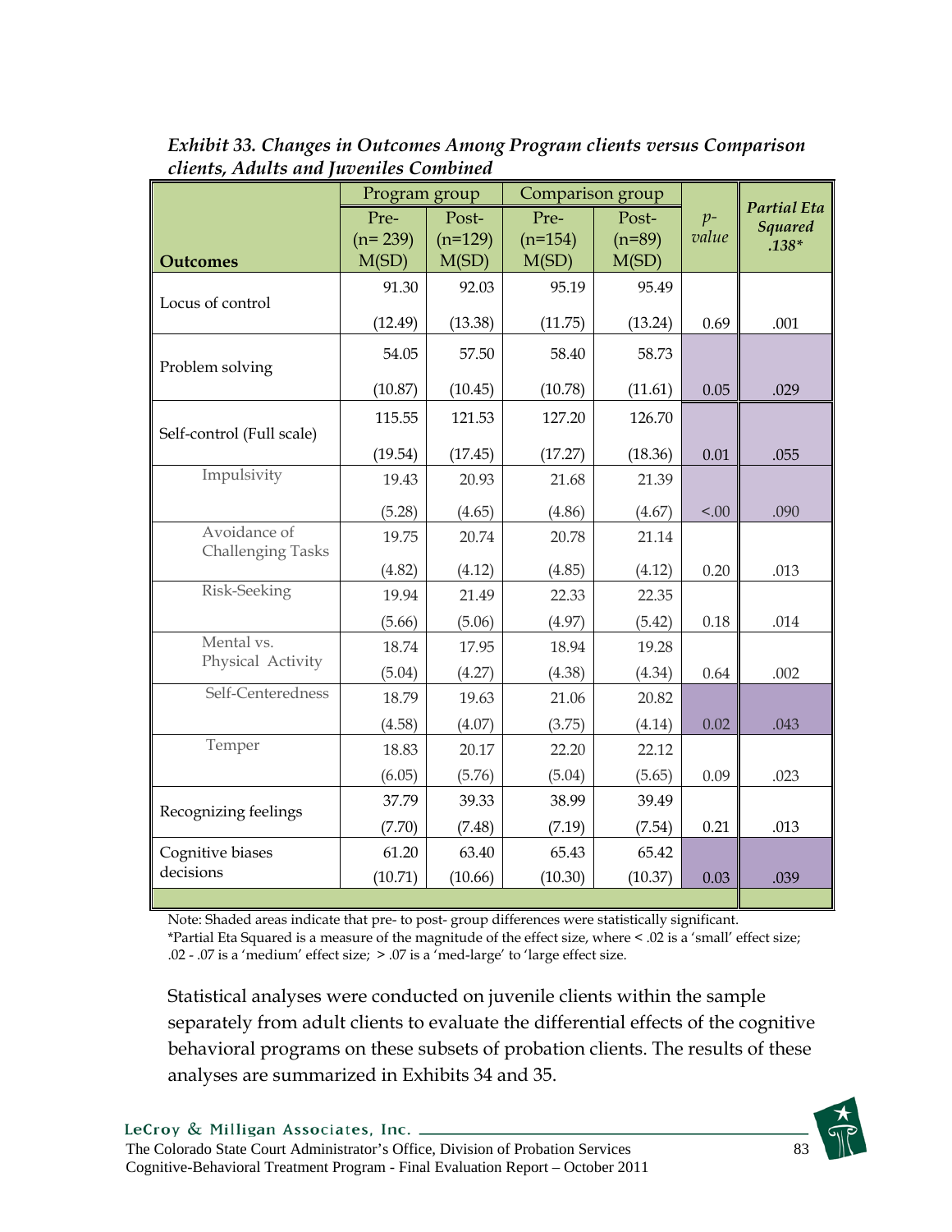*Exhibit 33. Changes in Outcomes Among Program clients versus Comparison clients, Adults and Juveniles Combined*

| Outcomes | Program group | | Comparison group | | *p-value* | ***Partial Eta Squared .138**** |
|---|---|---|---|---|---|---|
| | Pre- (n= 239) M(SD) | Post- (n=129) M(SD) | Pre- (n=154) M(SD) | Post- (n=89) M(SD) | | |
| Locus of control | 91.30 (12.49) | 92.03 (13.38) | 95.19 (11.75) | 95.49 (13.24) | 0.69 | .001 |
| Problem solving | 54.05 (10.87) | 57.50 (10.45) | 58.40 (10.78) | 58.73 (11.61) | 0.05 | .029 |
| Self-control (Full scale) | 115.55 (19.54) | 121.53 (17.45) | 127.20 (17.27) | 126.70 (18.36) | 0.01 | .055 |
| Impulsivity | 19.43 (5.28) | 20.93 (4.65) | 21.68 (4.86) | 21.39 (4.67) | <.00 | .090 |
| Avoidance of Challenging Tasks | 19.75 (4.82) | 20.74 (4.12) | 20.78 (4.85) | 21.14 (4.12) | 0.20 | .013 |
| Risk-Seeking | 19.94 (5.66) | 21.49 (5.06) | 22.33 (4.97) | 22.35 (5.42) | 0.18 | .014 |
| Mental vs. Physical Activity | 18.74 (5.04) | 17.95 (4.27) | 18.94 (4.38) | 19.28 (4.34) | 0.64 | .002 |
| Self-Centeredness | 18.79 (4.58) | 19.63 (4.07) | 21.06 (3.75) | 20.82 (4.14) | 0.02 | .043 |
| Temper | 18.83 (6.05) | 20.17 (5.76) | 22.20 (5.04) | 22.12 (5.65) | 0.09 | .023 |
| Recognizing feelings | 37.79 (7.70) | 39.33 (7.48) | 38.99 (7.19) | 39.49 (7.54) | 0.21 | .013 |
| Cognitive biases decisions | 61.20 (10.71) | 63.40 (10.66) | 65.43 (10.30) | 65.42 (10.37) | 0.03 | .039 |

Note: Shaded areas indicate that pre- to post- group differences were statistically significant.
*Partial Eta Squared is a measure of the magnitude of the effect size, where < .02 is a 'small' effect size; .02 - .07 is a 'medium' effect size; > .07 is a 'med-large' to 'large effect size.

Statistical analyses were conducted on juvenile clients within the sample separately from adult clients to evaluate the differential effects of the cognitive behavioral programs on these subsets of probation clients. The results of these analyses are summarized in Exhibits 34 and 35.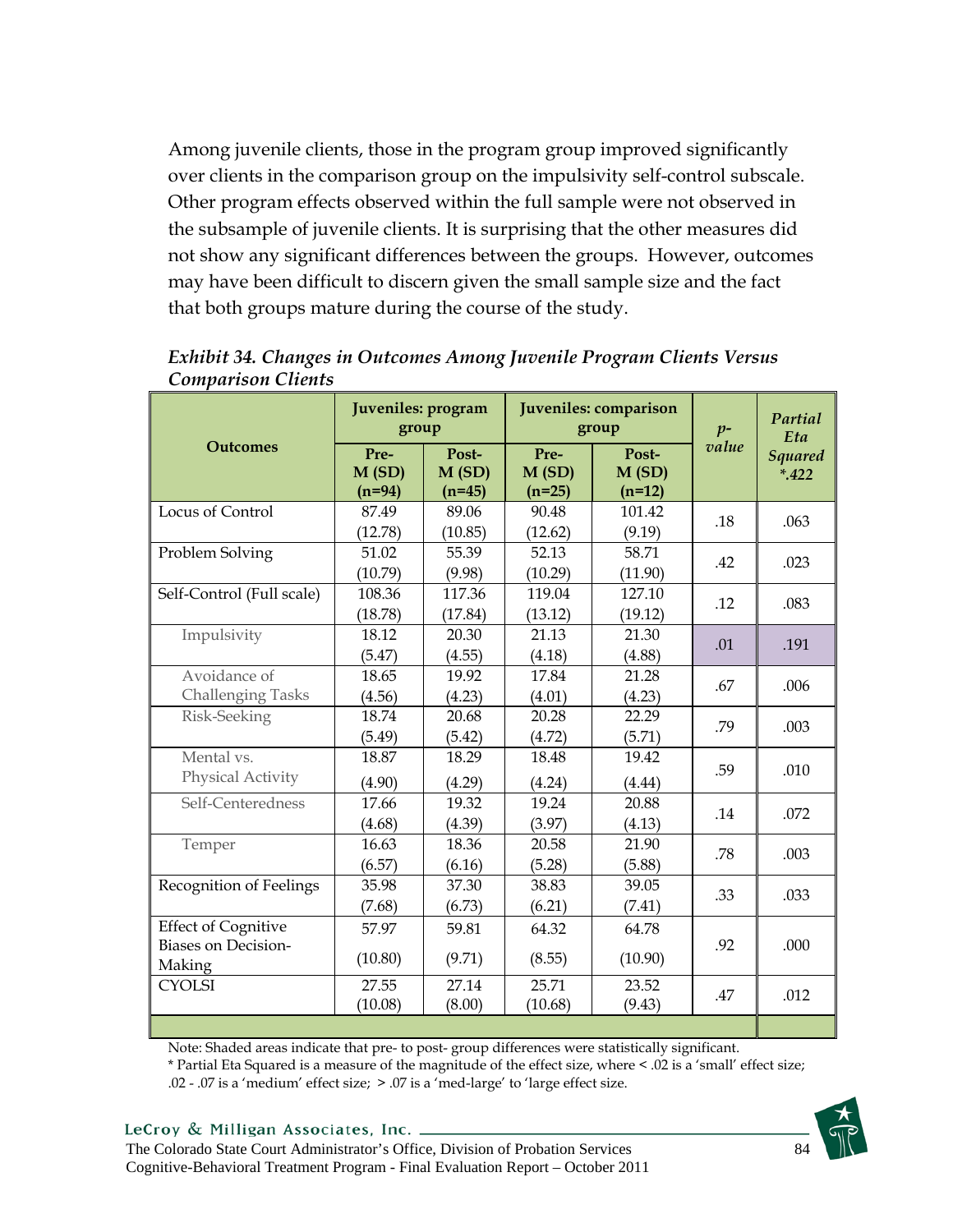Among juvenile clients, those in the program group improved significantly over clients in the comparison group on the impulsivity self-control subscale. Other program effects observed within the full sample were not observed in the subsample of juvenile clients. It is surprising that the other measures did not show any significant differences between the groups. However, outcomes may have been difficult to discern given the small sample size and the fact that both groups mature during the course of the study.

***Exhibit 34. Changes in Outcomes Among Juvenile Program Clients Versus Comparison Clients***

| Outcomes | Juveniles: program group | | Juveniles: comparison group | | *p-value* | *Partial Eta Squared \*.422* |
|---|---|---|---|---|---|---|
| | **Pre- M (SD) (n=94)** | **Post- M (SD) (n=45)** | **Pre- M (SD) (n=25)** | **Post- M (SD) (n=12)** | | |
| Locus of Control | 87.49 (12.78) | 89.06 (10.85) | 90.48 (12.62) | 101.42 (9.19) | .18 | .063 |
| Problem Solving | 51.02 (10.79) | 55.39 (9.98) | 52.13 (10.29) | 58.71 (11.90) | .42 | .023 |
| Self-Control (Full scale) | 108.36 (18.78) | 117.36 (17.84) | 119.04 (13.12) | 127.10 (19.12) | .12 | .083 |
| Impulsivity | 18.12 (5.47) | 20.30 (4.55) | 21.13 (4.18) | 21.30 (4.88) | .01 | .191 |
| Avoidance of Challenging Tasks | 18.65 (4.56) | 19.92 (4.23) | 17.84 (4.01) | 21.28 (4.23) | .67 | .006 |
| Risk-Seeking | 18.74 (5.49) | 20.68 (5.42) | 20.28 (4.72) | 22.29 (5.71) | .79 | .003 |
| Mental vs. Physical Activity | 18.87 (4.90) | 18.29 (4.29) | 18.48 (4.24) | 19.42 (4.44) | .59 | .010 |
| Self-Centeredness | 17.66 (4.68) | 19.32 (4.39) | 19.24 (3.97) | 20.88 (4.13) | .14 | .072 |
| Temper | 16.63 (6.57) | 18.36 (6.16) | 20.58 (5.28) | 21.90 (5.88) | .78 | .003 |
| Recognition of Feelings | 35.98 (7.68) | 37.30 (6.73) | 38.83 (6.21) | 39.05 (7.41) | .33 | .033 |
| Effect of Cognitive Biases on Decision-Making | 57.97 (10.80) | 59.81 (9.71) | 64.32 (8.55) | 64.78 (10.90) | .92 | .000 |
| CYOLSI | 27.55 (10.08) | 27.14 (8.00) | 25.71 (10.68) | 23.52 (9.43) | .47 | .012 |

Note: Shaded areas indicate that pre- to post- group differences were statistically significant.

\* Partial Eta Squared is a measure of the magnitude of the effect size, where < .02 is a 'small' effect size; .02 - .07 is a 'medium' effect size; > .07 is a 'med-large' to 'large effect size.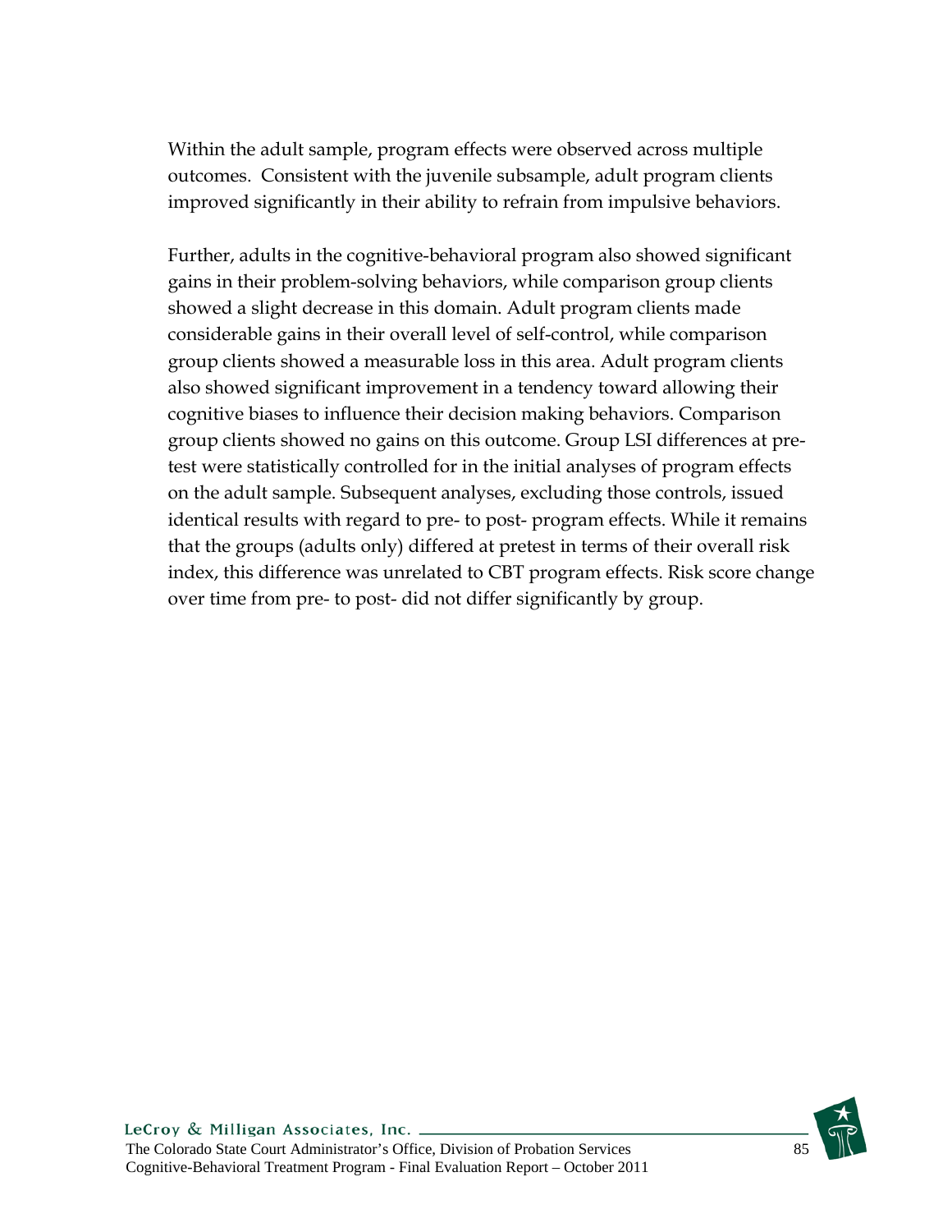Within the adult sample, program effects were observed across multiple outcomes. Consistent with the juvenile subsample, adult program clients improved significantly in their ability to refrain from impulsive behaviors.

Further, adults in the cognitive-behavioral program also showed significant gains in their problem-solving behaviors, while comparison group clients showed a slight decrease in this domain. Adult program clients made considerable gains in their overall level of self-control, while comparison group clients showed a measurable loss in this area. Adult program clients also showed significant improvement in a tendency toward allowing their cognitive biases to influence their decision making behaviors. Comparison group clients showed no gains on this outcome. Group LSI differences at pre-test were statistically controlled for in the initial analyses of program effects on the adult sample. Subsequent analyses, excluding those controls, issued identical results with regard to pre- to post- program effects. While it remains that the groups (adults only) differed at pretest in terms of their overall risk index, this difference was unrelated to CBT program effects. Risk score change over time from pre- to post- did not differ significantly by group.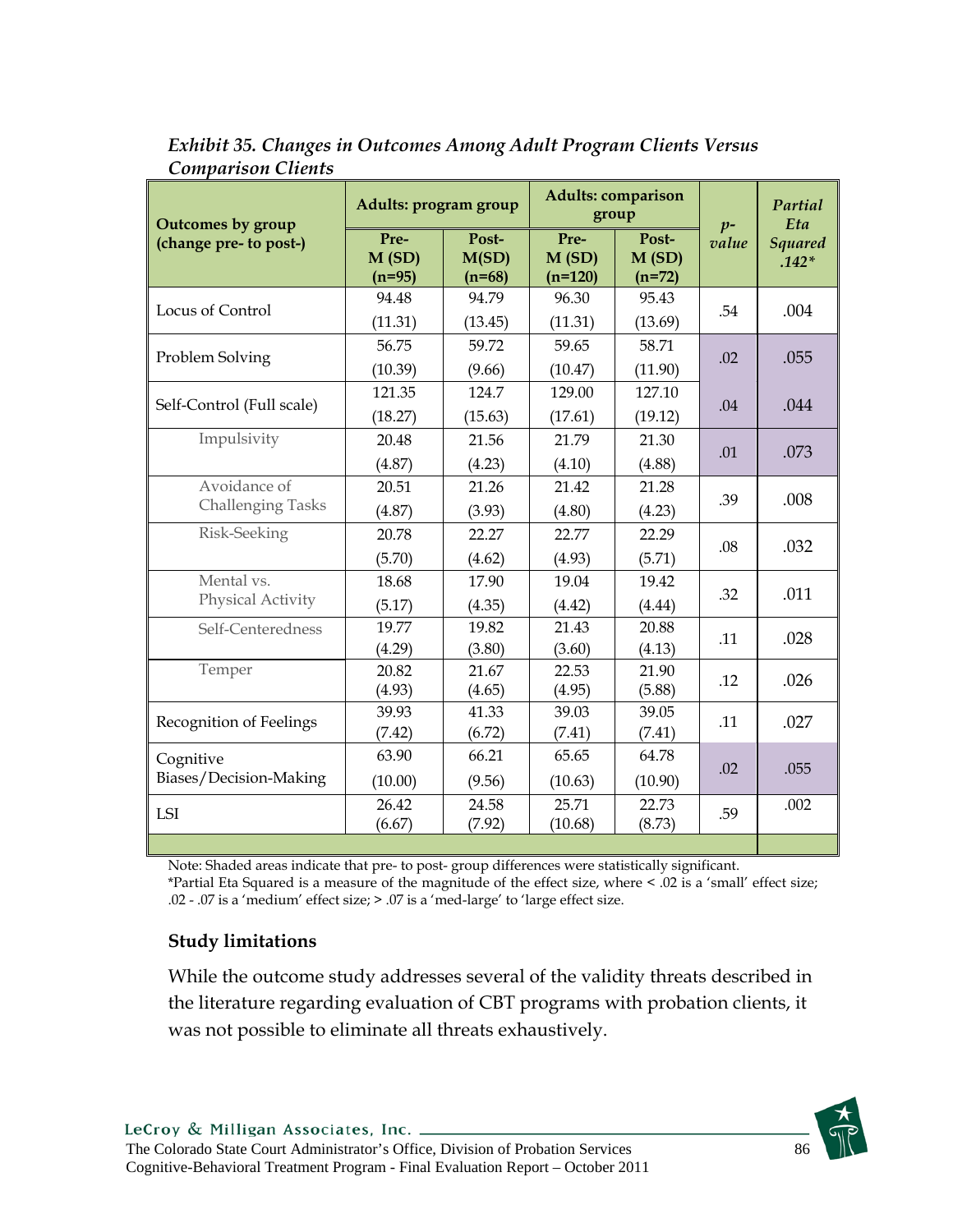*Exhibit 35. Changes in Outcomes Among Adult Program Clients Versus Comparison Clients*

| Outcomes by group (change pre- to post-) | Adults: program group | | Adults: comparison group | | *p-value* | *Partial Eta Squared .142\** |
|---|---|---|---|---|---|---|
| | Pre- M (SD) (n=95) | Post- M(SD) (n=68) | Pre- M (SD) (n=120) | Post- M (SD) (n=72) | | |
| Locus of Control | 94.48 (11.31) | 94.79 (13.45) | 96.30 (11.31) | 95.43 (13.69) | .54 | .004 |
| Problem Solving | 56.75 (10.39) | 59.72 (9.66) | 59.65 (10.47) | 58.71 (11.90) | .02 | .055 |
| Self-Control (Full scale) | 121.35 (18.27) | 124.7 (15.63) | 129.00 (17.61) | 127.10 (19.12) | .04 | .044 |
| Impulsivity | 20.48 (4.87) | 21.56 (4.23) | 21.79 (4.10) | 21.30 (4.88) | .01 | .073 |
| Avoidance of Challenging Tasks | 20.51 (4.87) | 21.26 (3.93) | 21.42 (4.80) | 21.28 (4.23) | .39 | .008 |
| Risk-Seeking | 20.78 (5.70) | 22.27 (4.62) | 22.77 (4.93) | 22.29 (5.71) | .08 | .032 |
| Mental vs. Physical Activity | 18.68 (5.17) | 17.90 (4.35) | 19.04 (4.42) | 19.42 (4.44) | .32 | .011 |
| Self-Centeredness | 19.77 (4.29) | 19.82 (3.80) | 21.43 (3.60) | 20.88 (4.13) | .11 | .028 |
| Temper | 20.82 (4.93) | 21.67 (4.65) | 22.53 (4.95) | 21.90 (5.88) | .12 | .026 |
| Recognition of Feelings | 39.93 (7.42) | 41.33 (6.72) | 39.03 (7.41) | 39.05 (7.41) | .11 | .027 |
| Cognitive Biases/Decision-Making | 63.90 (10.00) | 66.21 (9.56) | 65.65 (10.63) | 64.78 (10.90) | .02 | .055 |
| LSI | 26.42 (6.67) | 24.58 (7.92) | 25.71 (10.68) | 22.73 (8.73) | .59 | .002 |

Note: Shaded areas indicate that pre- to post- group differences were statistically significant.
\*Partial Eta Squared is a measure of the magnitude of the effect size, where < .02 is a 'small' effect size; .02 - .07 is a 'medium' effect size; > .07 is a 'med-large' to 'large effect size.

### Study limitations

While the outcome study addresses several of the validity threats described in the literature regarding evaluation of CBT programs with probation clients, it was not possible to eliminate all threats exhaustively.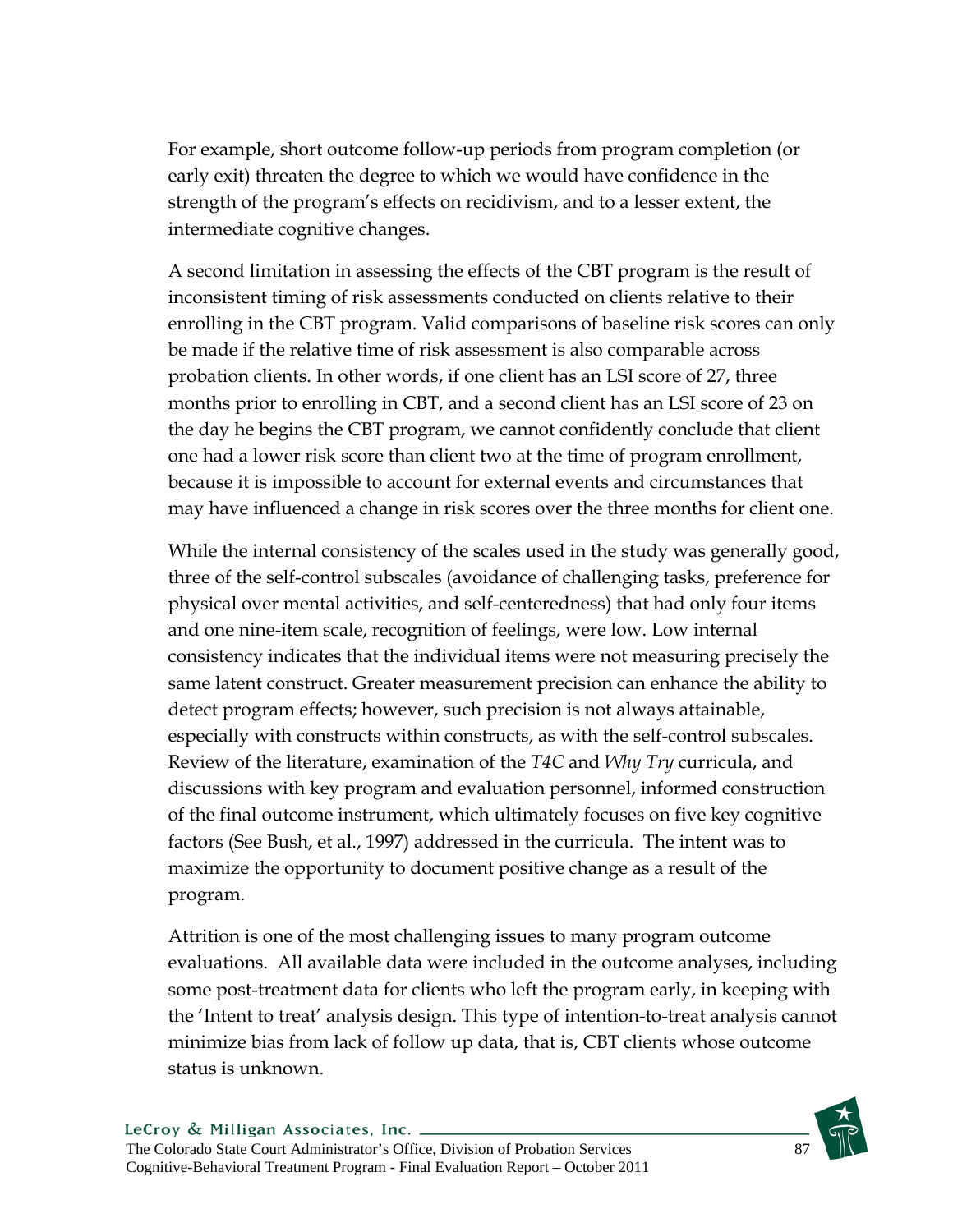For example, short outcome follow-up periods from program completion (or early exit) threaten the degree to which we would have confidence in the strength of the program's effects on recidivism, and to a lesser extent, the intermediate cognitive changes.

A second limitation in assessing the effects of the CBT program is the result of inconsistent timing of risk assessments conducted on clients relative to their enrolling in the CBT program. Valid comparisons of baseline risk scores can only be made if the relative time of risk assessment is also comparable across probation clients. In other words, if one client has an LSI score of 27, three months prior to enrolling in CBT, and a second client has an LSI score of 23 on the day he begins the CBT program, we cannot confidently conclude that client one had a lower risk score than client two at the time of program enrollment, because it is impossible to account for external events and circumstances that may have influenced a change in risk scores over the three months for client one.

While the internal consistency of the scales used in the study was generally good, three of the self-control subscales (avoidance of challenging tasks, preference for physical over mental activities, and self-centeredness) that had only four items and one nine-item scale, recognition of feelings, were low. Low internal consistency indicates that the individual items were not measuring precisely the same latent construct. Greater measurement precision can enhance the ability to detect program effects; however, such precision is not always attainable, especially with constructs within constructs, as with the self-control subscales. Review of the literature, examination of the *T4C* and *Why Try* curricula, and discussions with key program and evaluation personnel, informed construction of the final outcome instrument, which ultimately focuses on five key cognitive factors (See Bush, et al., 1997) addressed in the curricula. The intent was to maximize the opportunity to document positive change as a result of the program.

Attrition is one of the most challenging issues to many program outcome evaluations. All available data were included in the outcome analyses, including some post-treatment data for clients who left the program early, in keeping with the 'Intent to treat' analysis design. This type of intention-to-treat analysis cannot minimize bias from lack of follow up data, that is, CBT clients whose outcome status is unknown.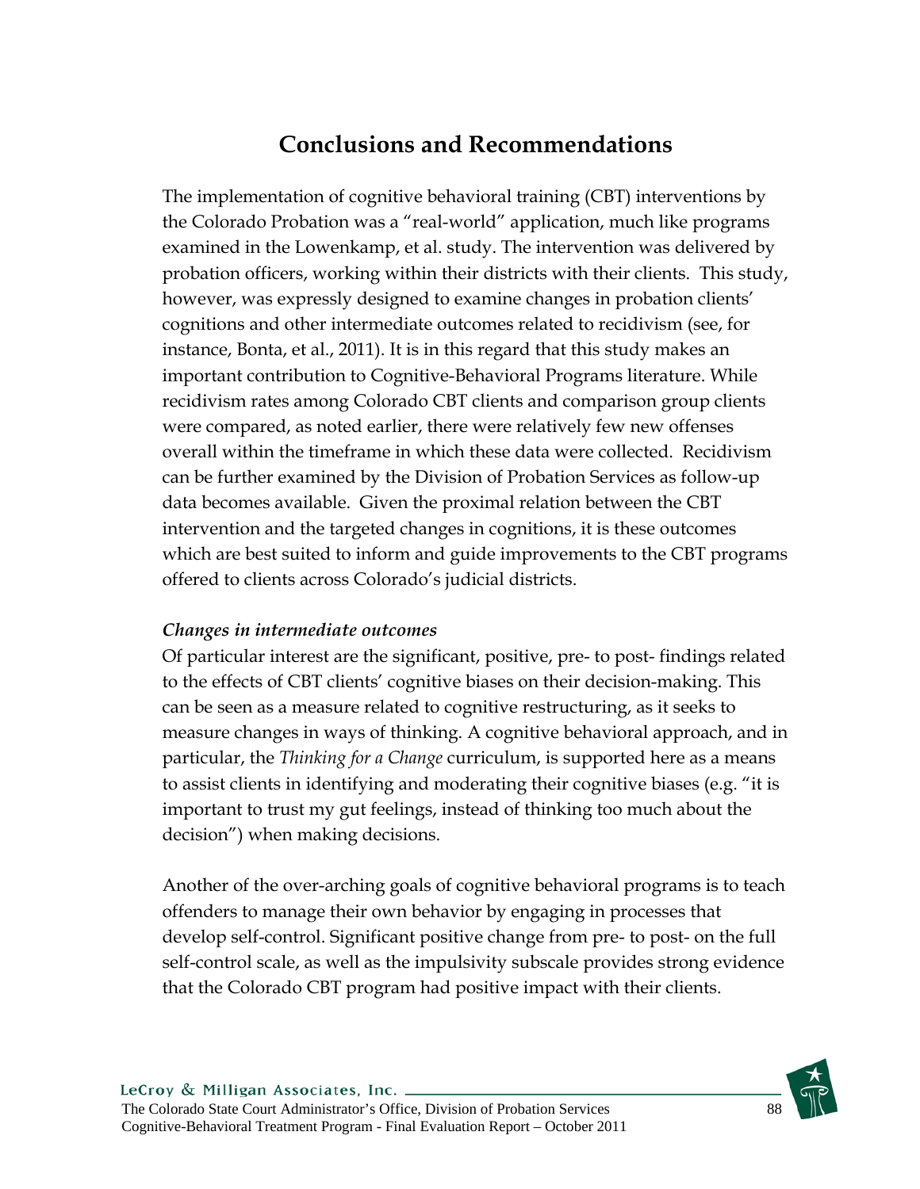# Conclusions and Recommendations

The implementation of cognitive behavioral training (CBT) interventions by the Colorado Probation was a "real-world" application, much like programs examined in the Lowenkamp, et al. study. The intervention was delivered by probation officers, working within their districts with their clients. This study, however, was expressly designed to examine changes in probation clients' cognitions and other intermediate outcomes related to recidivism (see, for instance, Bonta, et al., 2011). It is in this regard that this study makes an important contribution to Cognitive-Behavioral Programs literature. While recidivism rates among Colorado CBT clients and comparison group clients were compared, as noted earlier, there were relatively few new offenses overall within the timeframe in which these data were collected. Recidivism can be further examined by the Division of Probation Services as follow-up data becomes available. Given the proximal relation between the CBT intervention and the targeted changes in cognitions, it is these outcomes which are best suited to inform and guide improvements to the CBT programs offered to clients across Colorado's judicial districts.

***Changes in intermediate outcomes***

Of particular interest are the significant, positive, pre- to post- findings related to the effects of CBT clients' cognitive biases on their decision-making. This can be seen as a measure related to cognitive restructuring, as it seeks to measure changes in ways of thinking. A cognitive behavioral approach, and in particular, the *Thinking for a Change* curriculum, is supported here as a means to assist clients in identifying and moderating their cognitive biases (e.g. "it is important to trust my gut feelings, instead of thinking too much about the decision") when making decisions.

Another of the over-arching goals of cognitive behavioral programs is to teach offenders to manage their own behavior by engaging in processes that develop self-control. Significant positive change from pre- to post- on the full self-control scale, as well as the impulsivity subscale provides strong evidence that the Colorado CBT program had positive impact with their clients.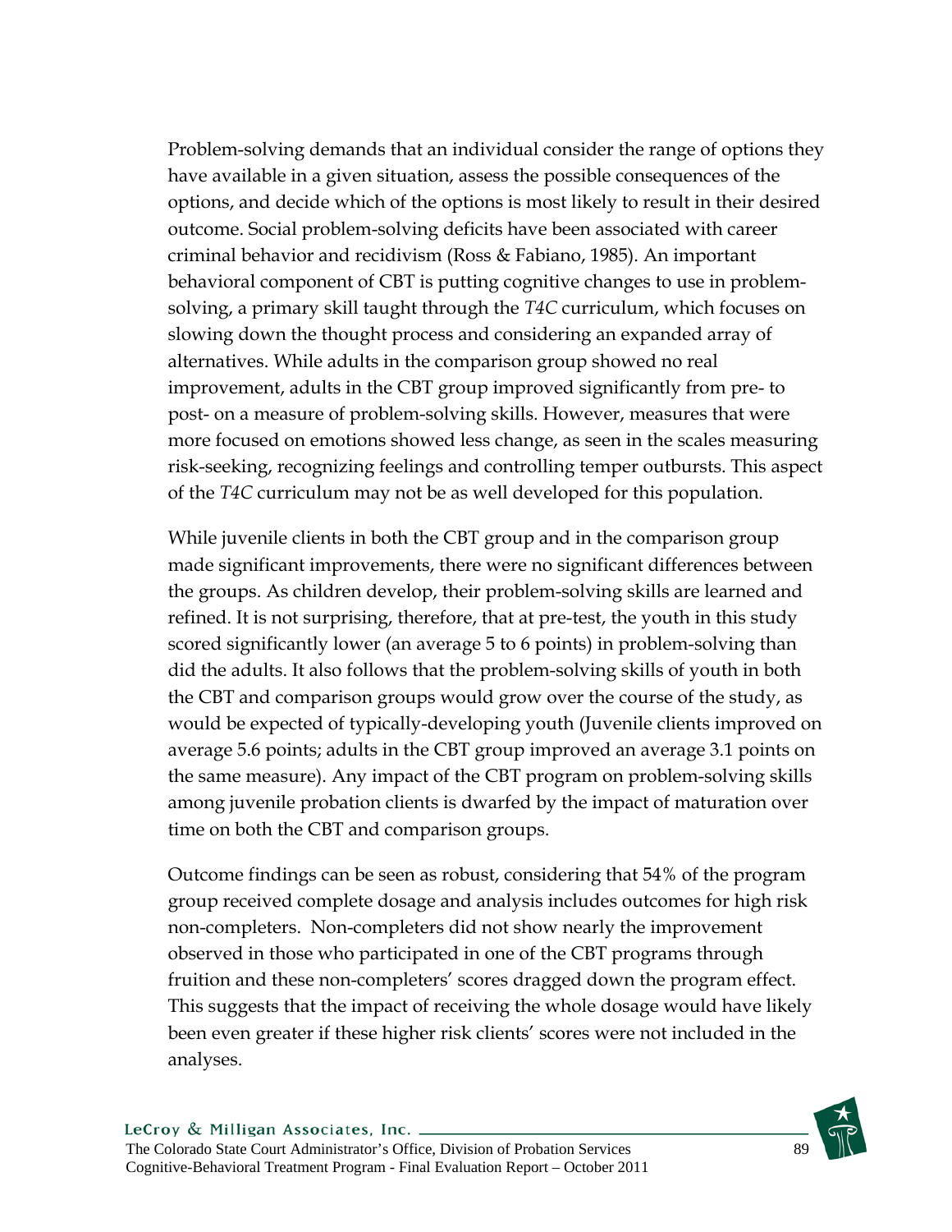Problem-solving demands that an individual consider the range of options they have available in a given situation, assess the possible consequences of the options, and decide which of the options is most likely to result in their desired outcome. Social problem-solving deficits have been associated with career criminal behavior and recidivism (Ross & Fabiano, 1985). An important behavioral component of CBT is putting cognitive changes to use in problem-solving, a primary skill taught through the *T4C* curriculum, which focuses on slowing down the thought process and considering an expanded array of alternatives. While adults in the comparison group showed no real improvement, adults in the CBT group improved significantly from pre- to post- on a measure of problem-solving skills. However, measures that were more focused on emotions showed less change, as seen in the scales measuring risk-seeking, recognizing feelings and controlling temper outbursts. This aspect of the *T4C* curriculum may not be as well developed for this population.

While juvenile clients in both the CBT group and in the comparison group made significant improvements, there were no significant differences between the groups. As children develop, their problem-solving skills are learned and refined. It is not surprising, therefore, that at pre-test, the youth in this study scored significantly lower (an average 5 to 6 points) in problem-solving than did the adults. It also follows that the problem-solving skills of youth in both the CBT and comparison groups would grow over the course of the study, as would be expected of typically-developing youth (Juvenile clients improved on average 5.6 points; adults in the CBT group improved an average 3.1 points on the same measure). Any impact of the CBT program on problem-solving skills among juvenile probation clients is dwarfed by the impact of maturation over time on both the CBT and comparison groups.

Outcome findings can be seen as robust, considering that 54% of the program group received complete dosage and analysis includes outcomes for high risk non-completers. Non-completers did not show nearly the improvement observed in those who participated in one of the CBT programs through fruition and these non-completers' scores dragged down the program effect. This suggests that the impact of receiving the whole dosage would have likely been even greater if these higher risk clients' scores were not included in the analyses.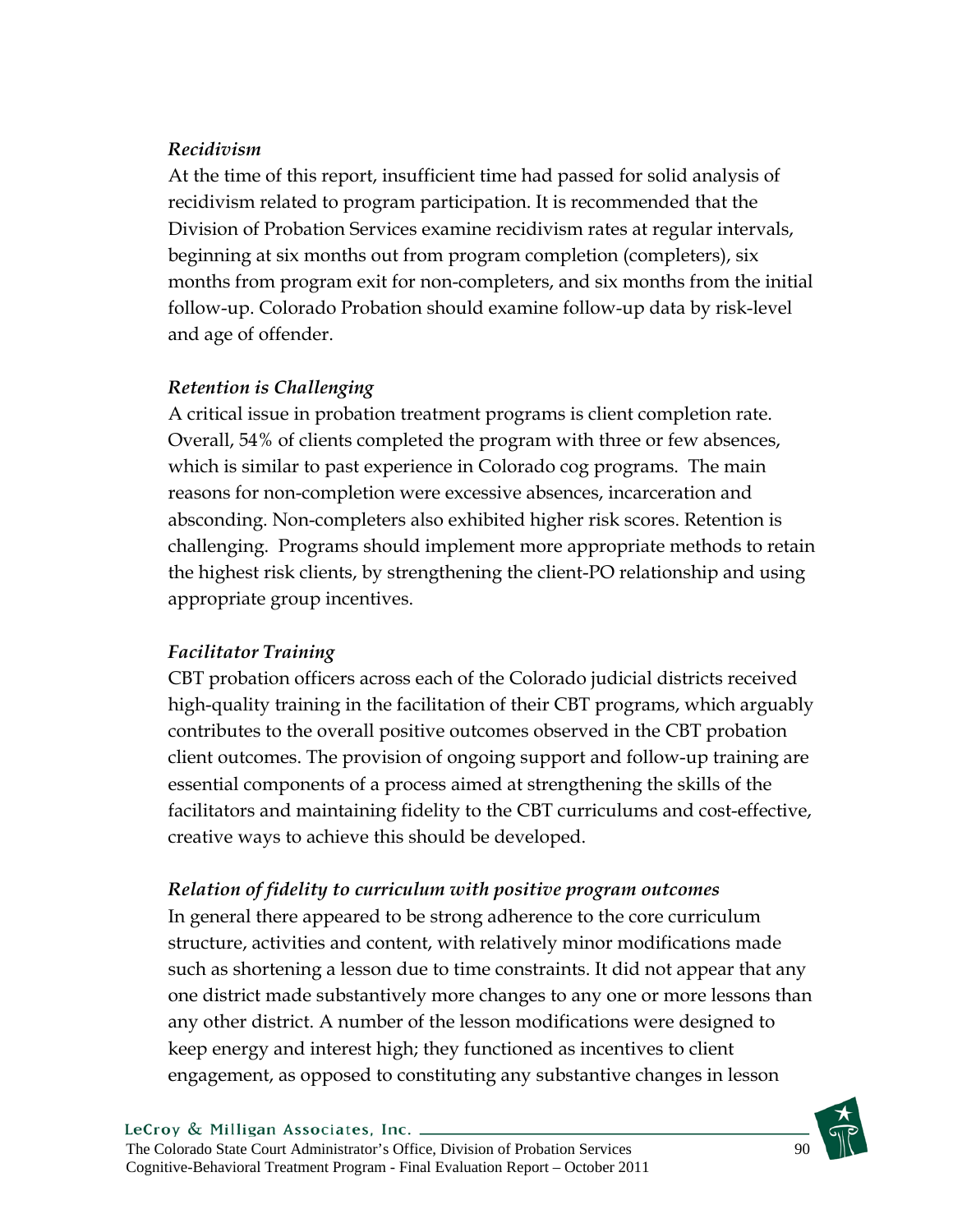*Recidivism*

At the time of this report, insufficient time had passed for solid analysis of recidivism related to program participation. It is recommended that the Division of Probation Services examine recidivism rates at regular intervals, beginning at six months out from program completion (completers), six months from program exit for non-completers, and six months from the initial follow-up. Colorado Probation should examine follow-up data by risk-level and age of offender.

*Retention is Challenging*

A critical issue in probation treatment programs is client completion rate. Overall, 54% of clients completed the program with three or few absences, which is similar to past experience in Colorado cog programs. The main reasons for non-completion were excessive absences, incarceration and absconding. Non-completers also exhibited higher risk scores. Retention is challenging. Programs should implement more appropriate methods to retain the highest risk clients, by strengthening the client-PO relationship and using appropriate group incentives.

*Facilitator Training*

CBT probation officers across each of the Colorado judicial districts received high-quality training in the facilitation of their CBT programs, which arguably contributes to the overall positive outcomes observed in the CBT probation client outcomes. The provision of ongoing support and follow-up training are essential components of a process aimed at strengthening the skills of the facilitators and maintaining fidelity to the CBT curriculums and cost-effective, creative ways to achieve this should be developed.

*Relation of fidelity to curriculum with positive program outcomes*

In general there appeared to be strong adherence to the core curriculum structure, activities and content, with relatively minor modifications made such as shortening a lesson due to time constraints. It did not appear that any one district made substantively more changes to any one or more lessons than any other district. A number of the lesson modifications were designed to keep energy and interest high; they functioned as incentives to client engagement, as opposed to constituting any substantive changes in lesson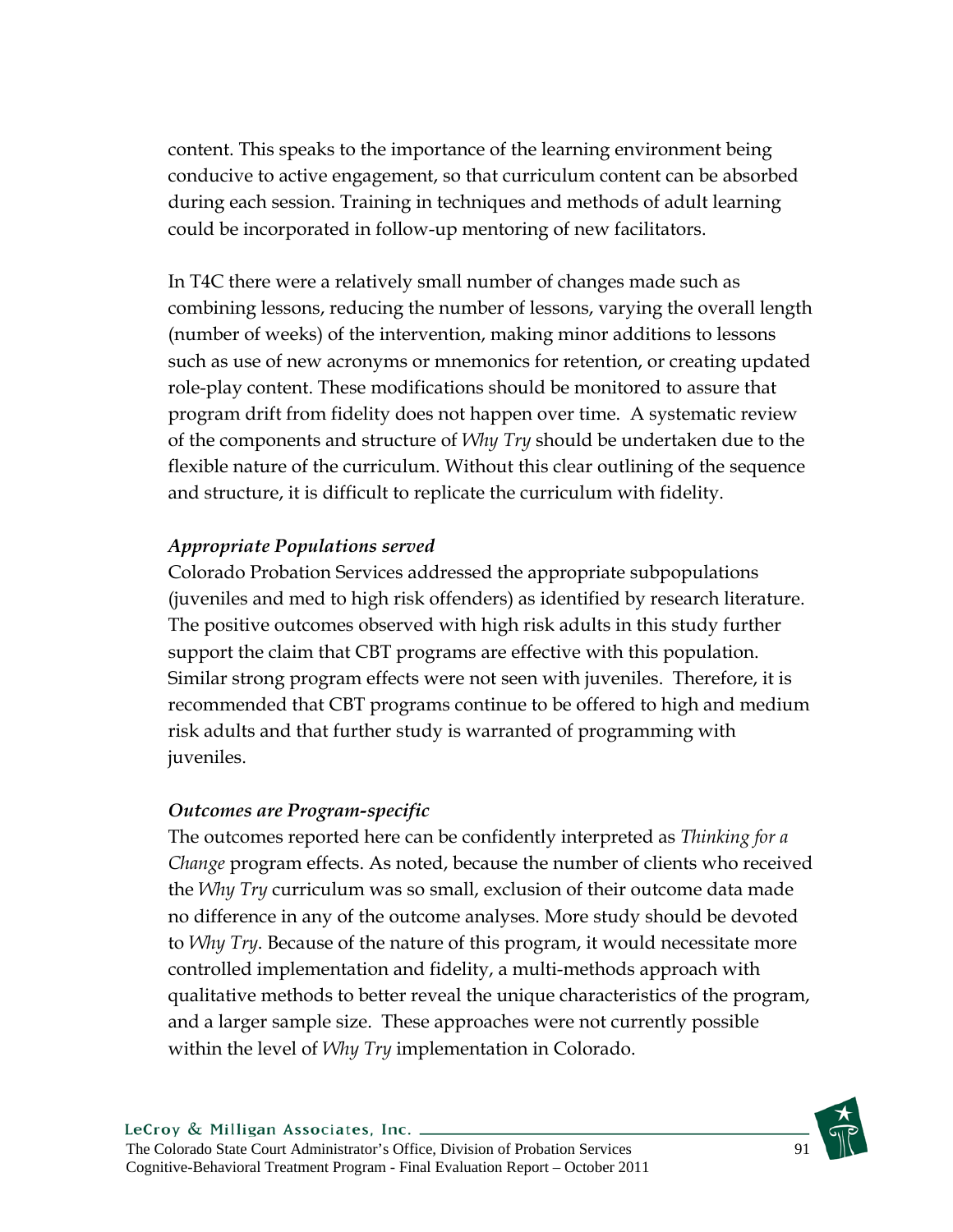content. This speaks to the importance of the learning environment being conducive to active engagement, so that curriculum content can be absorbed during each session. Training in techniques and methods of adult learning could be incorporated in follow-up mentoring of new facilitators.

In T4C there were a relatively small number of changes made such as combining lessons, reducing the number of lessons, varying the overall length (number of weeks) of the intervention, making minor additions to lessons such as use of new acronyms or mnemonics for retention, or creating updated role-play content. These modifications should be monitored to assure that program drift from fidelity does not happen over time. A systematic review of the components and structure of *Why Try* should be undertaken due to the flexible nature of the curriculum. Without this clear outlining of the sequence and structure, it is difficult to replicate the curriculum with fidelity.

***Appropriate Populations served***

Colorado Probation Services addressed the appropriate subpopulations (juveniles and med to high risk offenders) as identified by research literature. The positive outcomes observed with high risk adults in this study further support the claim that CBT programs are effective with this population. Similar strong program effects were not seen with juveniles. Therefore, it is recommended that CBT programs continue to be offered to high and medium risk adults and that further study is warranted of programming with juveniles.

***Outcomes are Program-specific***

The outcomes reported here can be confidently interpreted as *Thinking for a Change* program effects. As noted, because the number of clients who received the *Why Try* curriculum was so small, exclusion of their outcome data made no difference in any of the outcome analyses. More study should be devoted to *Why Try*. Because of the nature of this program, it would necessitate more controlled implementation and fidelity, a multi-methods approach with qualitative methods to better reveal the unique characteristics of the program, and a larger sample size. These approaches were not currently possible within the level of *Why Try* implementation in Colorado.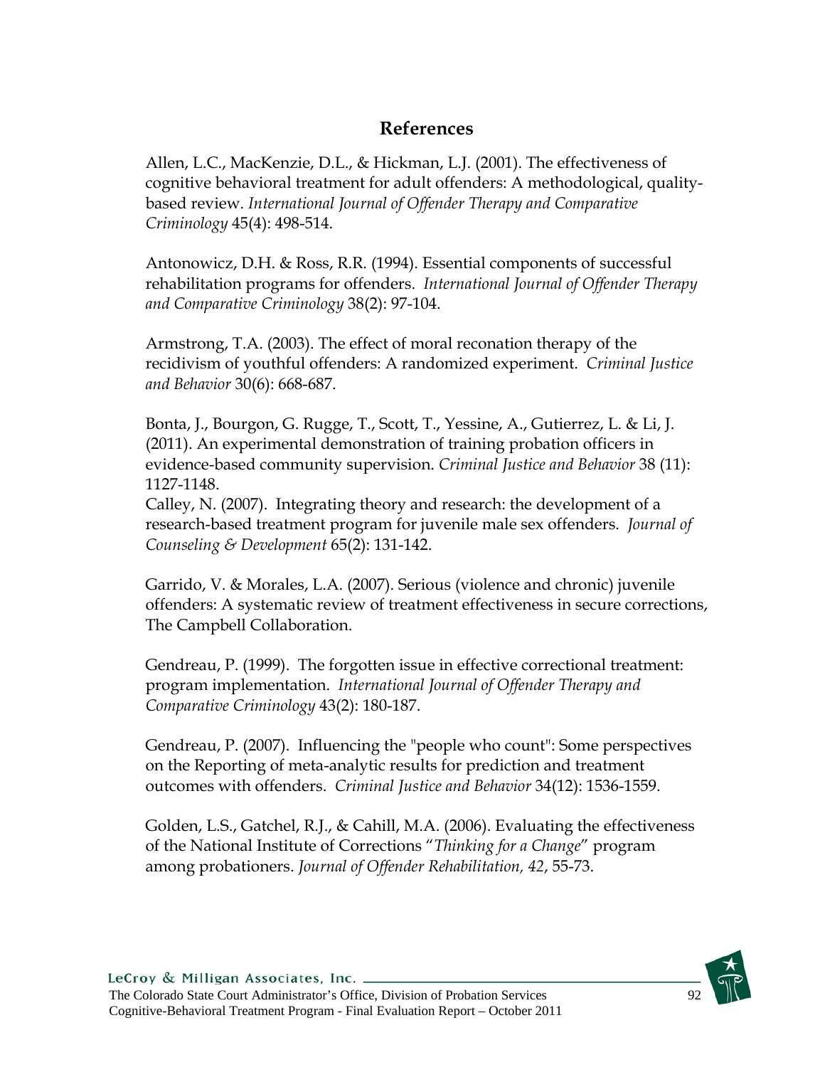# References

Allen, L.C., MacKenzie, D.L., & Hickman, L.J. (2001). The effectiveness of cognitive behavioral treatment for adult offenders: A methodological, quality-based review. *International Journal of Offender Therapy and Comparative Criminology* 45(4): 498-514.

Antonowicz, D.H. & Ross, R.R. (1994). Essential components of successful rehabilitation programs for offenders. *International Journal of Offender Therapy and Comparative Criminology* 38(2): 97-104.

Armstrong, T.A. (2003). The effect of moral reconation therapy of the recidivism of youthful offenders: A randomized experiment. *Criminal Justice and Behavior* 30(6): 668-687.

Bonta, J., Bourgon, G. Rugge, T., Scott, T., Yessine, A., Gutierrez, L. & Li, J. (2011). An experimental demonstration of training probation officers in evidence-based community supervision. *Criminal Justice and Behavior* 38 (11): 1127-1148.

Calley, N. (2007). Integrating theory and research: the development of a research-based treatment program for juvenile male sex offenders. *Journal of Counseling & Development* 65(2): 131-142.

Garrido, V. & Morales, L.A. (2007). Serious (violence and chronic) juvenile offenders: A systematic review of treatment effectiveness in secure corrections, The Campbell Collaboration.

Gendreau, P. (1999). The forgotten issue in effective correctional treatment: program implementation. *International Journal of Offender Therapy and Comparative Criminology* 43(2): 180-187.

Gendreau, P. (2007). Influencing the "people who count": Some perspectives on the Reporting of meta-analytic results for prediction and treatment outcomes with offenders. *Criminal Justice and Behavior* 34(12): 1536-1559.

Golden, L.S., Gatchel, R.J., & Cahill, M.A. (2006). Evaluating the effectiveness of the National Institute of Corrections "*Thinking for a Change*" program among probationers. *Journal of Offender Rehabilitation, 42*, 55-73.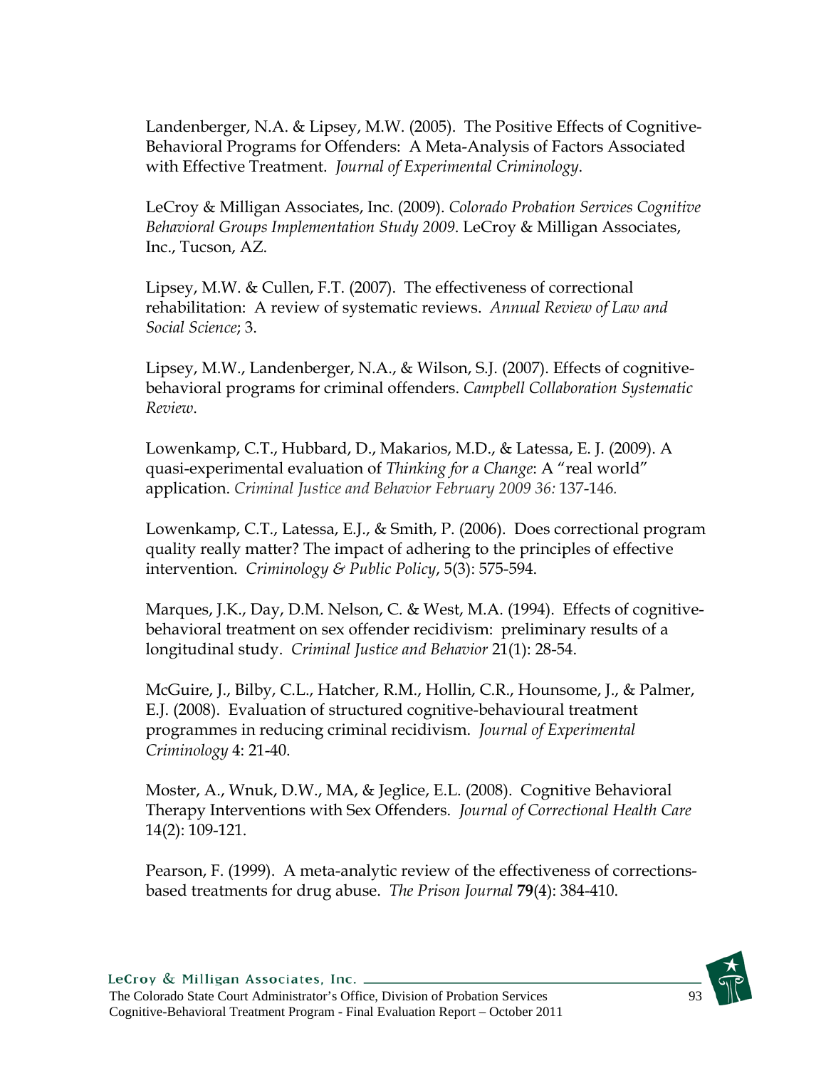Landenberger, N.A. & Lipsey, M.W. (2005). The Positive Effects of Cognitive-Behavioral Programs for Offenders: A Meta-Analysis of Factors Associated with Effective Treatment. *Journal of Experimental Criminology*.

LeCroy & Milligan Associates, Inc. (2009). *Colorado Probation Services Cognitive Behavioral Groups Implementation Study 2009*. LeCroy & Milligan Associates, Inc., Tucson, AZ.

Lipsey, M.W. & Cullen, F.T. (2007). The effectiveness of correctional rehabilitation: A review of systematic reviews. *Annual Review of Law and Social Science*; 3.

Lipsey, M.W., Landenberger, N.A., & Wilson, S.J. (2007). Effects of cognitive-behavioral programs for criminal offenders. *Campbell Collaboration Systematic Review*.

Lowenkamp, C.T., Hubbard, D., Makarios, M.D., & Latessa, E. J. (2009). A quasi-experimental evaluation of *Thinking for a Change*: A "real world" application. *Criminal Justice and Behavior February 2009 36:* 137-146.

Lowenkamp, C.T., Latessa, E.J., & Smith, P. (2006). Does correctional program quality really matter? The impact of adhering to the principles of effective intervention. *Criminology & Public Policy*, 5(3): 575-594.

Marques, J.K., Day, D.M. Nelson, C. & West, M.A. (1994). Effects of cognitive-behavioral treatment on sex offender recidivism: preliminary results of a longitudinal study. *Criminal Justice and Behavior* 21(1): 28-54.

McGuire, J., Bilby, C.L., Hatcher, R.M., Hollin, C.R., Hounsome, J., & Palmer, E.J. (2008). Evaluation of structured cognitive-behavioural treatment programmes in reducing criminal recidivism. *Journal of Experimental Criminology* 4: 21-40.

Moster, A., Wnuk, D.W., MA, & Jeglice, E.L. (2008). Cognitive Behavioral Therapy Interventions with Sex Offenders. *Journal of Correctional Health Care* 14(2): 109-121.

Pearson, F. (1999). A meta-analytic review of the effectiveness of corrections-based treatments for drug abuse. *The Prison Journal* **79**(4): 384-410.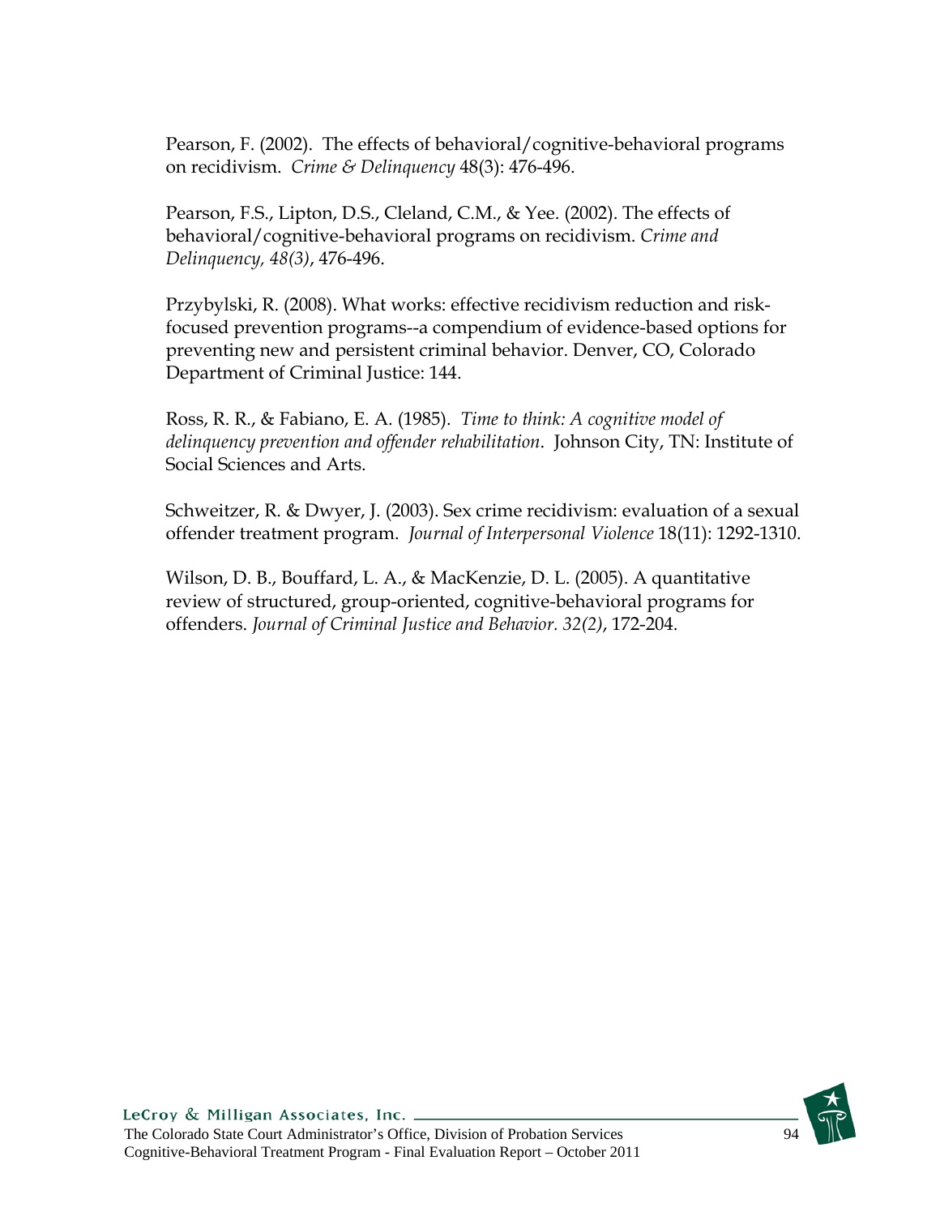Pearson, F. (2002). The effects of behavioral/cognitive-behavioral programs on recidivism. *Crime & Delinquency* 48(3): 476-496.

Pearson, F.S., Lipton, D.S., Cleland, C.M., & Yee. (2002). The effects of behavioral/cognitive-behavioral programs on recidivism. *Crime and Delinquency, 48(3)*, 476-496.

Przybylski, R. (2008). What works: effective recidivism reduction and risk-focused prevention programs--a compendium of evidence-based options for preventing new and persistent criminal behavior. Denver, CO, Colorado Department of Criminal Justice: 144.

Ross, R. R., & Fabiano, E. A. (1985). *Time to think: A cognitive model of delinquency prevention and offender rehabilitation*. Johnson City, TN: Institute of Social Sciences and Arts.

Schweitzer, R. & Dwyer, J. (2003). Sex crime recidivism: evaluation of a sexual offender treatment program. *Journal of Interpersonal Violence* 18(11): 1292-1310.

Wilson, D. B., Bouffard, L. A., & MacKenzie, D. L. (2005). A quantitative review of structured, group-oriented, cognitive-behavioral programs for offenders. *Journal of Criminal Justice and Behavior. 32(2)*, 172-204.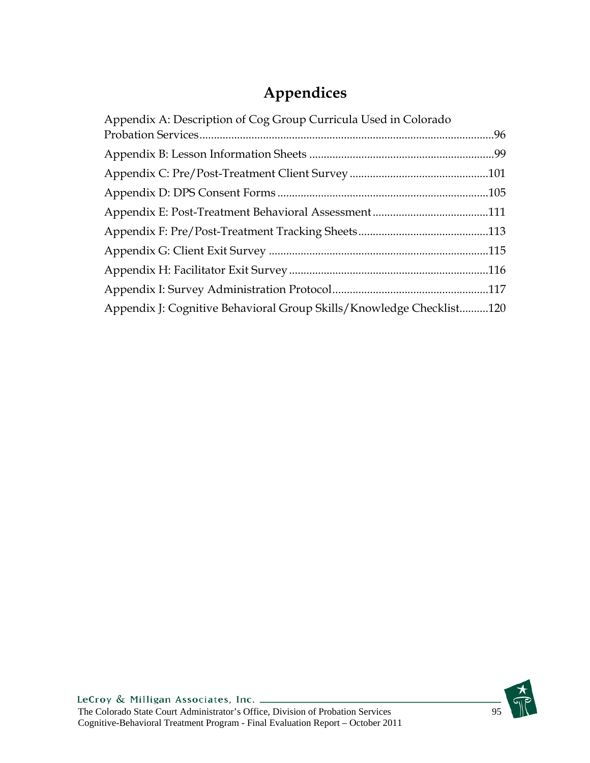# Appendices

Appendix A: Description of Cog Group Curricula Used in Colorado Probation Services ....................................................................................................96

Appendix B: Lesson Information Sheets ................................................................99

Appendix C: Pre/Post-Treatment Client Survey ................................................101

Appendix D: DPS Consent Forms ........................................................................105

Appendix E: Post-Treatment Behavioral Assessment ........................................111

Appendix F: Pre/Post-Treatment Tracking Sheets .............................................113

Appendix G: Client Exit Survey ...........................................................................115

Appendix H: Facilitator Exit Survey ....................................................................116

Appendix I: Survey Administration Protocol......................................................117

Appendix J: Cognitive Behavioral Group Skills/Knowledge Checklist..........120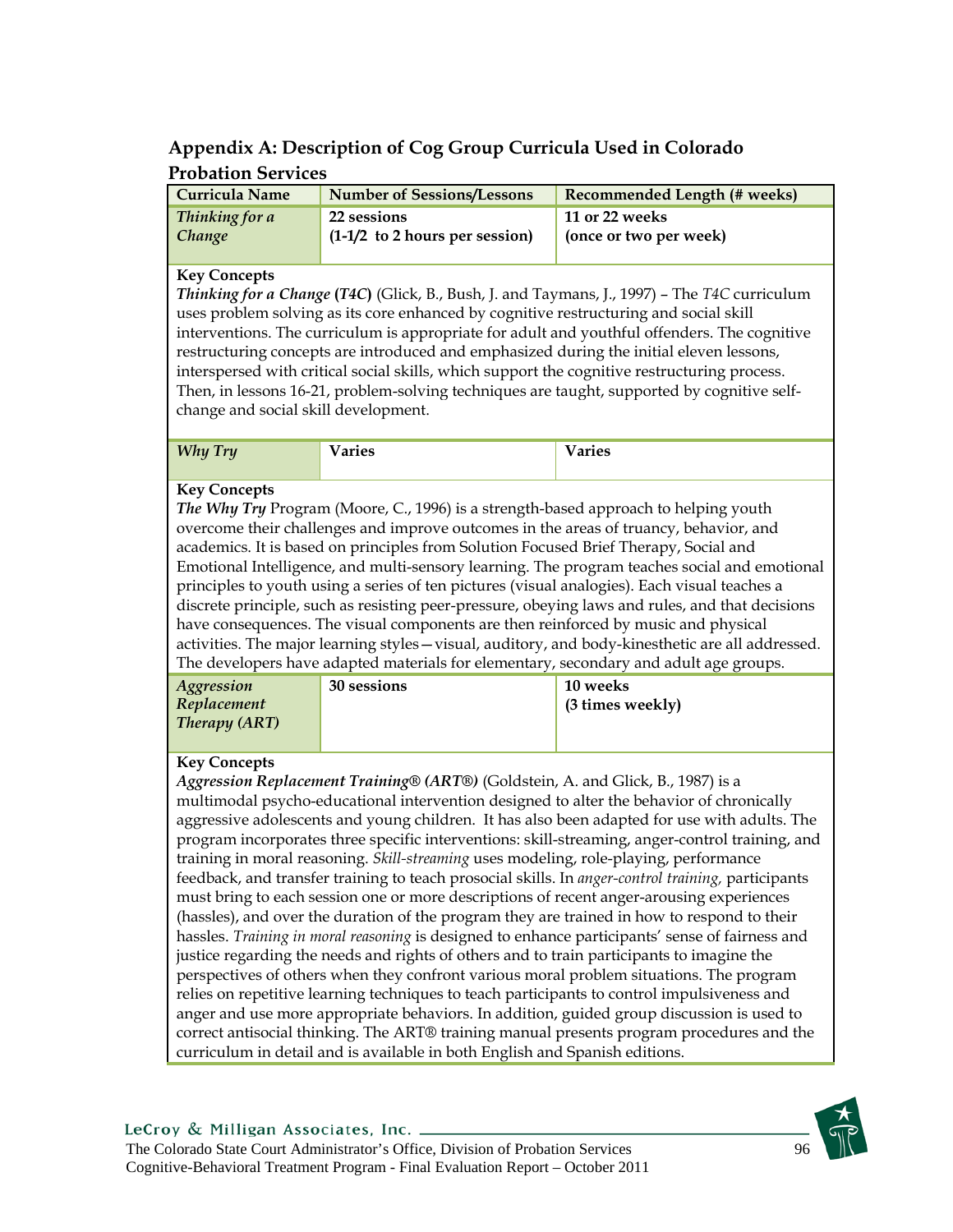## Appendix A: Description of Cog Group Curricula Used in Colorado Probation Services

| Curricula Name | Number of Sessions/Lessons | Recommended Length (# weeks) |
|---|---|---|
| *Thinking for a Change* | **22 sessions**<br>**(1-1/2 to 2 hours per session)** | **11 or 22 weeks**<br>**(once or two per week)** |

**Key Concepts**

***Thinking for a Change* (*T4C*)** (Glick, B., Bush, J. and Taymans, J., 1997) – The *T4C* curriculum uses problem solving as its core enhanced by cognitive restructuring and social skill interventions. The curriculum is appropriate for adult and youthful offenders. The cognitive restructuring concepts are introduced and emphasized during the initial eleven lessons, interspersed with critical social skills, which support the cognitive restructuring process. Then, in lessons 16-21, problem-solving techniques are taught, supported by cognitive self-change and social skill development.

| Curricula Name | Number of Sessions/Lessons | Recommended Length (# weeks) |
|---|---|---|
| *Why Try* | **Varies** | **Varies** |

**Key Concepts**

***The Why Try*** Program (Moore, C., 1996) is a strength-based approach to helping youth overcome their challenges and improve outcomes in the areas of truancy, behavior, and academics. It is based on principles from Solution Focused Brief Therapy, Social and Emotional Intelligence, and multi-sensory learning. The program teaches social and emotional principles to youth using a series of ten pictures (visual analogies). Each visual teaches a discrete principle, such as resisting peer-pressure, obeying laws and rules, and that decisions have consequences. The visual components are then reinforced by music and physical activities. The major learning styles—visual, auditory, and body-kinesthetic are all addressed. The developers have adapted materials for elementary, secondary and adult age groups.

| Curricula Name | Number of Sessions/Lessons | Recommended Length (# weeks) |
|---|---|---|
| *Aggression Replacement Therapy (ART)* | **30 sessions** | **10 weeks**<br>**(3 times weekly)** |

**Key Concepts**

***Aggression Replacement Training® (ART®)*** (Goldstein, A. and Glick, B., 1987) is a multimodal psycho-educational intervention designed to alter the behavior of chronically aggressive adolescents and young children. It has also been adapted for use with adults. The program incorporates three specific interventions: skill-streaming, anger-control training, and training in moral reasoning. *Skill-streaming* uses modeling, role-playing, performance feedback, and transfer training to teach prosocial skills. In *anger-control training,* participants must bring to each session one or more descriptions of recent anger-arousing experiences (hassles), and over the duration of the program they are trained in how to respond to their hassles. *Training in moral reasoning* is designed to enhance participants' sense of fairness and justice regarding the needs and rights of others and to train participants to imagine the perspectives of others when they confront various moral problem situations. The program relies on repetitive learning techniques to teach participants to control impulsiveness and anger and use more appropriate behaviors. In addition, guided group discussion is used to correct antisocial thinking. The ART® training manual presents program procedures and the curriculum in detail and is available in both English and Spanish editions.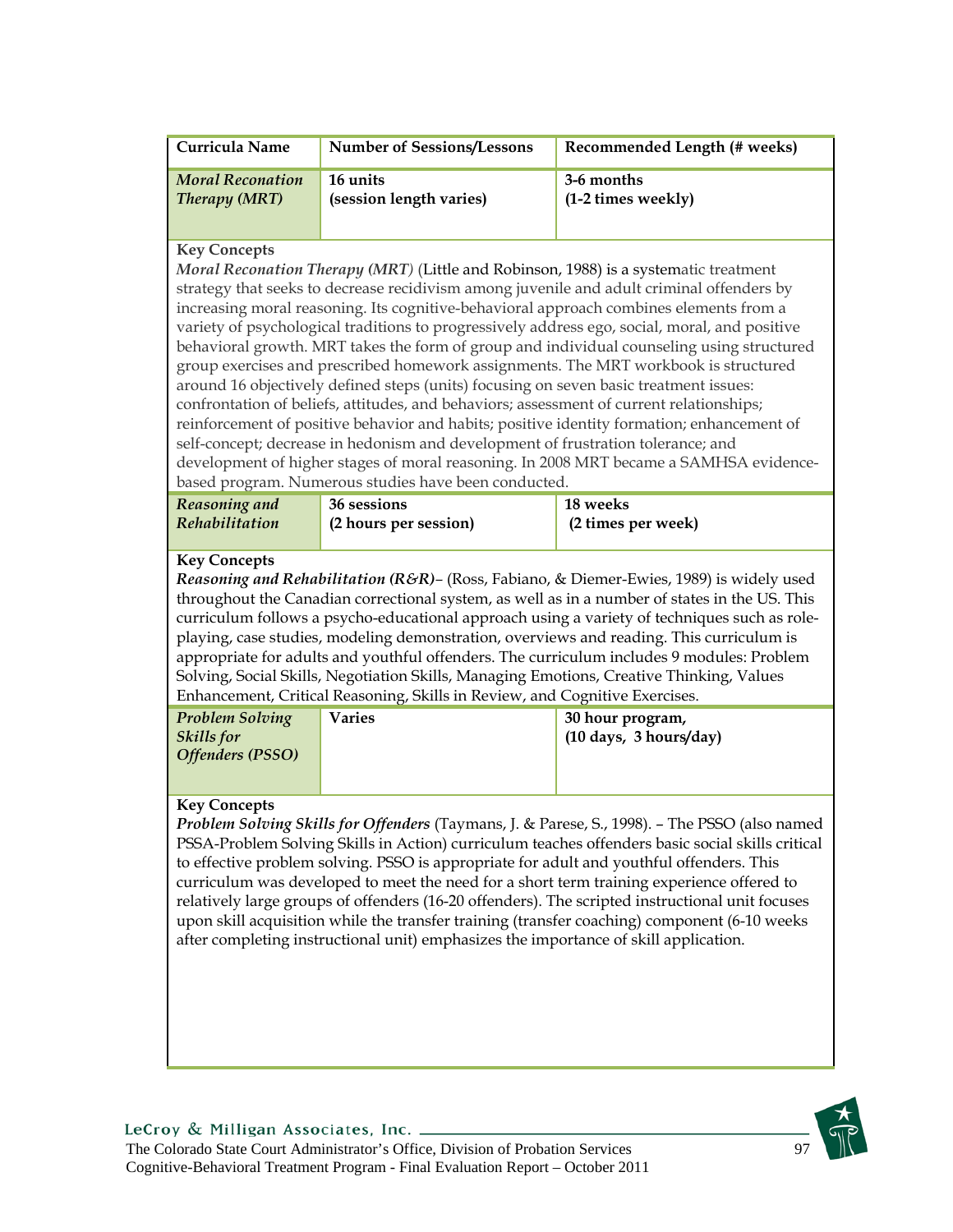| Curricula Name | Number of Sessions/Lessons | Recommended Length (# weeks) |
| --- | --- | --- |
| *Moral Reconation Therapy (MRT)* | **16 units (session length varies)** | **3-6 months (1-2 times weekly)** |

**Key Concepts**

*Moral Reconation Therapy (MRT)* (Little and Robinson, 1988) is a systematic treatment strategy that seeks to decrease recidivism among juvenile and adult criminal offenders by increasing moral reasoning. Its cognitive-behavioral approach combines elements from a variety of psychological traditions to progressively address ego, social, moral, and positive behavioral growth. MRT takes the form of group and individual counseling using structured group exercises and prescribed homework assignments. The MRT workbook is structured around 16 objectively defined steps (units) focusing on seven basic treatment issues: confrontation of beliefs, attitudes, and behaviors; assessment of current relationships; reinforcement of positive behavior and habits; positive identity formation; enhancement of self-concept; decrease in hedonism and development of frustration tolerance; and development of higher stages of moral reasoning. In 2008 MRT became a SAMHSA evidence-based program. Numerous studies have been conducted.

| Curricula Name | Number of Sessions/Lessons | Recommended Length (# weeks) |
| --- | --- | --- |
| *Reasoning and Rehabilitation* | **36 sessions (2 hours per session)** | **18 weeks (2 times per week)** |

**Key Concepts**

***Reasoning and Rehabilitation (R&R)*** – (Ross, Fabiano, & Diemer-Ewies, 1989) is widely used throughout the Canadian correctional system, as well as in a number of states in the US. This curriculum follows a psycho-educational approach using a variety of techniques such as role-playing, case studies, modeling demonstration, overviews and reading. This curriculum is appropriate for adults and youthful offenders. The curriculum includes 9 modules: Problem Solving, Social Skills, Negotiation Skills, Managing Emotions, Creative Thinking, Values Enhancement, Critical Reasoning, Skills in Review, and Cognitive Exercises.

| Curricula Name | Number of Sessions/Lessons | Recommended Length (# weeks) |
| --- | --- | --- |
| *Problem Solving Skills for Offenders (PSSO)* | **Varies** | **30 hour program, (10 days, 3 hours/day)** |

**Key Concepts**

***Problem Solving Skills for Offenders*** (Taymans, J. & Parese, S., 1998). – The PSSO (also named PSSA-Problem Solving Skills in Action) curriculum teaches offenders basic social skills critical to effective problem solving. PSSO is appropriate for adult and youthful offenders. This curriculum was developed to meet the need for a short term training experience offered to relatively large groups of offenders (16-20 offenders). The scripted instructional unit focuses upon skill acquisition while the transfer training (transfer coaching) component (6-10 weeks after completing instructional unit) emphasizes the importance of skill application.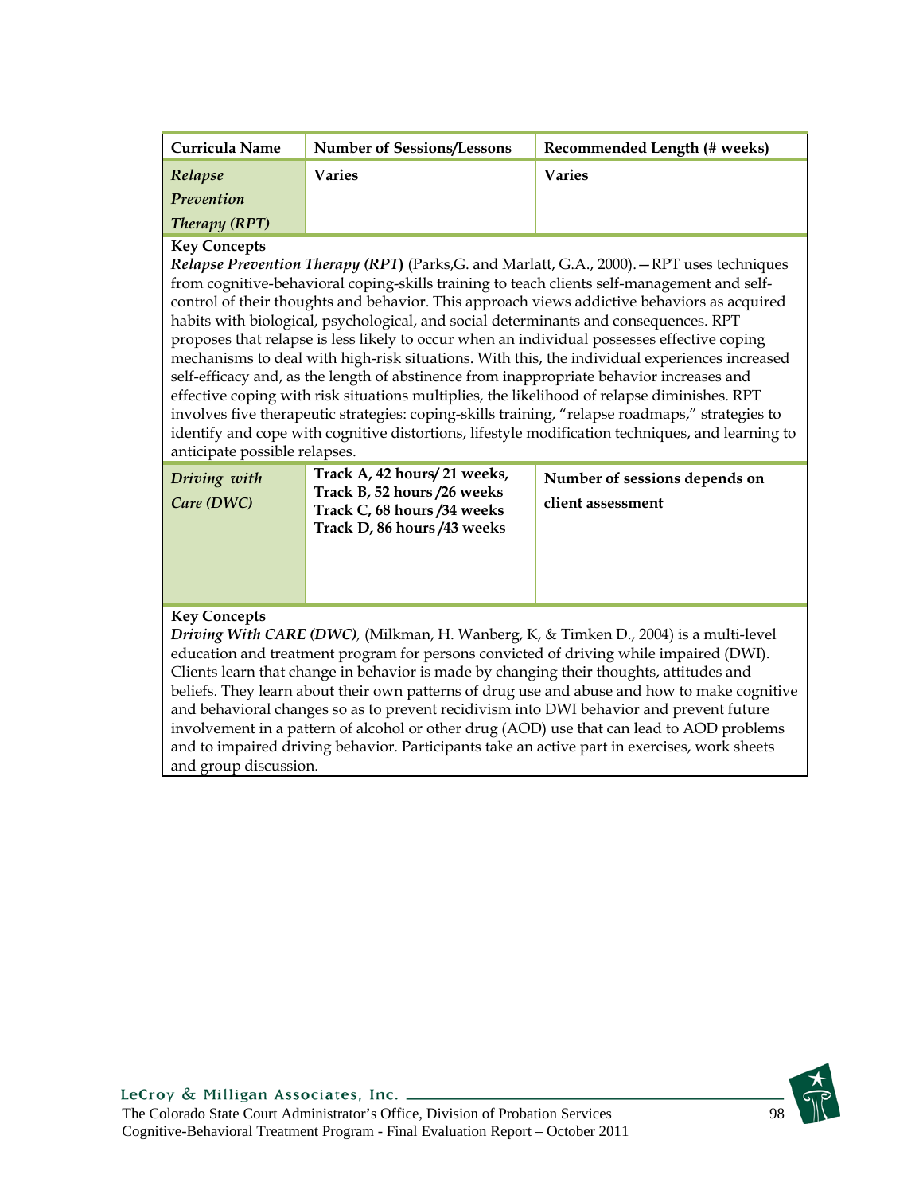| Curricula Name | Number of Sessions/Lessons | Recommended Length (# weeks) |
| --- | --- | --- |
| *Relapse Prevention Therapy (RPT)* | **Varies** | **Varies** |

**Key Concepts**

***Relapse Prevention Therapy (RPT)*** (Parks,G. and Marlatt, G.A., 2000).—RPT uses techniques from cognitive-behavioral coping-skills training to teach clients self-management and self-control of their thoughts and behavior. This approach views addictive behaviors as acquired habits with biological, psychological, and social determinants and consequences. RPT proposes that relapse is less likely to occur when an individual possesses effective coping mechanisms to deal with high-risk situations. With this, the individual experiences increased self-efficacy and, as the length of abstinence from inappropriate behavior increases and effective coping with risk situations multiplies, the likelihood of relapse diminishes. RPT involves five therapeutic strategies: coping-skills training, "relapse roadmaps," strategies to identify and cope with cognitive distortions, lifestyle modification techniques, and learning to anticipate possible relapses.

| Curricula Name | Number of Sessions/Lessons | Recommended Length (# weeks) |
| --- | --- | --- |
| *Driving with Care (DWC)* | **Track A, 42 hours/ 21 weeks, Track B, 52 hours /26 weeks Track C, 68 hours /34 weeks Track D, 86 hours /43 weeks** | **Number of sessions depends on client assessment** |

**Key Concepts**

***Driving With CARE (DWC)***, (Milkman, H. Wanberg, K, & Timken D., 2004) is a multi-level education and treatment program for persons convicted of driving while impaired (DWI). Clients learn that change in behavior is made by changing their thoughts, attitudes and beliefs. They learn about their own patterns of drug use and abuse and how to make cognitive and behavioral changes so as to prevent recidivism into DWI behavior and prevent future involvement in a pattern of alcohol or other drug (AOD) use that can lead to AOD problems and to impaired driving behavior. Participants take an active part in exercises, work sheets and group discussion.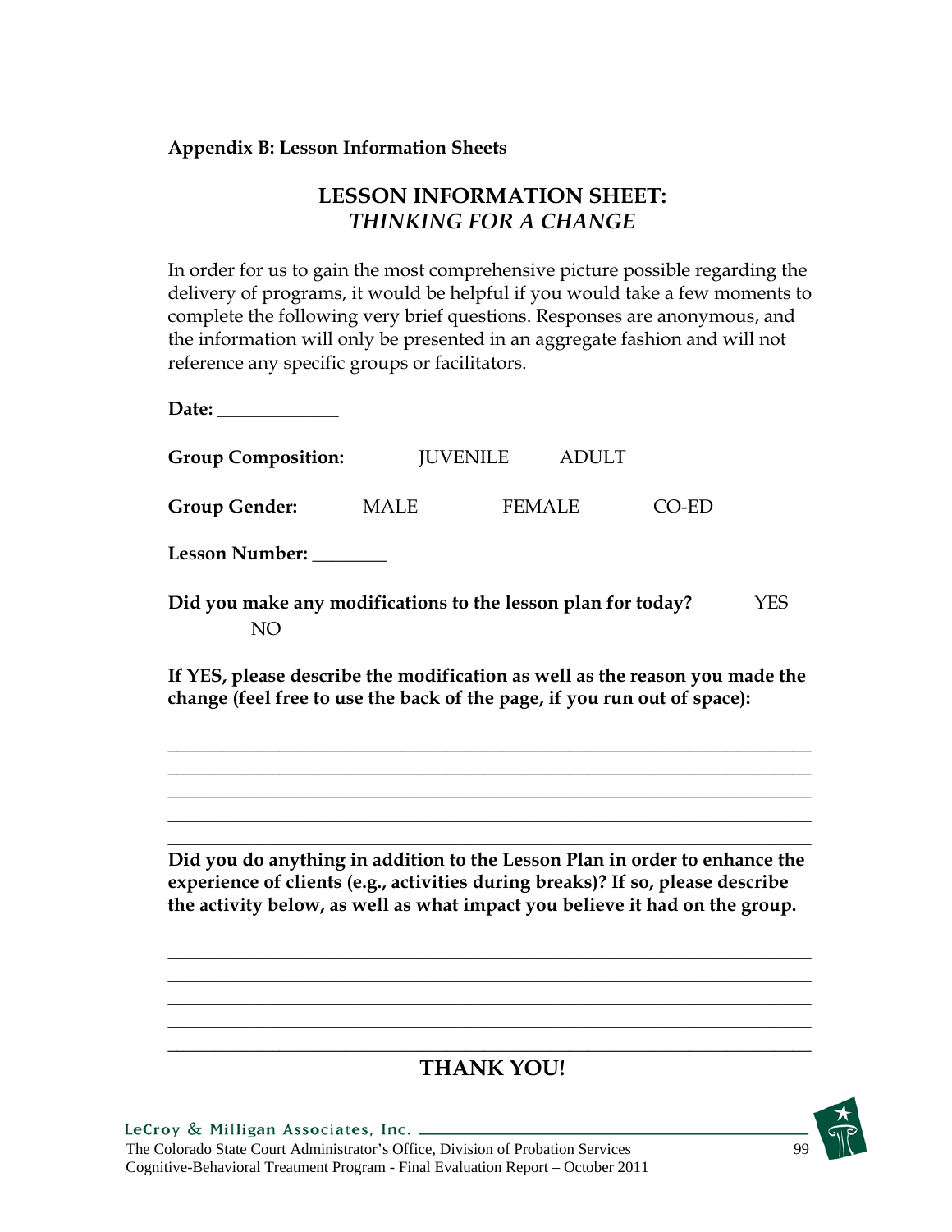**Appendix B: Lesson Information Sheets**

## LESSON INFORMATION SHEET: *THINKING FOR A CHANGE*

In order for us to gain the most comprehensive picture possible regarding the delivery of programs, it would be helpful if you would take a few moments to complete the following very brief questions. Responses are anonymous, and the information will only be presented in an aggregate fashion and will not reference any specific groups or facilitators.

**Date:** _____________

**Group Composition:** JUVENILE ADULT

**Group Gender:** MALE FEMALE CO-ED

**Lesson Number:** ________

**Did you make any modifications to the lesson plan for today?** YES NO

**If YES, please describe the modification as well as the reason you made the change (feel free to use the back of the page, if you run out of space):**

______________________________________________________________________
______________________________________________________________________
______________________________________________________________________
______________________________________________________________________
______________________________________________________________________

**Did you do anything in addition to the Lesson Plan in order to enhance the experience of clients (e.g., activities during breaks)? If so, please describe the activity below, as well as what impact you believe it had on the group.**

______________________________________________________________________
______________________________________________________________________
______________________________________________________________________
______________________________________________________________________
______________________________________________________________________

**THANK YOU!**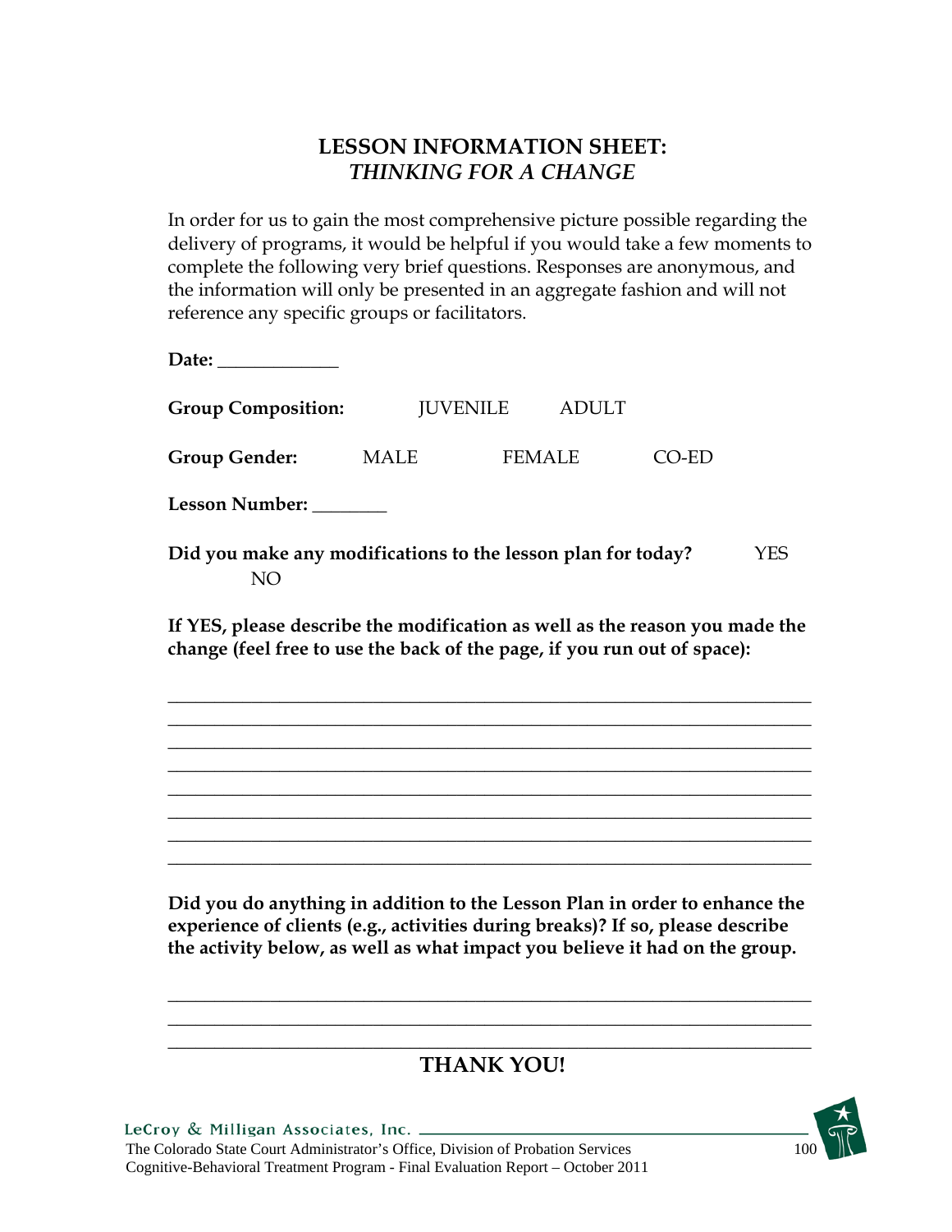# LESSON INFORMATION SHEET: *THINKING FOR A CHANGE*

In order for us to gain the most comprehensive picture possible regarding the delivery of programs, it would be helpful if you would take a few moments to complete the following very brief questions. Responses are anonymous, and the information will only be presented in an aggregate fashion and will not reference any specific groups or facilitators.

**Date:** _____________

**Group Composition:** JUVENILE ADULT

**Group Gender:** MALE FEMALE CO-ED

**Lesson Number:** ________

**Did you make any modifications to the lesson plan for today?** YES NO

**If YES, please describe the modification as well as the reason you made the change (feel free to use the back of the page, if you run out of space):**

________________________________________________________________________
________________________________________________________________________
________________________________________________________________________
________________________________________________________________________
________________________________________________________________________
________________________________________________________________________
________________________________________________________________________
________________________________________________________________________

**Did you do anything in addition to the Lesson Plan in order to enhance the experience of clients (e.g., activities during breaks)? If so, please describe the activity below, as well as what impact you believe it had on the group.**

________________________________________________________________________
________________________________________________________________________
________________________________________________________________________

**THANK YOU!**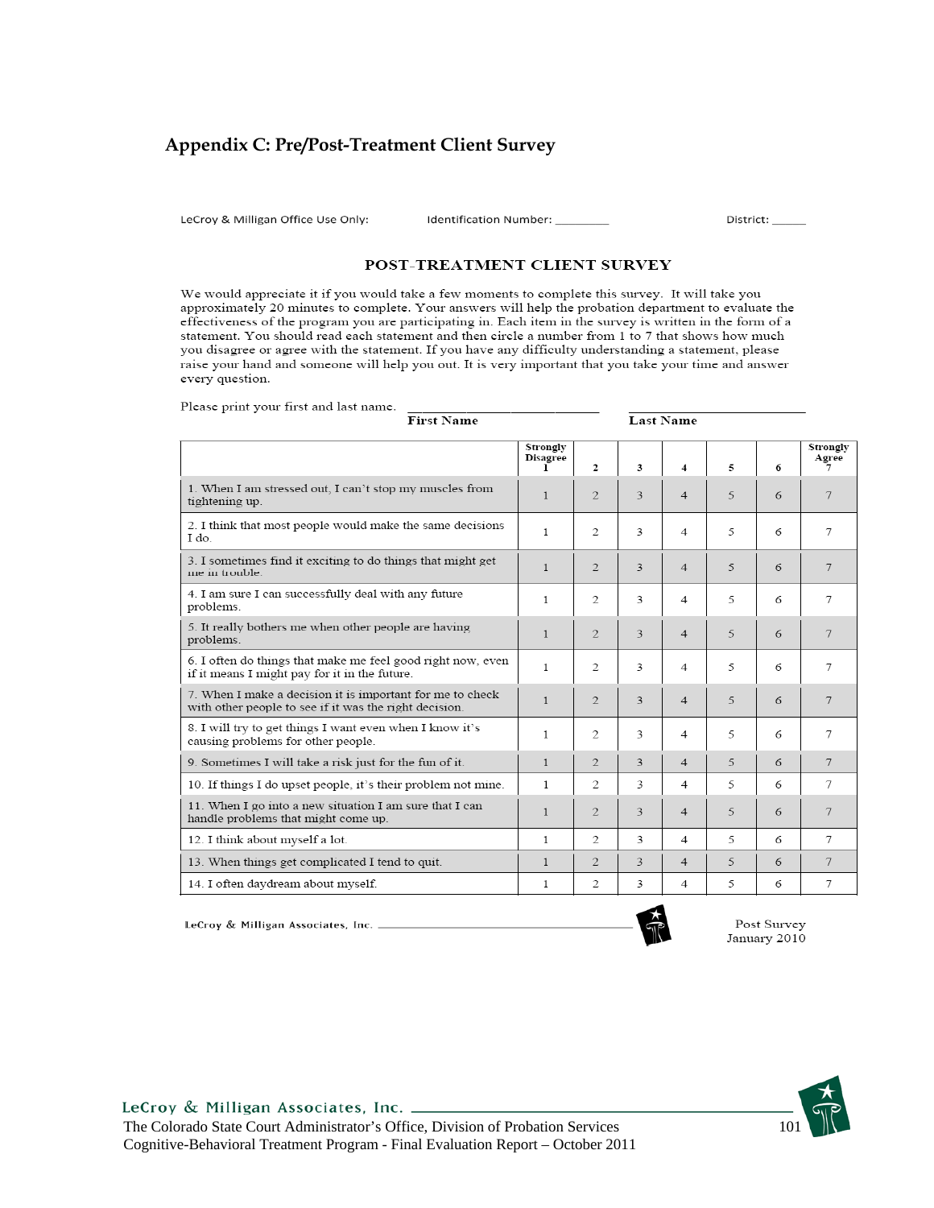## Appendix C: Pre/Post-Treatment Client Survey

LeCroy & Milligan Office Use Only: Identification Number: ________ District: _____

### POST-TREATMENT CLIENT SURVEY

We would appreciate it if you would take a few moments to complete this survey. It will take you approximately 20 minutes to complete. Your answers will help the probation department to evaluate the effectiveness of the program you are participating in. Each item in the survey is written in the form of a statement. You should read each statement and then circle a number from 1 to 7 that shows how much you disagree or agree with the statement. If you have any difficulty understanding a statement, please raise your hand and someone will help you out. It is very important that you take your time and answer every question.

Please print your first and last name. ____________________ ____________________
**First Name** **Last Name**

| | Strongly Disagree 1 | 2 | 3 | 4 | 5 | 6 | Strongly Agree 7 |
|---|---|---|---|---|---|---|---|
| 1. When I am stressed out, I can't stop my muscles from tightening up. | 1 | 2 | 3 | 4 | 5 | 6 | 7 |
| 2. I think that most people would make the same decisions I do. | 1 | 2 | 3 | 4 | 5 | 6 | 7 |
| 3. I sometimes find it exciting to do things that might get me in trouble. | 1 | 2 | 3 | 4 | 5 | 6 | 7 |
| 4. I am sure I can successfully deal with any future problems. | 1 | 2 | 3 | 4 | 5 | 6 | 7 |
| 5. It really bothers me when other people are having problems. | 1 | 2 | 3 | 4 | 5 | 6 | 7 |
| 6. I often do things that make me feel good right now, even if it means I might pay for it in the future. | 1 | 2 | 3 | 4 | 5 | 6 | 7 |
| 7. When I make a decision it is important for me to check with other people to see if it was the right decision. | 1 | 2 | 3 | 4 | 5 | 6 | 7 |
| 8. I will try to get things I want even when I know it's causing problems for other people. | 1 | 2 | 3 | 4 | 5 | 6 | 7 |
| 9. Sometimes I will take a risk just for the fun of it. | 1 | 2 | 3 | 4 | 5 | 6 | 7 |
| 10. If things I do upset people, it's their problem not mine. | 1 | 2 | 3 | 4 | 5 | 6 | 7 |
| 11. When I go into a new situation I am sure that I can handle problems that might come up. | 1 | 2 | 3 | 4 | 5 | 6 | 7 |
| 12. I think about myself a lot. | 1 | 2 | 3 | 4 | 5 | 6 | 7 |
| 13. When things get complicated I tend to quit. | 1 | 2 | 3 | 4 | 5 | 6 | 7 |
| 14. I often daydream about myself. | 1 | 2 | 3 | 4 | 5 | 6 | 7 |

LeCroy & Milligan Associates, Inc. Post Survey January 2010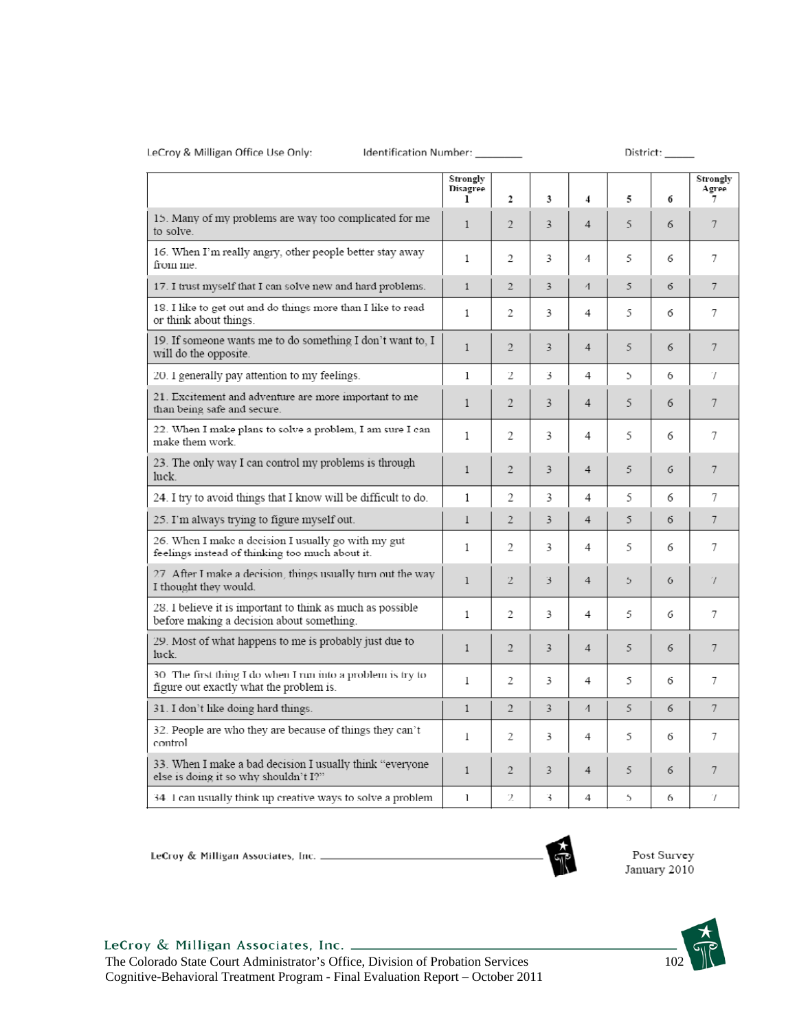LeCroy & Milligan Office Use Only: Identification Number: ________ District: _____

| | Strongly Disagree 1 | 2 | 3 | 4 | 5 | 6 | Strongly Agree 7 |
|---|---|---|---|---|---|---|---|
| 15. Many of my problems are way too complicated for me to solve. | 1 | 2 | 3 | 4 | 5 | 6 | 7 |
| 16. When I'm really angry, other people better stay away from me. | 1 | 2 | 3 | 4 | 5 | 6 | 7 |
| 17. I trust myself that I can solve new and hard problems. | 1 | 2 | 3 | 4 | 5 | 6 | 7 |
| 18. I like to get out and do things more than I like to read or think about things. | 1 | 2 | 3 | 4 | 5 | 6 | 7 |
| 19. If someone wants me to do something I don't want to, I will do the opposite. | 1 | 2 | 3 | 4 | 5 | 6 | 7 |
| 20. I generally pay attention to my feelings. | 1 | 2 | 3 | 4 | 5 | 6 | 7 |
| 21. Excitement and adventure are more important to me than being safe and secure. | 1 | 2 | 3 | 4 | 5 | 6 | 7 |
| 22. When I make plans to solve a problem, I am sure I can make them work. | 1 | 2 | 3 | 4 | 5 | 6 | 7 |
| 23. The only way I can control my problems is through luck. | 1 | 2 | 3 | 4 | 5 | 6 | 7 |
| 24. I try to avoid things that I know will be difficult to do. | 1 | 2 | 3 | 4 | 5 | 6 | 7 |
| 25. I'm always trying to figure myself out. | 1 | 2 | 3 | 4 | 5 | 6 | 7 |
| 26. When I make a decision I usually go with my gut feelings instead of thinking too much about it. | 1 | 2 | 3 | 4 | 5 | 6 | 7 |
| 27. After I make a decision, things usually turn out the way I thought they would. | 1 | 2 | 3 | 4 | 5 | 6 | 7 |
| 28. I believe it is important to think as much as possible before making a decision about something. | 1 | 2 | 3 | 4 | 5 | 6 | 7 |
| 29. Most of what happens to me is probably just due to luck. | 1 | 2 | 3 | 4 | 5 | 6 | 7 |
| 30. The first thing I do when I run into a problem is try to figure out exactly what the problem is. | 1 | 2 | 3 | 4 | 5 | 6 | 7 |
| 31. I don't like doing hard things. | 1 | 2 | 3 | 4 | 5 | 6 | 7 |
| 32. People are who they are because of things they can't control | 1 | 2 | 3 | 4 | 5 | 6 | 7 |
| 33. When I make a bad decision I usually think "everyone else is doing it so why shouldn't I?" | 1 | 2 | 3 | 4 | 5 | 6 | 7 |
| 34. I can usually think up creative ways to solve a problem | 1 | 2 | 3 | 4 | 5 | 6 | 7 |

LeCroy & Milligan Associates, Inc.

Post Survey
January 2010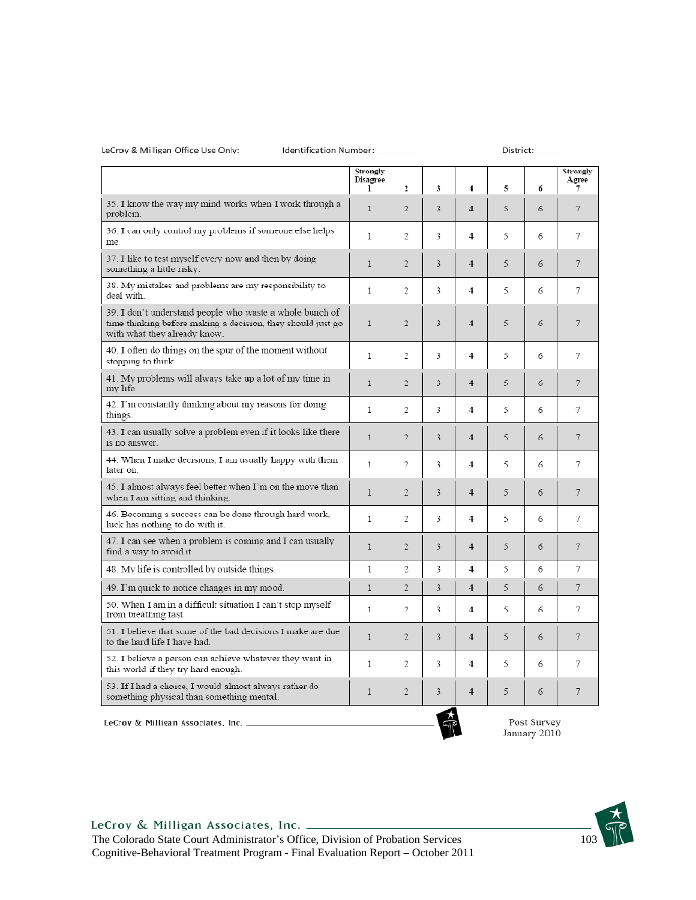LeCroy & Milligan Office Use Only: Identification Number: District:

| | Strongly Disagree 1 | 2 | 3 | 4 | 5 | 6 | Strongly Agree 7 |
|---|---|---|---|---|---|---|---|
| 35. I know the way my mind works when I work through a problem. | 1 | 2 | 3 | 4 | 5 | 6 | 7 |
| 36. I can only control my problems if someone else helps me. | 1 | 2 | 3 | 4 | 5 | 6 | 7 |
| 37. I like to test myself every now and then by doing something a little risky. | 1 | 2 | 3 | 4 | 5 | 6 | 7 |
| 38. My mistakes and problems are my responsibility to deal with. | 1 | 2 | 3 | 4 | 5 | 6 | 7 |
| 39. I don't understand people who waste a whole bunch of time thinking before making a decision, they should just go with what they already know. | 1 | 2 | 3 | 4 | 5 | 6 | 7 |
| 40. I often do things on the spur of the moment without stopping to think. | 1 | 2 | 3 | 4 | 5 | 6 | 7 |
| 41. My problems will always take up a lot of my time in my life. | 1 | 2 | 3 | 4 | 5 | 6 | 7 |
| 42. I'm constantly thinking about my reasons for doing things. | 1 | 2 | 3 | 4 | 5 | 6 | 7 |
| 43. I can usually solve a problem even if it looks like there is no answer. | 1 | 2 | 3 | 4 | 5 | 6 | 7 |
| 44. When I make decisions, I am usually happy with them later on. | 1 | 2 | 3 | 4 | 5 | 6 | 7 |
| 45. I almost always feel better when I'm on the move than when I am sitting and thinking. | 1 | 2 | 3 | 4 | 5 | 6 | 7 |
| 46. Becoming a success can be done through hard work, luck has nothing to do with it. | 1 | 2 | 3 | 4 | 5 | 6 | 7 |
| 47. I can see when a problem is coming and I can usually find a way to avoid it. | 1 | 2 | 3 | 4 | 5 | 6 | 7 |
| 48. My life is controlled by outside things. | 1 | 2 | 3 | 4 | 5 | 6 | 7 |
| 49. I'm quick to notice changes in my mood. | 1 | 2 | 3 | 4 | 5 | 6 | 7 |
| 50. When I am in a difficult situation I can't stop myself from breathing fast. | 1 | 2 | 3 | 4 | 5 | 6 | 7 |
| 51. I believe that some of the bad decisions I make are due to the hard life I have had. | 1 | 2 | 3 | 4 | 5 | 6 | 7 |
| 52. I believe a person can achieve whatever they want in this world if they try hard enough. | 1 | 2 | 3 | 4 | 5 | 6 | 7 |
| 53. If I had a choice, I would almost always rather do something physical than something mental. | 1 | 2 | 3 | 4 | 5 | 6 | 7 |

LeCroy & Milligan Associates, Inc.

Post Survey
January 2010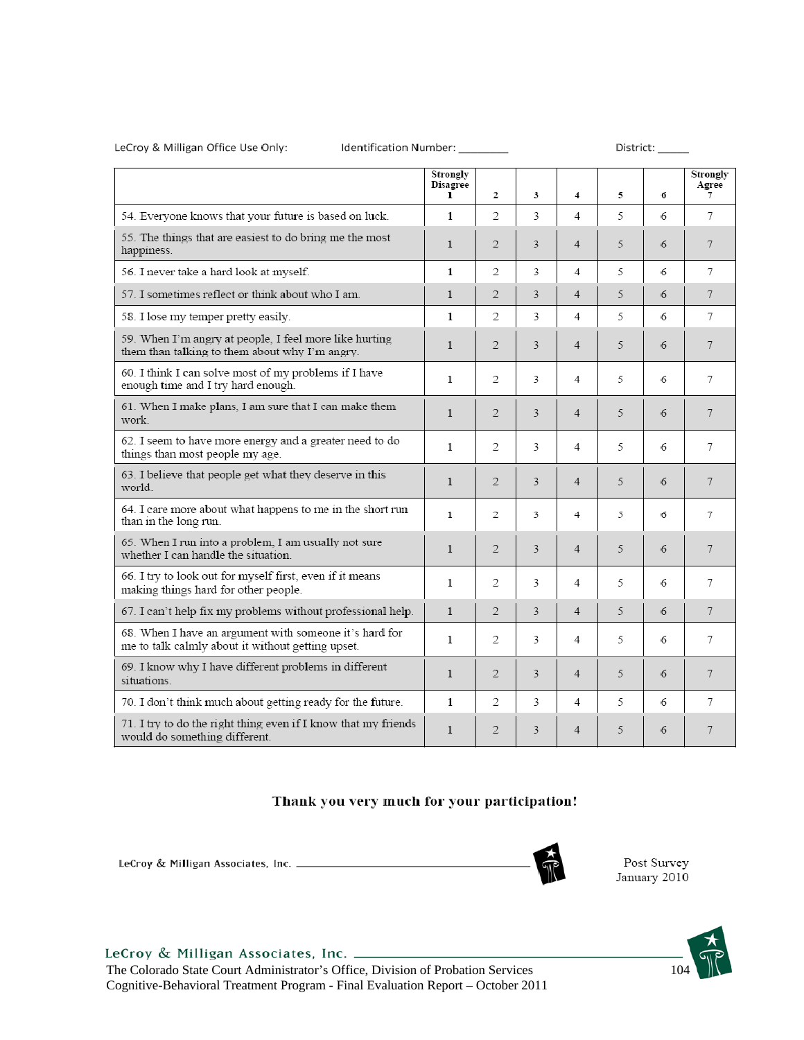LeCroy & Milligan Office Use Only: Identification Number: ________ District: _____

| | Strongly Disagree 1 | 2 | 3 | 4 | 5 | 6 | Strongly Agree 7 |
|---|---|---|---|---|---|---|---|
| 54. Everyone knows that your future is based on luck. | 1 | 2 | 3 | 4 | 5 | 6 | 7 |
| 55. The things that are easiest to do bring me the most happiness. | 1 | 2 | 3 | 4 | 5 | 6 | 7 |
| 56. I never take a hard look at myself. | 1 | 2 | 3 | 4 | 5 | 6 | 7 |
| 57. I sometimes reflect or think about who I am. | 1 | 2 | 3 | 4 | 5 | 6 | 7 |
| 58. I lose my temper pretty easily. | 1 | 2 | 3 | 4 | 5 | 6 | 7 |
| 59. When I'm angry at people, I feel more like hurting them than talking to them about why I'm angry. | 1 | 2 | 3 | 4 | 5 | 6 | 7 |
| 60. I think I can solve most of my problems if I have enough time and I try hard enough. | 1 | 2 | 3 | 4 | 5 | 6 | 7 |
| 61. When I make plans, I am sure that I can make them work. | 1 | 2 | 3 | 4 | 5 | 6 | 7 |
| 62. I seem to have more energy and a greater need to do things than most people my age. | 1 | 2 | 3 | 4 | 5 | 6 | 7 |
| 63. I believe that people get what they deserve in this world. | 1 | 2 | 3 | 4 | 5 | 6 | 7 |
| 64. I care more about what happens to me in the short run than in the long run. | 1 | 2 | 3 | 4 | 5 | 6 | 7 |
| 65. When I run into a problem, I am usually not sure whether I can handle the situation. | 1 | 2 | 3 | 4 | 5 | 6 | 7 |
| 66. I try to look out for myself first, even if it means making things hard for other people. | 1 | 2 | 3 | 4 | 5 | 6 | 7 |
| 67. I can't help fix my problems without professional help. | 1 | 2 | 3 | 4 | 5 | 6 | 7 |
| 68. When I have an argument with someone it's hard for me to talk calmly about it without getting upset. | 1 | 2 | 3 | 4 | 5 | 6 | 7 |
| 69. I know why I have different problems in different situations. | 1 | 2 | 3 | 4 | 5 | 6 | 7 |
| 70. I don't think much about getting ready for the future. | 1 | 2 | 3 | 4 | 5 | 6 | 7 |
| 71. I try to do the right thing even if I know that my friends would do something different. | 1 | 2 | 3 | 4 | 5 | 6 | 7 |

**Thank you very much for your participation!**

LeCroy & Milligan Associates, Inc.

Post Survey
January 2010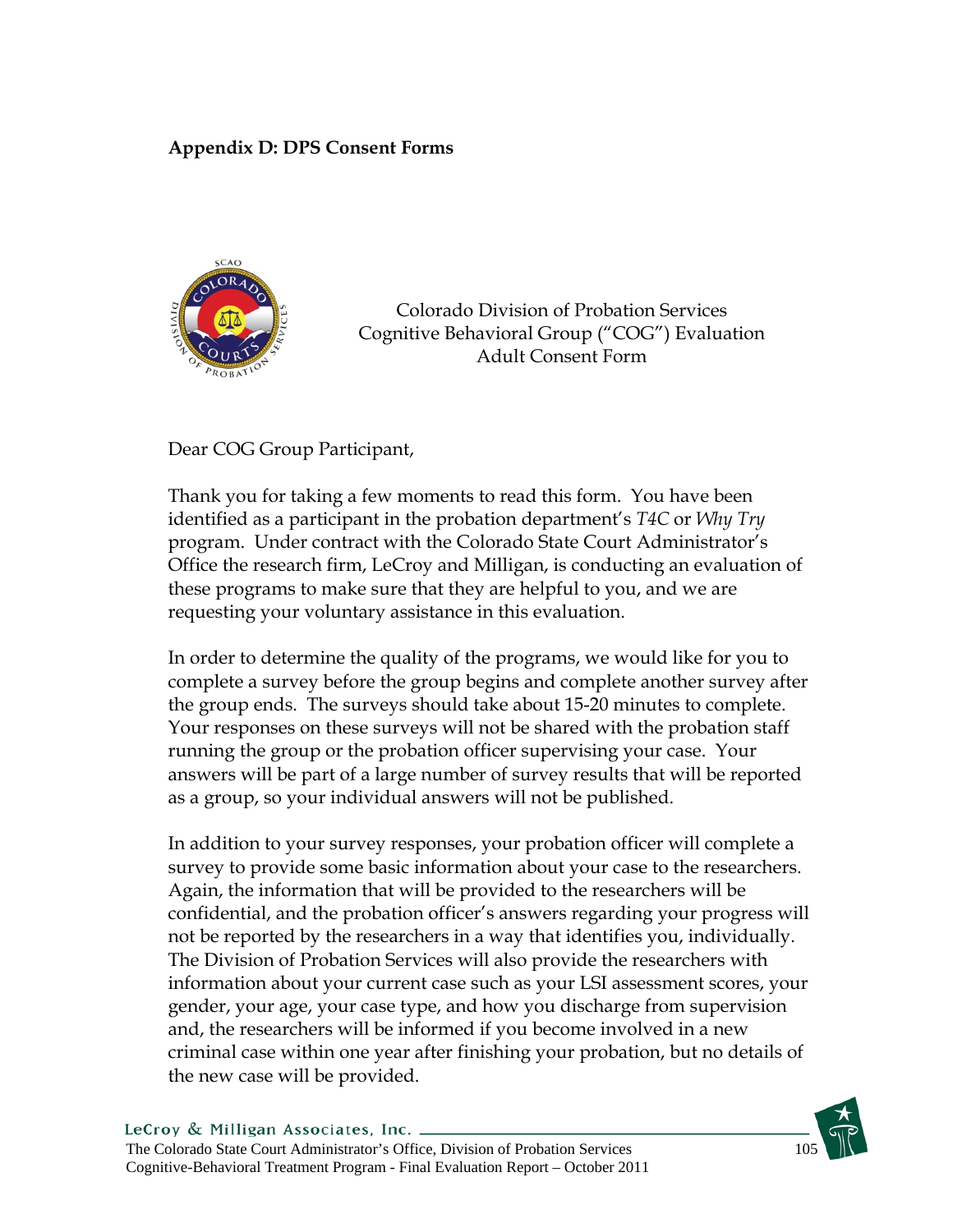## Appendix D: DPS Consent Forms

Colorado Division of Probation Services
Cognitive Behavioral Group ("COG") Evaluation
Adult Consent Form

Dear COG Group Participant,

Thank you for taking a few moments to read this form. You have been identified as a participant in the probation department's *T4C* or *Why Try* program. Under contract with the Colorado State Court Administrator's Office the research firm, LeCroy and Milligan, is conducting an evaluation of these programs to make sure that they are helpful to you, and we are requesting your voluntary assistance in this evaluation.

In order to determine the quality of the programs, we would like for you to complete a survey before the group begins and complete another survey after the group ends. The surveys should take about 15-20 minutes to complete. Your responses on these surveys will not be shared with the probation staff running the group or the probation officer supervising your case. Your answers will be part of a large number of survey results that will be reported as a group, so your individual answers will not be published.

In addition to your survey responses, your probation officer will complete a survey to provide some basic information about your case to the researchers. Again, the information that will be provided to the researchers will be confidential, and the probation officer's answers regarding your progress will not be reported by the researchers in a way that identifies you, individually. The Division of Probation Services will also provide the researchers with information about your current case such as your LSI assessment scores, your gender, your age, your case type, and how you discharge from supervision and, the researchers will be informed if you become involved in a new criminal case within one year after finishing your probation, but no details of the new case will be provided.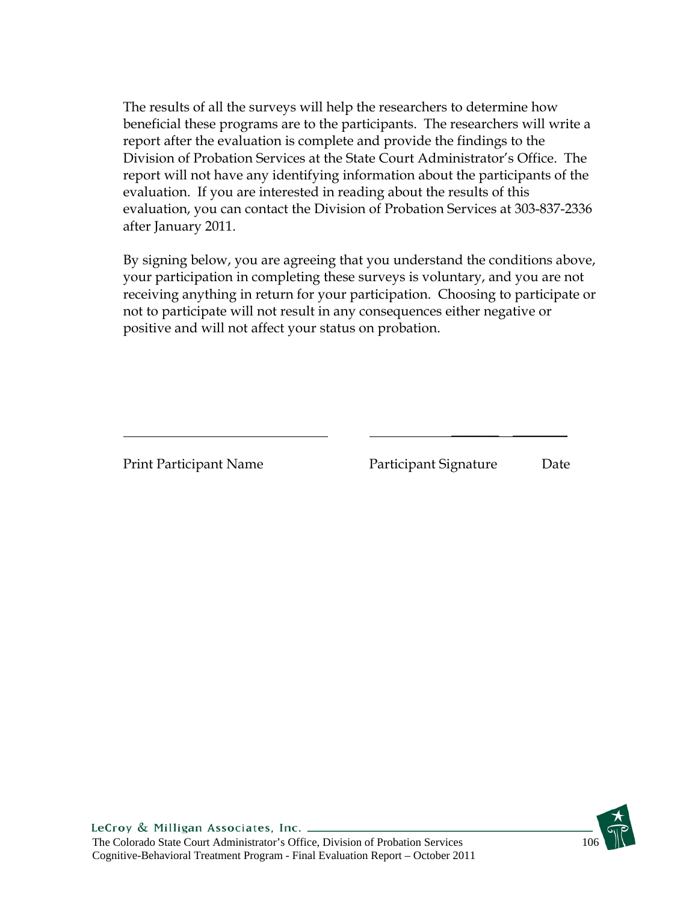The results of all the surveys will help the researchers to determine how beneficial these programs are to the participants. The researchers will write a report after the evaluation is complete and provide the findings to the Division of Probation Services at the State Court Administrator's Office. The report will not have any identifying information about the participants of the evaluation. If you are interested in reading about the results of this evaluation, you can contact the Division of Probation Services at 303-837-2336 after January 2011.

By signing below, you are agreeing that you understand the conditions above, your participation in completing these surveys is voluntary, and you are not receiving anything in return for your participation. Choosing to participate or not to participate will not result in any consequences either negative or positive and will not affect your status on probation.

\_\_\_\_\_\_\_\_\_\_\_\_\_\_\_\_\_\_\_\_\_\_\_\_\_\_\_\_ \_\_\_\_\_\_\_\_\_\_\_\_\_\_\_\_\_\_\_\_\_\_\_\_\_\_\_\_

Print Participant Name Participant Signature Date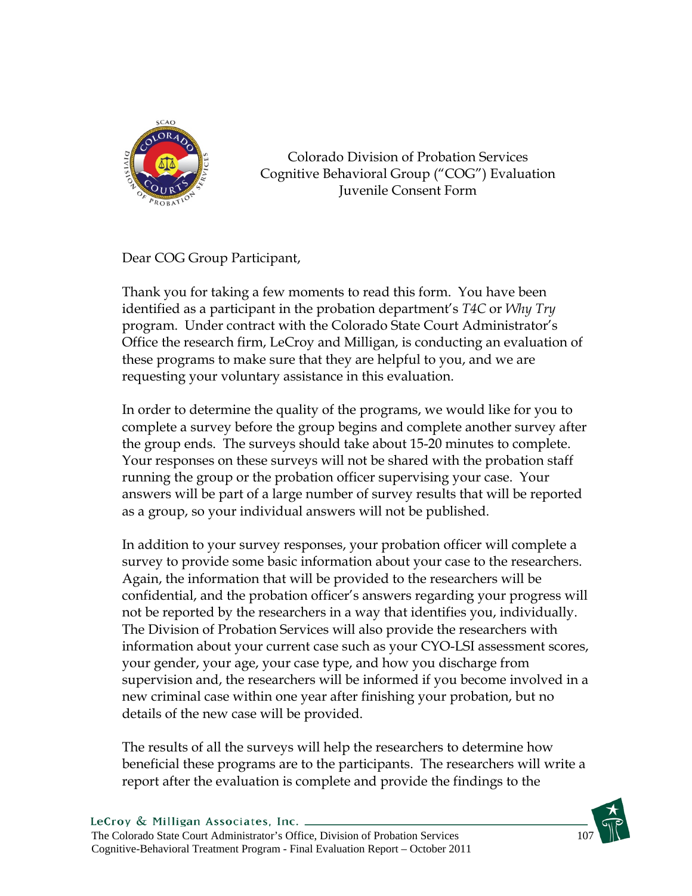Colorado Division of Probation Services
Cognitive Behavioral Group ("COG") Evaluation
Juvenile Consent Form

Dear COG Group Participant,

Thank you for taking a few moments to read this form. You have been identified as a participant in the probation department's *T4C* or *Why Try* program. Under contract with the Colorado State Court Administrator's Office the research firm, LeCroy and Milligan, is conducting an evaluation of these programs to make sure that they are helpful to you, and we are requesting your voluntary assistance in this evaluation.

In order to determine the quality of the programs, we would like for you to complete a survey before the group begins and complete another survey after the group ends. The surveys should take about 15-20 minutes to complete. Your responses on these surveys will not be shared with the probation staff running the group or the probation officer supervising your case. Your answers will be part of a large number of survey results that will be reported as a group, so your individual answers will not be published.

In addition to your survey responses, your probation officer will complete a survey to provide some basic information about your case to the researchers. Again, the information that will be provided to the researchers will be confidential, and the probation officer's answers regarding your progress will not be reported by the researchers in a way that identifies you, individually. The Division of Probation Services will also provide the researchers with information about your current case such as your CYO-LSI assessment scores, your gender, your age, your case type, and how you discharge from supervision and, the researchers will be informed if you become involved in a new criminal case within one year after finishing your probation, but no details of the new case will be provided.

The results of all the surveys will help the researchers to determine how beneficial these programs are to the participants. The researchers will write a report after the evaluation is complete and provide the findings to the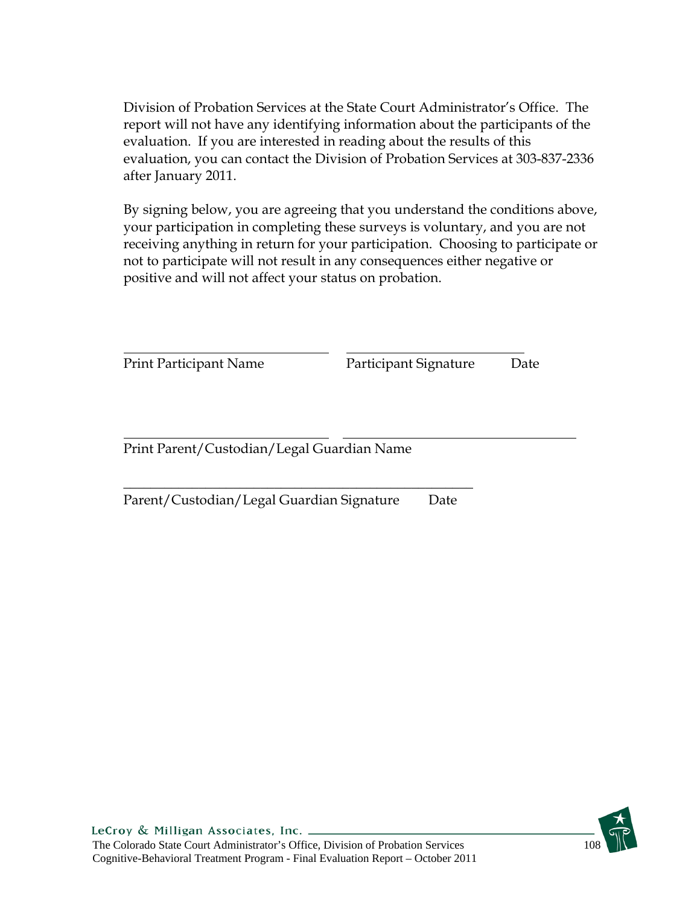Division of Probation Services at the State Court Administrator's Office. The report will not have any identifying information about the participants of the evaluation. If you are interested in reading about the results of this evaluation, you can contact the Division of Probation Services at 303-837-2336 after January 2011.

By signing below, you are agreeing that you understand the conditions above, your participation in completing these surveys is voluntary, and you are not receiving anything in return for your participation. Choosing to participate or not to participate will not result in any consequences either negative or positive and will not affect your status on probation.

\_\_\_\_\_\_\_\_\_\_\_\_\_\_\_\_\_\_\_\_\_\_\_\_\_\_\_\_\_\_ \_\_\_\_\_\_\_\_\_\_\_\_\_\_\_\_\_\_\_\_\_\_\_\_\_\_

Print Participant Name Participant Signature Date

\_\_\_\_\_\_\_\_\_\_\_\_\_\_\_\_\_\_\_\_\_\_\_\_\_\_\_\_\_\_ \_\_\_\_\_\_\_\_\_\_\_\_\_\_\_\_\_\_\_\_\_\_\_\_\_\_\_\_\_\_\_\_\_\_\_

Print Parent/Custodian/Legal Guardian Name

\_\_\_\_\_\_\_\_\_\_\_\_\_\_\_\_\_\_\_\_\_\_\_\_\_\_\_\_\_\_\_\_\_\_\_\_\_\_\_\_\_\_\_\_\_\_\_\_\_\_\_\_

Parent/Custodian/Legal Guardian Signature Date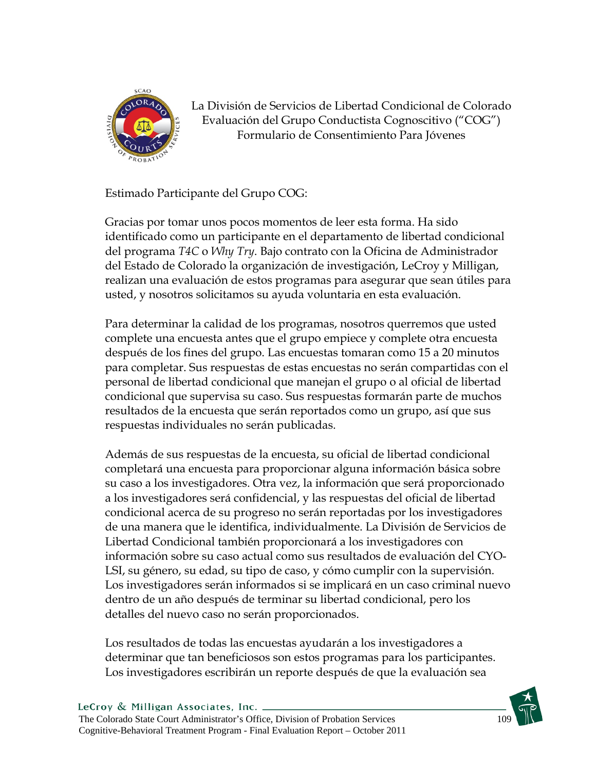La División de Servicios de Libertad Condicional de Colorado
Evaluación del Grupo Conductista Cognoscitivo ("COG")
Formulario de Consentimiento Para Jóvenes

Estimado Participante del Grupo COG:

Gracias por tomar unos pocos momentos de leer esta forma. Ha sido identificado como un participante en el departamento de libertad condicional del programa *T4C* o *Why Try*. Bajo contrato con la Oficina de Administrador del Estado de Colorado la organización de investigación, LeCroy y Milligan, realizan una evaluación de estos programas para asegurar que sean útiles para usted, y nosotros solicitamos su ayuda voluntaria en esta evaluación.

Para determinar la calidad de los programas, nosotros querremos que usted complete una encuesta antes que el grupo empiece y complete otra encuesta después de los fines del grupo. Las encuestas tomaran como 15 a 20 minutos para completar. Sus respuestas de estas encuestas no serán compartidas con el personal de libertad condicional que manejan el grupo o al oficial de libertad condicional que supervisa su caso. Sus respuestas formarán parte de muchos resultados de la encuesta que serán reportados como un grupo, así que sus respuestas individuales no serán publicadas.

Además de sus respuestas de la encuesta, su oficial de libertad condicional completará una encuesta para proporcionar alguna información básica sobre su caso a los investigadores. Otra vez, la información que será proporcionado a los investigadores será confidencial, y las respuestas del oficial de libertad condicional acerca de su progreso no serán reportadas por los investigadores de una manera que le identifica, individualmente. La División de Servicios de Libertad Condicional también proporcionará a los investigadores con información sobre su caso actual como sus resultados de evaluación del CYO-LSI, su género, su edad, su tipo de caso, y cómo cumplir con la supervisión. Los investigadores serán informados si se implicará en un caso criminal nuevo dentro de un año después de terminar su libertad condicional, pero los detalles del nuevo caso no serán proporcionados.

Los resultados de todas las encuestas ayudarán a los investigadores a determinar que tan beneficiosos son estos programas para los participantes. Los investigadores escribirán un reporte después de que la evaluación sea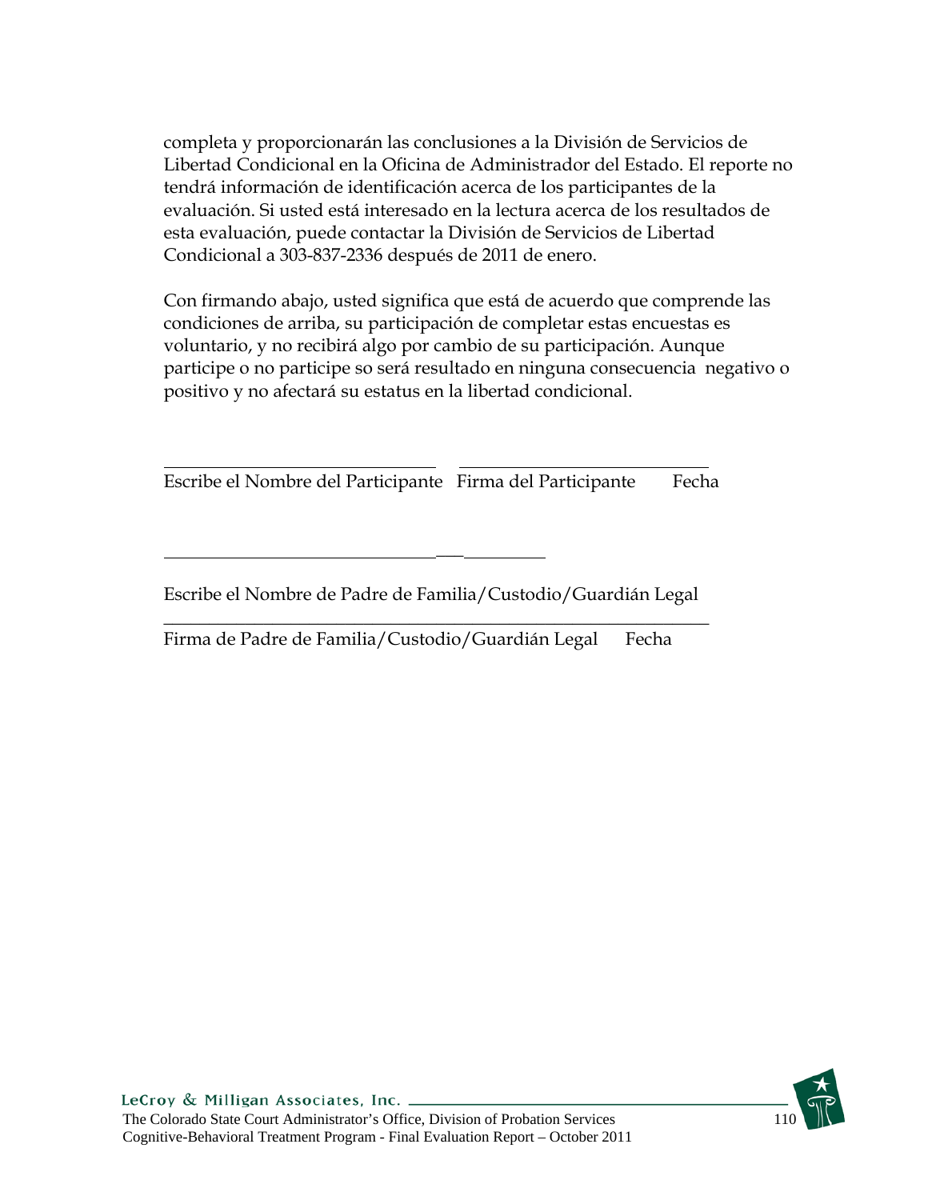completa y proporcionarán las conclusiones a la División de Servicios de Libertad Condicional en la Oficina de Administrador del Estado. El reporte no tendrá información de identificación acerca de los participantes de la evaluación. Si usted está interesado en la lectura acerca de los resultados de esta evaluación, puede contactar la División de Servicios de Libertad Condicional a 303-837-2336 después de 2011 de enero.

Con firmando abajo, usted significa que está de acuerdo que comprende las condiciones de arriba, su participación de completar estas encuestas es voluntario, y no recibirá algo por cambio de su participación. Aunque participe o no participe so será resultado en ninguna consecuencia negativo o positivo y no afectará su estatus en la libertad condicional.

\_\_\_\_\_\_\_\_\_\_\_\_\_\_\_\_\_\_\_\_\_\_\_\_\_\_\_\_\_\_ \_\_\_\_\_\_\_\_\_\_\_\_\_\_\_\_\_\_\_\_\_\_\_\_\_\_\_\_

Escribe el Nombre del Participante  Firma del Participante  Fecha

\_\_\_\_\_\_\_\_\_\_\_\_\_\_\_\_\_\_\_\_\_\_\_\_\_\_\_\_\_\_\_\_\_\_\_\_\_\_\_\_\_\_

Escribe el Nombre de Padre de Familia/Custodio/Guardián Legal

\_\_\_\_\_\_\_\_\_\_\_\_\_\_\_\_\_\_\_\_\_\_\_\_\_\_\_\_\_\_\_\_\_\_\_\_\_\_\_\_\_\_\_\_\_\_\_\_\_\_\_\_\_\_\_\_\_\_\_\_

Firma de Padre de Familia/Custodio/Guardián Legal  Fecha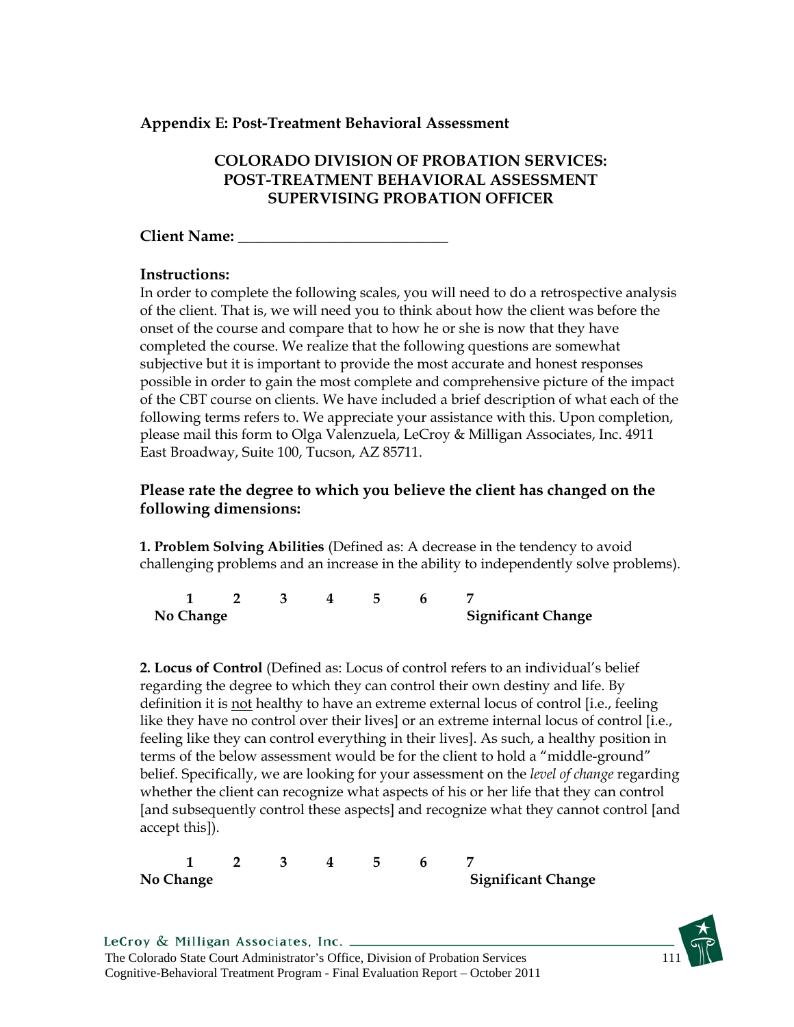## Appendix E: Post-Treatment Behavioral Assessment

### COLORADO DIVISION OF PROBATION SERVICES: POST-TREATMENT BEHAVIORAL ASSESSMENT SUPERVISING PROBATION OFFICER

**Client Name:** ___________________________

**Instructions:**

In order to complete the following scales, you will need to do a retrospective analysis of the client. That is, we will need you to think about how the client was before the onset of the course and compare that to how he or she is now that they have completed the course. We realize that the following questions are somewhat subjective but it is important to provide the most accurate and honest responses possible in order to gain the most complete and comprehensive picture of the impact of the CBT course on clients. We have included a brief description of what each of the following terms refers to. We appreciate your assistance with this. Upon completion, please mail this form to Olga Valenzuela, LeCroy & Milligan Associates, Inc. 4911 East Broadway, Suite 100, Tucson, AZ 85711.

**Please rate the degree to which you believe the client has changed on the following dimensions:**

**1. Problem Solving Abilities** (Defined as: A decrease in the tendency to avoid challenging problems and an increase in the ability to independently solve problems).

| 1 | 2 | 3 | 4 | 5 | 6 | 7 |
|---|---|---|---|---|---|---|
| **No Change** | | | | | | **Significant Change** |

**2. Locus of Control** (Defined as: Locus of control refers to an individual's belief regarding the degree to which they can control their own destiny and life. By definition it is not healthy to have an extreme external locus of control [i.e., feeling like they have no control over their lives] or an extreme internal locus of control [i.e., feeling like they can control everything in their lives]. As such, a healthy position in terms of the below assessment would be for the client to hold a "middle-ground" belief. Specifically, we are looking for your assessment on the *level of change* regarding whether the client can recognize what aspects of his or her life that they can control [and subsequently control these aspects] and recognize what they cannot control [and accept this]).

| 1 | 2 | 3 | 4 | 5 | 6 | 7 |
|---|---|---|---|---|---|---|
| **No Change** | | | | | | **Significant Change** |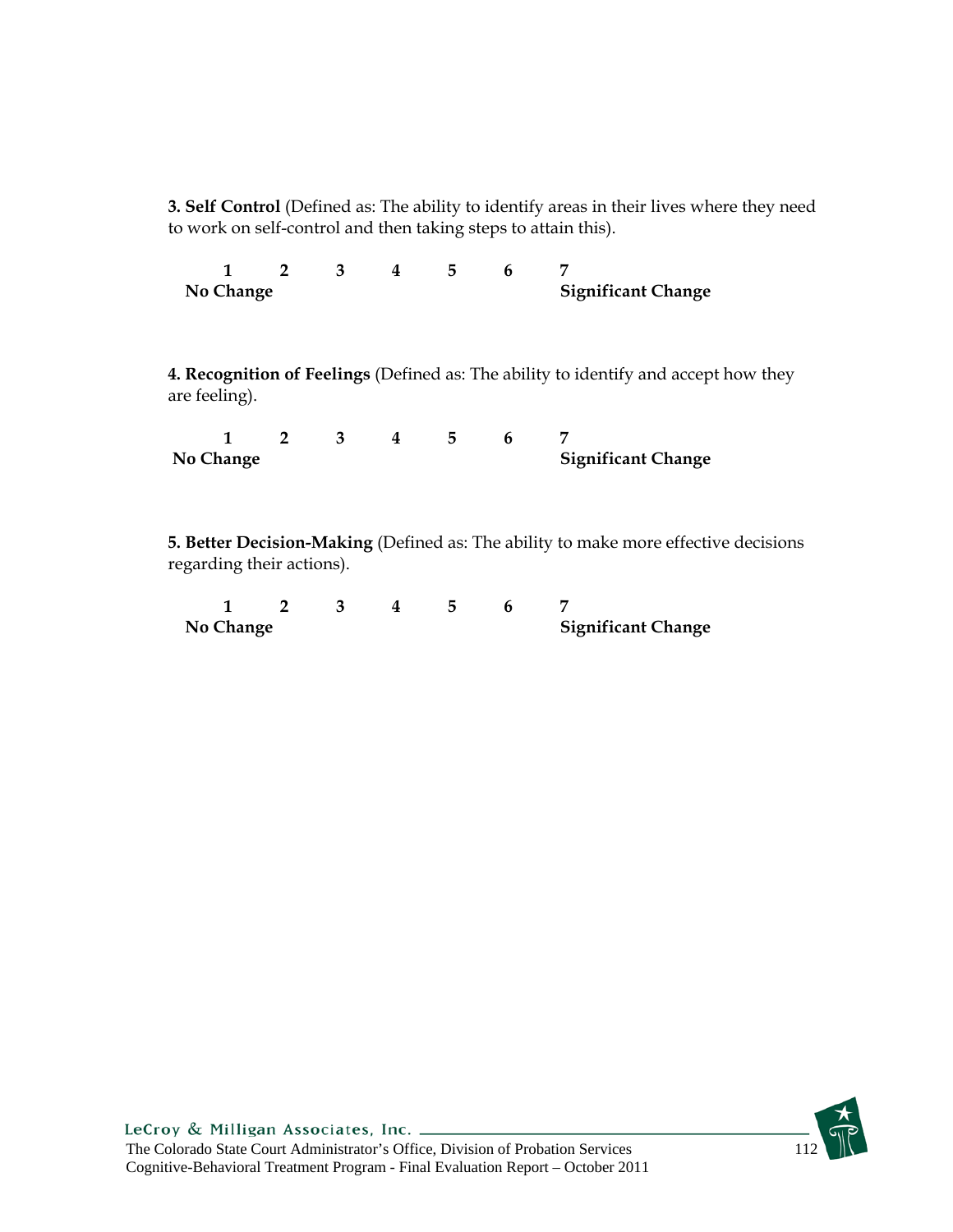**3. Self Control** (Defined as: The ability to identify areas in their lives where they need to work on self-control and then taking steps to attain this).

| 1 | 2 | 3 | 4 | 5 | 6 | 7 |
|---|---|---|---|---|---|---|
| **No Change** | | | | | | **Significant Change** |

**4. Recognition of Feelings** (Defined as: The ability to identify and accept how they are feeling).

| 1 | 2 | 3 | 4 | 5 | 6 | 7 |
|---|---|---|---|---|---|---|
| **No Change** | | | | | | **Significant Change** |

**5. Better Decision-Making** (Defined as: The ability to make more effective decisions regarding their actions).

| 1 | 2 | 3 | 4 | 5 | 6 | 7 |
|---|---|---|---|---|---|---|
| **No Change** | | | | | | **Significant Change** |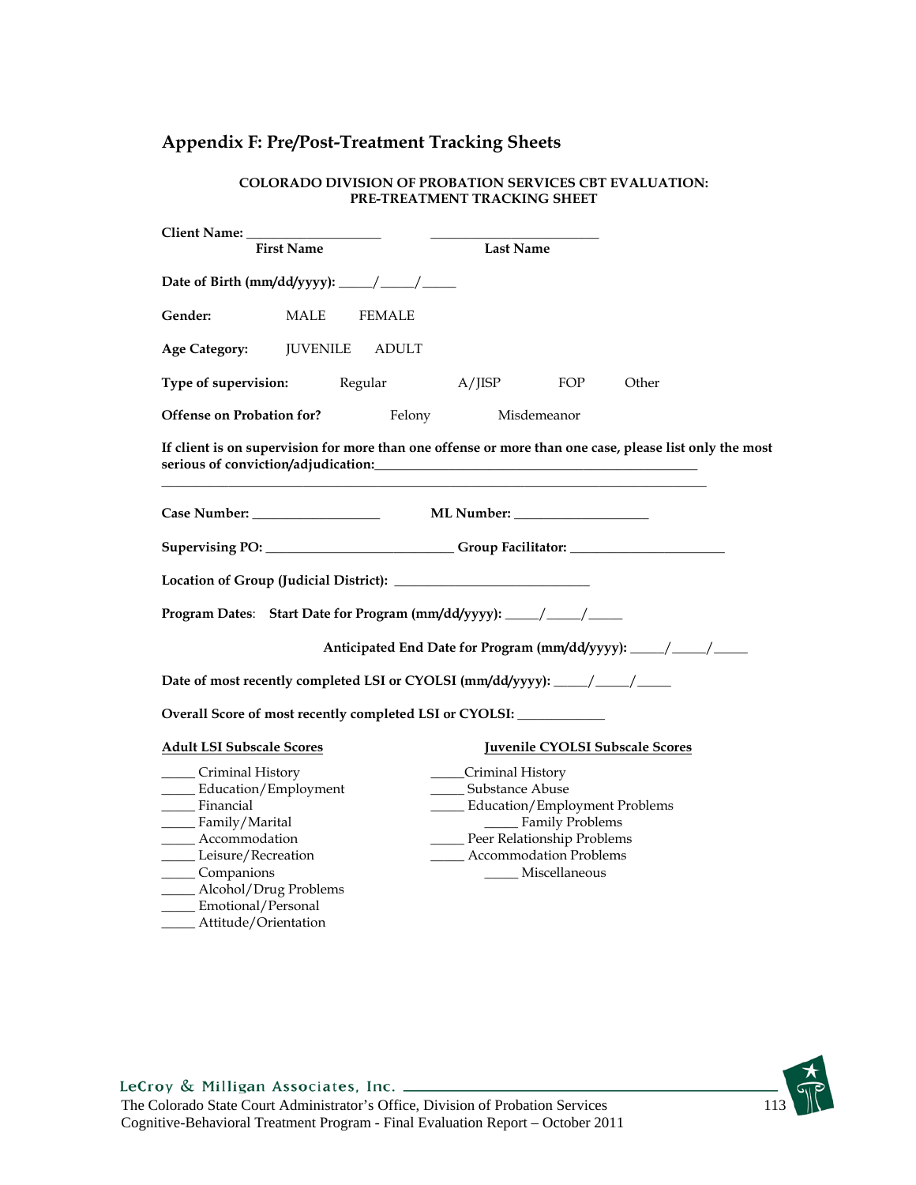## Appendix F: Pre/Post-Treatment Tracking Sheets

**COLORADO DIVISION OF PROBATION SERVICES CBT EVALUATION:**
**PRE-TREATMENT TRACKING SHEET**

**Client Name:** ____________________ ________________________
**First Name** **Last Name**

**Date of Birth (mm/dd/yyyy):** _____/_____/_____

**Gender:** MALE FEMALE

**Age Category:** JUVENILE ADULT

**Type of supervision:** Regular A/JISP FOP Other

**Offense on Probation for?** Felony Misdemeanor

**If client is on supervision for more than one offense or more than one case, please list only the most serious of conviction/adjudication:**_______________________________________________
_____________________________________________________________________________

**Case Number:** __________________ **ML Number:** ___________________

**Supervising PO:** ___________________________ **Group Facilitator:** ______________________

**Location of Group (Judicial District):** ____________________________

**Program Dates**: **Start Date for Program (mm/dd/yyyy):** _____/_____/_____

**Anticipated End Date for Program (mm/dd/yyyy):** _____/_____/_____

**Date of most recently completed LSI or CYOLSI (mm/dd/yyyy):** _____/_____/_____

**Overall Score of most recently completed LSI or CYOLSI:** _____________

**Adult LSI Subscale Scores**

_____ Criminal History
_____ Education/Employment
_____ Financial
_____ Family/Marital
_____ Accommodation
_____ Leisure/Recreation
_____ Companions
_____ Alcohol/Drug Problems
_____ Emotional/Personal
_____ Attitude/Orientation

**Juvenile CYOLSI Subscale Scores**

_____Criminal History
_____ Substance Abuse
_____ Education/Employment Problems
_____ Family Problems
_____ Peer Relationship Problems
_____ Accommodation Problems
_____ Miscellaneous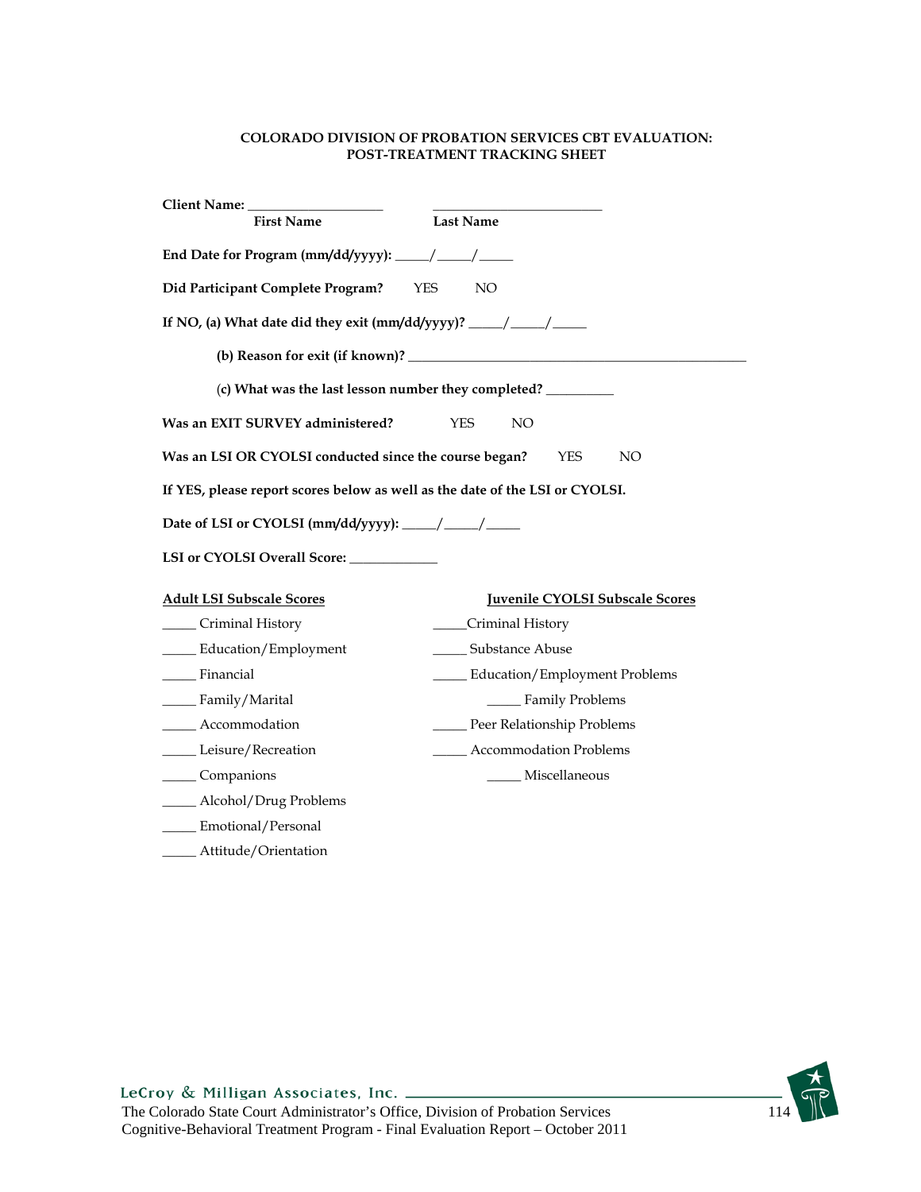**COLORADO DIVISION OF PROBATION SERVICES CBT EVALUATION:**
**POST-TREATMENT TRACKING SHEET**

**Client Name:** ___________________ ________________________
**First Name** **Last Name**

**End Date for Program (mm/dd/yyyy):** _____/_____/_____

**Did Participant Complete Program?** YES NO

**If NO, (a) What date did they exit (mm/dd/yyyy)?** _____/_____/_____

**(b) Reason for exit (if known)?** ________________________________________________

(**c) What was the last lesson number they completed?** __________

**Was an EXIT SURVEY administered?** YES NO

**Was an LSI OR CYOLSI conducted since the course began?** YES NO

**If YES, please report scores below as well as the date of the LSI or CYOLSI.**

**Date of LSI or CYOLSI (mm/dd/yyyy):** _____/_____/_____

**LSI or CYOLSI Overall Score:** ____________

**Adult LSI Subscale Scores**

_____ Criminal History

_____ Education/Employment

_____ Financial

_____ Family/Marital

_____ Accommodation

_____ Leisure/Recreation

_____ Companions

_____ Alcohol/Drug Problems

_____ Emotional/Personal

_____ Attitude/Orientation

**Juvenile CYOLSI Subscale Scores**

_____Criminal History

_____ Substance Abuse

_____ Education/Employment Problems

_____ Family Problems

_____ Peer Relationship Problems

_____ Accommodation Problems

_____ Miscellaneous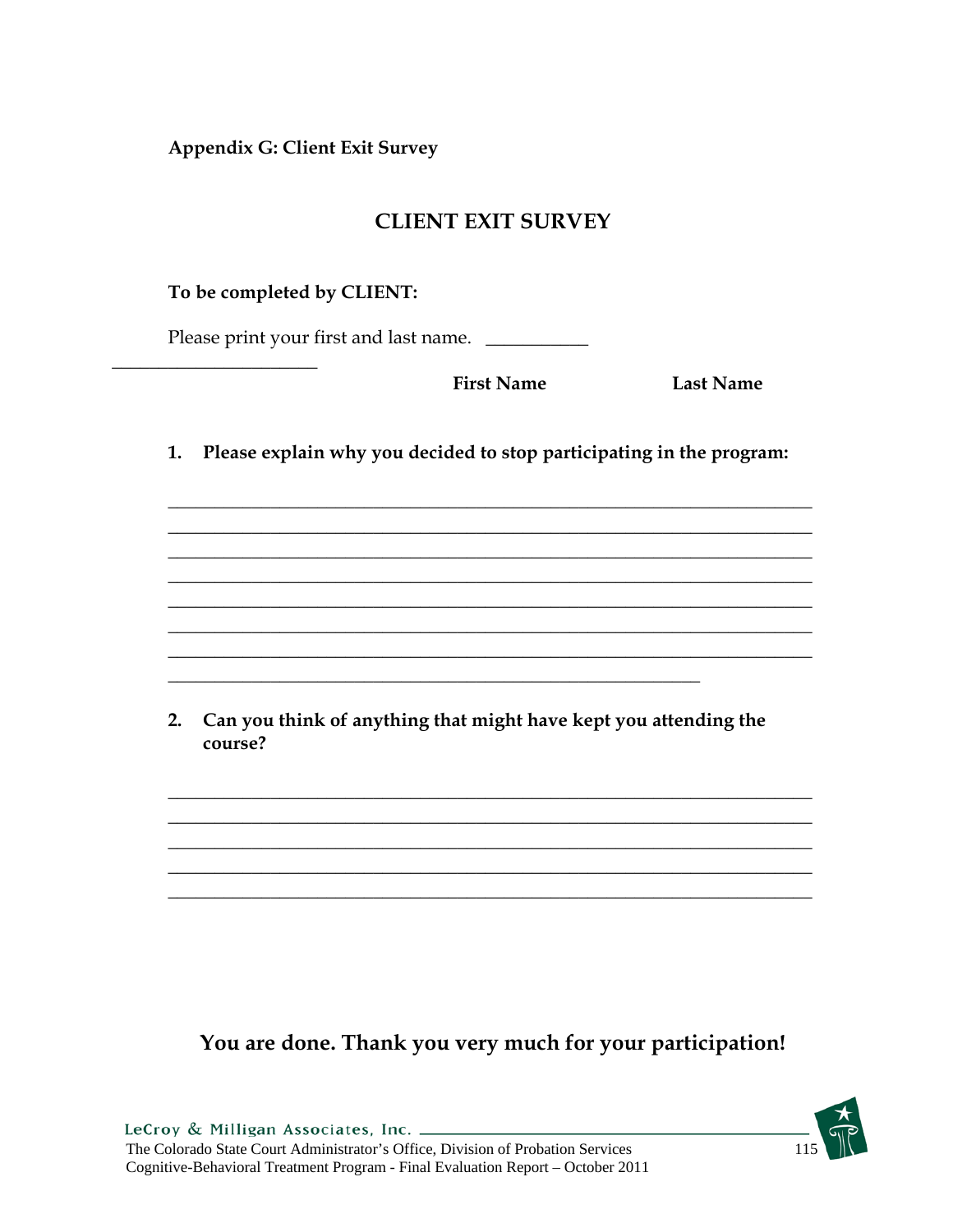**Appendix G: Client Exit Survey**

## CLIENT EXIT SURVEY

**To be completed by CLIENT:**

Please print your first and last name. ___________

______________________

**First Name** **Last Name**

1. **Please explain why you decided to stop participating in the program:**

______________________________________________________________________
______________________________________________________________________
______________________________________________________________________
______________________________________________________________________
______________________________________________________________________
______________________________________________________________________
______________________________________________________________________
___________________________________________________________

2. **Can you think of anything that might have kept you attending the course?**

______________________________________________________________________
______________________________________________________________________
______________________________________________________________________
______________________________________________________________________
______________________________________________________________________

**You are done. Thank you very much for your participation!**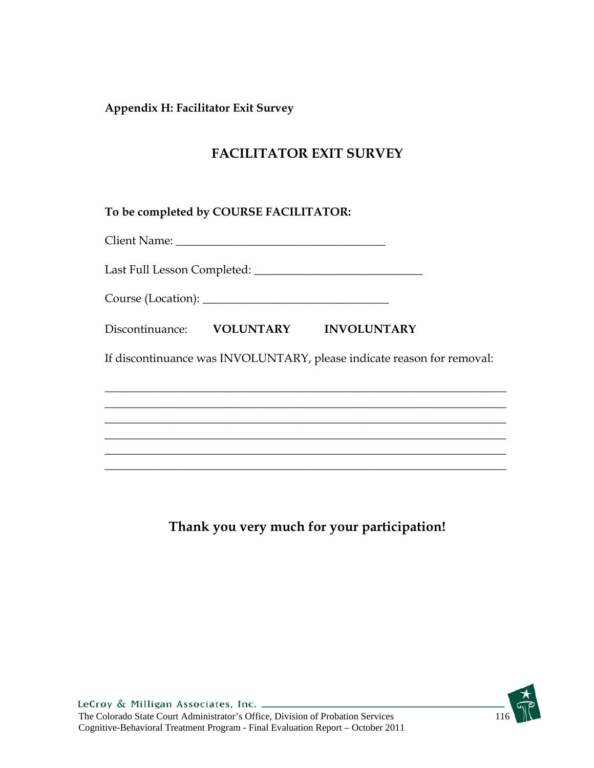**Appendix H: Facilitator Exit Survey**

## FACILITATOR EXIT SURVEY

**To be completed by COURSE FACILITATOR:**

Client Name: ___________________________________

Last Full Lesson Completed: ____________________________

Course (Location): _______________________________

Discontinuance: **VOLUNTARY** **INVOLUNTARY**

If discontinuance was INVOLUNTARY, please indicate reason for removal:

____________________________________________________________________
____________________________________________________________________
____________________________________________________________________
____________________________________________________________________
____________________________________________________________________
____________________________________________________________________

**Thank you very much for your participation!**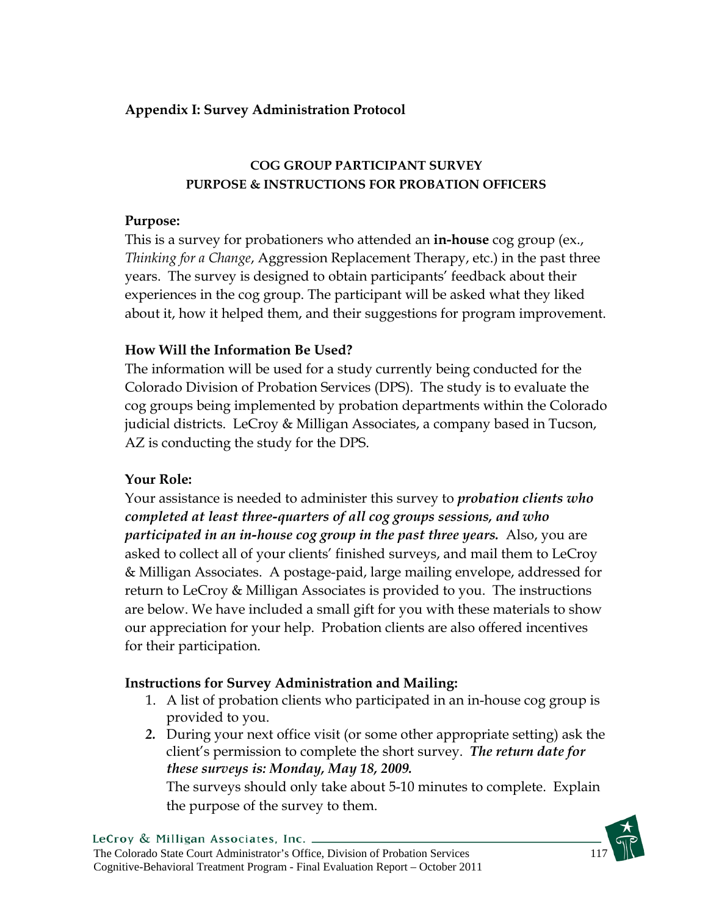## Appendix I: Survey Administration Protocol

**COG GROUP PARTICIPANT SURVEY**
**PURPOSE & INSTRUCTIONS FOR PROBATION OFFICERS**

**Purpose:**
This is a survey for probationers who attended an **in-house** cog group (ex., *Thinking for a Change*, Aggression Replacement Therapy, etc.) in the past three years. The survey is designed to obtain participants' feedback about their experiences in the cog group. The participant will be asked what they liked about it, how it helped them, and their suggestions for program improvement.

**How Will the Information Be Used?**
The information will be used for a study currently being conducted for the Colorado Division of Probation Services (DPS). The study is to evaluate the cog groups being implemented by probation departments within the Colorado judicial districts. LeCroy & Milligan Associates, a company based in Tucson, AZ is conducting the study for the DPS.

**Your Role:**
Your assistance is needed to administer this survey to ***probation clients who completed at least three-quarters of all cog groups sessions, and who participated in an in-house cog group in the past three years.*** Also, you are asked to collect all of your clients' finished surveys, and mail them to LeCroy & Milligan Associates. A postage-paid, large mailing envelope, addressed for return to LeCroy & Milligan Associates is provided to you. The instructions are below. We have included a small gift for you with these materials to show our appreciation for your help. Probation clients are also offered incentives for their participation.

**Instructions for Survey Administration and Mailing:**

1. A list of probation clients who participated in an in-house cog group is provided to you.
2. During your next office visit (or some other appropriate setting) ask the client's permission to complete the short survey. ***The return date for these surveys is: Monday, May 18, 2009.***
   The surveys should only take about 5-10 minutes to complete. Explain the purpose of the survey to them.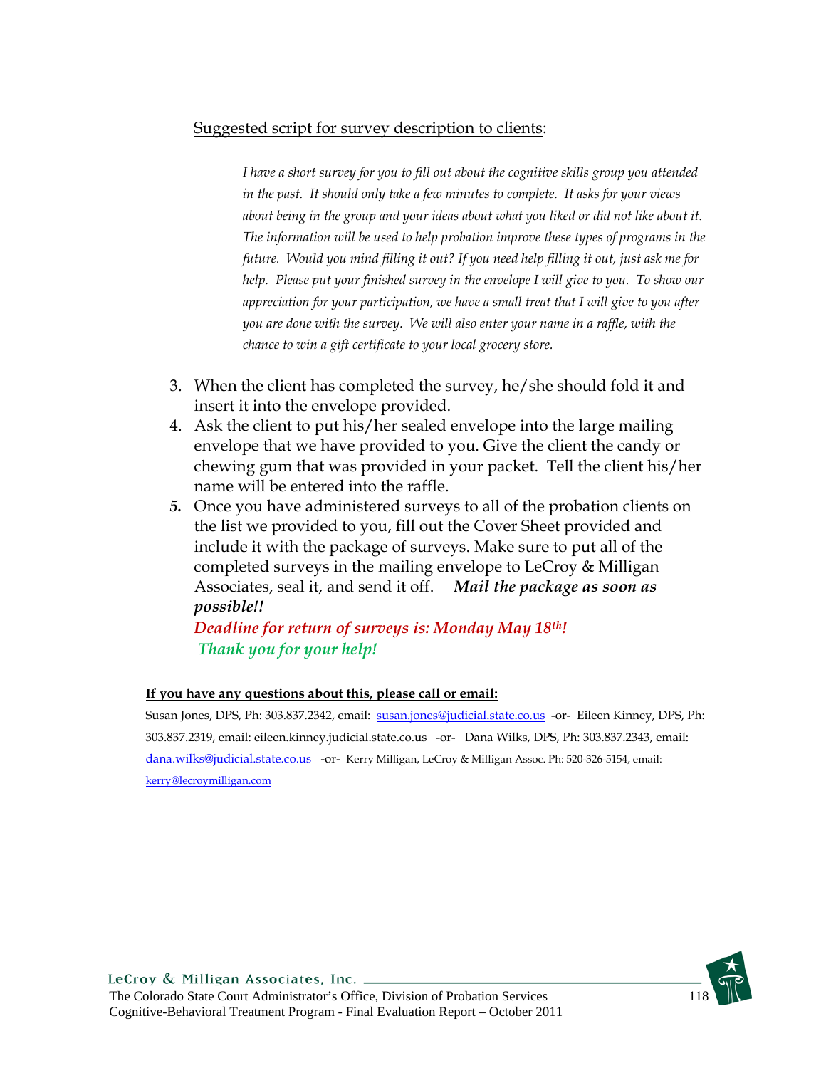Suggested script for survey description to clients:

> *I have a short survey for you to fill out about the cognitive skills group you attended in the past. It should only take a few minutes to complete. It asks for your views about being in the group and your ideas about what you liked or did not like about it. The information will be used to help probation improve these types of programs in the future. Would you mind filling it out? If you need help filling it out, just ask me for help. Please put your finished survey in the envelope I will give to you. To show our appreciation for your participation, we have a small treat that I will give to you after you are done with the survey. We will also enter your name in a raffle, with the chance to win a gift certificate to your local grocery store.*

3. When the client has completed the survey, he/she should fold it and insert it into the envelope provided.
4. Ask the client to put his/her sealed envelope into the large mailing envelope that we have provided to you. Give the client the candy or chewing gum that was provided in your packet. Tell the client his/her name will be entered into the raffle.
5. Once you have administered surveys to all of the probation clients on the list we provided to you, fill out the Cover Sheet provided and include it with the package of surveys. Make sure to put all of the completed surveys in the mailing envelope to LeCroy & Milligan Associates, seal it, and send it off. ***Mail the package as soon as possible!!***

   ***Deadline for return of surveys is: Monday May 18th!***

   ***Thank you for your help!***

**If you have any questions about this, please call or email:**

Susan Jones, DPS, Ph: 303.837.2342, email: susan.jones@judicial.state.co.us -or- Eileen Kinney, DPS, Ph: 303.837.2319, email: eileen.kinney.judicial.state.co.us -or- Dana Wilks, DPS, Ph: 303.837.2343, email: dana.wilks@judicial.state.co.us -or- Kerry Milligan, LeCroy & Milligan Assoc. Ph: 520-326-5154, email: kerry@lecroymilligan.com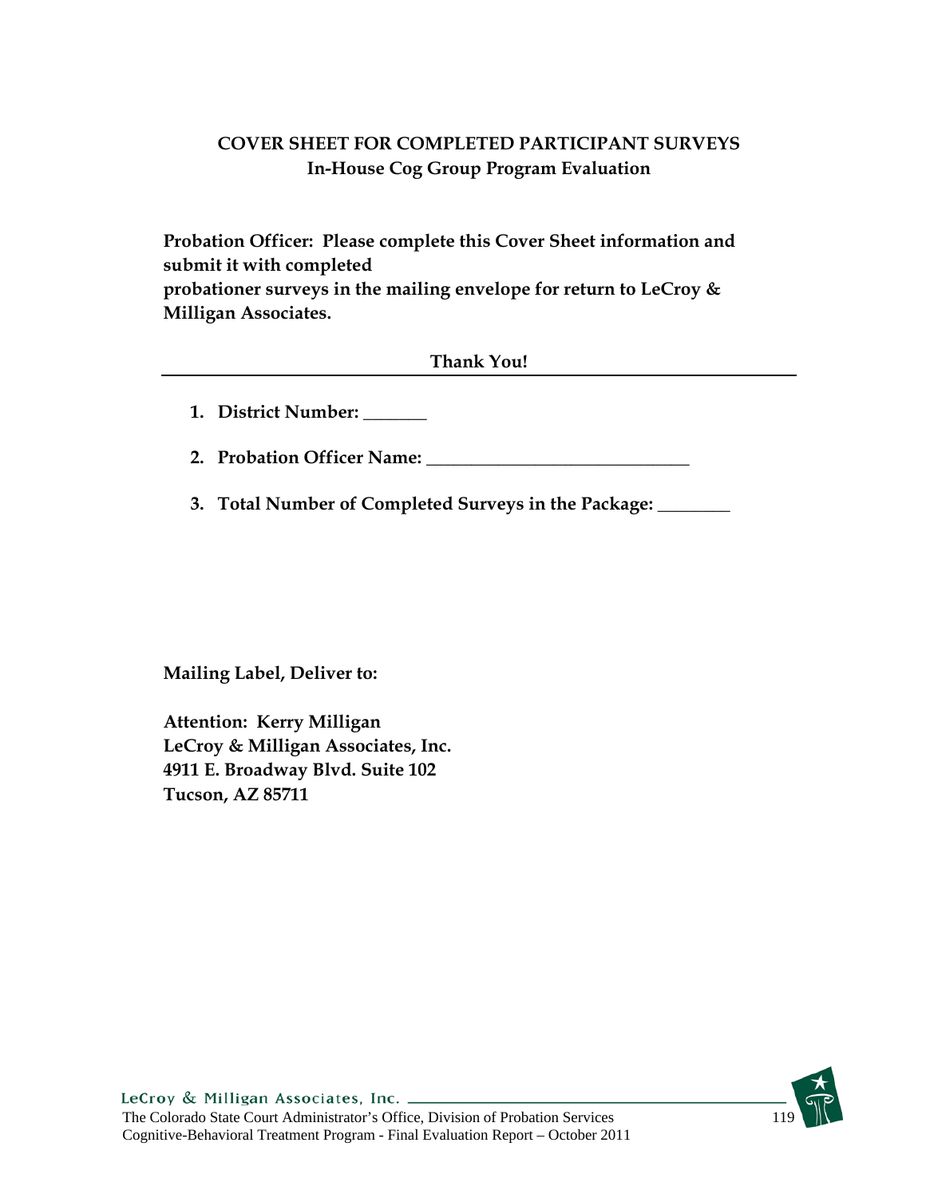**COVER SHEET FOR COMPLETED PARTICIPANT SURVEYS**
**In-House Cog Group Program Evaluation**

**Probation Officer: Please complete this Cover Sheet information and submit it with completed probationer surveys in the mailing envelope for return to LeCroy & Milligan Associates.**

**Thank You!**

---

1. **District Number: _______**
2. **Probation Officer Name: _____________________________**
3. **Total Number of Completed Surveys in the Package: ________**

**Mailing Label, Deliver to:**

**Attention: Kerry Milligan**
**LeCroy & Milligan Associates, Inc.**
**4911 E. Broadway Blvd. Suite 102**
**Tucson, AZ 85711**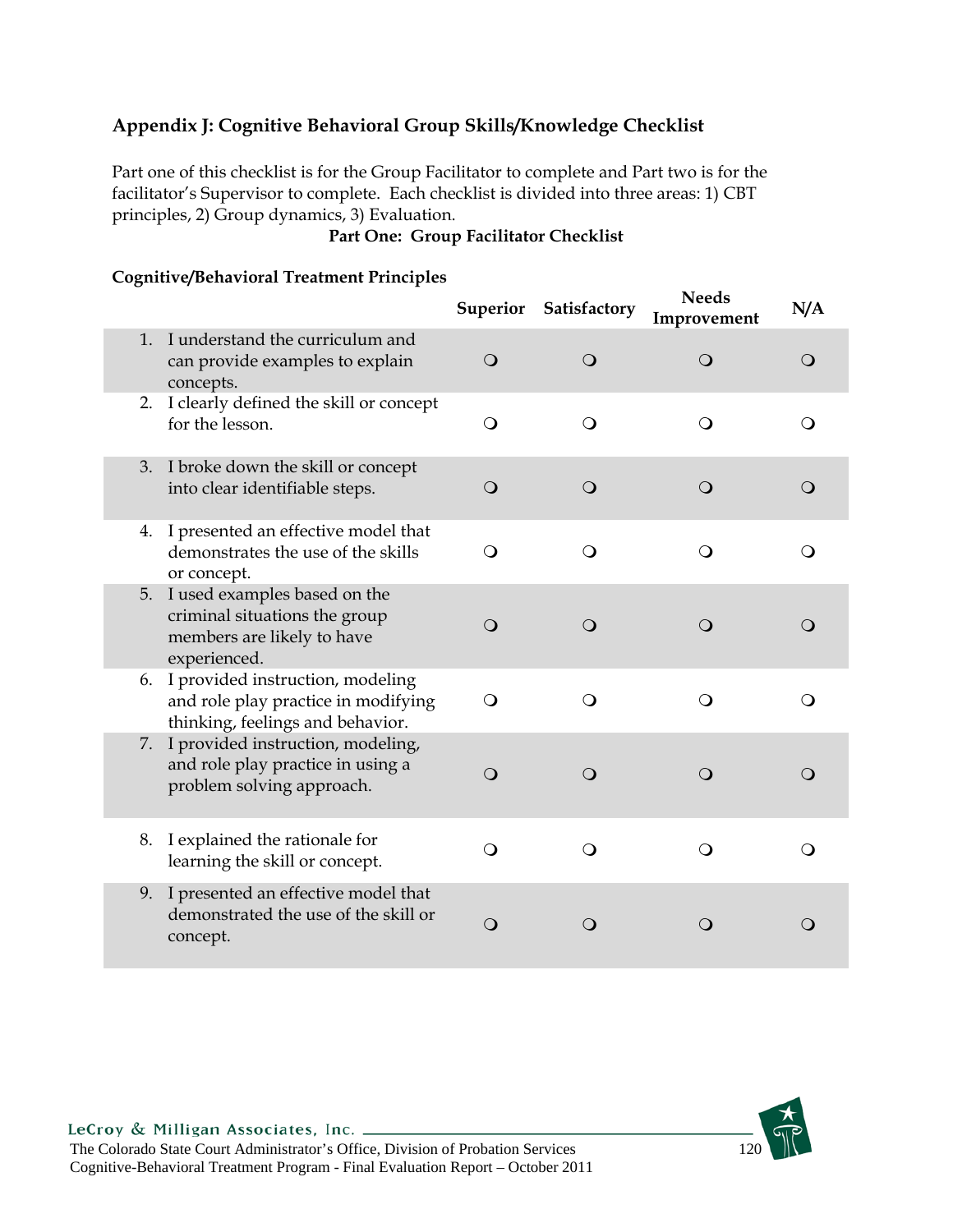## Appendix J: Cognitive Behavioral Group Skills/Knowledge Checklist

Part one of this checklist is for the Group Facilitator to complete and Part two is for the facilitator's Supervisor to complete. Each checklist is divided into three areas: 1) CBT principles, 2) Group dynamics, 3) Evaluation.

**Part One: Group Facilitator Checklist**

**Cognitive/Behavioral Treatment Principles**

| | Superior | Satisfactory | Needs Improvement | N/A |
|---|---|---|---|---|
| 1. I understand the curriculum and can provide examples to explain concepts. | ❍ | ❍ | ❍ | ❍ |
| 2. I clearly defined the skill or concept for the lesson. | ❍ | ❍ | ❍ | ❍ |
| 3. I broke down the skill or concept into clear identifiable steps. | ❍ | ❍ | ❍ | ❍ |
| 4. I presented an effective model that demonstrates the use of the skills or concept. | ❍ | ❍ | ❍ | ❍ |
| 5. I used examples based on the criminal situations the group members are likely to have experienced. | ❍ | ❍ | ❍ | ❍ |
| 6. I provided instruction, modeling and role play practice in modifying thinking, feelings and behavior. | ❍ | ❍ | ❍ | ❍ |
| 7. I provided instruction, modeling, and role play practice in using a problem solving approach. | ❍ | ❍ | ❍ | ❍ |
| 8. I explained the rationale for learning the skill or concept. | ❍ | ❍ | ❍ | ❍ |
| 9. I presented an effective model that demonstrated the use of the skill or concept. | ❍ | ❍ | ❍ | ❍ |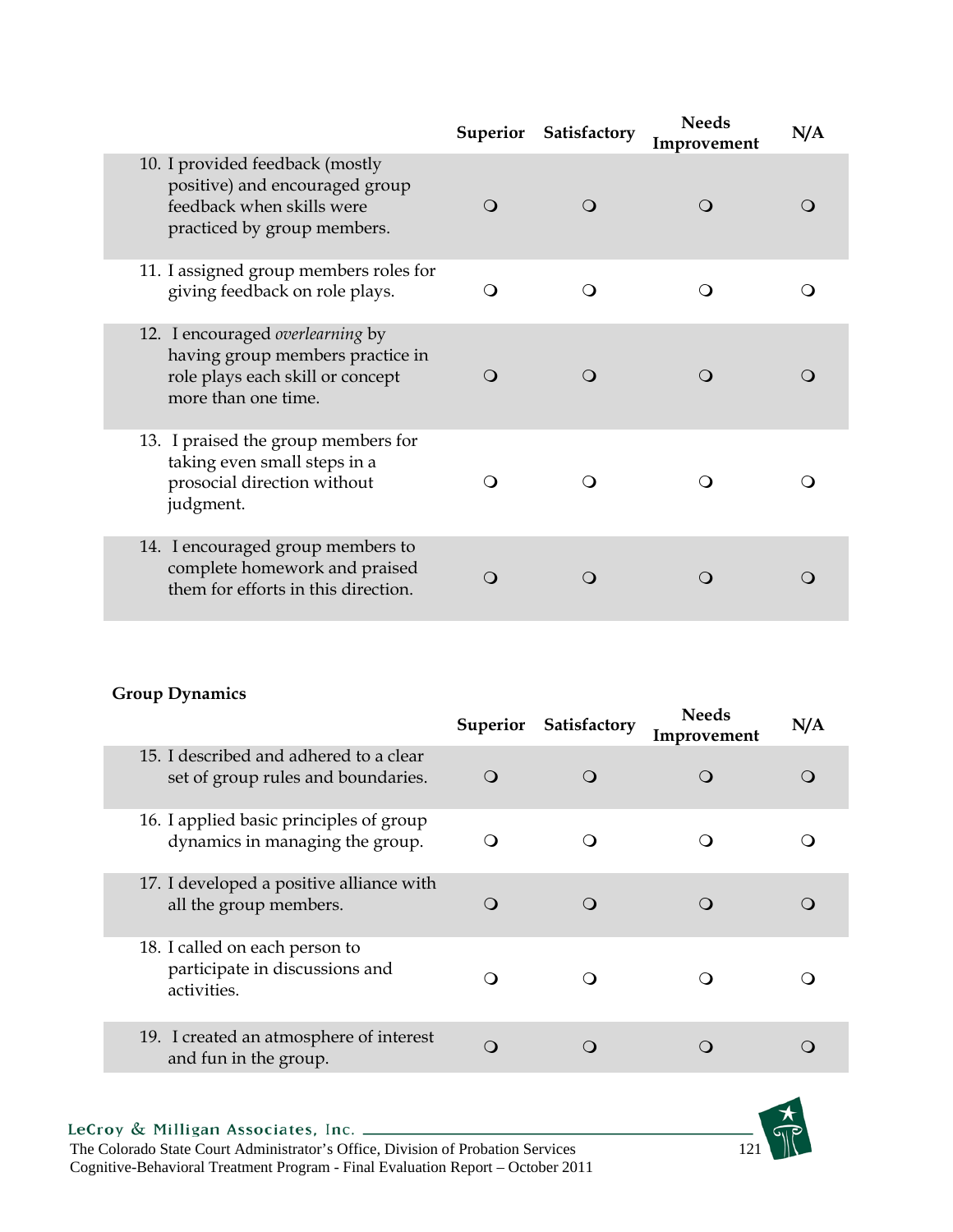| | Superior | Satisfactory | Needs Improvement | N/A |
|---|---|---|---|---|
| 10. I provided feedback (mostly positive) and encouraged group feedback when skills were practiced by group members. | ❍ | ❍ | ❍ | ❍ |
| 11. I assigned group members roles for giving feedback on role plays. | ❍ | ❍ | ❍ | ❍ |
| 12. I encouraged *overlearning* by having group members practice in role plays each skill or concept more than one time. | ❍ | ❍ | ❍ | ❍ |
| 13. I praised the group members for taking even small steps in a prosocial direction without judgment. | ❍ | ❍ | ❍ | ❍ |
| 14. I encouraged group members to complete homework and praised them for efforts in this direction. | ❍ | ❍ | ❍ | ❍ |

**Group Dynamics**

| | Superior | Satisfactory | Needs Improvement | N/A |
|---|---|---|---|---|
| 15. I described and adhered to a clear set of group rules and boundaries. | ❍ | ❍ | ❍ | ❍ |
| 16. I applied basic principles of group dynamics in managing the group. | ❍ | ❍ | ❍ | ❍ |
| 17. I developed a positive alliance with all the group members. | ❍ | ❍ | ❍ | ❍ |
| 18. I called on each person to participate in discussions and activities. | ❍ | ❍ | ❍ | ❍ |
| 19. I created an atmosphere of interest and fun in the group. | ❍ | ❍ | ❍ | ❍ |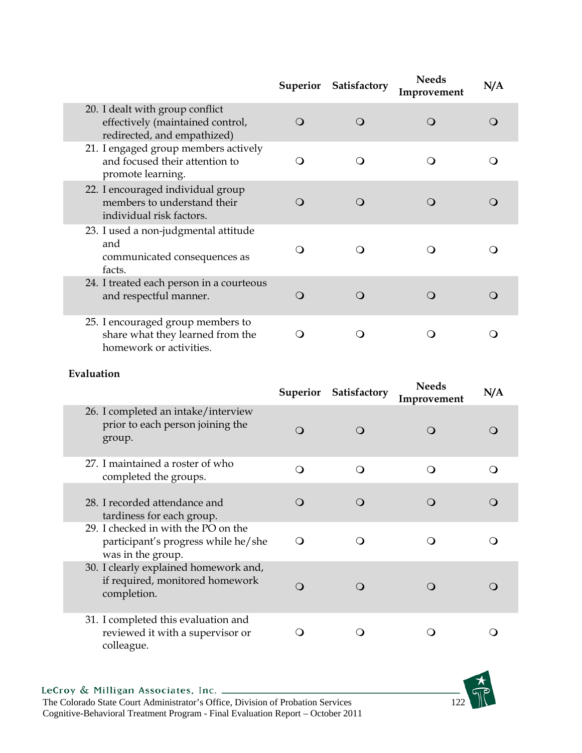| | Superior | Satisfactory | Needs Improvement | N/A |
|---|---|---|---|---|
| 20. I dealt with group conflict effectively (maintained control, redirected, and empathized) | ❍ | ❍ | ❍ | ❍ |
| 21. I engaged group members actively and focused their attention to promote learning. | ❍ | ❍ | ❍ | ❍ |
| 22. I encouraged individual group members to understand their individual risk factors. | ❍ | ❍ | ❍ | ❍ |
| 23. I used a non-judgmental attitude and communicated consequences as facts. | ❍ | ❍ | ❍ | ❍ |
| 24. I treated each person in a courteous and respectful manner. | ❍ | ❍ | ❍ | ❍ |
| 25. I encouraged group members to share what they learned from the homework or activities. | ❍ | ❍ | ❍ | ❍ |

**Evaluation**

| | Superior | Satisfactory | Needs Improvement | N/A |
|---|---|---|---|---|
| 26. I completed an intake/interview prior to each person joining the group. | ❍ | ❍ | ❍ | ❍ |
| 27. I maintained a roster of who completed the groups. | ❍ | ❍ | ❍ | ❍ |
| 28. I recorded attendance and tardiness for each group. | ❍ | ❍ | ❍ | ❍ |
| 29. I checked in with the PO on the participant's progress while he/she was in the group. | ❍ | ❍ | ❍ | ❍ |
| 30. I clearly explained homework and, if required, monitored homework completion. | ❍ | ❍ | ❍ | ❍ |
| 31. I completed this evaluation and reviewed it with a supervisor or colleague. | ❍ | ❍ | ❍ | ❍ |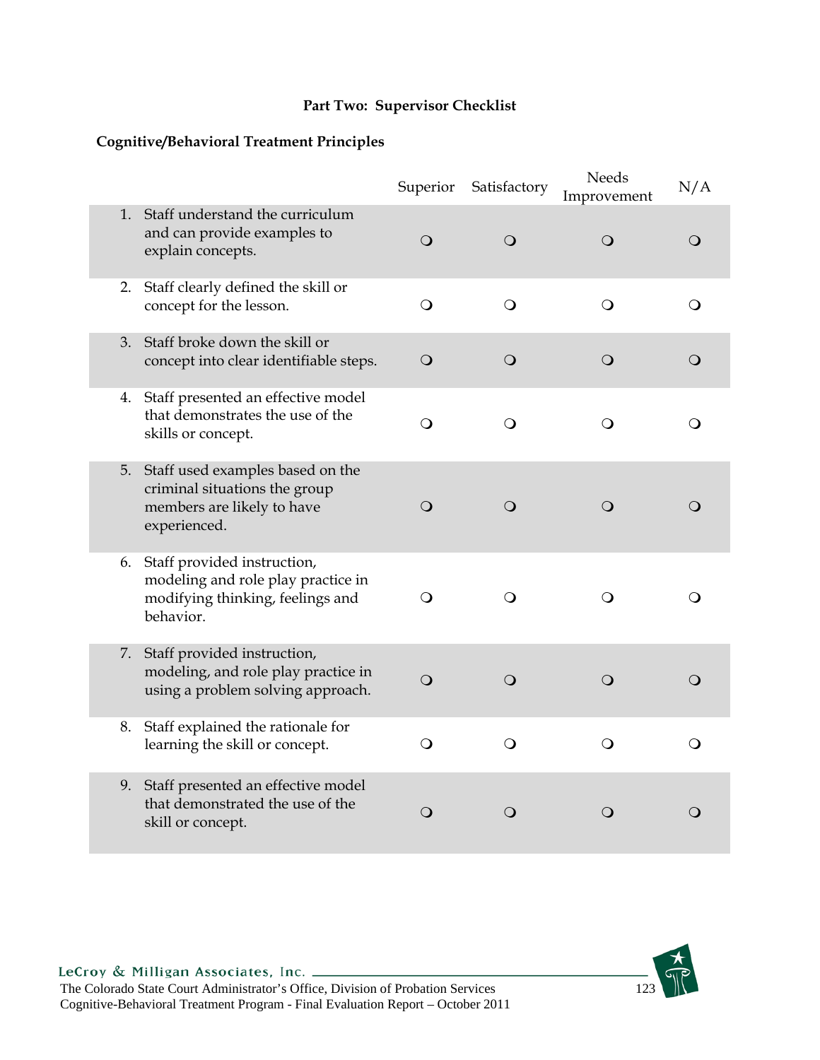**Part Two: Supervisor Checklist**

**Cognitive/Behavioral Treatment Principles**

| | Superior | Satisfactory | Needs Improvement | N/A |
|---|---|---|---|---|
| 1. Staff understand the curriculum and can provide examples to explain concepts. | ❍ | ❍ | ❍ | ❍ |
| 2. Staff clearly defined the skill or concept for the lesson. | ❍ | ❍ | ❍ | ❍ |
| 3. Staff broke down the skill or concept into clear identifiable steps. | ❍ | ❍ | ❍ | ❍ |
| 4. Staff presented an effective model that demonstrates the use of the skills or concept. | ❍ | ❍ | ❍ | ❍ |
| 5. Staff used examples based on the criminal situations the group members are likely to have experienced. | ❍ | ❍ | ❍ | ❍ |
| 6. Staff provided instruction, modeling and role play practice in modifying thinking, feelings and behavior. | ❍ | ❍ | ❍ | ❍ |
| 7. Staff provided instruction, modeling, and role play practice in using a problem solving approach. | ❍ | ❍ | ❍ | ❍ |
| 8. Staff explained the rationale for learning the skill or concept. | ❍ | ❍ | ❍ | ❍ |
| 9. Staff presented an effective model that demonstrated the use of the skill or concept. | ❍ | ❍ | ❍ | ❍ |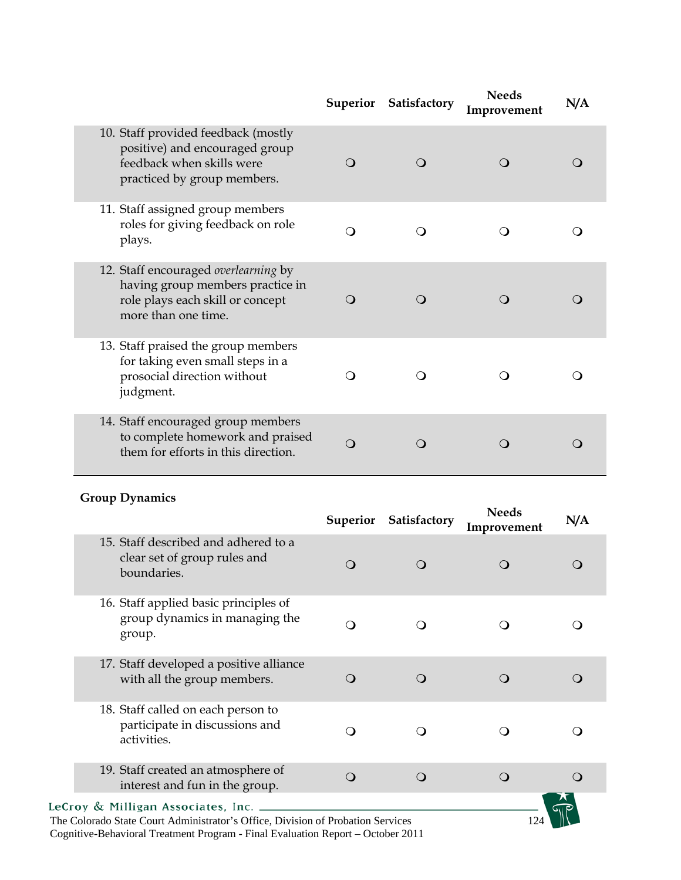| | Superior | Satisfactory | Needs Improvement | N/A |
|---|---|---|---|---|
| 10. Staff provided feedback (mostly positive) and encouraged group feedback when skills were practiced by group members. | ❍ | ❍ | ❍ | ❍ |
| 11. Staff assigned group members roles for giving feedback on role plays. | ❍ | ❍ | ❍ | ❍ |
| 12. Staff encouraged *overlearning* by having group members practice in role plays each skill or concept more than one time. | ❍ | ❍ | ❍ | ❍ |
| 13. Staff praised the group members for taking even small steps in a prosocial direction without judgment. | ❍ | ❍ | ❍ | ❍ |
| 14. Staff encouraged group members to complete homework and praised them for efforts in this direction. | ❍ | ❍ | ❍ | ❍ |

**Group Dynamics**

| | Superior | Satisfactory | Needs Improvement | N/A |
|---|---|---|---|---|
| 15. Staff described and adhered to a clear set of group rules and boundaries. | ❍ | ❍ | ❍ | ❍ |
| 16. Staff applied basic principles of group dynamics in managing the group. | ❍ | ❍ | ❍ | ❍ |
| 17. Staff developed a positive alliance with all the group members. | ❍ | ❍ | ❍ | ❍ |
| 18. Staff called on each person to participate in discussions and activities. | ❍ | ❍ | ❍ | ❍ |
| 19. Staff created an atmosphere of interest and fun in the group. | ❍ | ❍ | ❍ | ❍ |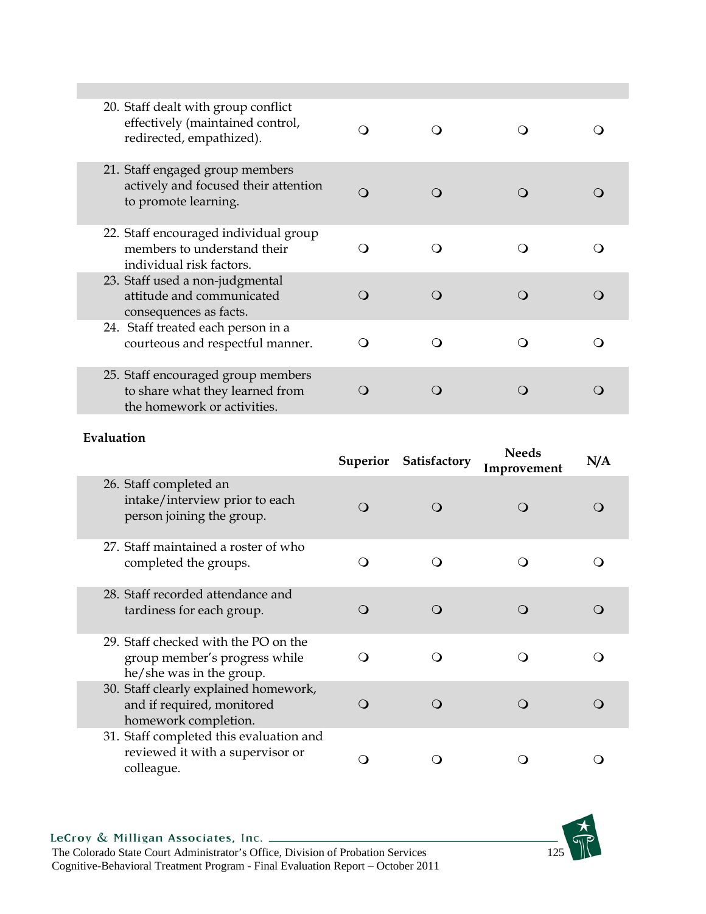| | | | | |
|---|---|---|---|---|
| 20. Staff dealt with group conflict effectively (maintained control, redirected, empathized). | ❍ | ❍ | ❍ | ❍ |
| 21. Staff engaged group members actively and focused their attention to promote learning. | ❍ | ❍ | ❍ | ❍ |
| 22. Staff encouraged individual group members to understand their individual risk factors. | ❍ | ❍ | ❍ | ❍ |
| 23. Staff used a non-judgmental attitude and communicated consequences as facts. | ❍ | ❍ | ❍ | ❍ |
| 24. Staff treated each person in a courteous and respectful manner. | ❍ | ❍ | ❍ | ❍ |
| 25. Staff encouraged group members to share what they learned from the homework or activities. | ❍ | ❍ | ❍ | ❍ |

**Evaluation**

| | Superior | Satisfactory | Needs Improvement | N/A |
|---|---|---|---|---|
| 26. Staff completed an intake/interview prior to each person joining the group. | ❍ | ❍ | ❍ | ❍ |
| 27. Staff maintained a roster of who completed the groups. | ❍ | ❍ | ❍ | ❍ |
| 28. Staff recorded attendance and tardiness for each group. | ❍ | ❍ | ❍ | ❍ |
| 29. Staff checked with the PO on the group member's progress while he/she was in the group. | ❍ | ❍ | ❍ | ❍ |
| 30. Staff clearly explained homework, and if required, monitored homework completion. | ❍ | ❍ | ❍ | ❍ |
| 31. Staff completed this evaluation and reviewed it with a supervisor or colleague. | ❍ | ❍ | ❍ | ❍ |